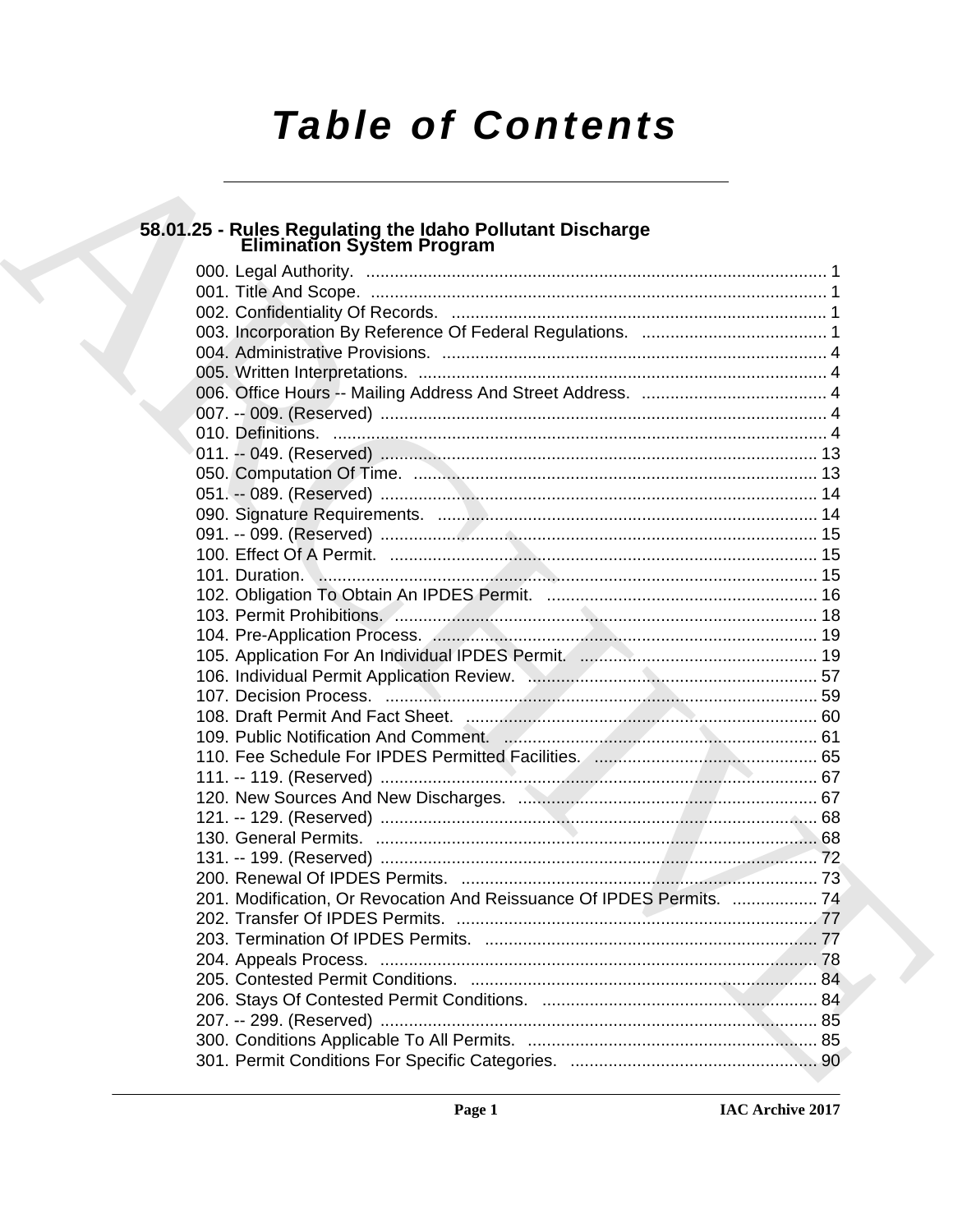# Table of Contents

## 58.01.25 - Rules Regulating the Idaho Pollutant Discharge Elimination System Program

000. Legal Authority. .......... 1
001. Title And Scope. .......... 1
002. Confidentiality Of Records. .......... 1
003. Incorporation By Reference Of Federal Regulations. .......... 1
004. Administrative Provisions. .......... 4
005. Written Interpretations. .......... 4
006. Office Hours -- Mailing Address And Street Address. .......... 4
007. -- 009. (Reserved) .......... 4
010. Definitions. .......... 4
011. -- 049. (Reserved) .......... 13
050. Computation Of Time. .......... 13
051. -- 089. (Reserved) .......... 14
090. Signature Requirements. .......... 14
091. -- 099. (Reserved) .......... 15
100. Effect Of A Permit. .......... 15
101. Duration. .......... 15
102. Obligation To Obtain An IPDES Permit. .......... 16
103. Permit Prohibitions. .......... 18
104. Pre-Application Process. .......... 19
105. Application For An Individual IPDES Permit. .......... 19
106. Individual Permit Application Review. .......... 57
107. Decision Process. .......... 59
108. Draft Permit And Fact Sheet. .......... 60
109. Public Notification And Comment. .......... 61
110. Fee Schedule For IPDES Permitted Facilities. .......... 65
111. -- 119. (Reserved) .......... 67
120. New Sources And New Discharges. .......... 67
121. -- 129. (Reserved) .......... 68
130. General Permits. .......... 68
131. -- 199. (Reserved) .......... 72
200. Renewal Of IPDES Permits. .......... 73
201. Modification, Or Revocation And Reissuance Of IPDES Permits. .......... 74
202. Transfer Of IPDES Permits. .......... 77
203. Termination Of IPDES Permits. .......... 77
204. Appeals Process. .......... 78
205. Contested Permit Conditions. .......... 84
206. Stays Of Contested Permit Conditions. .......... 84
207. -- 299. (Reserved) .......... 85
300. Conditions Applicable To All Permits. .......... 85
301. Permit Conditions For Specific Categories. .......... 90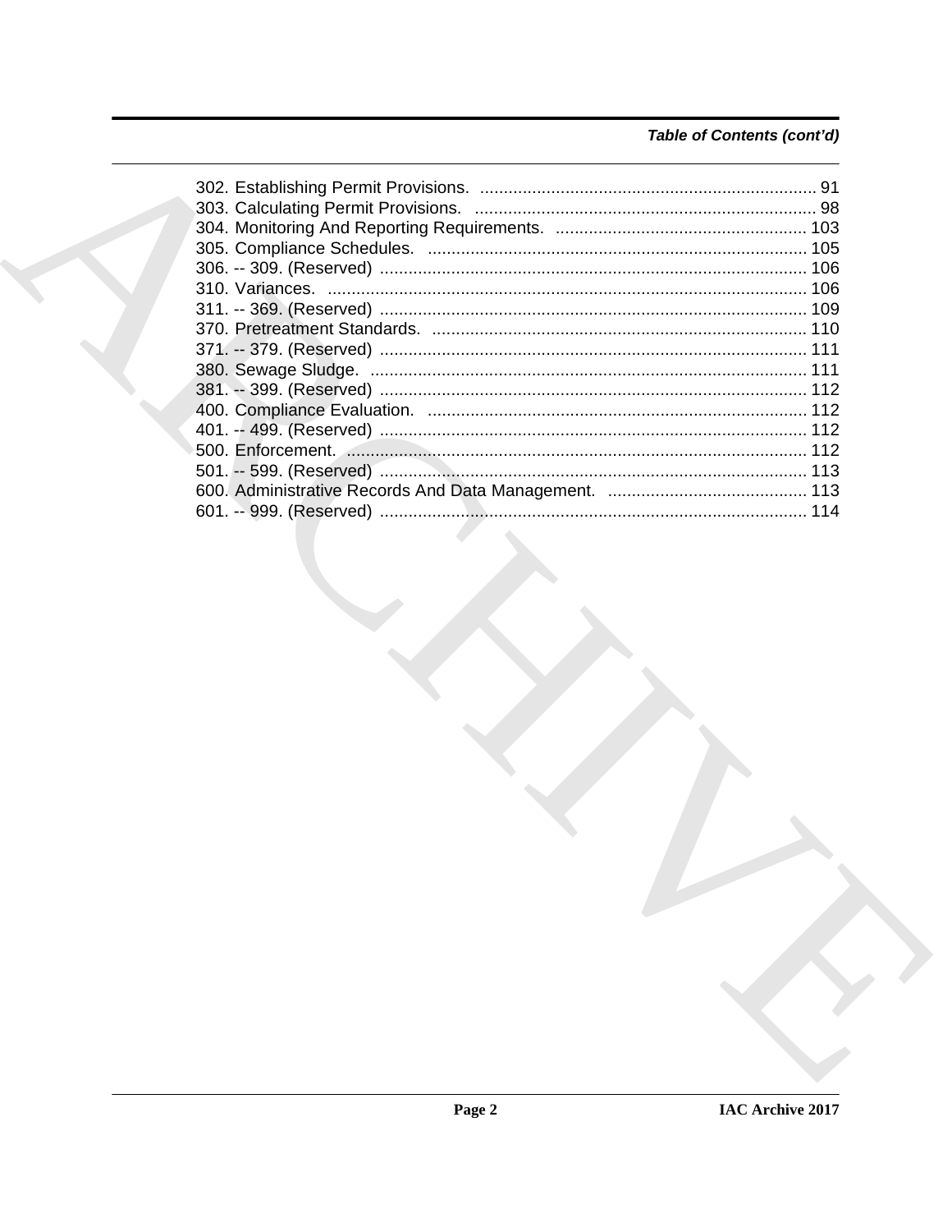*Table of Contents (cont'd)*

302. Establishing Permit Provisions. ....................................................................... 91
303. Calculating Permit Provisions. ....................................................................... 98
304. Monitoring And Reporting Requirements. ..................................................... 103
305. Compliance Schedules. ................................................................................ 105
306. -- 309. (Reserved) .......................................................................................... 106
310. Variances. .................................................................................................... 106
311. -- 369. (Reserved) .......................................................................................... 109
370. Pretreatment Standards. ............................................................................... 110
371. -- 379. (Reserved) .......................................................................................... 111
380. Sewage Sludge. ............................................................................................ 111
381. -- 399. (Reserved) .......................................................................................... 112
400. Compliance Evaluation. ................................................................................ 112
401. -- 499. (Reserved) .......................................................................................... 112
500. Enforcement. ................................................................................................. 112
501. -- 599. (Reserved) .......................................................................................... 113
600. Administrative Records And Data Management. .......................................... 113
601. -- 999. (Reserved) .......................................................................................... 114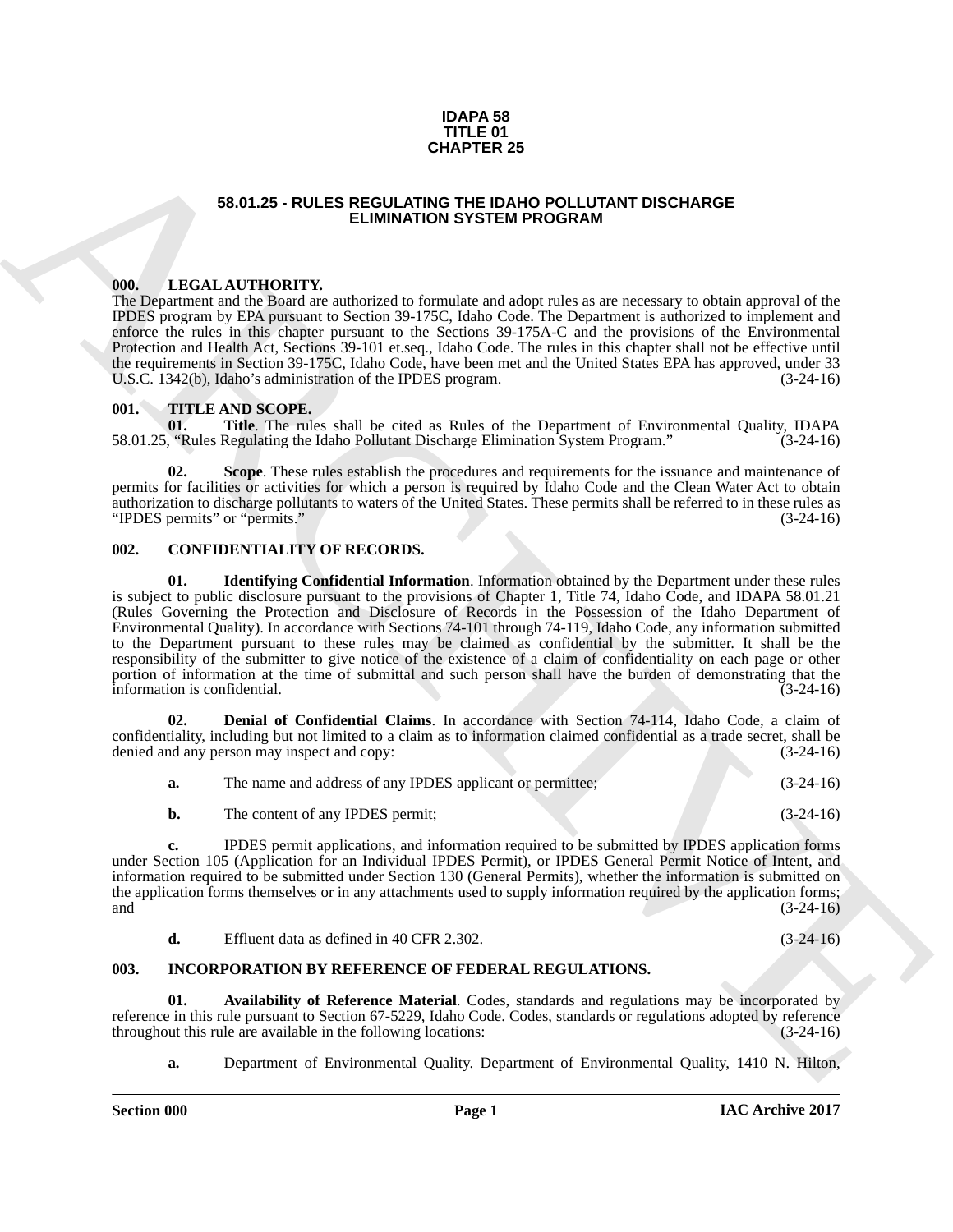**IDAPA 58**
**TITLE 01**
**CHAPTER 25**

# 58.01.25 - RULES REGULATING THE IDAHO POLLUTANT DISCHARGE ELIMINATION SYSTEM PROGRAM

## 000. LEGAL AUTHORITY.

The Department and the Board are authorized to formulate and adopt rules as are necessary to obtain approval of the IPDES program by EPA pursuant to Section 39-175C, Idaho Code. The Department is authorized to implement and enforce the rules in this chapter pursuant to the Sections 39-175A-C and the provisions of the Environmental Protection and Health Act, Sections 39-101 et.seq., Idaho Code. The rules in this chapter shall not be effective until the requirements in Section 39-175C, Idaho Code, have been met and the United States EPA has approved, under 33 U.S.C. 1342(b), Idaho's administration of the IPDES program. (3-24-16)

## 001. TITLE AND SCOPE.

**01. Title**. The rules shall be cited as Rules of the Department of Environmental Quality, IDAPA 58.01.25, "Rules Regulating the Idaho Pollutant Discharge Elimination System Program." (3-24-16)

**02. Scope**. These rules establish the procedures and requirements for the issuance and maintenance of permits for facilities or activities for which a person is required by Idaho Code and the Clean Water Act to obtain authorization to discharge pollutants to waters of the United States. These permits shall be referred to in these rules as "IPDES permits" or "permits." (3-24-16)

## 002. CONFIDENTIALITY OF RECORDS.

**01. Identifying Confidential Information**. Information obtained by the Department under these rules is subject to public disclosure pursuant to the provisions of Chapter 1, Title 74, Idaho Code, and IDAPA 58.01.21 (Rules Governing the Protection and Disclosure of Records in the Possession of the Idaho Department of Environmental Quality). In accordance with Sections 74-101 through 74-119, Idaho Code, any information submitted to the Department pursuant to these rules may be claimed as confidential by the submitter. It shall be the responsibility of the submitter to give notice of the existence of a claim of confidentiality on each page or other portion of information at the time of submittal and such person shall have the burden of demonstrating that the information is confidential. (3-24-16)

**02. Denial of Confidential Claims**. In accordance with Section 74-114, Idaho Code, a claim of confidentiality, including but not limited to a claim as to information claimed confidential as a trade secret, shall be denied and any person may inspect and copy: (3-24-16)

**a.** The name and address of any IPDES applicant or permittee; (3-24-16)

**b.** The content of any IPDES permit; (3-24-16)

**c.** IPDES permit applications, and information required to be submitted by IPDES application forms under Section 105 (Application for an Individual IPDES Permit), or IPDES General Permit Notice of Intent, and information required to be submitted under Section 130 (General Permits), whether the information is submitted on the application forms themselves or in any attachments used to supply information required by the application forms; and (3-24-16)

**d.** Effluent data as defined in 40 CFR 2.302. (3-24-16)

## 003. INCORPORATION BY REFERENCE OF FEDERAL REGULATIONS.

**01. Availability of Reference Material**. Codes, standards and regulations may be incorporated by reference in this rule pursuant to Section 67-5229, Idaho Code. Codes, standards or regulations adopted by reference throughout this rule are available in the following locations: (3-24-16)

**a.** Department of Environmental Quality. Department of Environmental Quality, 1410 N. Hilton,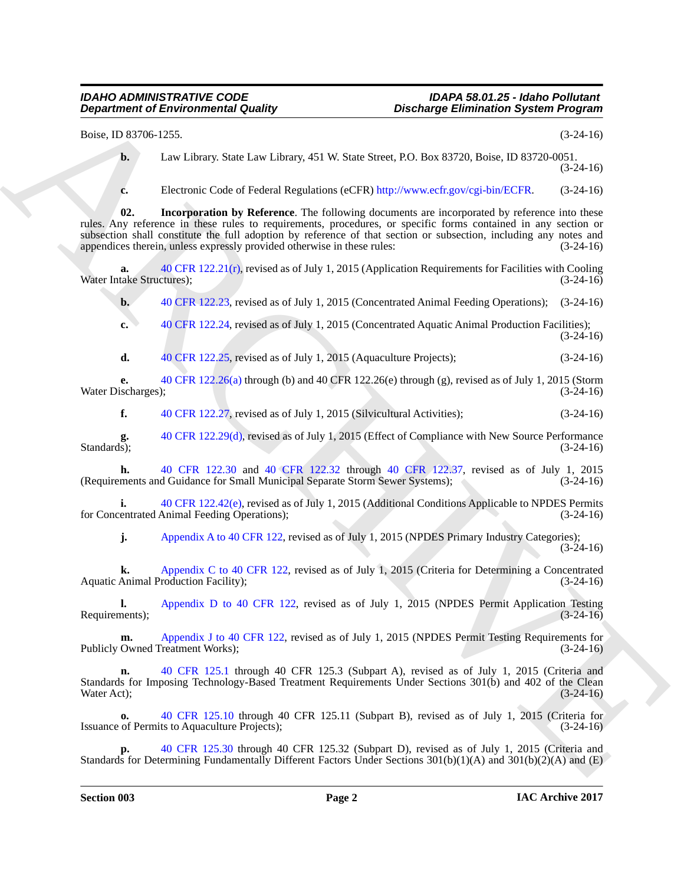Boise, ID 83706-1255. (3-24-16)

**b.** Law Library. State Law Library, 451 W. State Street, P.O. Box 83720, Boise, ID 83720-0051. (3-24-16)

**c.** Electronic Code of Federal Regulations (eCFR) http://www.ecfr.gov/cgi-bin/ECFR. (3-24-16)

**02. Incorporation by Reference**. The following documents are incorporated by reference into these rules. Any reference in these rules to requirements, procedures, or specific forms contained in any section or subsection shall constitute the full adoption by reference of that section or subsection, including any notes and appendices therein, unless expressly provided otherwise in these rules: (3-24-16)

**a.** 40 CFR 122.21(r), revised as of July 1, 2015 (Application Requirements for Facilities with Cooling Water Intake Structures); (3-24-16)

**b.** 40 CFR 122.23, revised as of July 1, 2015 (Concentrated Animal Feeding Operations); (3-24-16)

**c.** 40 CFR 122.24, revised as of July 1, 2015 (Concentrated Aquatic Animal Production Facilities); (3-24-16)

**d.** 40 CFR 122.25, revised as of July 1, 2015 (Aquaculture Projects); (3-24-16)

**e.** 40 CFR 122.26(a) through (b) and 40 CFR 122.26(e) through (g), revised as of July 1, 2015 (Storm Water Discharges); (3-24-16)

**f.** 40 CFR 122.27, revised as of July 1, 2015 (Silvicultural Activities); (3-24-16)

**g.** 40 CFR 122.29(d), revised as of July 1, 2015 (Effect of Compliance with New Source Performance Standards); (3-24-16)

**h.** 40 CFR 122.30 and 40 CFR 122.32 through 40 CFR 122.37, revised as of July 1, 2015 (Requirements and Guidance for Small Municipal Separate Storm Sewer Systems); (3-24-16)

**i.** 40 CFR 122.42(e), revised as of July 1, 2015 (Additional Conditions Applicable to NPDES Permits for Concentrated Animal Feeding Operations); (3-24-16)

**j.** Appendix A to 40 CFR 122, revised as of July 1, 2015 (NPDES Primary Industry Categories); (3-24-16)

**k.** Appendix C to 40 CFR 122, revised as of July 1, 2015 (Criteria for Determining a Concentrated Aquatic Animal Production Facility); (3-24-16)

**l.** Appendix D to 40 CFR 122, revised as of July 1, 2015 (NPDES Permit Application Testing Requirements); (3-24-16)

**m.** Appendix J to 40 CFR 122, revised as of July 1, 2015 (NPDES Permit Testing Requirements for Publicly Owned Treatment Works); (3-24-16)

**n.** 40 CFR 125.1 through 40 CFR 125.3 (Subpart A), revised as of July 1, 2015 (Criteria and Standards for Imposing Technology-Based Treatment Requirements Under Sections 301(b) and 402 of the Clean Water Act); (3-24-16)

**o.** 40 CFR 125.10 through 40 CFR 125.11 (Subpart B), revised as of July 1, 2015 (Criteria for Issuance of Permits to Aquaculture Projects); (3-24-16)

**p.** 40 CFR 125.30 through 40 CFR 125.32 (Subpart D), revised as of July 1, 2015 (Criteria and Standards for Determining Fundamentally Different Factors Under Sections 301(b)(1)(A) and 301(b)(2)(A) and (E)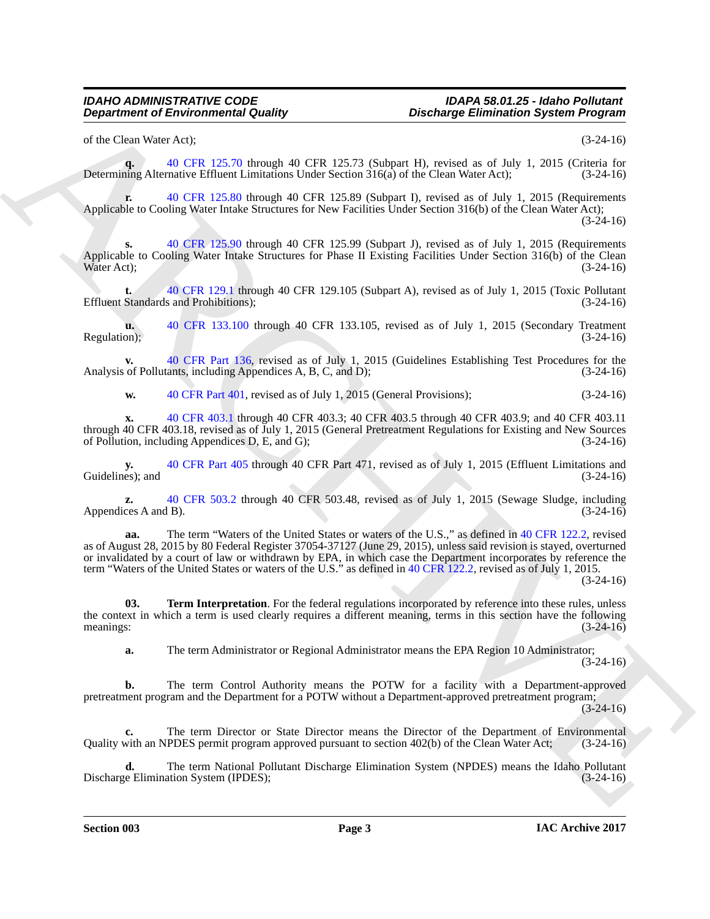of the Clean Water Act); (3-24-16)

**q.** 40 CFR 125.70 through 40 CFR 125.73 (Subpart H), revised as of July 1, 2015 (Criteria for Determining Alternative Effluent Limitations Under Section 316(a) of the Clean Water Act); (3-24-16)

**r.** 40 CFR 125.80 through 40 CFR 125.89 (Subpart I), revised as of July 1, 2015 (Requirements Applicable to Cooling Water Intake Structures for New Facilities Under Section 316(b) of the Clean Water Act); (3-24-16)

**s.** 40 CFR 125.90 through 40 CFR 125.99 (Subpart J), revised as of July 1, 2015 (Requirements Applicable to Cooling Water Intake Structures for Phase II Existing Facilities Under Section 316(b) of the Clean Water Act); (3-24-16)

**t.** 40 CFR 129.1 through 40 CFR 129.105 (Subpart A), revised as of July 1, 2015 (Toxic Pollutant Effluent Standards and Prohibitions); (3-24-16)

**u.** 40 CFR 133.100 through 40 CFR 133.105, revised as of July 1, 2015 (Secondary Treatment Regulation); (3-24-16)

**v.** 40 CFR Part 136, revised as of July 1, 2015 (Guidelines Establishing Test Procedures for the Analysis of Pollutants, including Appendices A, B, C, and D); (3-24-16)

**w.** 40 CFR Part 401, revised as of July 1, 2015 (General Provisions); (3-24-16)

**x.** 40 CFR 403.1 through 40 CFR 403.3; 40 CFR 403.5 through 40 CFR 403.9; and 40 CFR 403.11 through 40 CFR 403.18, revised as of July 1, 2015 (General Pretreatment Regulations for Existing and New Sources of Pollution, including Appendices D, E, and G); (3-24-16)

**y.** 40 CFR Part 405 through 40 CFR Part 471, revised as of July 1, 2015 (Effluent Limitations and Guidelines); and (3-24-16)

**z.** 40 CFR 503.2 through 40 CFR 503.48, revised as of July 1, 2015 (Sewage Sludge, including Appendices A and B). (3-24-16)

**aa.** The term "Waters of the United States or waters of the U.S.," as defined in 40 CFR 122.2, revised as of August 28, 2015 by 80 Federal Register 37054-37127 (June 29, 2015), unless said revision is stayed, overturned or invalidated by a court of law or withdrawn by EPA, in which case the Department incorporates by reference the term "Waters of the United States or waters of the U.S." as defined in 40 CFR 122.2, revised as of July 1, 2015. (3-24-16)

**03. Term Interpretation**. For the federal regulations incorporated by reference into these rules, unless the context in which a term is used clearly requires a different meaning, terms in this section have the following meanings: (3-24-16)

**a.** The term Administrator or Regional Administrator means the EPA Region 10 Administrator; (3-24-16)

**b.** The term Control Authority means the POTW for a facility with a Department-approved pretreatment program and the Department for a POTW without a Department-approved pretreatment program; (3-24-16)

**c.** The term Director or State Director means the Director of the Department of Environmental Quality with an NPDES permit program approved pursuant to section 402(b) of the Clean Water Act; (3-24-16)

**d.** The term National Pollutant Discharge Elimination System (NPDES) means the Idaho Pollutant Discharge Elimination System (IPDES); (3-24-16)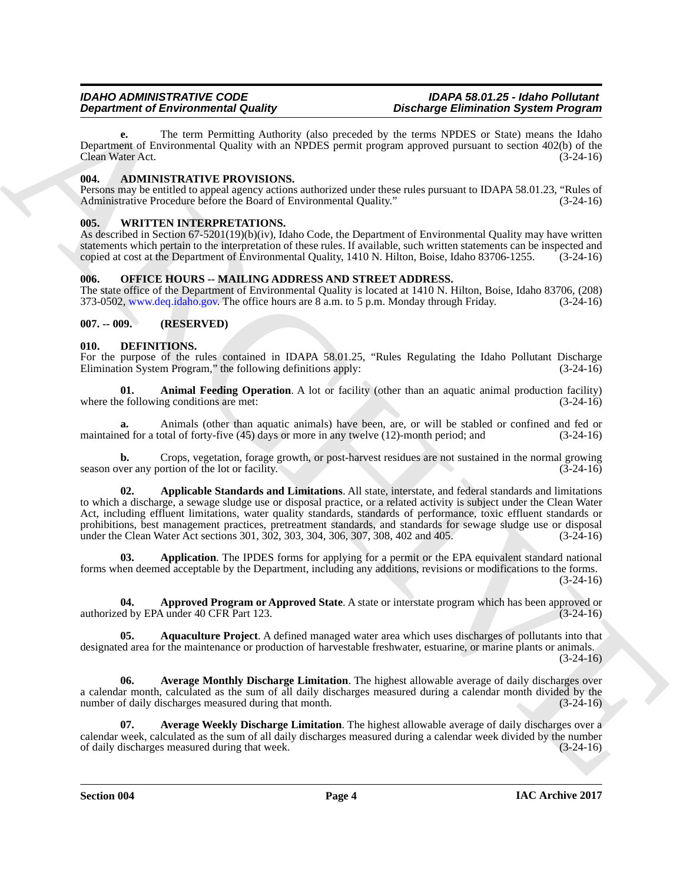**e.** The term Permitting Authority (also preceded by the terms NPDES or State) means the Idaho Department of Environmental Quality with an NPDES permit program approved pursuant to section 402(b) of the Clean Water Act. (3-24-16)

### 004. ADMINISTRATIVE PROVISIONS.

Persons may be entitled to appeal agency actions authorized under these rules pursuant to IDAPA 58.01.23, "Rules of Administrative Procedure before the Board of Environmental Quality." (3-24-16)

### 005. WRITTEN INTERPRETATIONS.

As described in Section 67-5201(19)(b)(iv), Idaho Code, the Department of Environmental Quality may have written statements which pertain to the interpretation of these rules. If available, such written statements can be inspected and copied at cost at the Department of Environmental Quality, 1410 N. Hilton, Boise, Idaho 83706-1255. (3-24-16)

### 006. OFFICE HOURS -- MAILING ADDRESS AND STREET ADDRESS.

The state office of the Department of Environmental Quality is located at 1410 N. Hilton, Boise, Idaho 83706, (208) 373-0502, www.deq.idaho.gov. The office hours are 8 a.m. to 5 p.m. Monday through Friday. (3-24-16)

### 007. -- 009. (RESERVED)

### 010. DEFINITIONS.

For the purpose of the rules contained in IDAPA 58.01.25, "Rules Regulating the Idaho Pollutant Discharge Elimination System Program," the following definitions apply: (3-24-16)

**01. Animal Feeding Operation**. A lot or facility (other than an aquatic animal production facility) where the following conditions are met: (3-24-16)

**a.** Animals (other than aquatic animals) have been, are, or will be stabled or confined and fed or maintained for a total of forty-five (45) days or more in any twelve (12)-month period; and (3-24-16)

**b.** Crops, vegetation, forage growth, or post-harvest residues are not sustained in the normal growing season over any portion of the lot or facility. (3-24-16)

**02. Applicable Standards and Limitations**. All state, interstate, and federal standards and limitations to which a discharge, a sewage sludge use or disposal practice, or a related activity is subject under the Clean Water Act, including effluent limitations, water quality standards, standards of performance, toxic effluent standards or prohibitions, best management practices, pretreatment standards, and standards for sewage sludge use or disposal under the Clean Water Act sections 301, 302, 303, 304, 306, 307, 308, 402 and 405. (3-24-16)

**03. Application**. The IPDES forms for applying for a permit or the EPA equivalent standard national forms when deemed acceptable by the Department, including any additions, revisions or modifications to the forms. (3-24-16)

**04. Approved Program or Approved State**. A state or interstate program which has been approved or authorized by EPA under 40 CFR Part 123. (3-24-16)

**05. Aquaculture Project**. A defined managed water area which uses discharges of pollutants into that designated area for the maintenance or production of harvestable freshwater, estuarine, or marine plants or animals. (3-24-16)

**06. Average Monthly Discharge Limitation**. The highest allowable average of daily discharges over a calendar month, calculated as the sum of all daily discharges measured during a calendar month divided by the number of daily discharges measured during that month. (3-24-16)

**07. Average Weekly Discharge Limitation**. The highest allowable average of daily discharges over a calendar week, calculated as the sum of all daily discharges measured during a calendar week divided by the number of daily discharges measured during that week. (3-24-16)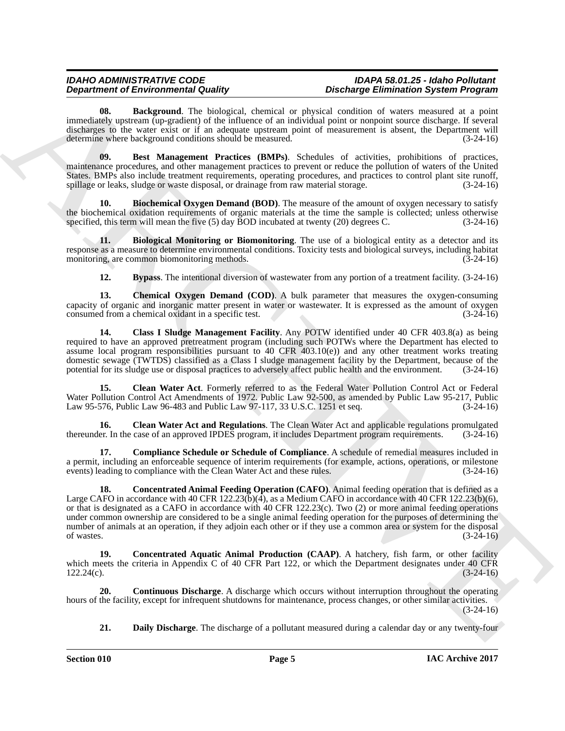**08. Background**. The biological, chemical or physical condition of waters measured at a point immediately upstream (up-gradient) of the influence of an individual point or nonpoint source discharge. If several discharges to the water exist or if an adequate upstream point of measurement is absent, the Department will determine where background conditions should be measured. (3-24-16)

**09. Best Management Practices (BMPs)**. Schedules of activities, prohibitions of practices, maintenance procedures, and other management practices to prevent or reduce the pollution of waters of the United States. BMPs also include treatment requirements, operating procedures, and practices to control plant site runoff, spillage or leaks, sludge or waste disposal, or drainage from raw material storage. (3-24-16)

**10. Biochemical Oxygen Demand (BOD)**. The measure of the amount of oxygen necessary to satisfy the biochemical oxidation requirements of organic materials at the time the sample is collected; unless otherwise specified, this term will mean the five (5) day BOD incubated at twenty (20) degrees C. (3-24-16)

**11. Biological Monitoring or Biomonitoring**. The use of a biological entity as a detector and its response as a measure to determine environmental conditions. Toxicity tests and biological surveys, including habitat monitoring, are common biomonitoring methods. (3-24-16)

**12. Bypass**. The intentional diversion of wastewater from any portion of a treatment facility. (3-24-16)

**13. Chemical Oxygen Demand (COD)**. A bulk parameter that measures the oxygen-consuming capacity of organic and inorganic matter present in water or wastewater. It is expressed as the amount of oxygen consumed from a chemical oxidant in a specific test. (3-24-16)

**14. Class I Sludge Management Facility**. Any POTW identified under 40 CFR 403.8(a) as being required to have an approved pretreatment program (including such POTWs where the Department has elected to assume local program responsibilities pursuant to 40 CFR 403.10(e)) and any other treatment works treating domestic sewage (TWTDS) classified as a Class I sludge management facility by the Department, because of the potential for its sludge use or disposal practices to adversely affect public health and the environment. (3-24-16)

**15. Clean Water Act**. Formerly referred to as the Federal Water Pollution Control Act or Federal Water Pollution Control Act Amendments of 1972. Public Law 92-500, as amended by Public Law 95-217, Public Law 95-576, Public Law 96-483 and Public Law 97-117, 33 U.S.C. 1251 et seq. (3-24-16)

**16. Clean Water Act and Regulations**. The Clean Water Act and applicable regulations promulgated thereunder. In the case of an approved IPDES program, it includes Department program requirements. (3-24-16)

**17. Compliance Schedule or Schedule of Compliance**. A schedule of remedial measures included in a permit, including an enforceable sequence of interim requirements (for example, actions, operations, or milestone events) leading to compliance with the Clean Water Act and these rules. (3-24-16)

**18. Concentrated Animal Feeding Operation (CAFO)**. Animal feeding operation that is defined as a Large CAFO in accordance with 40 CFR 122.23(b)(4), as a Medium CAFO in accordance with 40 CFR 122.23(b)(6), or that is designated as a CAFO in accordance with 40 CFR 122.23(c). Two (2) or more animal feeding operations under common ownership are considered to be a single animal feeding operation for the purposes of determining the number of animals at an operation, if they adjoin each other or if they use a common area or system for the disposal of wastes. (3-24-16)

**19. Concentrated Aquatic Animal Production (CAAP)**. A hatchery, fish farm, or other facility which meets the criteria in Appendix C of 40 CFR Part 122, or which the Department designates under 40 CFR 122.24(c). (3-24-16)

**20. Continuous Discharge**. A discharge which occurs without interruption throughout the operating hours of the facility, except for infrequent shutdowns for maintenance, process changes, or other similar activities. (3-24-16)

**21. Daily Discharge**. The discharge of a pollutant measured during a calendar day or any twenty-four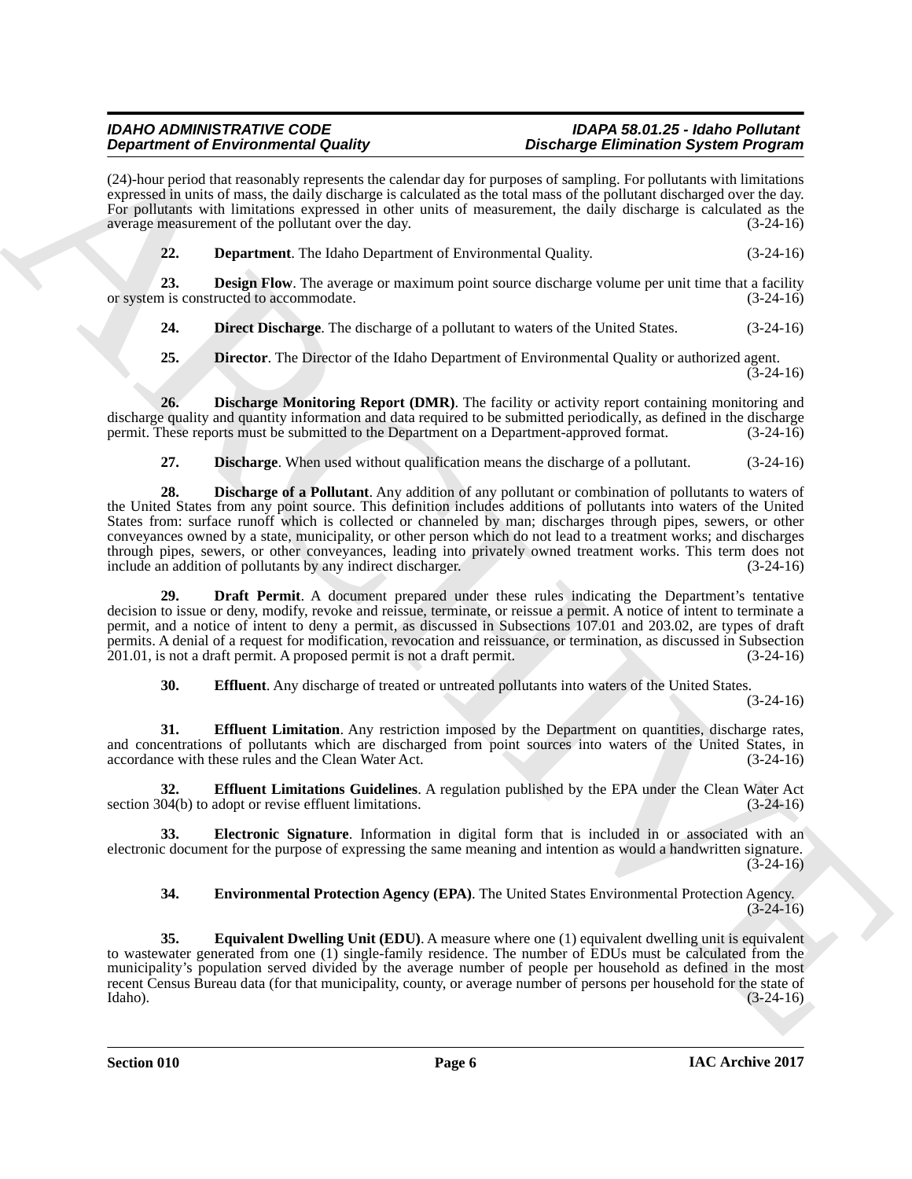(24)-hour period that reasonably represents the calendar day for purposes of sampling. For pollutants with limitations expressed in units of mass, the daily discharge is calculated as the total mass of the pollutant discharged over the day. For pollutants with limitations expressed in other units of measurement, the daily discharge is calculated as the average measurement of the pollutant over the day. (3-24-16)

**22. Department**. The Idaho Department of Environmental Quality. (3-24-16)

**23. Design Flow**. The average or maximum point source discharge volume per unit time that a facility or system is constructed to accommodate. (3-24-16)

**24. Direct Discharge**. The discharge of a pollutant to waters of the United States. (3-24-16)

**25. Director**. The Director of the Idaho Department of Environmental Quality or authorized agent. (3-24-16)

**26. Discharge Monitoring Report (DMR)**. The facility or activity report containing monitoring and discharge quality and quantity information and data required to be submitted periodically, as defined in the discharge permit. These reports must be submitted to the Department on a Department-approved format. (3-24-16)

**27. Discharge**. When used without qualification means the discharge of a pollutant. (3-24-16)

**28. Discharge of a Pollutant**. Any addition of any pollutant or combination of pollutants to waters of the United States from any point source. This definition includes additions of pollutants into waters of the United States from: surface runoff which is collected or channeled by man; discharges through pipes, sewers, or other conveyances owned by a state, municipality, or other person which do not lead to a treatment works; and discharges through pipes, sewers, or other conveyances, leading into privately owned treatment works. This term does not include an addition of pollutants by any indirect discharger. (3-24-16)

**29. Draft Permit**. A document prepared under these rules indicating the Department's tentative decision to issue or deny, modify, revoke and reissue, terminate, or reissue a permit. A notice of intent to terminate a permit, and a notice of intent to deny a permit, as discussed in Subsections 107.01 and 203.02, are types of draft permits. A denial of a request for modification, revocation and reissuance, or termination, as discussed in Subsection 201.01, is not a draft permit. A proposed permit is not a draft permit. (3-24-16)

**30. Effluent**. Any discharge of treated or untreated pollutants into waters of the United States. (3-24-16)

**31. Effluent Limitation**. Any restriction imposed by the Department on quantities, discharge rates, and concentrations of pollutants which are discharged from point sources into waters of the United States, in accordance with these rules and the Clean Water Act. (3-24-16)

**32. Effluent Limitations Guidelines**. A regulation published by the EPA under the Clean Water Act section 304(b) to adopt or revise effluent limitations. (3-24-16)

**33. Electronic Signature**. Information in digital form that is included in or associated with an electronic document for the purpose of expressing the same meaning and intention as would a handwritten signature. (3-24-16)

**34. Environmental Protection Agency (EPA)**. The United States Environmental Protection Agency. (3-24-16)

**35. Equivalent Dwelling Unit (EDU)**. A measure where one (1) equivalent dwelling unit is equivalent to wastewater generated from one (1) single-family residence. The number of EDUs must be calculated from the municipality's population served divided by the average number of people per household as defined in the most recent Census Bureau data (for that municipality, county, or average number of persons per household for the state of Idaho). (3-24-16)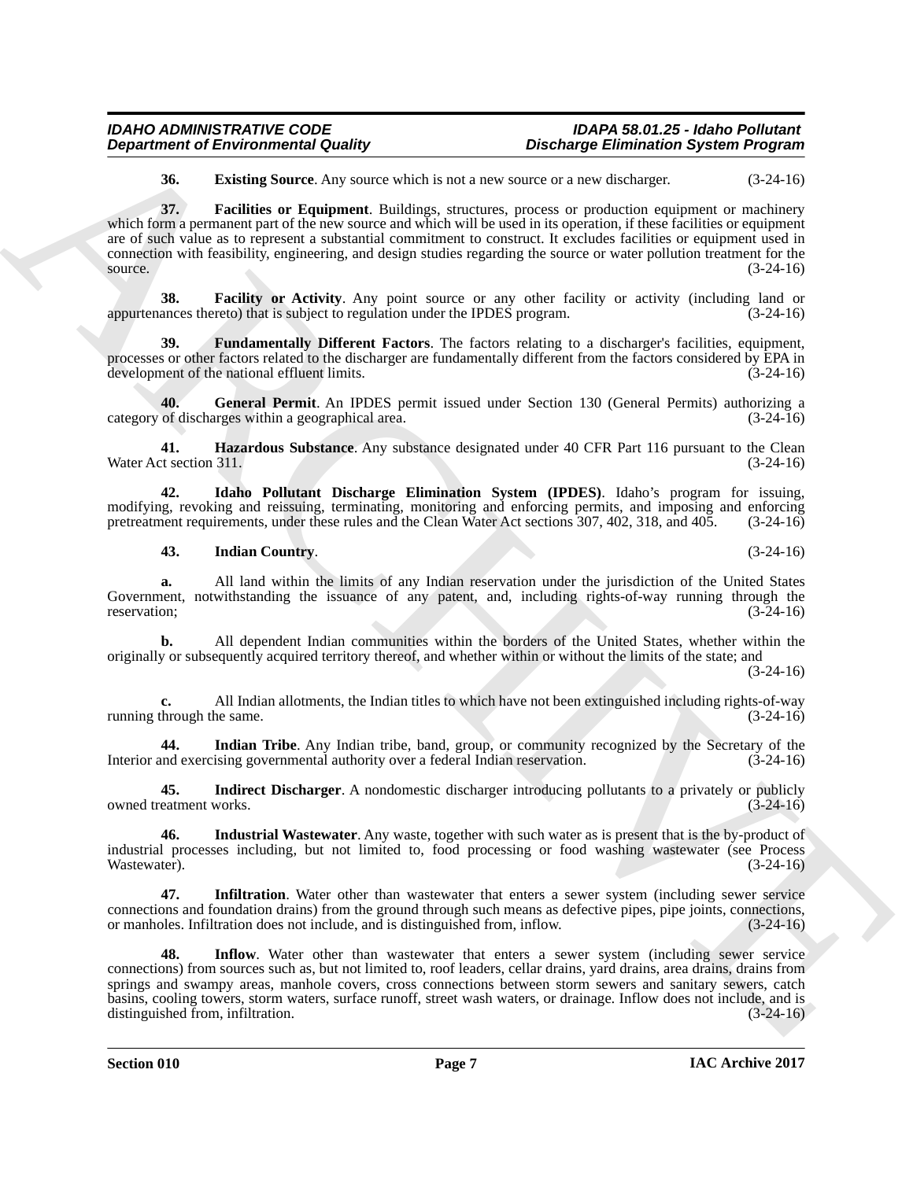**36. Existing Source**. Any source which is not a new source or a new discharger. (3-24-16)

**37. Facilities or Equipment**. Buildings, structures, process or production equipment or machinery which form a permanent part of the new source and which will be used in its operation, if these facilities or equipment are of such value as to represent a substantial commitment to construct. It excludes facilities or equipment used in connection with feasibility, engineering, and design studies regarding the source or water pollution treatment for the source. (3-24-16)

**38. Facility or Activity**. Any point source or any other facility or activity (including land or appurtenances thereto) that is subject to regulation under the IPDES program. (3-24-16)

**39. Fundamentally Different Factors**. The factors relating to a discharger's facilities, equipment, processes or other factors related to the discharger are fundamentally different from the factors considered by EPA in development of the national effluent limits. (3-24-16)

**40. General Permit**. An IPDES permit issued under Section 130 (General Permits) authorizing a category of discharges within a geographical area. (3-24-16)

**41. Hazardous Substance**. Any substance designated under 40 CFR Part 116 pursuant to the Clean Water Act section 311. (3-24-16)

**42. Idaho Pollutant Discharge Elimination System (IPDES)**. Idaho's program for issuing, modifying, revoking and reissuing, terminating, monitoring and enforcing permits, and imposing and enforcing pretreatment requirements, under these rules and the Clean Water Act sections 307, 402, 318, and 405. (3-24-16)

**43. Indian Country**. (3-24-16)

**a.** All land within the limits of any Indian reservation under the jurisdiction of the United States Government, notwithstanding the issuance of any patent, and, including rights-of-way running through the reservation; (3-24-16)

**b.** All dependent Indian communities within the borders of the United States, whether within the originally or subsequently acquired territory thereof, and whether within or without the limits of the state; and (3-24-16)

**c.** All Indian allotments, the Indian titles to which have not been extinguished including rights-of-way running through the same. (3-24-16)

**44. Indian Tribe**. Any Indian tribe, band, group, or community recognized by the Secretary of the Interior and exercising governmental authority over a federal Indian reservation. (3-24-16)

**45. Indirect Discharger**. A nondomestic discharger introducing pollutants to a privately or publicly owned treatment works. (3-24-16)

**46. Industrial Wastewater**. Any waste, together with such water as is present that is the by-product of industrial processes including, but not limited to, food processing or food washing wastewater (see Process Wastewater). (3-24-16)

**47. Infiltration**. Water other than wastewater that enters a sewer system (including sewer service connections and foundation drains) from the ground through such means as defective pipes, pipe joints, connections, or manholes. Infiltration does not include, and is distinguished from, inflow. (3-24-16)

**48. Inflow**. Water other than wastewater that enters a sewer system (including sewer service connections) from sources such as, but not limited to, roof leaders, cellar drains, yard drains, area drains, drains from springs and swampy areas, manhole covers, cross connections between storm sewers and sanitary sewers, catch basins, cooling towers, storm waters, surface runoff, street wash waters, or drainage. Inflow does not include, and is distinguished from, infiltration. (3-24-16)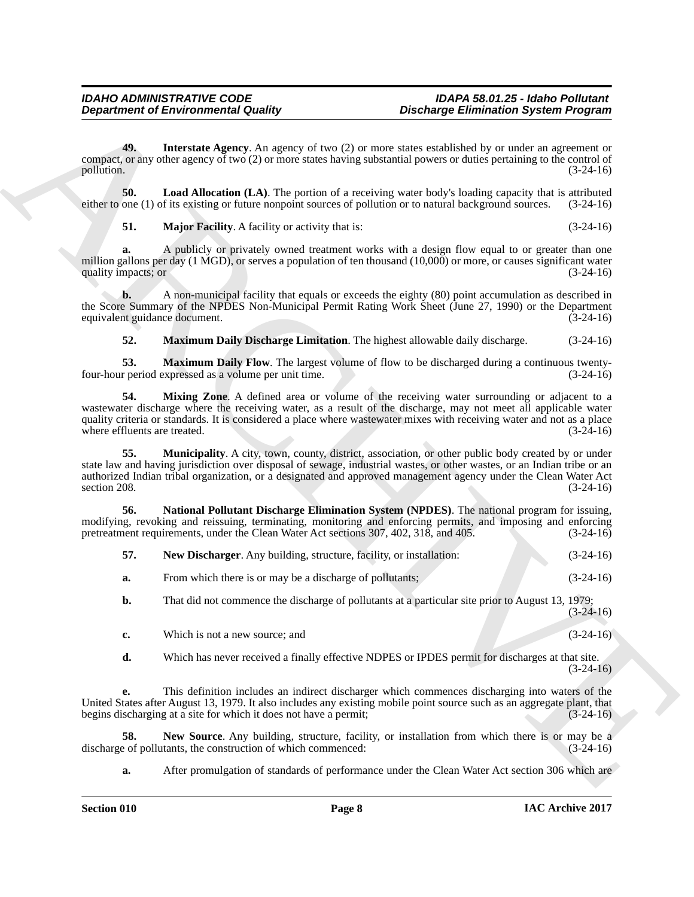**49. Interstate Agency**. An agency of two (2) or more states established by or under an agreement or compact, or any other agency of two (2) or more states having substantial powers or duties pertaining to the control of pollution. (3-24-16)

**50. Load Allocation (LA)**. The portion of a receiving water body's loading capacity that is attributed either to one (1) of its existing or future nonpoint sources of pollution or to natural background sources. (3-24-16)

**51. Major Facility**. A facility or activity that is: (3-24-16)

**a.** A publicly or privately owned treatment works with a design flow equal to or greater than one million gallons per day (1 MGD), or serves a population of ten thousand (10,000) or more, or causes significant water quality impacts; or (3-24-16)

**b.** A non-municipal facility that equals or exceeds the eighty (80) point accumulation as described in the Score Summary of the NPDES Non-Municipal Permit Rating Work Sheet (June 27, 1990) or the Department equivalent guidance document. (3-24-16)

**52. Maximum Daily Discharge Limitation**. The highest allowable daily discharge. (3-24-16)

**53. Maximum Daily Flow**. The largest volume of flow to be discharged during a continuous twenty-four-hour period expressed as a volume per unit time. (3-24-16)

**54. Mixing Zone**. A defined area or volume of the receiving water surrounding or adjacent to a wastewater discharge where the receiving water, as a result of the discharge, may not meet all applicable water quality criteria or standards. It is considered a place where wastewater mixes with receiving water and not as a place where effluents are treated. (3-24-16)

**55. Municipality**. A city, town, county, district, association, or other public body created by or under state law and having jurisdiction over disposal of sewage, industrial wastes, or other wastes, or an Indian tribe or an authorized Indian tribal organization, or a designated and approved management agency under the Clean Water Act section 208. (3-24-16)

**56. National Pollutant Discharge Elimination System (NPDES)**. The national program for issuing, modifying, revoking and reissuing, terminating, monitoring and enforcing permits, and imposing and enforcing pretreatment requirements, under the Clean Water Act sections 307, 402, 318, and 405. (3-24-16)

**57. New Discharger**. Any building, structure, facility, or installation: (3-24-16)

**a.** From which there is or may be a discharge of pollutants; (3-24-16)

**b.** That did not commence the discharge of pollutants at a particular site prior to August 13, 1979; (3-24-16)

**c.** Which is not a new source; and (3-24-16)

**d.** Which has never received a finally effective NDPES or IPDES permit for discharges at that site. (3-24-16)

**e.** This definition includes an indirect discharger which commences discharging into waters of the United States after August 13, 1979. It also includes any existing mobile point source such as an aggregate plant, that begins discharging at a site for which it does not have a permit; (3-24-16)

**58. New Source**. Any building, structure, facility, or installation from which there is or may be a discharge of pollutants, the construction of which commenced: (3-24-16)

**a.** After promulgation of standards of performance under the Clean Water Act section 306 which are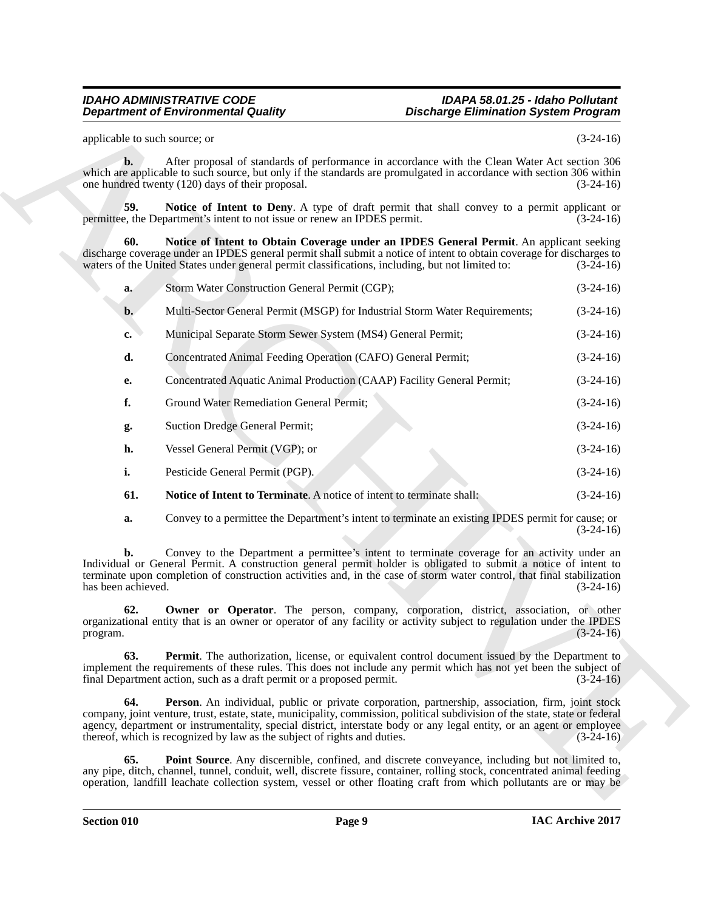applicable to such source; or (3-24-16)

**b.** After proposal of standards of performance in accordance with the Clean Water Act section 306 which are applicable to such source, but only if the standards are promulgated in accordance with section 306 within one hundred twenty (120) days of their proposal. (3-24-16)

**59. Notice of Intent to Deny**. A type of draft permit that shall convey to a permit applicant or permittee, the Department's intent to not issue or renew an IPDES permit. (3-24-16)

**60. Notice of Intent to Obtain Coverage under an IPDES General Permit**. An applicant seeking discharge coverage under an IPDES general permit shall submit a notice of intent to obtain coverage for discharges to waters of the United States under general permit classifications, including, but not limited to: (3-24-16)

**a.** Storm Water Construction General Permit (CGP); (3-24-16)

**b.** Multi-Sector General Permit (MSGP) for Industrial Storm Water Requirements; (3-24-16)

**c.** Municipal Separate Storm Sewer System (MS4) General Permit; (3-24-16)

**d.** Concentrated Animal Feeding Operation (CAFO) General Permit; (3-24-16)

**e.** Concentrated Aquatic Animal Production (CAAP) Facility General Permit; (3-24-16)

**f.** Ground Water Remediation General Permit; (3-24-16)

**g.** Suction Dredge General Permit; (3-24-16)

**h.** Vessel General Permit (VGP); or (3-24-16)

**i.** Pesticide General Permit (PGP). (3-24-16)

**61. Notice of Intent to Terminate**. A notice of intent to terminate shall: (3-24-16)

**a.** Convey to a permittee the Department's intent to terminate an existing IPDES permit for cause; or (3-24-16)

**b.** Convey to the Department a permittee's intent to terminate coverage for an activity under an Individual or General Permit. A construction general permit holder is obligated to submit a notice of intent to terminate upon completion of construction activities and, in the case of storm water control, that final stabilization has been achieved. (3-24-16)

**62. Owner or Operator**. The person, company, corporation, district, association, or other organizational entity that is an owner or operator of any facility or activity subject to regulation under the IPDES program. (3-24-16)

**63. Permit**. The authorization, license, or equivalent control document issued by the Department to implement the requirements of these rules. This does not include any permit which has not yet been the subject of final Department action, such as a draft permit or a proposed permit. (3-24-16)

**64. Person**. An individual, public or private corporation, partnership, association, firm, joint stock company, joint venture, trust, estate, state, municipality, commission, political subdivision of the state, state or federal agency, department or instrumentality, special district, interstate body or any legal entity, or an agent or employee thereof, which is recognized by law as the subject of rights and duties. (3-24-16)

**65. Point Source**. Any discernible, confined, and discrete conveyance, including but not limited to, any pipe, ditch, channel, tunnel, conduit, well, discrete fissure, container, rolling stock, concentrated animal feeding operation, landfill leachate collection system, vessel or other floating craft from which pollutants are or may be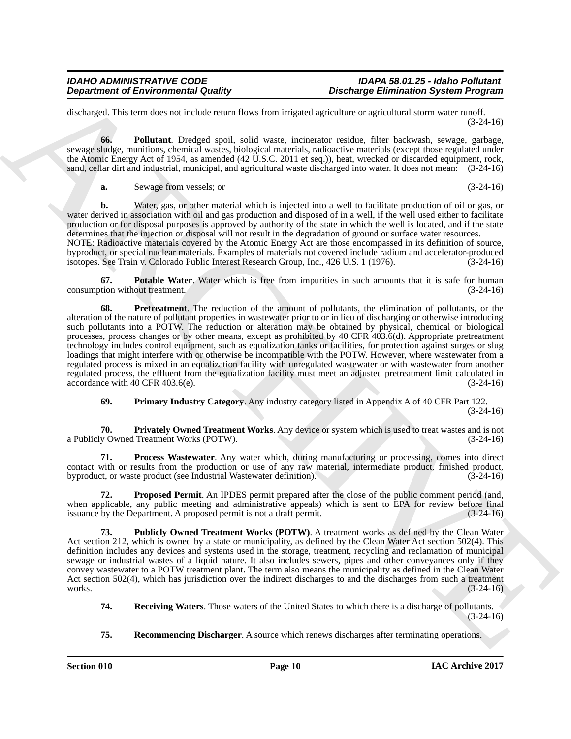discharged. This term does not include return flows from irrigated agriculture or agricultural storm water runoff. (3-24-16)

**66. Pollutant**. Dredged spoil, solid waste, incinerator residue, filter backwash, sewage, garbage, sewage sludge, munitions, chemical wastes, biological materials, radioactive materials (except those regulated under the Atomic Energy Act of 1954, as amended (42 U.S.C. 2011 et seq.)), heat, wrecked or discarded equipment, rock, sand, cellar dirt and industrial, municipal, and agricultural waste discharged into water. It does not mean: (3-24-16)

**a.** Sewage from vessels; or (3-24-16)

**b.** Water, gas, or other material which is injected into a well to facilitate production of oil or gas, or water derived in association with oil and gas production and disposed of in a well, if the well used either to facilitate production or for disposal purposes is approved by authority of the state in which the well is located, and if the state determines that the injection or disposal will not result in the degradation of ground or surface water resources.
NOTE: Radioactive materials covered by the Atomic Energy Act are those encompassed in its definition of source, byproduct, or special nuclear materials. Examples of materials not covered include radium and accelerator-produced isotopes. See Train v. Colorado Public Interest Research Group, Inc., 426 U.S. 1 (1976). (3-24-16)

**67. Potable Water**. Water which is free from impurities in such amounts that it is safe for human consumption without treatment. (3-24-16)

**68. Pretreatment**. The reduction of the amount of pollutants, the elimination of pollutants, or the alteration of the nature of pollutant properties in wastewater prior to or in lieu of discharging or otherwise introducing such pollutants into a POTW. The reduction or alteration may be obtained by physical, chemical or biological processes, process changes or by other means, except as prohibited by 40 CFR 403.6(d). Appropriate pretreatment technology includes control equipment, such as equalization tanks or facilities, for protection against surges or slug loadings that might interfere with or otherwise be incompatible with the POTW. However, where wastewater from a regulated process is mixed in an equalization facility with unregulated wastewater or with wastewater from another regulated process, the effluent from the equalization facility must meet an adjusted pretreatment limit calculated in accordance with 40 CFR 403.6(e). (3-24-16)

**69. Primary Industry Category**. Any industry category listed in Appendix A of 40 CFR Part 122. (3-24-16)

**70. Privately Owned Treatment Works**. Any device or system which is used to treat wastes and is not a Publicly Owned Treatment Works (POTW). (3-24-16)

**71. Process Wastewater**. Any water which, during manufacturing or processing, comes into direct contact with or results from the production or use of any raw material, intermediate product, finished product, byproduct, or waste product (see Industrial Wastewater definition). (3-24-16)

**72. Proposed Permit**. An IPDES permit prepared after the close of the public comment period (and, when applicable, any public meeting and administrative appeals) which is sent to EPA for review before final issuance by the Department. A proposed permit is not a draft permit. (3-24-16)

**73. Publicly Owned Treatment Works (POTW)**. A treatment works as defined by the Clean Water Act section 212, which is owned by a state or municipality, as defined by the Clean Water Act section 502(4). This definition includes any devices and systems used in the storage, treatment, recycling and reclamation of municipal sewage or industrial wastes of a liquid nature. It also includes sewers, pipes and other conveyances only if they convey wastewater to a POTW treatment plant. The term also means the municipality as defined in the Clean Water Act section 502(4), which has jurisdiction over the indirect discharges to and the discharges from such a treatment works. (3-24-16)

**74. Receiving Waters**. Those waters of the United States to which there is a discharge of pollutants. (3-24-16)

**75. Recommencing Discharger**. A source which renews discharges after terminating operations.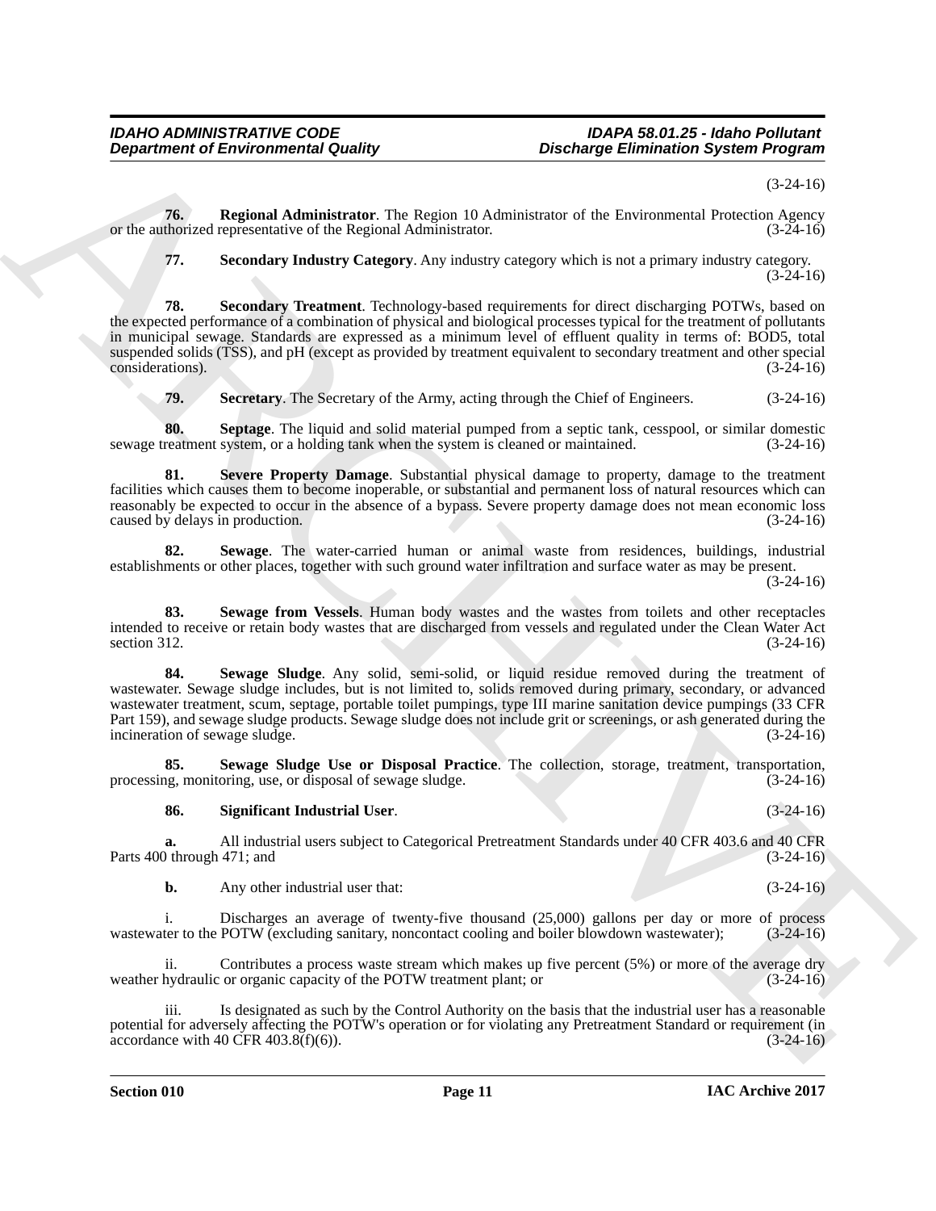(3-24-16)

**76. Regional Administrator**. The Region 10 Administrator of the Environmental Protection Agency or the authorized representative of the Regional Administrator. (3-24-16)

**77. Secondary Industry Category**. Any industry category which is not a primary industry category. (3-24-16)

**78. Secondary Treatment**. Technology-based requirements for direct discharging POTWs, based on the expected performance of a combination of physical and biological processes typical for the treatment of pollutants in municipal sewage. Standards are expressed as a minimum level of effluent quality in terms of: BOD5, total suspended solids (TSS), and pH (except as provided by treatment equivalent to secondary treatment and other special considerations). (3-24-16)

**79. Secretary**. The Secretary of the Army, acting through the Chief of Engineers. (3-24-16)

**80. Septage**. The liquid and solid material pumped from a septic tank, cesspool, or similar domestic sewage treatment system, or a holding tank when the system is cleaned or maintained. (3-24-16)

**81. Severe Property Damage**. Substantial physical damage to property, damage to the treatment facilities which causes them to become inoperable, or substantial and permanent loss of natural resources which can reasonably be expected to occur in the absence of a bypass. Severe property damage does not mean economic loss caused by delays in production. (3-24-16)

**82. Sewage**. The water-carried human or animal waste from residences, buildings, industrial establishments or other places, together with such ground water infiltration and surface water as may be present. (3-24-16)

**83. Sewage from Vessels**. Human body wastes and the wastes from toilets and other receptacles intended to receive or retain body wastes that are discharged from vessels and regulated under the Clean Water Act section 312. (3-24-16)

**84. Sewage Sludge**. Any solid, semi-solid, or liquid residue removed during the treatment of wastewater. Sewage sludge includes, but is not limited to, solids removed during primary, secondary, or advanced wastewater treatment, scum, septage, portable toilet pumpings, type III marine sanitation device pumpings (33 CFR Part 159), and sewage sludge products. Sewage sludge does not include grit or screenings, or ash generated during the incineration of sewage sludge. (3-24-16)

**85. Sewage Sludge Use or Disposal Practice**. The collection, storage, treatment, transportation, processing, monitoring, use, or disposal of sewage sludge. (3-24-16)

**86. Significant Industrial User**. (3-24-16)

**a.** All industrial users subject to Categorical Pretreatment Standards under 40 CFR 403.6 and 40 CFR Parts 400 through 471; and (3-24-16)

**b.** Any other industrial user that: (3-24-16)

i. Discharges an average of twenty-five thousand (25,000) gallons per day or more of process wastewater to the POTW (excluding sanitary, noncontact cooling and boiler blowdown wastewater); (3-24-16)

ii. Contributes a process waste stream which makes up five percent (5%) or more of the average dry weather hydraulic or organic capacity of the POTW treatment plant; or (3-24-16)

iii. Is designated as such by the Control Authority on the basis that the industrial user has a reasonable potential for adversely affecting the POTW's operation or for violating any Pretreatment Standard or requirement (in accordance with 40 CFR 403.8(f)(6)). (3-24-16)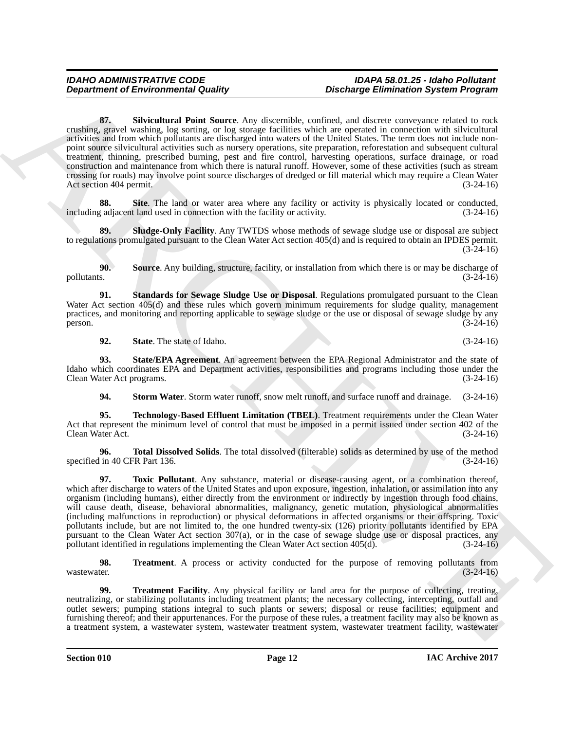**87. Silvicultural Point Source**. Any discernible, confined, and discrete conveyance related to rock crushing, gravel washing, log sorting, or log storage facilities which are operated in connection with silvicultural activities and from which pollutants are discharged into waters of the United States. The term does not include non-point source silvicultural activities such as nursery operations, site preparation, reforestation and subsequent cultural treatment, thinning, prescribed burning, pest and fire control, harvesting operations, surface drainage, or road construction and maintenance from which there is natural runoff. However, some of these activities (such as stream crossing for roads) may involve point source discharges of dredged or fill material which may require a Clean Water Act section 404 permit. (3-24-16)

**88. Site**. The land or water area where any facility or activity is physically located or conducted, including adjacent land used in connection with the facility or activity. (3-24-16)

**89. Sludge-Only Facility**. Any TWTDS whose methods of sewage sludge use or disposal are subject to regulations promulgated pursuant to the Clean Water Act section 405(d) and is required to obtain an IPDES permit. (3-24-16)

**90. Source**. Any building, structure, facility, or installation from which there is or may be discharge of pollutants. (3-24-16)

**91. Standards for Sewage Sludge Use or Disposal**. Regulations promulgated pursuant to the Clean Water Act section 405(d) and these rules which govern minimum requirements for sludge quality, management practices, and monitoring and reporting applicable to sewage sludge or the use or disposal of sewage sludge by any person. (3-24-16)

**92. State**. The state of Idaho. (3-24-16)

**93. State/EPA Agreement**. An agreement between the EPA Regional Administrator and the state of Idaho which coordinates EPA and Department activities, responsibilities and programs including those under the Clean Water Act programs. (3-24-16)

**94. Storm Water**. Storm water runoff, snow melt runoff, and surface runoff and drainage. (3-24-16)

**95. Technology-Based Effluent Limitation (TBEL)**. Treatment requirements under the Clean Water Act that represent the minimum level of control that must be imposed in a permit issued under section 402 of the Clean Water Act. (3-24-16)

**96. Total Dissolved Solids**. The total dissolved (filterable) solids as determined by use of the method specified in 40 CFR Part 136. (3-24-16)

**97. Toxic Pollutant**. Any substance, material or disease-causing agent, or a combination thereof, which after discharge to waters of the United States and upon exposure, ingestion, inhalation, or assimilation into any organism (including humans), either directly from the environment or indirectly by ingestion through food chains, will cause death, disease, behavioral abnormalities, malignancy, genetic mutation, physiological abnormalities (including malfunctions in reproduction) or physical deformations in affected organisms or their offspring. Toxic pollutants include, but are not limited to, the one hundred twenty-six (126) priority pollutants identified by EPA pursuant to the Clean Water Act section 307(a), or in the case of sewage sludge use or disposal practices, any pollutant identified in regulations implementing the Clean Water Act section 405(d). (3-24-16)

**98. Treatment**. A process or activity conducted for the purpose of removing pollutants from wastewater. (3-24-16)

**99. Treatment Facility**. Any physical facility or land area for the purpose of collecting, treating, neutralizing, or stabilizing pollutants including treatment plants; the necessary collecting, intercepting, outfall and outlet sewers; pumping stations integral to such plants or sewers; disposal or reuse facilities; equipment and furnishing thereof; and their appurtenances. For the purpose of these rules, a treatment facility may also be known as a treatment system, a wastewater system, wastewater treatment system, wastewater treatment facility, wastewater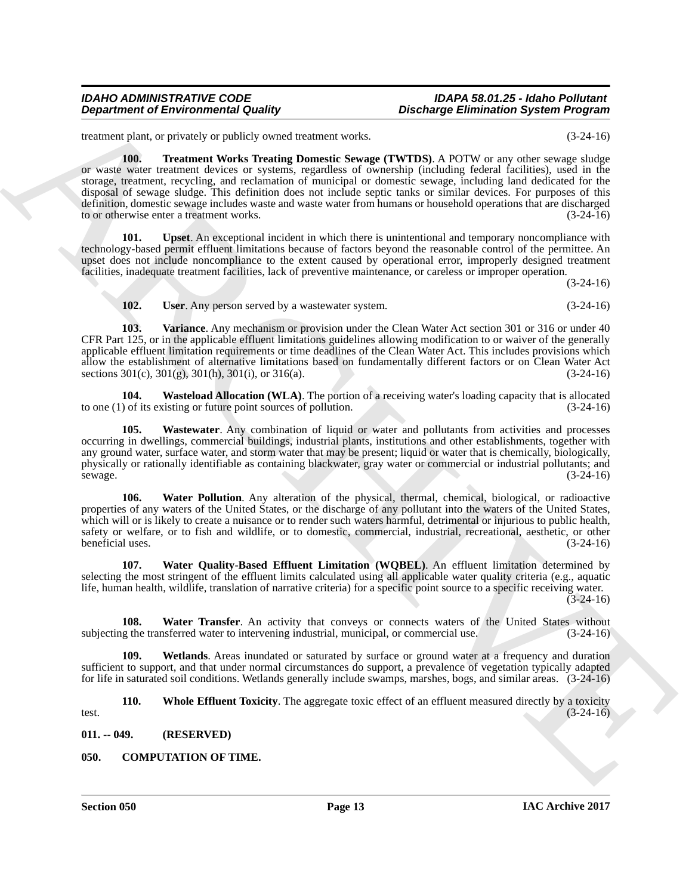treatment plant, or privately or publicly owned treatment works. (3-24-16)

**100. Treatment Works Treating Domestic Sewage (TWTDS)**. A POTW or any other sewage sludge or waste water treatment devices or systems, regardless of ownership (including federal facilities), used in the storage, treatment, recycling, and reclamation of municipal or domestic sewage, including land dedicated for the disposal of sewage sludge. This definition does not include septic tanks or similar devices. For purposes of this definition, domestic sewage includes waste and waste water from humans or household operations that are discharged to or otherwise enter a treatment works. (3-24-16)

**101. Upset**. An exceptional incident in which there is unintentional and temporary noncompliance with technology-based permit effluent limitations because of factors beyond the reasonable control of the permittee. An upset does not include noncompliance to the extent caused by operational error, improperly designed treatment facilities, inadequate treatment facilities, lack of preventive maintenance, or careless or improper operation. (3-24-16)

**102. User**. Any person served by a wastewater system. (3-24-16)

**103. Variance**. Any mechanism or provision under the Clean Water Act section 301 or 316 or under 40 CFR Part 125, or in the applicable effluent limitations guidelines allowing modification to or waiver of the generally applicable effluent limitation requirements or time deadlines of the Clean Water Act. This includes provisions which allow the establishment of alternative limitations based on fundamentally different factors or on Clean Water Act sections 301(c), 301(g), 301(h), 301(i), or 316(a). (3-24-16)

**104. Wasteload Allocation (WLA)**. The portion of a receiving water's loading capacity that is allocated to one (1) of its existing or future point sources of pollution. (3-24-16)

**105. Wastewater**. Any combination of liquid or water and pollutants from activities and processes occurring in dwellings, commercial buildings, industrial plants, institutions and other establishments, together with any ground water, surface water, and storm water that may be present; liquid or water that is chemically, biologically, physically or rationally identifiable as containing blackwater, gray water or commercial or industrial pollutants; and sewage. (3-24-16)

**106. Water Pollution**. Any alteration of the physical, thermal, chemical, biological, or radioactive properties of any waters of the United States, or the discharge of any pollutant into the waters of the United States, which will or is likely to create a nuisance or to render such waters harmful, detrimental or injurious to public health, safety or welfare, or to fish and wildlife, or to domestic, commercial, industrial, recreational, aesthetic, or other beneficial uses. (3-24-16)

**107. Water Quality-Based Effluent Limitation (WQBEL)**. An effluent limitation determined by selecting the most stringent of the effluent limits calculated using all applicable water quality criteria (e.g., aquatic life, human health, wildlife, translation of narrative criteria) for a specific point source to a specific receiving water. (3-24-16)

**108. Water Transfer**. An activity that conveys or connects waters of the United States without subjecting the transferred water to intervening industrial, municipal, or commercial use. (3-24-16)

**109. Wetlands**. Areas inundated or saturated by surface or ground water at a frequency and duration sufficient to support, and that under normal circumstances do support, a prevalence of vegetation typically adapted for life in saturated soil conditions. Wetlands generally include swamps, marshes, bogs, and similar areas. (3-24-16)

**110. Whole Effluent Toxicity**. The aggregate toxic effect of an effluent measured directly by a toxicity test. (3-24-16)

## 011. -- 049. (RESERVED)

## 050. COMPUTATION OF TIME.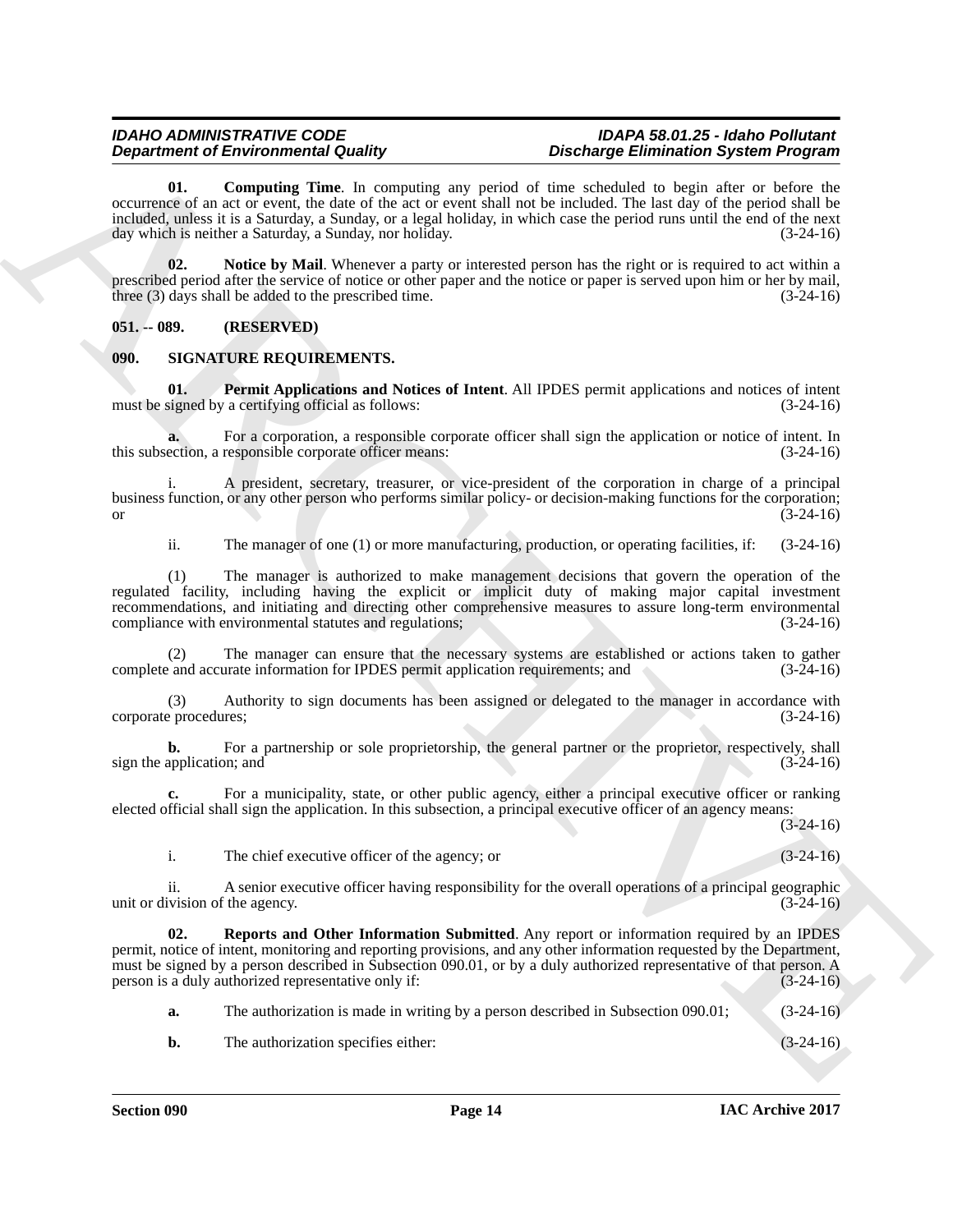**01. Computing Time**. In computing any period of time scheduled to begin after or before the occurrence of an act or event, the date of the act or event shall not be included. The last day of the period shall be included, unless it is a Saturday, a Sunday, or a legal holiday, in which case the period runs until the end of the next day which is neither a Saturday, a Sunday, nor holiday. (3-24-16)

**02. Notice by Mail**. Whenever a party or interested person has the right or is required to act within a prescribed period after the service of notice or other paper and the notice or paper is served upon him or her by mail, three (3) days shall be added to the prescribed time. (3-24-16)

## 051. -- 089. (RESERVED)

## 090. SIGNATURE REQUIREMENTS.

**01. Permit Applications and Notices of Intent**. All IPDES permit applications and notices of intent must be signed by a certifying official as follows: (3-24-16)

**a.** For a corporation, a responsible corporate officer shall sign the application or notice of intent. In this subsection, a responsible corporate officer means: (3-24-16)

i. A president, secretary, treasurer, or vice-president of the corporation in charge of a principal business function, or any other person who performs similar policy- or decision-making functions for the corporation; or (3-24-16)

ii. The manager of one (1) or more manufacturing, production, or operating facilities, if: (3-24-16)

(1) The manager is authorized to make management decisions that govern the operation of the regulated facility, including having the explicit or implicit duty of making major capital investment recommendations, and initiating and directing other comprehensive measures to assure long-term environmental compliance with environmental statutes and regulations; (3-24-16)

(2) The manager can ensure that the necessary systems are established or actions taken to gather complete and accurate information for IPDES permit application requirements; and (3-24-16)

(3) Authority to sign documents has been assigned or delegated to the manager in accordance with corporate procedures; (3-24-16)

**b.** For a partnership or sole proprietorship, the general partner or the proprietor, respectively, shall sign the application; and (3-24-16)

**c.** For a municipality, state, or other public agency, either a principal executive officer or ranking elected official shall sign the application. In this subsection, a principal executive officer of an agency means: (3-24-16)

i. The chief executive officer of the agency; or (3-24-16)

ii. A senior executive officer having responsibility for the overall operations of a principal geographic unit or division of the agency. (3-24-16)

**02. Reports and Other Information Submitted**. Any report or information required by an IPDES permit, notice of intent, monitoring and reporting provisions, and any other information requested by the Department, must be signed by a person described in Subsection 090.01, or by a duly authorized representative of that person. A person is a duly authorized representative only if: (3-24-16)

**a.** The authorization is made in writing by a person described in Subsection 090.01; (3-24-16)

**b.** The authorization specifies either: (3-24-16)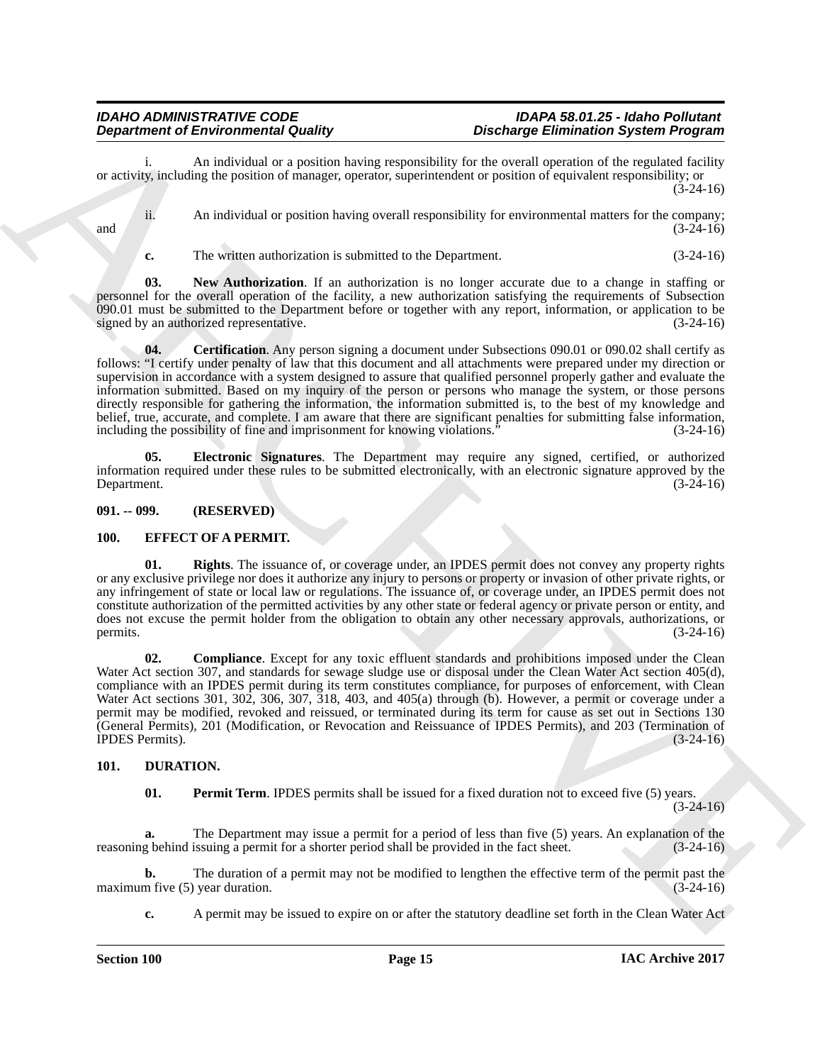i. An individual or a position having responsibility for the overall operation of the regulated facility or activity, including the position of manager, operator, superintendent or position of equivalent responsibility; or (3-24-16)

ii. An individual or position having overall responsibility for environmental matters for the company; and (3-24-16)

**c.** The written authorization is submitted to the Department. (3-24-16)

**03. New Authorization**. If an authorization is no longer accurate due to a change in staffing or personnel for the overall operation of the facility, a new authorization satisfying the requirements of Subsection 090.01 must be submitted to the Department before or together with any report, information, or application to be signed by an authorized representative. (3-24-16)

**04. Certification**. Any person signing a document under Subsections 090.01 or 090.02 shall certify as follows: "I certify under penalty of law that this document and all attachments were prepared under my direction or supervision in accordance with a system designed to assure that qualified personnel properly gather and evaluate the information submitted. Based on my inquiry of the person or persons who manage the system, or those persons directly responsible for gathering the information, the information submitted is, to the best of my knowledge and belief, true, accurate, and complete. I am aware that there are significant penalties for submitting false information, including the possibility of fine and imprisonment for knowing violations." (3-24-16)

**05. Electronic Signatures**. The Department may require any signed, certified, or authorized information required under these rules to be submitted electronically, with an electronic signature approved by the Department. (3-24-16)

**091. -- 099. (RESERVED)**

**100. EFFECT OF A PERMIT.**

**01. Rights**. The issuance of, or coverage under, an IPDES permit does not convey any property rights or any exclusive privilege nor does it authorize any injury to persons or property or invasion of other private rights, or any infringement of state or local law or regulations. The issuance of, or coverage under, an IPDES permit does not constitute authorization of the permitted activities by any other state or federal agency or private person or entity, and does not excuse the permit holder from the obligation to obtain any other necessary approvals, authorizations, or permits. (3-24-16)

**02. Compliance**. Except for any toxic effluent standards and prohibitions imposed under the Clean Water Act section 307, and standards for sewage sludge use or disposal under the Clean Water Act section 405(d), compliance with an IPDES permit during its term constitutes compliance, for purposes of enforcement, with Clean Water Act sections 301, 302, 306, 307, 318, 403, and 405(a) through (b). However, a permit or coverage under a permit may be modified, revoked and reissued, or terminated during its term for cause as set out in Sections 130 (General Permits), 201 (Modification, or Revocation and Reissuance of IPDES Permits), and 203 (Termination of IPDES Permits). (3-24-16)

**101. DURATION.**

**01. Permit Term**. IPDES permits shall be issued for a fixed duration not to exceed five (5) years. (3-24-16)

**a.** The Department may issue a permit for a period of less than five (5) years. An explanation of the reasoning behind issuing a permit for a shorter period shall be provided in the fact sheet. (3-24-16)

**b.** The duration of a permit may not be modified to lengthen the effective term of the permit past the maximum five (5) year duration. (3-24-16)

**c.** A permit may be issued to expire on or after the statutory deadline set forth in the Clean Water Act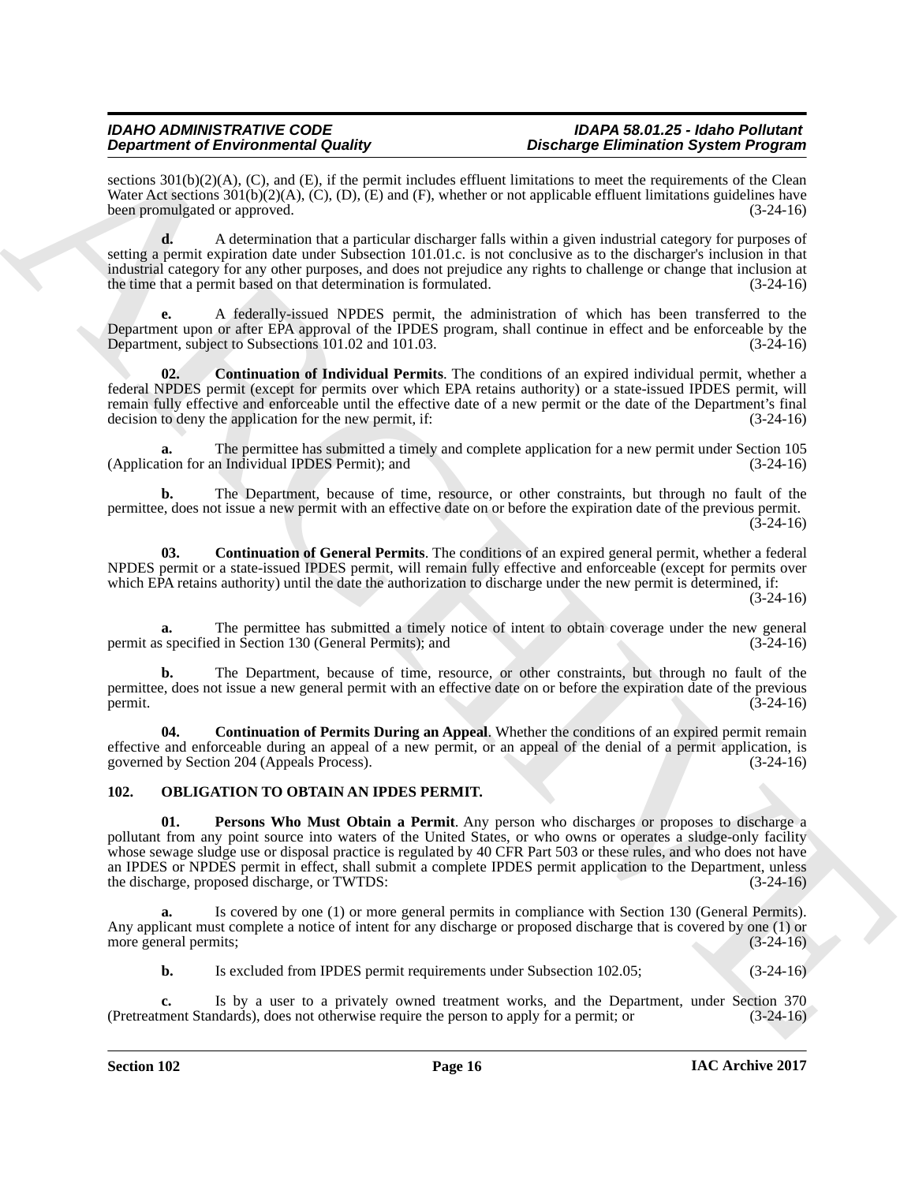sections 301(b)(2)(A), (C), and (E), if the permit includes effluent limitations to meet the requirements of the Clean Water Act sections 301(b)(2)(A), (C), (D), (E) and (F), whether or not applicable effluent limitations guidelines have been promulgated or approved. (3-24-16)

**d.** A determination that a particular discharger falls within a given industrial category for purposes of setting a permit expiration date under Subsection 101.01.c. is not conclusive as to the discharger's inclusion in that industrial category for any other purposes, and does not prejudice any rights to challenge or change that inclusion at the time that a permit based on that determination is formulated. (3-24-16)

**e.** A federally-issued NPDES permit, the administration of which has been transferred to the Department upon or after EPA approval of the IPDES program, shall continue in effect and be enforceable by the Department, subject to Subsections 101.02 and 101.03. (3-24-16)

**02. Continuation of Individual Permits**. The conditions of an expired individual permit, whether a federal NPDES permit (except for permits over which EPA retains authority) or a state-issued IPDES permit, will remain fully effective and enforceable until the effective date of a new permit or the date of the Department's final decision to deny the application for the new permit, if: (3-24-16)

**a.** The permittee has submitted a timely and complete application for a new permit under Section 105 (Application for an Individual IPDES Permit); and (3-24-16)

**b.** The Department, because of time, resource, or other constraints, but through no fault of the permittee, does not issue a new permit with an effective date on or before the expiration date of the previous permit. (3-24-16)

**03. Continuation of General Permits**. The conditions of an expired general permit, whether a federal NPDES permit or a state-issued IPDES permit, will remain fully effective and enforceable (except for permits over which EPA retains authority) until the date the authorization to discharge under the new permit is determined, if: (3-24-16)

**a.** The permittee has submitted a timely notice of intent to obtain coverage under the new general permit as specified in Section 130 (General Permits); and (3-24-16)

**b.** The Department, because of time, resource, or other constraints, but through no fault of the permittee, does not issue a new general permit with an effective date on or before the expiration date of the previous permit. (3-24-16)

**04. Continuation of Permits During an Appeal**. Whether the conditions of an expired permit remain effective and enforceable during an appeal of a new permit, or an appeal of the denial of a permit application, is governed by Section 204 (Appeals Process). (3-24-16)

## 102. OBLIGATION TO OBTAIN AN IPDES PERMIT.

**01. Persons Who Must Obtain a Permit**. Any person who discharges or proposes to discharge a pollutant from any point source into waters of the United States, or who owns or operates a sludge-only facility whose sewage sludge use or disposal practice is regulated by 40 CFR Part 503 or these rules, and who does not have an IPDES or NPDES permit in effect, shall submit a complete IPDES permit application to the Department, unless the discharge, proposed discharge, or TWTDS: (3-24-16)

**a.** Is covered by one (1) or more general permits in compliance with Section 130 (General Permits). Any applicant must complete a notice of intent for any discharge or proposed discharge that is covered by one (1) or more general permits; (3-24-16)

**b.** Is excluded from IPDES permit requirements under Subsection 102.05; (3-24-16)

**c.** Is by a user to a privately owned treatment works, and the Department, under Section 370 (Pretreatment Standards), does not otherwise require the person to apply for a permit; or (3-24-16)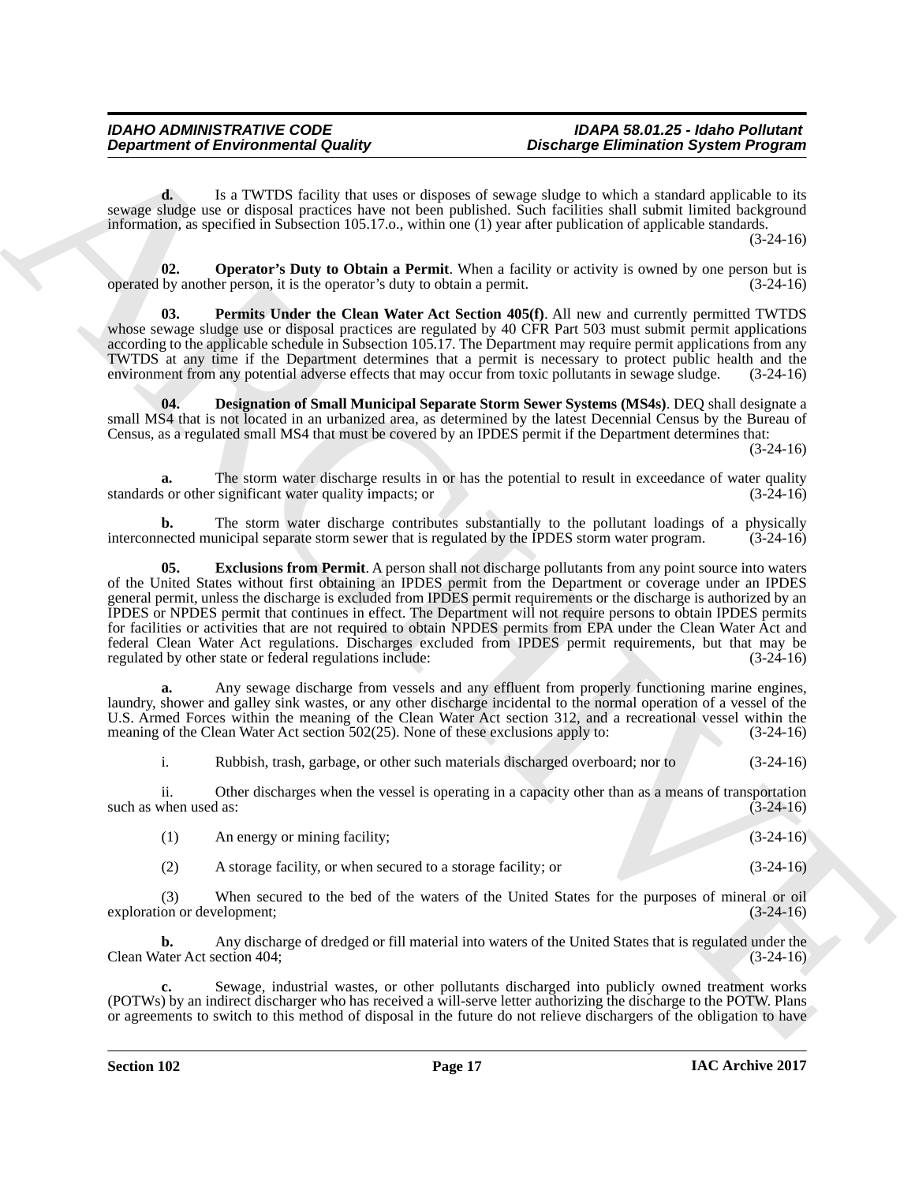**d.** Is a TWTDS facility that uses or disposes of sewage sludge to which a standard applicable to its sewage sludge use or disposal practices have not been published. Such facilities shall submit limited background information, as specified in Subsection 105.17.o., within one (1) year after publication of applicable standards. (3-24-16)

**02. Operator's Duty to Obtain a Permit**. When a facility or activity is owned by one person but is operated by another person, it is the operator's duty to obtain a permit. (3-24-16)

**03. Permits Under the Clean Water Act Section 405(f)**. All new and currently permitted TWTDS whose sewage sludge use or disposal practices are regulated by 40 CFR Part 503 must submit permit applications according to the applicable schedule in Subsection 105.17. The Department may require permit applications from any TWTDS at any time if the Department determines that a permit is necessary to protect public health and the environment from any potential adverse effects that may occur from toxic pollutants in sewage sludge. (3-24-16)

**04. Designation of Small Municipal Separate Storm Sewer Systems (MS4s)**. DEQ shall designate a small MS4 that is not located in an urbanized area, as determined by the latest Decennial Census by the Bureau of Census, as a regulated small MS4 that must be covered by an IPDES permit if the Department determines that: (3-24-16)

**a.** The storm water discharge results in or has the potential to result in exceedance of water quality standards or other significant water quality impacts; or (3-24-16)

**b.** The storm water discharge contributes substantially to the pollutant loadings of a physically interconnected municipal separate storm sewer that is regulated by the IPDES storm water program. (3-24-16)

**05. Exclusions from Permit**. A person shall not discharge pollutants from any point source into waters of the United States without first obtaining an IPDES permit from the Department or coverage under an IPDES general permit, unless the discharge is excluded from IPDES permit requirements or the discharge is authorized by an IPDES or NPDES permit that continues in effect. The Department will not require persons to obtain IPDES permits for facilities or activities that are not required to obtain NPDES permits from EPA under the Clean Water Act and federal Clean Water Act regulations. Discharges excluded from IPDES permit requirements, but that may be regulated by other state or federal regulations include: (3-24-16)

**a.** Any sewage discharge from vessels and any effluent from properly functioning marine engines, laundry, shower and galley sink wastes, or any other discharge incidental to the normal operation of a vessel of the U.S. Armed Forces within the meaning of the Clean Water Act section 312, and a recreational vessel within the meaning of the Clean Water Act section 502(25). None of these exclusions apply to: (3-24-16)

i. Rubbish, trash, garbage, or other such materials discharged overboard; nor to (3-24-16)

ii. Other discharges when the vessel is operating in a capacity other than as a means of transportation such as when used as: (3-24-16)

(1) An energy or mining facility; (3-24-16)

(2) A storage facility, or when secured to a storage facility; or (3-24-16)

(3) When secured to the bed of the waters of the United States for the purposes of mineral or oil exploration or development; (3-24-16)

**b.** Any discharge of dredged or fill material into waters of the United States that is regulated under the Clean Water Act section 404; (3-24-16)

**c.** Sewage, industrial wastes, or other pollutants discharged into publicly owned treatment works (POTWs) by an indirect discharger who has received a will-serve letter authorizing the discharge to the POTW. Plans or agreements to switch to this method of disposal in the future do not relieve dischargers of the obligation to have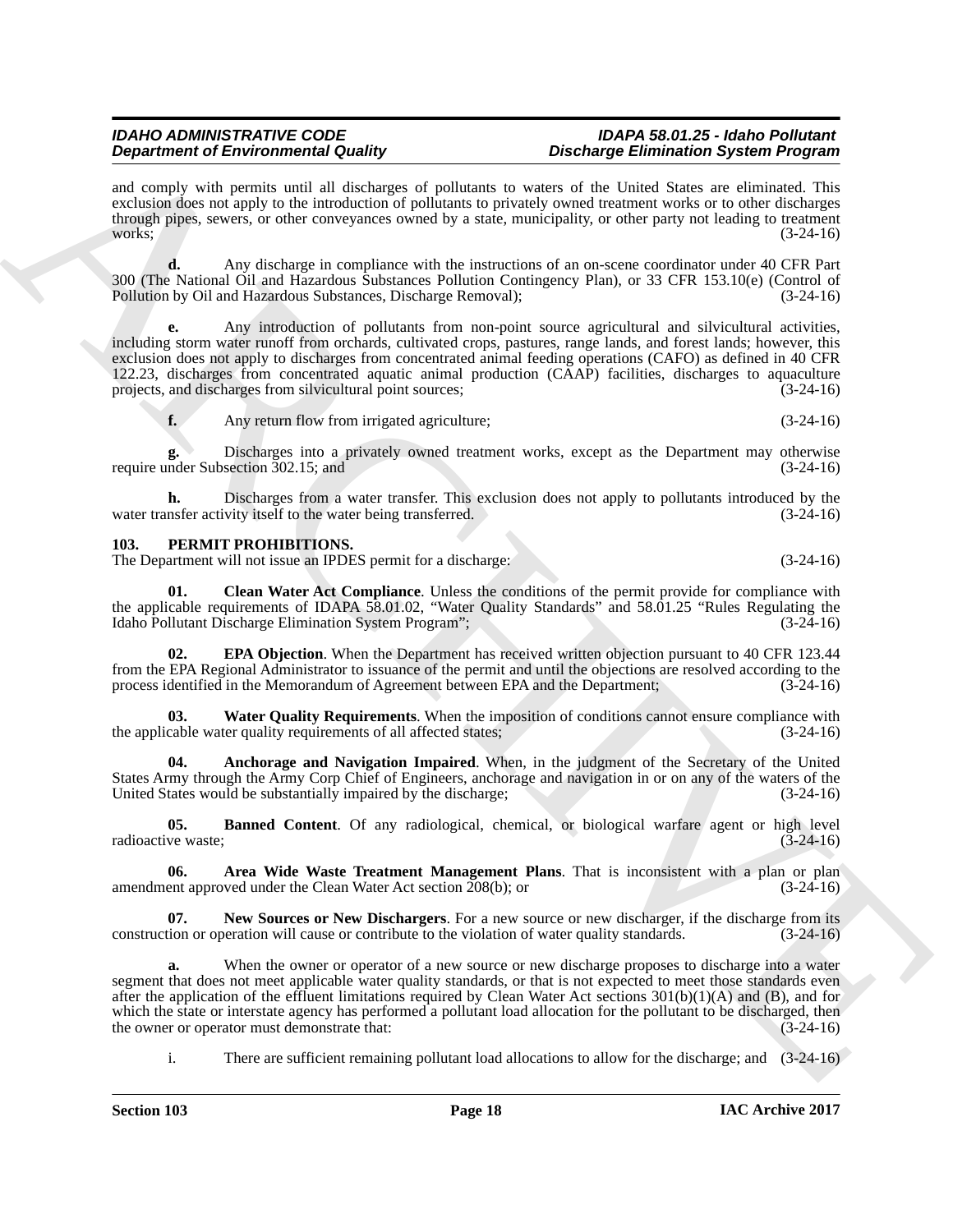and comply with permits until all discharges of pollutants to waters of the United States are eliminated. This exclusion does not apply to the introduction of pollutants to privately owned treatment works or to other discharges through pipes, sewers, or other conveyances owned by a state, municipality, or other party not leading to treatment works; (3-24-16)

**d.** Any discharge in compliance with the instructions of an on-scene coordinator under 40 CFR Part 300 (The National Oil and Hazardous Substances Pollution Contingency Plan), or 33 CFR 153.10(e) (Control of Pollution by Oil and Hazardous Substances, Discharge Removal); (3-24-16)

**e.** Any introduction of pollutants from non-point source agricultural and silvicultural activities, including storm water runoff from orchards, cultivated crops, pastures, range lands, and forest lands; however, this exclusion does not apply to discharges from concentrated animal feeding operations (CAFO) as defined in 40 CFR 122.23, discharges from concentrated aquatic animal production (CAAP) facilities, discharges to aquaculture projects, and discharges from silvicultural point sources; (3-24-16)

**f.** Any return flow from irrigated agriculture; (3-24-16)

**g.** Discharges into a privately owned treatment works, except as the Department may otherwise require under Subsection 302.15; and (3-24-16)

**h.** Discharges from a water transfer. This exclusion does not apply to pollutants introduced by the water transfer activity itself to the water being transferred. (3-24-16)

## 103. PERMIT PROHIBITIONS.

The Department will not issue an IPDES permit for a discharge: (3-24-16)

**01. Clean Water Act Compliance**. Unless the conditions of the permit provide for compliance with the applicable requirements of IDAPA 58.01.02, "Water Quality Standards" and 58.01.25 "Rules Regulating the Idaho Pollutant Discharge Elimination System Program"; (3-24-16)

**02. EPA Objection**. When the Department has received written objection pursuant to 40 CFR 123.44 from the EPA Regional Administrator to issuance of the permit and until the objections are resolved according to the process identified in the Memorandum of Agreement between EPA and the Department; (3-24-16)

**03. Water Quality Requirements**. When the imposition of conditions cannot ensure compliance with the applicable water quality requirements of all affected states; (3-24-16)

**04. Anchorage and Navigation Impaired**. When, in the judgment of the Secretary of the United States Army through the Army Corp Chief of Engineers, anchorage and navigation in or on any of the waters of the United States would be substantially impaired by the discharge; (3-24-16)

**05. Banned Content**. Of any radiological, chemical, or biological warfare agent or high level radioactive waste; (3-24-16)

**06. Area Wide Waste Treatment Management Plans**. That is inconsistent with a plan or plan amendment approved under the Clean Water Act section 208(b); or (3-24-16)

**07. New Sources or New Dischargers**. For a new source or new discharger, if the discharge from its construction or operation will cause or contribute to the violation of water quality standards. (3-24-16)

**a.** When the owner or operator of a new source or new discharge proposes to discharge into a water segment that does not meet applicable water quality standards, or that is not expected to meet those standards even after the application of the effluent limitations required by Clean Water Act sections 301(b)(1)(A) and (B), and for which the state or interstate agency has performed a pollutant load allocation for the pollutant to be discharged, then the owner or operator must demonstrate that: (3-24-16)

i. There are sufficient remaining pollutant load allocations to allow for the discharge; and (3-24-16)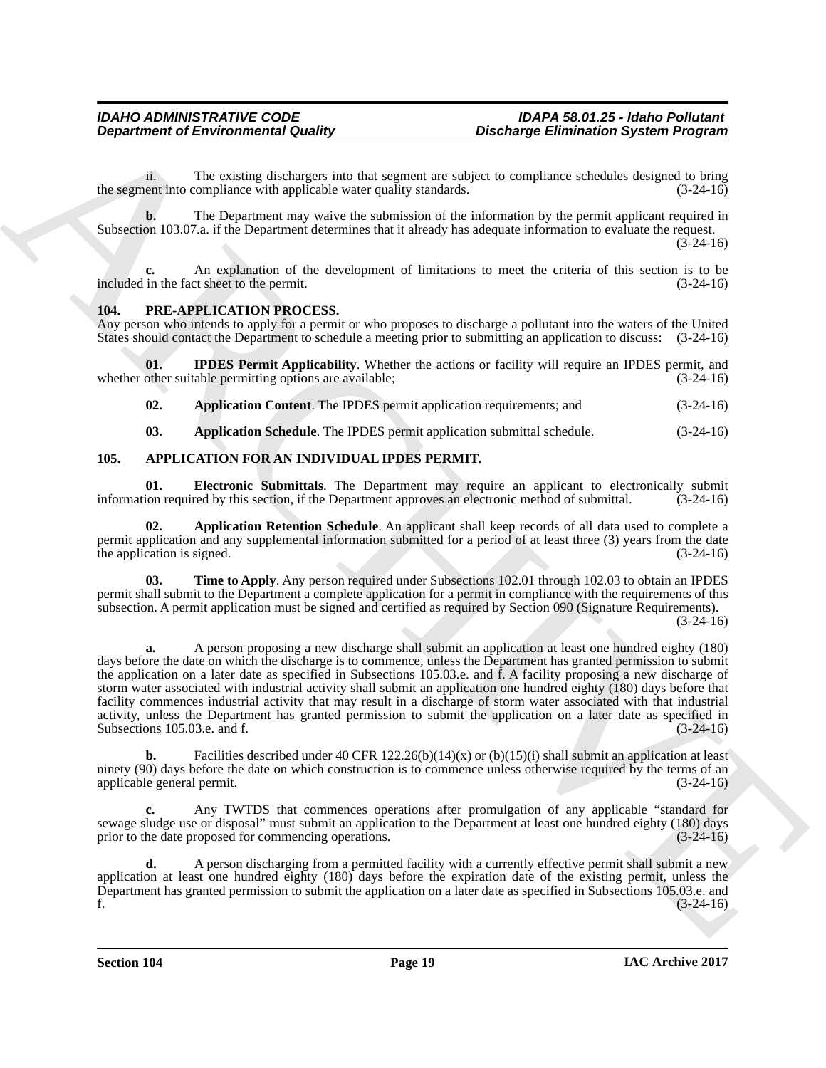ii. The existing dischargers into that segment are subject to compliance schedules designed to bring the segment into compliance with applicable water quality standards. (3-24-16)

**b.** The Department may waive the submission of the information by the permit applicant required in Subsection 103.07.a. if the Department determines that it already has adequate information to evaluate the request. (3-24-16)

**c.** An explanation of the development of limitations to meet the criteria of this section is to be included in the fact sheet to the permit. (3-24-16)

## 104. PRE-APPLICATION PROCESS.

Any person who intends to apply for a permit or who proposes to discharge a pollutant into the waters of the United States should contact the Department to schedule a meeting prior to submitting an application to discuss: (3-24-16)

**01. IPDES Permit Applicability**. Whether the actions or facility will require an IPDES permit, and whether other suitable permitting options are available; (3-24-16)

**02. Application Content**. The IPDES permit application requirements; and (3-24-16)

**03. Application Schedule**. The IPDES permit application submittal schedule. (3-24-16)

## 105. APPLICATION FOR AN INDIVIDUAL IPDES PERMIT.

**01. Electronic Submittals**. The Department may require an applicant to electronically submit information required by this section, if the Department approves an electronic method of submittal. (3-24-16)

**02. Application Retention Schedule**. An applicant shall keep records of all data used to complete a permit application and any supplemental information submitted for a period of at least three (3) years from the date the application is signed. (3-24-16)

**03. Time to Apply**. Any person required under Subsections 102.01 through 102.03 to obtain an IPDES permit shall submit to the Department a complete application for a permit in compliance with the requirements of this subsection. A permit application must be signed and certified as required by Section 090 (Signature Requirements). (3-24-16)

**a.** A person proposing a new discharge shall submit an application at least one hundred eighty (180) days before the date on which the discharge is to commence, unless the Department has granted permission to submit the application on a later date as specified in Subsections 105.03.e. and f. A facility proposing a new discharge of storm water associated with industrial activity shall submit an application one hundred eighty (180) days before that facility commences industrial activity that may result in a discharge of storm water associated with that industrial activity, unless the Department has granted permission to submit the application on a later date as specified in Subsections 105.03.e. and f. (3-24-16)

**b.** Facilities described under 40 CFR 122.26(b)(14)(x) or (b)(15)(i) shall submit an application at least ninety (90) days before the date on which construction is to commence unless otherwise required by the terms of an applicable general permit. (3-24-16)

**c.** Any TWTDS that commences operations after promulgation of any applicable "standard for sewage sludge use or disposal" must submit an application to the Department at least one hundred eighty (180) days prior to the date proposed for commencing operations. (3-24-16)

**d.** A person discharging from a permitted facility with a currently effective permit shall submit a new application at least one hundred eighty (180) days before the expiration date of the existing permit, unless the Department has granted permission to submit the application on a later date as specified in Subsections 105.03.e. and f. (3-24-16)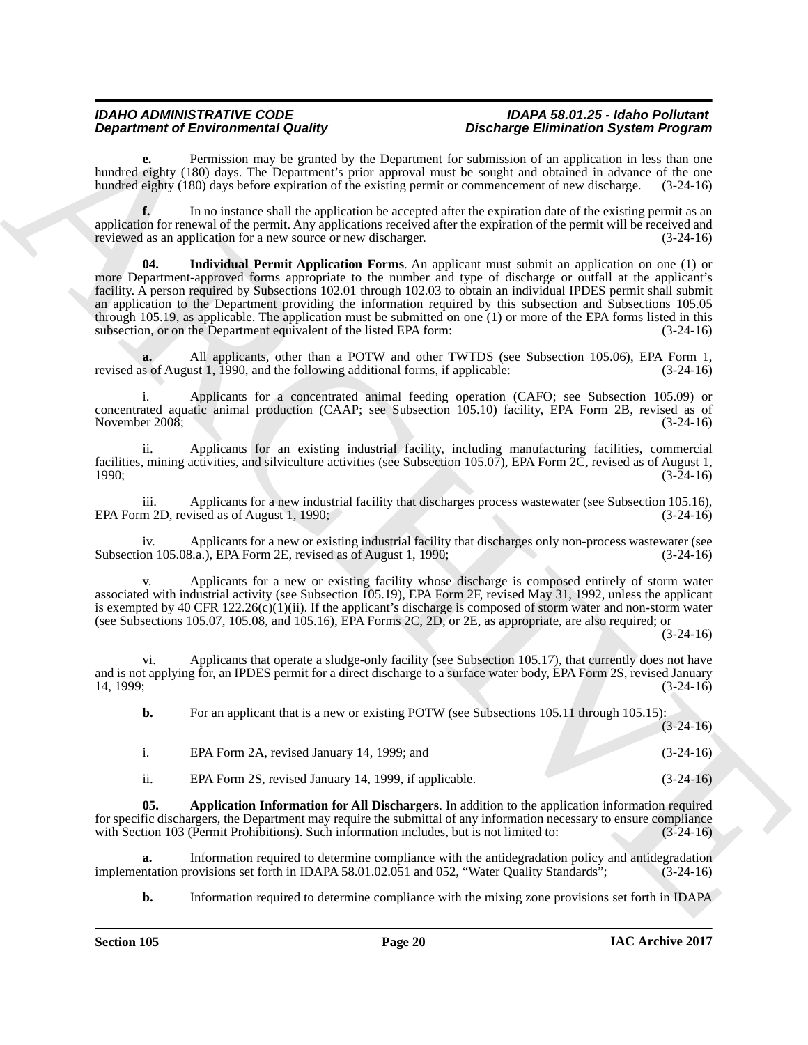**e.** Permission may be granted by the Department for submission of an application in less than one hundred eighty (180) days. The Department's prior approval must be sought and obtained in advance of the one hundred eighty (180) days before expiration of the existing permit or commencement of new discharge. (3-24-16)

**f.** In no instance shall the application be accepted after the expiration date of the existing permit as an application for renewal of the permit. Any applications received after the expiration of the permit will be received and reviewed as an application for a new source or new discharger. (3-24-16)

**04. Individual Permit Application Forms**. An applicant must submit an application on one (1) or more Department-approved forms appropriate to the number and type of discharge or outfall at the applicant's facility. A person required by Subsections 102.01 through 102.03 to obtain an individual IPDES permit shall submit an application to the Department providing the information required by this subsection and Subsections 105.05 through 105.19, as applicable. The application must be submitted on one (1) or more of the EPA forms listed in this subsection, or on the Department equivalent of the listed EPA form: (3-24-16)

**a.** All applicants, other than a POTW and other TWTDS (see Subsection 105.06), EPA Form 1, revised as of August 1, 1990, and the following additional forms, if applicable: (3-24-16)

i. Applicants for a concentrated animal feeding operation (CAFO; see Subsection 105.09) or concentrated aquatic animal production (CAAP; see Subsection 105.10) facility, EPA Form 2B, revised as of November 2008; (3-24-16)

ii. Applicants for an existing industrial facility, including manufacturing facilities, commercial facilities, mining activities, and silviculture activities (see Subsection 105.07), EPA Form 2C, revised as of August 1, 1990; (3-24-16)

iii. Applicants for a new industrial facility that discharges process wastewater (see Subsection 105.16), EPA Form 2D, revised as of August 1, 1990; (3-24-16)

iv. Applicants for a new or existing industrial facility that discharges only non-process wastewater (see Subsection 105.08.a.), EPA Form 2E, revised as of August 1, 1990; (3-24-16)

v. Applicants for a new or existing facility whose discharge is composed entirely of storm water associated with industrial activity (see Subsection 105.19), EPA Form 2F, revised May 31, 1992, unless the applicant is exempted by 40 CFR 122.26(c)(1)(ii). If the applicant's discharge is composed of storm water and non-storm water (see Subsections 105.07, 105.08, and 105.16), EPA Forms 2C, 2D, or 2E, as appropriate, are also required; or (3-24-16)

vi. Applicants that operate a sludge-only facility (see Subsection 105.17), that currently does not have and is not applying for, an IPDES permit for a direct discharge to a surface water body, EPA Form 2S, revised January 14, 1999; (3-24-16)

**b.** For an applicant that is a new or existing POTW (see Subsections 105.11 through 105.15): (3-24-16)

i. EPA Form 2A, revised January 14, 1999; and (3-24-16)

ii. EPA Form 2S, revised January 14, 1999, if applicable. (3-24-16)

**05. Application Information for All Dischargers**. In addition to the application information required for specific dischargers, the Department may require the submittal of any information necessary to ensure compliance with Section 103 (Permit Prohibitions). Such information includes, but is not limited to: (3-24-16)

**a.** Information required to determine compliance with the antidegradation policy and antidegradation implementation provisions set forth in IDAPA 58.01.02.051 and 052, "Water Quality Standards"; (3-24-16)

**b.** Information required to determine compliance with the mixing zone provisions set forth in IDAPA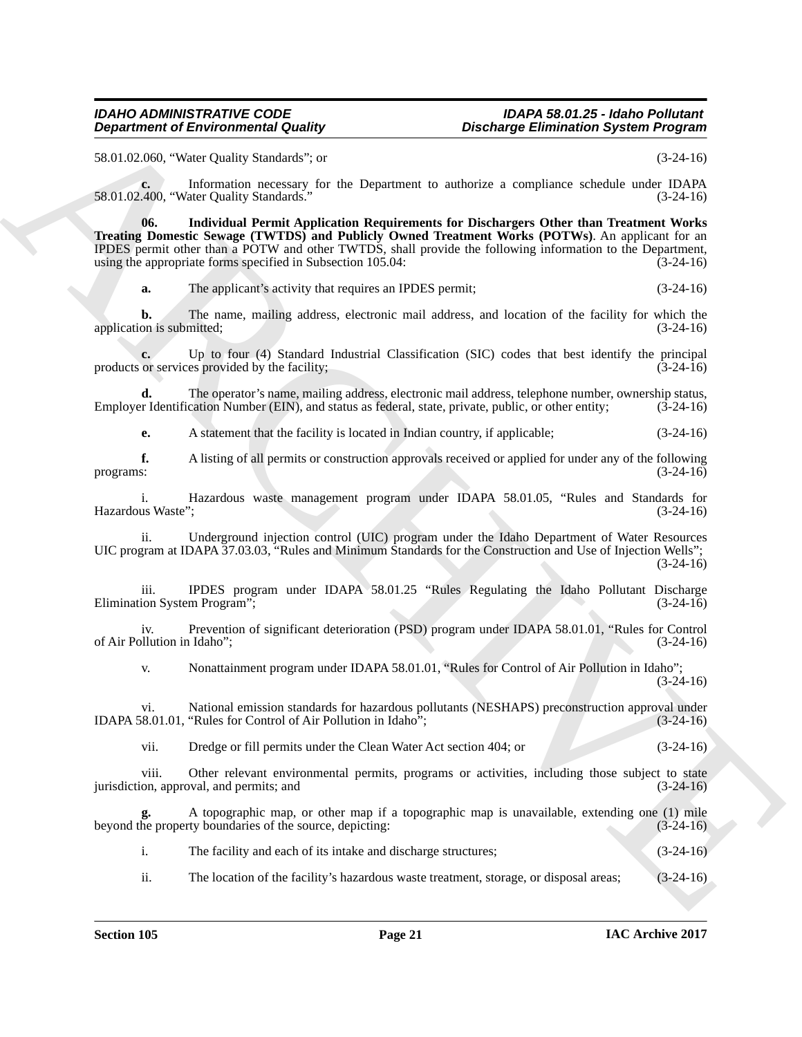58.01.02.060, "Water Quality Standards"; or (3-24-16)

**c.** Information necessary for the Department to authorize a compliance schedule under IDAPA 58.01.02.400, "Water Quality Standards." (3-24-16)

**06. Individual Permit Application Requirements for Dischargers Other than Treatment Works Treating Domestic Sewage (TWTDS) and Publicly Owned Treatment Works (POTWs)**. An applicant for an IPDES permit other than a POTW and other TWTDS, shall provide the following information to the Department, using the appropriate forms specified in Subsection 105.04: (3-24-16)

**a.** The applicant's activity that requires an IPDES permit; (3-24-16)

**b.** The name, mailing address, electronic mail address, and location of the facility for which the application is submitted; (3-24-16)

**c.** Up to four (4) Standard Industrial Classification (SIC) codes that best identify the principal products or services provided by the facility; (3-24-16)

**d.** The operator's name, mailing address, electronic mail address, telephone number, ownership status, Employer Identification Number (EIN), and status as federal, state, private, public, or other entity; (3-24-16)

**e.** A statement that the facility is located in Indian country, if applicable; (3-24-16)

**f.** A listing of all permits or construction approvals received or applied for under any of the following programs: (3-24-16)

i. Hazardous waste management program under IDAPA 58.01.05, "Rules and Standards for Hazardous Waste"; (3-24-16)

ii. Underground injection control (UIC) program under the Idaho Department of Water Resources UIC program at IDAPA 37.03.03, "Rules and Minimum Standards for the Construction and Use of Injection Wells"; (3-24-16)

iii. IPDES program under IDAPA 58.01.25 "Rules Regulating the Idaho Pollutant Discharge Elimination System Program"; (3-24-16)

iv. Prevention of significant deterioration (PSD) program under IDAPA 58.01.01, "Rules for Control of Air Pollution in Idaho"; (3-24-16)

v. Nonattainment program under IDAPA 58.01.01, "Rules for Control of Air Pollution in Idaho"; (3-24-16)

vi. National emission standards for hazardous pollutants (NESHAPS) preconstruction approval under IDAPA 58.01.01, "Rules for Control of Air Pollution in Idaho"; (3-24-16)

vii. Dredge or fill permits under the Clean Water Act section 404; or (3-24-16)

viii. Other relevant environmental permits, programs or activities, including those subject to state jurisdiction, approval, and permits; and (3-24-16)

**g.** A topographic map, or other map if a topographic map is unavailable, extending one (1) mile beyond the property boundaries of the source, depicting: (3-24-16)

i. The facility and each of its intake and discharge structures; (3-24-16)

ii. The location of the facility's hazardous waste treatment, storage, or disposal areas; (3-24-16)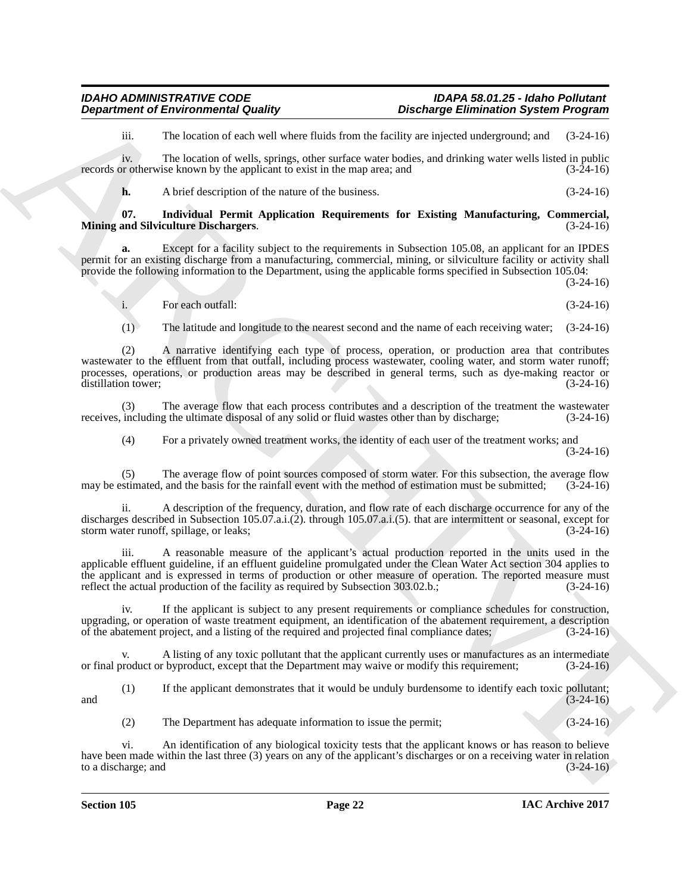iii. The location of each well where fluids from the facility are injected underground; and (3-24-16)

iv. The location of wells, springs, other surface water bodies, and drinking water wells listed in public records or otherwise known by the applicant to exist in the map area; and (3-24-16)

**h.** A brief description of the nature of the business. (3-24-16)

**07. Individual Permit Application Requirements for Existing Manufacturing, Commercial, Mining and Silviculture Dischargers**. (3-24-16)

**a.** Except for a facility subject to the requirements in Subsection 105.08, an applicant for an IPDES permit for an existing discharge from a manufacturing, commercial, mining, or silviculture facility or activity shall provide the following information to the Department, using the applicable forms specified in Subsection 105.04: (3-24-16)

i. For each outfall: (3-24-16)

(1) The latitude and longitude to the nearest second and the name of each receiving water; (3-24-16)

(2) A narrative identifying each type of process, operation, or production area that contributes wastewater to the effluent from that outfall, including process wastewater, cooling water, and storm water runoff; processes, operations, or production areas may be described in general terms, such as dye-making reactor or distillation tower; (3-24-16)

(3) The average flow that each process contributes and a description of the treatment the wastewater receives, including the ultimate disposal of any solid or fluid wastes other than by discharge; (3-24-16)

(4) For a privately owned treatment works, the identity of each user of the treatment works; and (3-24-16)

(5) The average flow of point sources composed of storm water. For this subsection, the average flow may be estimated, and the basis for the rainfall event with the method of estimation must be submitted; (3-24-16)

ii. A description of the frequency, duration, and flow rate of each discharge occurrence for any of the discharges described in Subsection 105.07.a.i.(2). through 105.07.a.i.(5). that are intermittent or seasonal, except for storm water runoff, spillage, or leaks; (3-24-16)

iii. A reasonable measure of the applicant's actual production reported in the units used in the applicable effluent guideline, if an effluent guideline promulgated under the Clean Water Act section 304 applies to the applicant and is expressed in terms of production or other measure of operation. The reported measure must reflect the actual production of the facility as required by Subsection 303.02.b.; (3-24-16)

iv. If the applicant is subject to any present requirements or compliance schedules for construction, upgrading, or operation of waste treatment equipment, an identification of the abatement requirement, a description of the abatement project, and a listing of the required and projected final compliance dates; (3-24-16)

v. A listing of any toxic pollutant that the applicant currently uses or manufactures as an intermediate or final product or byproduct, except that the Department may waive or modify this requirement; (3-24-16)

(1) If the applicant demonstrates that it would be unduly burdensome to identify each toxic pollutant; and (3-24-16)

(2) The Department has adequate information to issue the permit; (3-24-16)

vi. An identification of any biological toxicity tests that the applicant knows or has reason to believe have been made within the last three (3) years on any of the applicant's discharges or on a receiving water in relation to a discharge; and (3-24-16)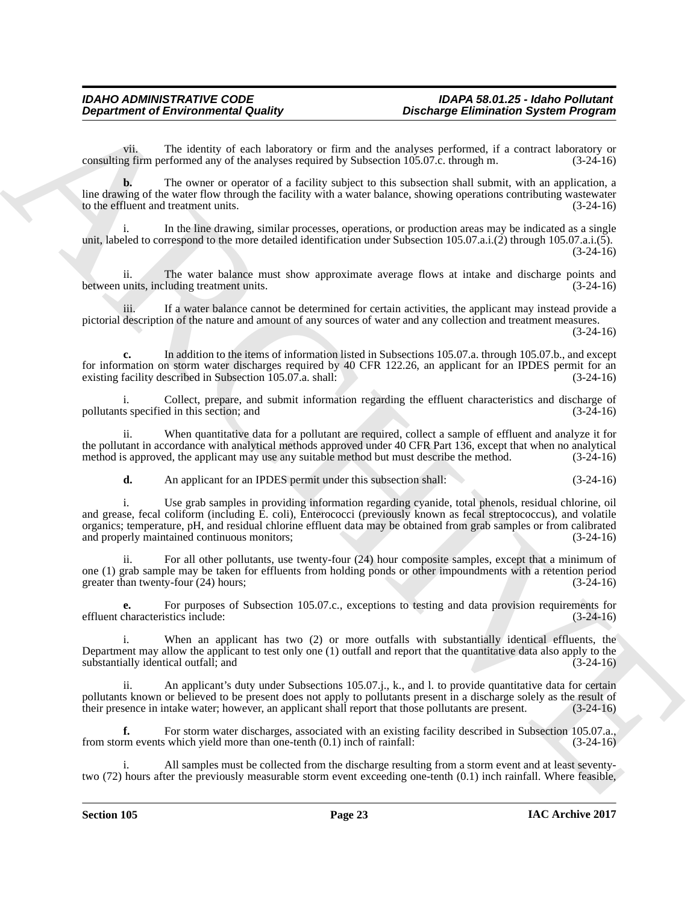vii. The identity of each laboratory or firm and the analyses performed, if a contract laboratory or consulting firm performed any of the analyses required by Subsection 105.07.c. through m. (3-24-16)

**b.** The owner or operator of a facility subject to this subsection shall submit, with an application, a line drawing of the water flow through the facility with a water balance, showing operations contributing wastewater to the effluent and treatment units. (3-24-16)

i. In the line drawing, similar processes, operations, or production areas may be indicated as a single unit, labeled to correspond to the more detailed identification under Subsection 105.07.a.i.(2) through 105.07.a.i.(5). (3-24-16)

ii. The water balance must show approximate average flows at intake and discharge points and between units, including treatment units. (3-24-16)

iii. If a water balance cannot be determined for certain activities, the applicant may instead provide a pictorial description of the nature and amount of any sources of water and any collection and treatment measures. (3-24-16)

**c.** In addition to the items of information listed in Subsections 105.07.a. through 105.07.b., and except for information on storm water discharges required by 40 CFR 122.26, an applicant for an IPDES permit for an existing facility described in Subsection 105.07.a. shall: (3-24-16)

i. Collect, prepare, and submit information regarding the effluent characteristics and discharge of pollutants specified in this section; and (3-24-16)

ii. When quantitative data for a pollutant are required, collect a sample of effluent and analyze it for the pollutant in accordance with analytical methods approved under 40 CFR Part 136, except that when no analytical method is approved, the applicant may use any suitable method but must describe the method. (3-24-16)

**d.** An applicant for an IPDES permit under this subsection shall: (3-24-16)

i. Use grab samples in providing information regarding cyanide, total phenols, residual chlorine, oil and grease, fecal coliform (including E. coli), Enterococci (previously known as fecal streptococcus), and volatile organics; temperature, pH, and residual chlorine effluent data may be obtained from grab samples or from calibrated and properly maintained continuous monitors; (3-24-16)

ii. For all other pollutants, use twenty-four (24) hour composite samples, except that a minimum of one (1) grab sample may be taken for effluents from holding ponds or other impoundments with a retention period greater than twenty-four (24) hours; (3-24-16)

**e.** For purposes of Subsection 105.07.c., exceptions to testing and data provision requirements for effluent characteristics include: (3-24-16)

i. When an applicant has two (2) or more outfalls with substantially identical effluents, the Department may allow the applicant to test only one (1) outfall and report that the quantitative data also apply to the substantially identical outfall; and (3-24-16)

ii. An applicant's duty under Subsections 105.07.j., k., and l. to provide quantitative data for certain pollutants known or believed to be present does not apply to pollutants present in a discharge solely as the result of their presence in intake water; however, an applicant shall report that those pollutants are present. (3-24-16)

**f.** For storm water discharges, associated with an existing facility described in Subsection 105.07.a., from storm events which yield more than one-tenth (0.1) inch of rainfall: (3-24-16)

i. All samples must be collected from the discharge resulting from a storm event and at least seventy-two (72) hours after the previously measurable storm event exceeding one-tenth (0.1) inch rainfall. Where feasible,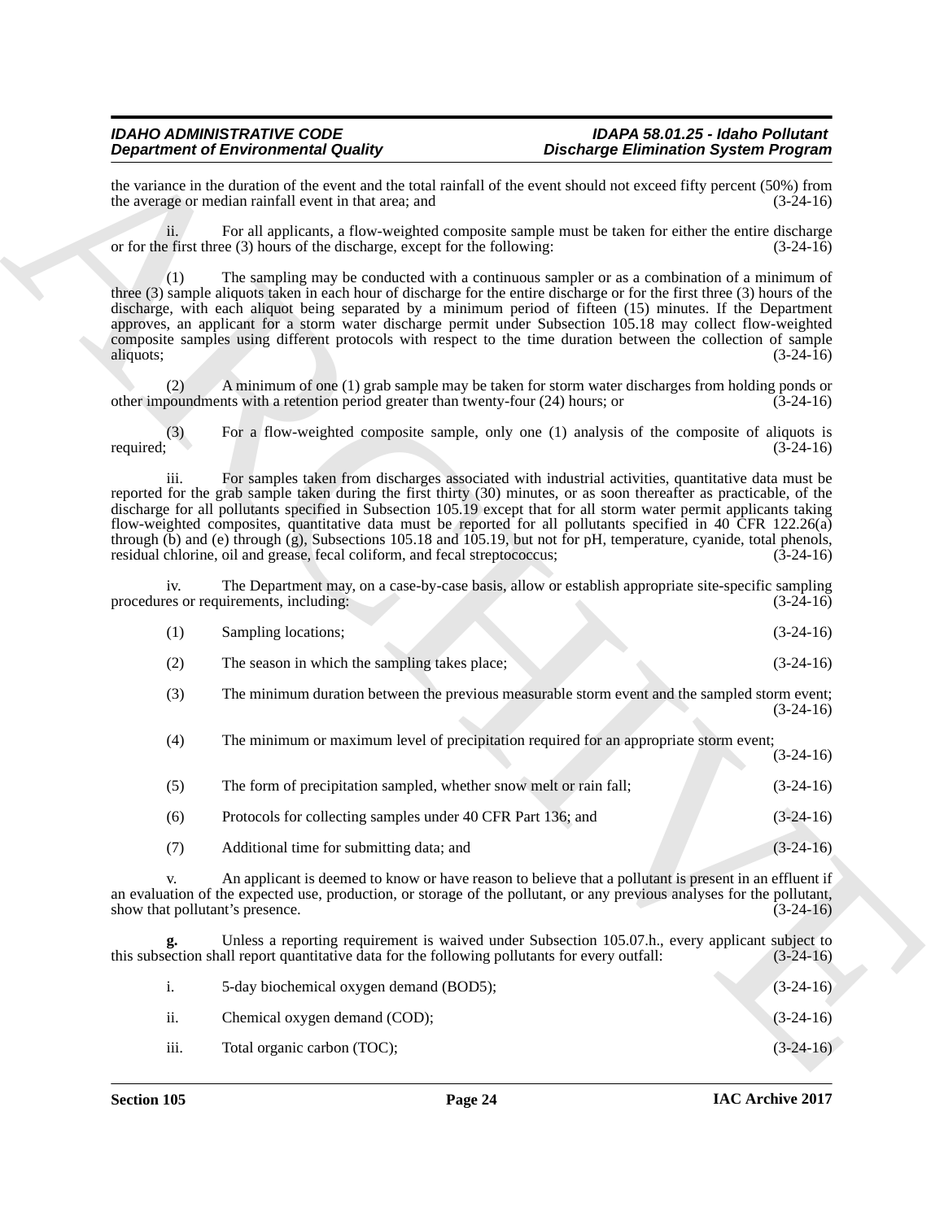the variance in the duration of the event and the total rainfall of the event should not exceed fifty percent (50%) from the average or median rainfall event in that area; and (3-24-16)

ii. For all applicants, a flow-weighted composite sample must be taken for either the entire discharge or for the first three (3) hours of the discharge, except for the following: (3-24-16)

(1) The sampling may be conducted with a continuous sampler or as a combination of a minimum of three (3) sample aliquots taken in each hour of discharge for the entire discharge or for the first three (3) hours of the discharge, with each aliquot being separated by a minimum period of fifteen (15) minutes. If the Department approves, an applicant for a storm water discharge permit under Subsection 105.18 may collect flow-weighted composite samples using different protocols with respect to the time duration between the collection of sample aliquots; (3-24-16)

(2) A minimum of one (1) grab sample may be taken for storm water discharges from holding ponds or other impoundments with a retention period greater than twenty-four (24) hours; or (3-24-16)

(3) For a flow-weighted composite sample, only one (1) analysis of the composite of aliquots is required; (3-24-16)

iii. For samples taken from discharges associated with industrial activities, quantitative data must be reported for the grab sample taken during the first thirty (30) minutes, or as soon thereafter as practicable, of the discharge for all pollutants specified in Subsection 105.19 except that for all storm water permit applicants taking flow-weighted composites, quantitative data must be reported for all pollutants specified in 40 CFR 122.26(a) through (b) and (e) through (g), Subsections 105.18 and 105.19, but not for pH, temperature, cyanide, total phenols, residual chlorine, oil and grease, fecal coliform, and fecal streptococcus; (3-24-16)

iv. The Department may, on a case-by-case basis, allow or establish appropriate site-specific sampling procedures or requirements, including: (3-24-16)

(1) Sampling locations; (3-24-16)

(2) The season in which the sampling takes place; (3-24-16)

(3) The minimum duration between the previous measurable storm event and the sampled storm event; (3-24-16)

(4) The minimum or maximum level of precipitation required for an appropriate storm event; (3-24-16)

(5) The form of precipitation sampled, whether snow melt or rain fall; (3-24-16)

(6) Protocols for collecting samples under 40 CFR Part 136; and (3-24-16)

(7) Additional time for submitting data; and (3-24-16)

v. An applicant is deemed to know or have reason to believe that a pollutant is present in an effluent if an evaluation of the expected use, production, or storage of the pollutant, or any previous analyses for the pollutant, show that pollutant's presence. (3-24-16)

**g.** Unless a reporting requirement is waived under Subsection 105.07.h., every applicant subject to this subsection shall report quantitative data for the following pollutants for every outfall: (3-24-16)

i. 5-day biochemical oxygen demand (BOD5); (3-24-16)

ii. Chemical oxygen demand (COD); (3-24-16)

iii. Total organic carbon (TOC); (3-24-16)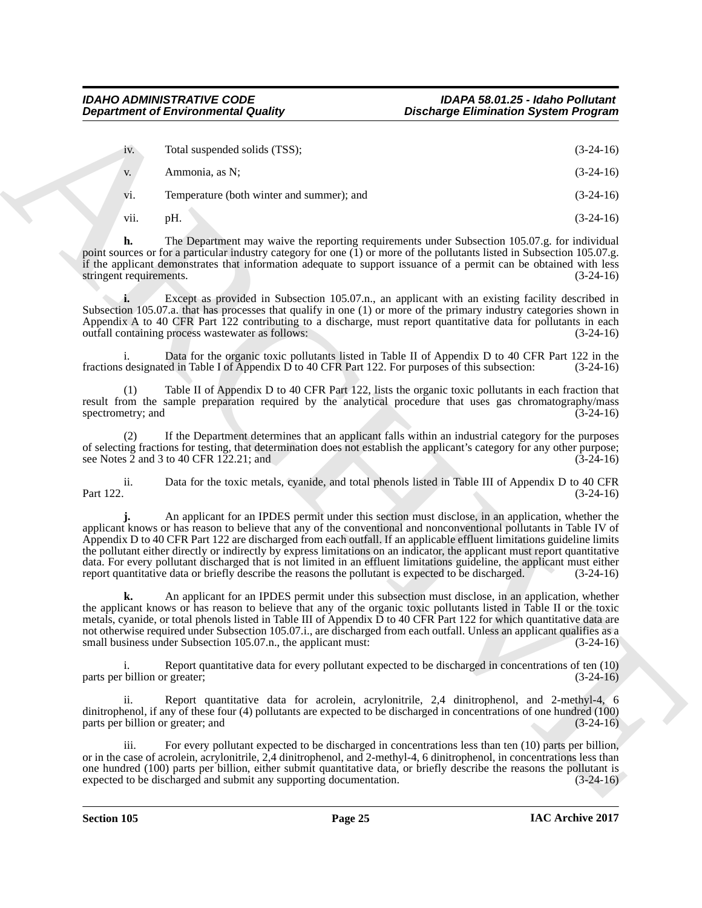iv. Total suspended solids (TSS); (3-24-16)

v. Ammonia, as N; (3-24-16)

vi. Temperature (both winter and summer); and (3-24-16)

vii. pH. (3-24-16)

**h.** The Department may waive the reporting requirements under Subsection 105.07.g. for individual point sources or for a particular industry category for one (1) or more of the pollutants listed in Subsection 105.07.g. if the applicant demonstrates that information adequate to support issuance of a permit can be obtained with less stringent requirements. (3-24-16)

**i.** Except as provided in Subsection 105.07.n., an applicant with an existing facility described in Subsection 105.07.a. that has processes that qualify in one (1) or more of the primary industry categories shown in Appendix A to 40 CFR Part 122 contributing to a discharge, must report quantitative data for pollutants in each outfall containing process wastewater as follows: (3-24-16)

i. Data for the organic toxic pollutants listed in Table II of Appendix D to 40 CFR Part 122 in the fractions designated in Table I of Appendix D to 40 CFR Part 122. For purposes of this subsection: (3-24-16)

(1) Table II of Appendix D to 40 CFR Part 122, lists the organic toxic pollutants in each fraction that result from the sample preparation required by the analytical procedure that uses gas chromatography/mass spectrometry; and (3-24-16)

(2) If the Department determines that an applicant falls within an industrial category for the purposes of selecting fractions for testing, that determination does not establish the applicant's category for any other purpose; see Notes 2 and 3 to 40 CFR 122.21; and (3-24-16)

ii. Data for the toxic metals, cyanide, and total phenols listed in Table III of Appendix D to 40 CFR Part 122. (3-24-16)

**j.** An applicant for an IPDES permit under this section must disclose, in an application, whether the applicant knows or has reason to believe that any of the conventional and nonconventional pollutants in Table IV of Appendix D to 40 CFR Part 122 are discharged from each outfall. If an applicable effluent limitations guideline limits the pollutant either directly or indirectly by express limitations on an indicator, the applicant must report quantitative data. For every pollutant discharged that is not limited in an effluent limitations guideline, the applicant must either report quantitative data or briefly describe the reasons the pollutant is expected to be discharged. (3-24-16)

**k.** An applicant for an IPDES permit under this subsection must disclose, in an application, whether the applicant knows or has reason to believe that any of the organic toxic pollutants listed in Table II or the toxic metals, cyanide, or total phenols listed in Table III of Appendix D to 40 CFR Part 122 for which quantitative data are not otherwise required under Subsection 105.07.i., are discharged from each outfall. Unless an applicant qualifies as a small business under Subsection 105.07.n., the applicant must: (3-24-16)

i. Report quantitative data for every pollutant expected to be discharged in concentrations of ten (10) parts per billion or greater; (3-24-16)

ii. Report quantitative data for acrolein, acrylonitrile, 2,4 dinitrophenol, and 2-methyl-4, 6 dinitrophenol, if any of these four (4) pollutants are expected to be discharged in concentrations of one hundred (100) parts per billion or greater; and (3-24-16)

iii. For every pollutant expected to be discharged in concentrations less than ten (10) parts per billion, or in the case of acrolein, acrylonitrile, 2,4 dinitrophenol, and 2-methyl-4, 6 dinitrophenol, in concentrations less than one hundred (100) parts per billion, either submit quantitative data, or briefly describe the reasons the pollutant is expected to be discharged and submit any supporting documentation. (3-24-16)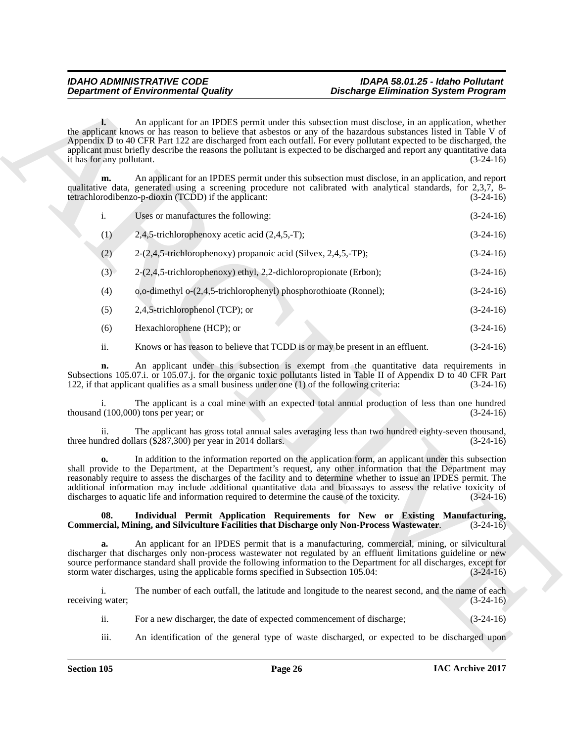**l.** An applicant for an IPDES permit under this subsection must disclose, in an application, whether the applicant knows or has reason to believe that asbestos or any of the hazardous substances listed in Table V of Appendix D to 40 CFR Part 122 are discharged from each outfall. For every pollutant expected to be discharged, the applicant must briefly describe the reasons the pollutant is expected to be discharged and report any quantitative data it has for any pollutant. (3-24-16)

**m.** An applicant for an IPDES permit under this subsection must disclose, in an application, and report qualitative data, generated using a screening procedure not calibrated with analytical standards, for 2,3,7, 8-tetrachlorodibenzo-p-dioxin (TCDD) if the applicant: (3-24-16)

i. Uses or manufactures the following: (3-24-16)

(1) 2,4,5-trichlorophenoxy acetic acid (2,4,5,-T); (3-24-16)

(2) 2-(2,4,5-trichlorophenoxy) propanoic acid (Silvex, 2,4,5,-TP); (3-24-16)

(3) 2-(2,4,5-trichlorophenoxy) ethyl, 2,2-dichloropropionate (Erbon); (3-24-16)

(4) o,o-dimethyl o-(2,4,5-trichlorophenyl) phosphorothioate (Ronnel); (3-24-16)

(5) 2,4,5-trichlorophenol (TCP); or (3-24-16)

(6) Hexachlorophene (HCP); or (3-24-16)

ii. Knows or has reason to believe that TCDD is or may be present in an effluent. (3-24-16)

**n.** An applicant under this subsection is exempt from the quantitative data requirements in Subsections 105.07.i. or 105.07.j. for the organic toxic pollutants listed in Table II of Appendix D to 40 CFR Part 122, if that applicant qualifies as a small business under one (1) of the following criteria: (3-24-16)

i. The applicant is a coal mine with an expected total annual production of less than one hundred thousand (100,000) tons per year; or (3-24-16)

ii. The applicant has gross total annual sales averaging less than two hundred eighty-seven thousand, three hundred dollars ($287,300) per year in 2014 dollars. (3-24-16)

**o.** In addition to the information reported on the application form, an applicant under this subsection shall provide to the Department, at the Department's request, any other information that the Department may reasonably require to assess the discharges of the facility and to determine whether to issue an IPDES permit. The additional information may include additional quantitative data and bioassays to assess the relative toxicity of discharges to aquatic life and information required to determine the cause of the toxicity. (3-24-16)

**08. Individual Permit Application Requirements for New or Existing Manufacturing, Commercial, Mining, and Silviculture Facilities that Discharge only Non-Process Wastewater**. (3-24-16)

**a.** An applicant for an IPDES permit that is a manufacturing, commercial, mining, or silvicultural discharger that discharges only non-process wastewater not regulated by an effluent limitations guideline or new source performance standard shall provide the following information to the Department for all discharges, except for storm water discharges, using the applicable forms specified in Subsection 105.04: (3-24-16)

i. The number of each outfall, the latitude and longitude to the nearest second, and the name of each receiving water; (3-24-16)

ii. For a new discharger, the date of expected commencement of discharge; (3-24-16)

iii. An identification of the general type of waste discharged, or expected to be discharged upon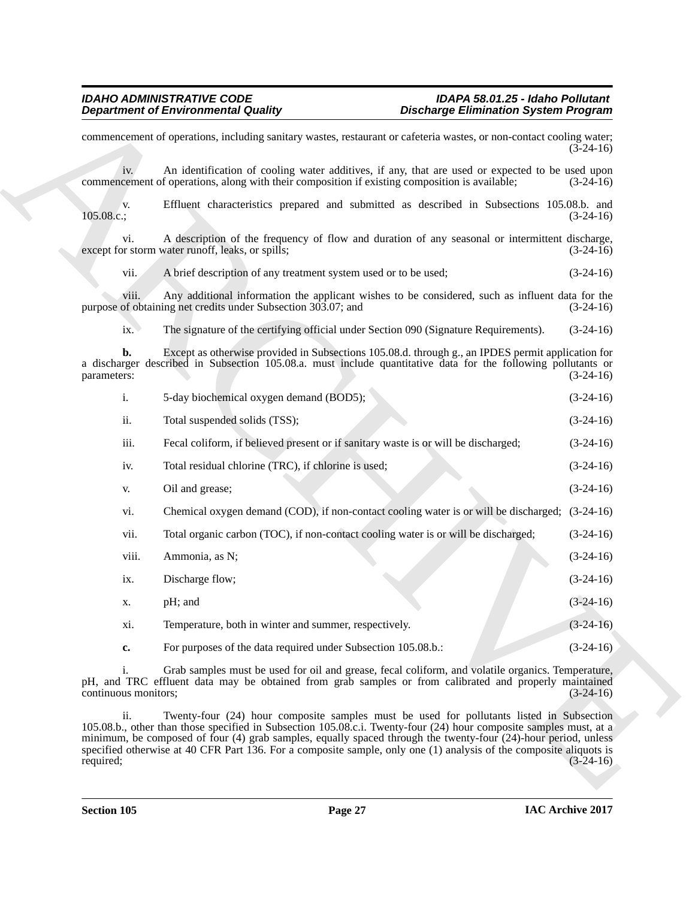commencement of operations, including sanitary wastes, restaurant or cafeteria wastes, or non-contact cooling water; (3-24-16)

iv. An identification of cooling water additives, if any, that are used or expected to be used upon commencement of operations, along with their composition if existing composition is available; (3-24-16)

v. Effluent characteristics prepared and submitted as described in Subsections 105.08.b. and 105.08.c.; (3-24-16)

vi. A description of the frequency of flow and duration of any seasonal or intermittent discharge, except for storm water runoff, leaks, or spills; (3-24-16)

vii. A brief description of any treatment system used or to be used; (3-24-16)

viii. Any additional information the applicant wishes to be considered, such as influent data for the purpose of obtaining net credits under Subsection 303.07; and (3-24-16)

ix. The signature of the certifying official under Section 090 (Signature Requirements). (3-24-16)

**b.** Except as otherwise provided in Subsections 105.08.d. through g., an IPDES permit application for a discharger described in Subsection 105.08.a. must include quantitative data for the following pollutants or parameters: (3-24-16)

i. 5-day biochemical oxygen demand (BOD5); (3-24-16)

ii. Total suspended solids (TSS); (3-24-16)

iii. Fecal coliform, if believed present or if sanitary waste is or will be discharged; (3-24-16)

iv. Total residual chlorine (TRC), if chlorine is used; (3-24-16)

v. Oil and grease; (3-24-16)

vi. Chemical oxygen demand (COD), if non-contact cooling water is or will be discharged; (3-24-16)

vii. Total organic carbon (TOC), if non-contact cooling water is or will be discharged; (3-24-16)

viii. Ammonia, as N; (3-24-16)

ix. Discharge flow; (3-24-16)

x. pH; and (3-24-16)

xi. Temperature, both in winter and summer, respectively. (3-24-16)

**c.** For purposes of the data required under Subsection 105.08.b.: (3-24-16)

i. Grab samples must be used for oil and grease, fecal coliform, and volatile organics. Temperature, pH, and TRC effluent data may be obtained from grab samples or from calibrated and properly maintained continuous monitors; (3-24-16)

ii. Twenty-four (24) hour composite samples must be used for pollutants listed in Subsection 105.08.b., other than those specified in Subsection 105.08.c.i. Twenty-four (24) hour composite samples must, at a minimum, be composed of four (4) grab samples, equally spaced through the twenty-four (24)-hour period, unless specified otherwise at 40 CFR Part 136. For a composite sample, only one (1) analysis of the composite aliquots is required; (3-24-16)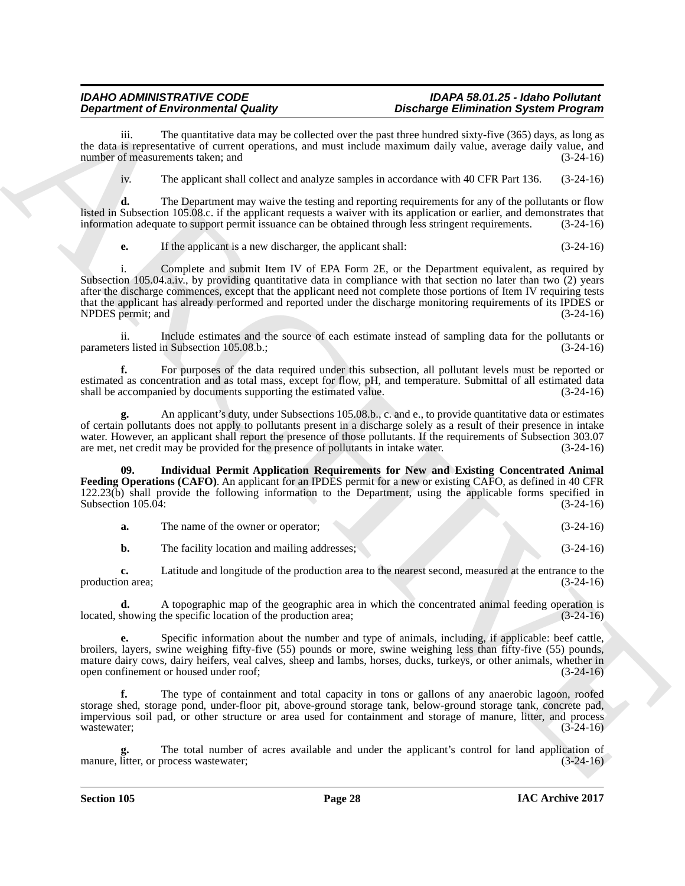iii. The quantitative data may be collected over the past three hundred sixty-five (365) days, as long as the data is representative of current operations, and must include maximum daily value, average daily value, and number of measurements taken; and (3-24-16)

iv. The applicant shall collect and analyze samples in accordance with 40 CFR Part 136. (3-24-16)

**d.** The Department may waive the testing and reporting requirements for any of the pollutants or flow listed in Subsection 105.08.c. if the applicant requests a waiver with its application or earlier, and demonstrates that information adequate to support permit issuance can be obtained through less stringent requirements. (3-24-16)

**e.** If the applicant is a new discharger, the applicant shall: (3-24-16)

i. Complete and submit Item IV of EPA Form 2E, or the Department equivalent, as required by Subsection 105.04.a.iv., by providing quantitative data in compliance with that section no later than two (2) years after the discharge commences, except that the applicant need not complete those portions of Item IV requiring tests that the applicant has already performed and reported under the discharge monitoring requirements of its IPDES or NPDES permit; and (3-24-16)

ii. Include estimates and the source of each estimate instead of sampling data for the pollutants or parameters listed in Subsection 105.08.b.; (3-24-16)

**f.** For purposes of the data required under this subsection, all pollutant levels must be reported or estimated as concentration and as total mass, except for flow, pH, and temperature. Submittal of all estimated data shall be accompanied by documents supporting the estimated value. (3-24-16)

**g.** An applicant's duty, under Subsections 105.08.b., c. and e., to provide quantitative data or estimates of certain pollutants does not apply to pollutants present in a discharge solely as a result of their presence in intake water. However, an applicant shall report the presence of those pollutants. If the requirements of Subsection 303.07 are met, net credit may be provided for the presence of pollutants in intake water. (3-24-16)

**09. Individual Permit Application Requirements for New and Existing Concentrated Animal Feeding Operations (CAFO)**. An applicant for an IPDES permit for a new or existing CAFO, as defined in 40 CFR 122.23(b) shall provide the following information to the Department, using the applicable forms specified in Subsection 105.04: (3-24-16)

**a.** The name of the owner or operator; (3-24-16)

**b.** The facility location and mailing addresses; (3-24-16)

**c.** Latitude and longitude of the production area to the nearest second, measured at the entrance to the production area; (3-24-16)

**d.** A topographic map of the geographic area in which the concentrated animal feeding operation is located, showing the specific location of the production area; (3-24-16)

**e.** Specific information about the number and type of animals, including, if applicable: beef cattle, broilers, layers, swine weighing fifty-five (55) pounds or more, swine weighing less than fifty-five (55) pounds, mature dairy cows, dairy heifers, veal calves, sheep and lambs, horses, ducks, turkeys, or other animals, whether in open confinement or housed under roof; (3-24-16)

**f.** The type of containment and total capacity in tons or gallons of any anaerobic lagoon, roofed storage shed, storage pond, under-floor pit, above-ground storage tank, below-ground storage tank, concrete pad, impervious soil pad, or other structure or area used for containment and storage of manure, litter, and process wastewater; (3-24-16)

**g.** The total number of acres available and under the applicant's control for land application of manure, litter, or process wastewater; (3-24-16)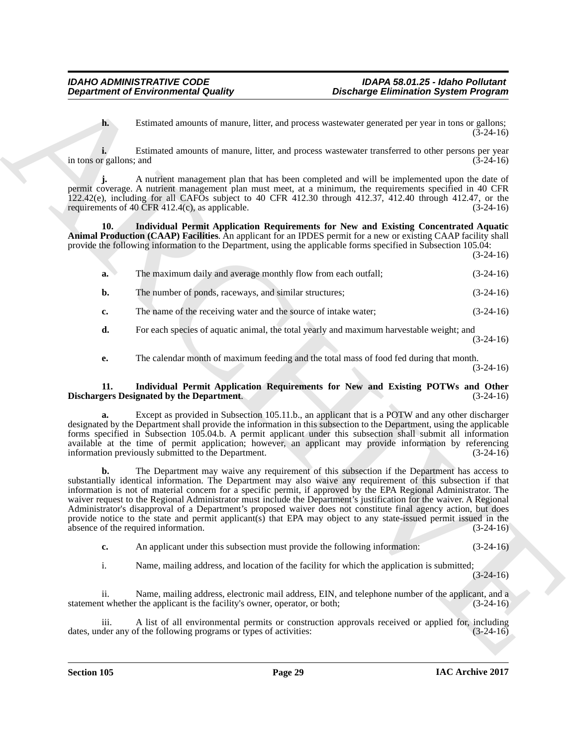**h.** Estimated amounts of manure, litter, and process wastewater generated per year in tons or gallons; (3-24-16)

**i.** Estimated amounts of manure, litter, and process wastewater transferred to other persons per year in tons or gallons; and (3-24-16)

**j.** A nutrient management plan that has been completed and will be implemented upon the date of permit coverage. A nutrient management plan must meet, at a minimum, the requirements specified in 40 CFR 122.42(e), including for all CAFOs subject to 40 CFR 412.30 through 412.37, 412.40 through 412.47, or the requirements of 40 CFR 412.4(c), as applicable. (3-24-16)

**10. Individual Permit Application Requirements for New and Existing Concentrated Aquatic Animal Production (CAAP) Facilities**. An applicant for an IPDES permit for a new or existing CAAP facility shall provide the following information to the Department, using the applicable forms specified in Subsection 105.04: (3-24-16)

**a.** The maximum daily and average monthly flow from each outfall; (3-24-16)

**b.** The number of ponds, raceways, and similar structures; (3-24-16)

**c.** The name of the receiving water and the source of intake water; (3-24-16)

**d.** For each species of aquatic animal, the total yearly and maximum harvestable weight; and (3-24-16)

**e.** The calendar month of maximum feeding and the total mass of food fed during that month. (3-24-16)

**11. Individual Permit Application Requirements for New and Existing POTWs and Other Dischargers Designated by the Department**. (3-24-16)

**a.** Except as provided in Subsection 105.11.b., an applicant that is a POTW and any other discharger designated by the Department shall provide the information in this subsection to the Department, using the applicable forms specified in Subsection 105.04.b. A permit applicant under this subsection shall submit all information available at the time of permit application; however, an applicant may provide information by referencing information previously submitted to the Department. (3-24-16)

**b.** The Department may waive any requirement of this subsection if the Department has access to substantially identical information. The Department may also waive any requirement of this subsection if that information is not of material concern for a specific permit, if approved by the EPA Regional Administrator. The waiver request to the Regional Administrator must include the Department's justification for the waiver. A Regional Administrator's disapproval of a Department's proposed waiver does not constitute final agency action, but does provide notice to the state and permit applicant(s) that EPA may object to any state-issued permit issued in the absence of the required information. (3-24-16)

**c.** An applicant under this subsection must provide the following information: (3-24-16)

i. Name, mailing address, and location of the facility for which the application is submitted; (3-24-16)

ii. Name, mailing address, electronic mail address, EIN, and telephone number of the applicant, and a statement whether the applicant is the facility's owner, operator, or both; (3-24-16)

iii. A list of all environmental permits or construction approvals received or applied for, including dates, under any of the following programs or types of activities: (3-24-16)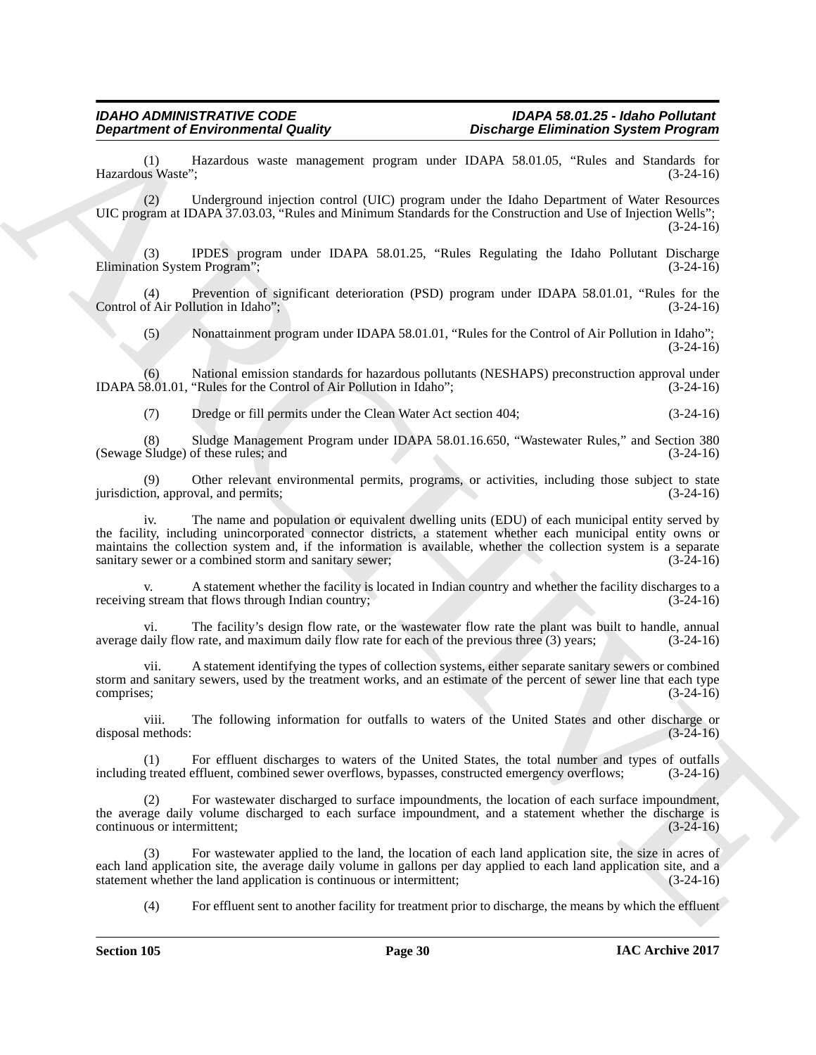(1) Hazardous waste management program under IDAPA 58.01.05, "Rules and Standards for Hazardous Waste"; (3-24-16)

(2) Underground injection control (UIC) program under the Idaho Department of Water Resources UIC program at IDAPA 37.03.03, "Rules and Minimum Standards for the Construction and Use of Injection Wells"; (3-24-16)

(3) IPDES program under IDAPA 58.01.25, "Rules Regulating the Idaho Pollutant Discharge Elimination System Program"; (3-24-16)

(4) Prevention of significant deterioration (PSD) program under IDAPA 58.01.01, "Rules for the Control of Air Pollution in Idaho"; (3-24-16)

(5) Nonattainment program under IDAPA 58.01.01, "Rules for the Control of Air Pollution in Idaho"; (3-24-16)

(6) National emission standards for hazardous pollutants (NESHAPS) preconstruction approval under IDAPA 58.01.01, "Rules for the Control of Air Pollution in Idaho"; (3-24-16)

(7) Dredge or fill permits under the Clean Water Act section 404; (3-24-16)

(8) Sludge Management Program under IDAPA 58.01.16.650, "Wastewater Rules," and Section 380 (Sewage Sludge) of these rules; and (3-24-16)

(9) Other relevant environmental permits, programs, or activities, including those subject to state jurisdiction, approval, and permits; (3-24-16)

iv. The name and population or equivalent dwelling units (EDU) of each municipal entity served by the facility, including unincorporated connector districts, a statement whether each municipal entity owns or maintains the collection system and, if the information is available, whether the collection system is a separate sanitary sewer or a combined storm and sanitary sewer; (3-24-16)

v. A statement whether the facility is located in Indian country and whether the facility discharges to a receiving stream that flows through Indian country; (3-24-16)

vi. The facility's design flow rate, or the wastewater flow rate the plant was built to handle, annual average daily flow rate, and maximum daily flow rate for each of the previous three (3) years; (3-24-16)

vii. A statement identifying the types of collection systems, either separate sanitary sewers or combined storm and sanitary sewers, used by the treatment works, and an estimate of the percent of sewer line that each type comprises; (3-24-16)

viii. The following information for outfalls to waters of the United States and other discharge or disposal methods: (3-24-16)

(1) For effluent discharges to waters of the United States, the total number and types of outfalls including treated effluent, combined sewer overflows, bypasses, constructed emergency overflows; (3-24-16)

(2) For wastewater discharged to surface impoundments, the location of each surface impoundment, the average daily volume discharged to each surface impoundment, and a statement whether the discharge is continuous or intermittent; (3-24-16)

(3) For wastewater applied to the land, the location of each land application site, the size in acres of each land application site, the average daily volume in gallons per day applied to each land application site, and a statement whether the land application is continuous or intermittent; (3-24-16)

(4) For effluent sent to another facility for treatment prior to discharge, the means by which the effluent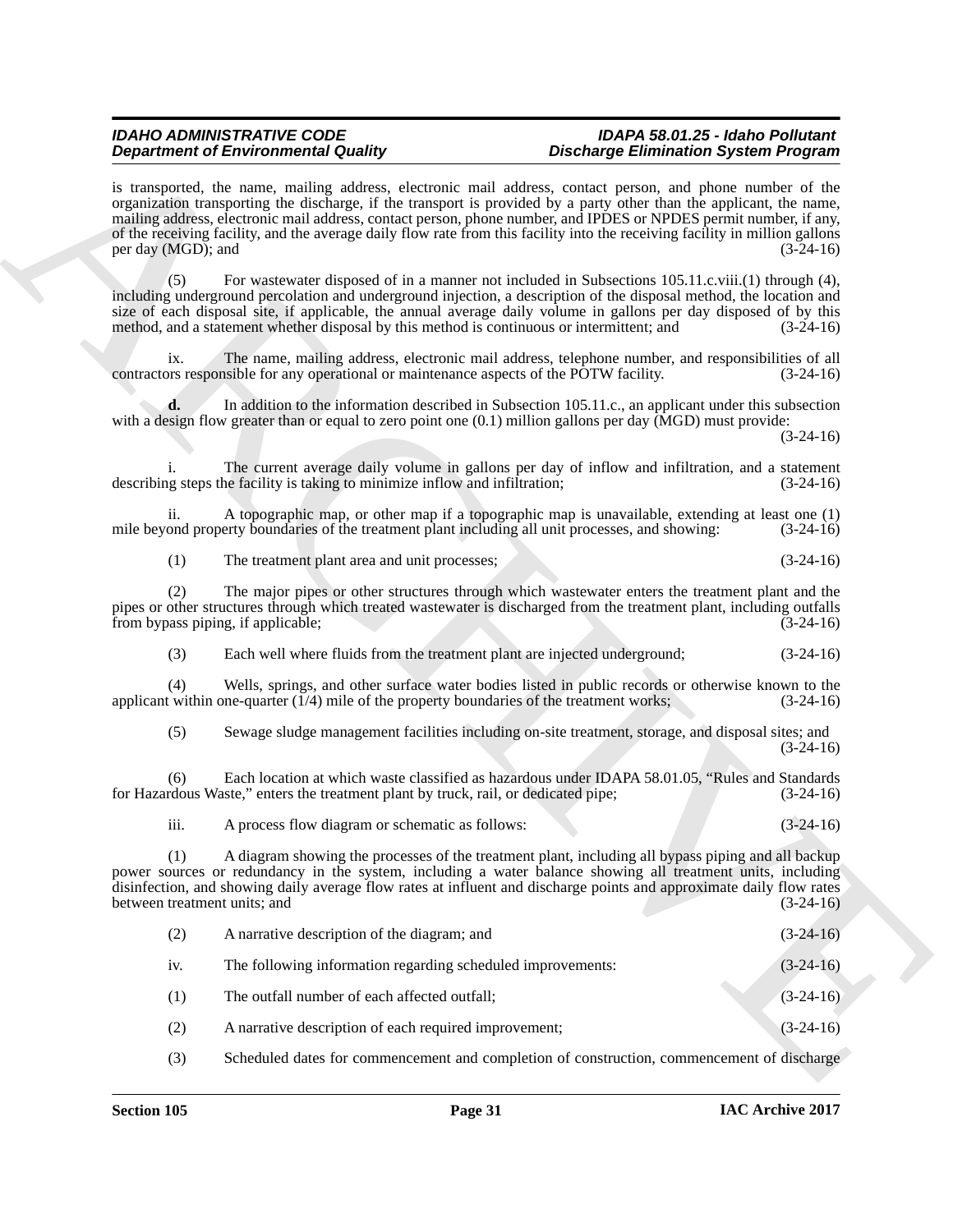is transported, the name, mailing address, electronic mail address, contact person, and phone number of the organization transporting the discharge, if the transport is provided by a party other than the applicant, the name, mailing address, electronic mail address, contact person, phone number, and IPDES or NPDES permit number, if any, of the receiving facility, and the average daily flow rate from this facility into the receiving facility in million gallons per day (MGD); and (3-24-16)

(5) For wastewater disposed of in a manner not included in Subsections 105.11.c.viii.(1) through (4), including underground percolation and underground injection, a description of the disposal method, the location and size of each disposal site, if applicable, the annual average daily volume in gallons per day disposed of by this method, and a statement whether disposal by this method is continuous or intermittent; and (3-24-16)

ix. The name, mailing address, electronic mail address, telephone number, and responsibilities of all contractors responsible for any operational or maintenance aspects of the POTW facility. (3-24-16)

**d.** In addition to the information described in Subsection 105.11.c., an applicant under this subsection with a design flow greater than or equal to zero point one (0.1) million gallons per day (MGD) must provide: (3-24-16)

i. The current average daily volume in gallons per day of inflow and infiltration, and a statement describing steps the facility is taking to minimize inflow and infiltration; (3-24-16)

ii. A topographic map, or other map if a topographic map is unavailable, extending at least one (1) mile beyond property boundaries of the treatment plant including all unit processes, and showing: (3-24-16)

(1) The treatment plant area and unit processes; (3-24-16)

(2) The major pipes or other structures through which wastewater enters the treatment plant and the pipes or other structures through which treated wastewater is discharged from the treatment plant, including outfalls from bypass piping, if applicable; (3-24-16)

(3) Each well where fluids from the treatment plant are injected underground; (3-24-16)

(4) Wells, springs, and other surface water bodies listed in public records or otherwise known to the applicant within one-quarter (1/4) mile of the property boundaries of the treatment works; (3-24-16)

(5) Sewage sludge management facilities including on-site treatment, storage, and disposal sites; and (3-24-16)

(6) Each location at which waste classified as hazardous under IDAPA 58.01.05, "Rules and Standards for Hazardous Waste," enters the treatment plant by truck, rail, or dedicated pipe; (3-24-16)

iii. A process flow diagram or schematic as follows: (3-24-16)

(1) A diagram showing the processes of the treatment plant, including all bypass piping and all backup power sources or redundancy in the system, including a water balance showing all treatment units, including disinfection, and showing daily average flow rates at influent and discharge points and approximate daily flow rates between treatment units; and (3-24-16)

(2) A narrative description of the diagram; and (3-24-16)

iv. The following information regarding scheduled improvements: (3-24-16)

(1) The outfall number of each affected outfall; (3-24-16)

(2) A narrative description of each required improvement; (3-24-16)

(3) Scheduled dates for commencement and completion of construction, commencement of discharge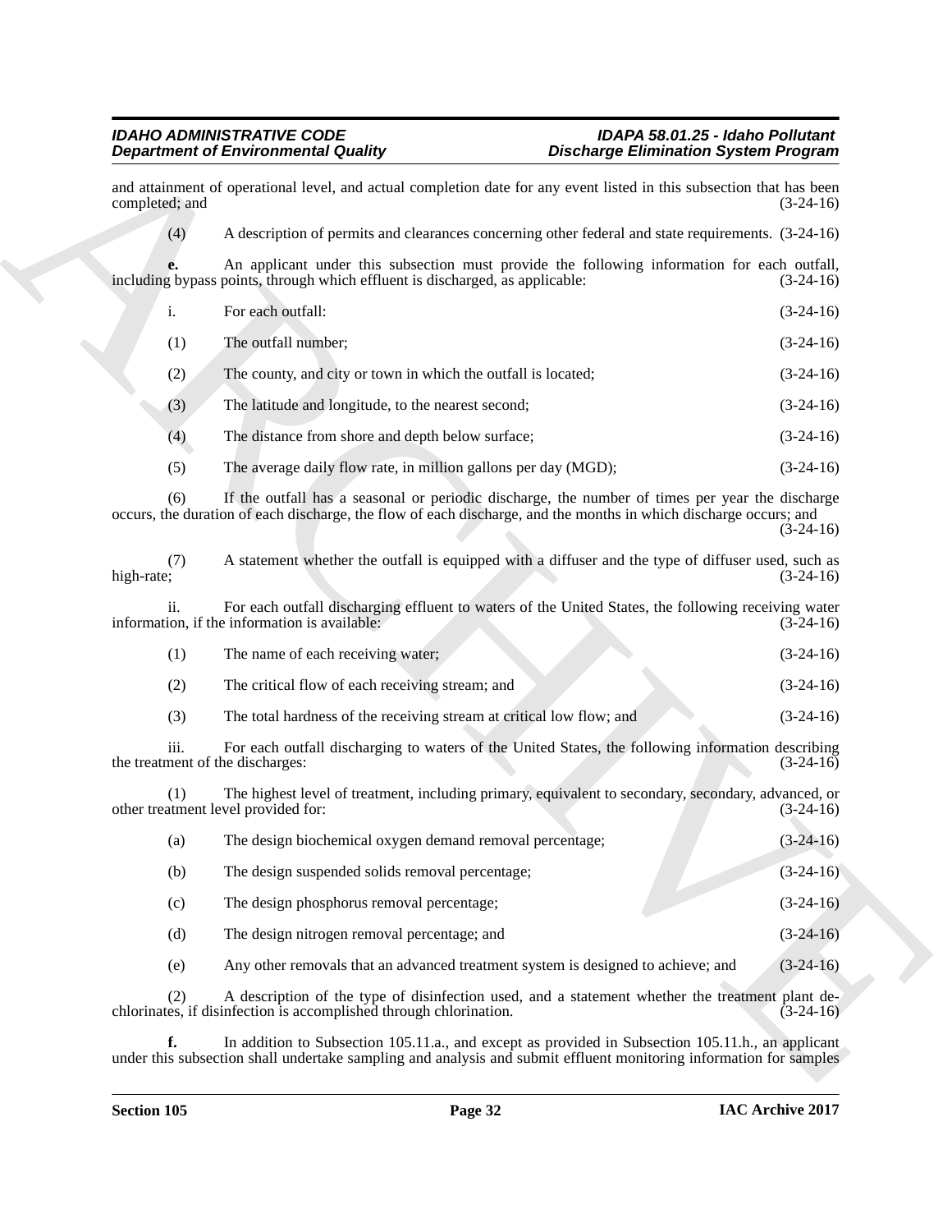and attainment of operational level, and actual completion date for any event listed in this subsection that has been completed; and (3-24-16)

(4) A description of permits and clearances concerning other federal and state requirements. (3-24-16)

**e.** An applicant under this subsection must provide the following information for each outfall, including bypass points, through which effluent is discharged, as applicable: (3-24-16)

i. For each outfall: (3-24-16)

(1) The outfall number; (3-24-16)

(2) The county, and city or town in which the outfall is located; (3-24-16)

(3) The latitude and longitude, to the nearest second; (3-24-16)

(4) The distance from shore and depth below surface; (3-24-16)

(5) The average daily flow rate, in million gallons per day (MGD); (3-24-16)

(6) If the outfall has a seasonal or periodic discharge, the number of times per year the discharge occurs, the duration of each discharge, the flow of each discharge, and the months in which discharge occurs; and (3-24-16)

(7) A statement whether the outfall is equipped with a diffuser and the type of diffuser used, such as high-rate; (3-24-16)

ii. For each outfall discharging effluent to waters of the United States, the following receiving water information, if the information is available: (3-24-16)

(1) The name of each receiving water; (3-24-16)

(2) The critical flow of each receiving stream; and (3-24-16)

(3) The total hardness of the receiving stream at critical low flow; and (3-24-16)

iii. For each outfall discharging to waters of the United States, the following information describing the treatment of the discharges: (3-24-16)

(1) The highest level of treatment, including primary, equivalent to secondary, secondary, advanced, or other treatment level provided for: (3-24-16)

(a) The design biochemical oxygen demand removal percentage; (3-24-16)

(b) The design suspended solids removal percentage; (3-24-16)

(c) The design phosphorus removal percentage; (3-24-16)

(d) The design nitrogen removal percentage; and (3-24-16)

(e) Any other removals that an advanced treatment system is designed to achieve; and (3-24-16)

(2) A description of the type of disinfection used, and a statement whether the treatment plant de-chlorinates, if disinfection is accomplished through chlorination. (3-24-16)

**f.** In addition to Subsection 105.11.a., and except as provided in Subsection 105.11.h., an applicant under this subsection shall undertake sampling and analysis and submit effluent monitoring information for samples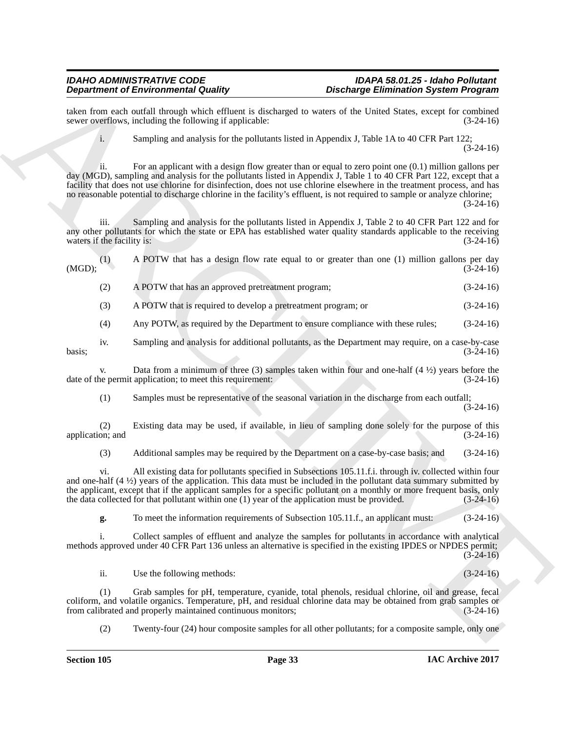taken from each outfall through which effluent is discharged to waters of the United States, except for combined sewer overflows, including the following if applicable: (3-24-16)

i. Sampling and analysis for the pollutants listed in Appendix J, Table 1A to 40 CFR Part 122; (3-24-16)

ii. For an applicant with a design flow greater than or equal to zero point one (0.1) million gallons per day (MGD), sampling and analysis for the pollutants listed in Appendix J, Table 1 to 40 CFR Part 122, except that a facility that does not use chlorine for disinfection, does not use chlorine elsewhere in the treatment process, and has no reasonable potential to discharge chlorine in the facility's effluent, is not required to sample or analyze chlorine; (3-24-16)

iii. Sampling and analysis for the pollutants listed in Appendix J, Table 2 to 40 CFR Part 122 and for any other pollutants for which the state or EPA has established water quality standards applicable to the receiving waters if the facility is: (3-24-16)

(1) A POTW that has a design flow rate equal to or greater than one (1) million gallons per day (MGD); (3-24-16)

(2) A POTW that has an approved pretreatment program; (3-24-16)

(3) A POTW that is required to develop a pretreatment program; or (3-24-16)

(4) Any POTW, as required by the Department to ensure compliance with these rules; (3-24-16)

iv. Sampling and analysis for additional pollutants, as the Department may require, on a case-by-case basis; (3-24-16)

v. Data from a minimum of three (3) samples taken within four and one-half (4 ½) years before the date of the permit application; to meet this requirement: (3-24-16)

(1) Samples must be representative of the seasonal variation in the discharge from each outfall; (3-24-16)

(2) Existing data may be used, if available, in lieu of sampling done solely for the purpose of this application; and (3-24-16)

(3) Additional samples may be required by the Department on a case-by-case basis; and (3-24-16)

vi. All existing data for pollutants specified in Subsections 105.11.f.i. through iv. collected within four and one-half (4 ½) years of the application. This data must be included in the pollutant data summary submitted by the applicant, except that if the applicant samples for a specific pollutant on a monthly or more frequent basis, only the data collected for that pollutant within one (1) year of the application must be provided. (3-24-16)

**g.** To meet the information requirements of Subsection 105.11.f., an applicant must: (3-24-16)

i. Collect samples of effluent and analyze the samples for pollutants in accordance with analytical methods approved under 40 CFR Part 136 unless an alternative is specified in the existing IPDES or NPDES permit; (3-24-16)

ii. Use the following methods: (3-24-16)

(1) Grab samples for pH, temperature, cyanide, total phenols, residual chlorine, oil and grease, fecal coliform, and volatile organics. Temperature, pH, and residual chlorine data may be obtained from grab samples or from calibrated and properly maintained continuous monitors; (3-24-16)

(2) Twenty-four (24) hour composite samples for all other pollutants; for a composite sample, only one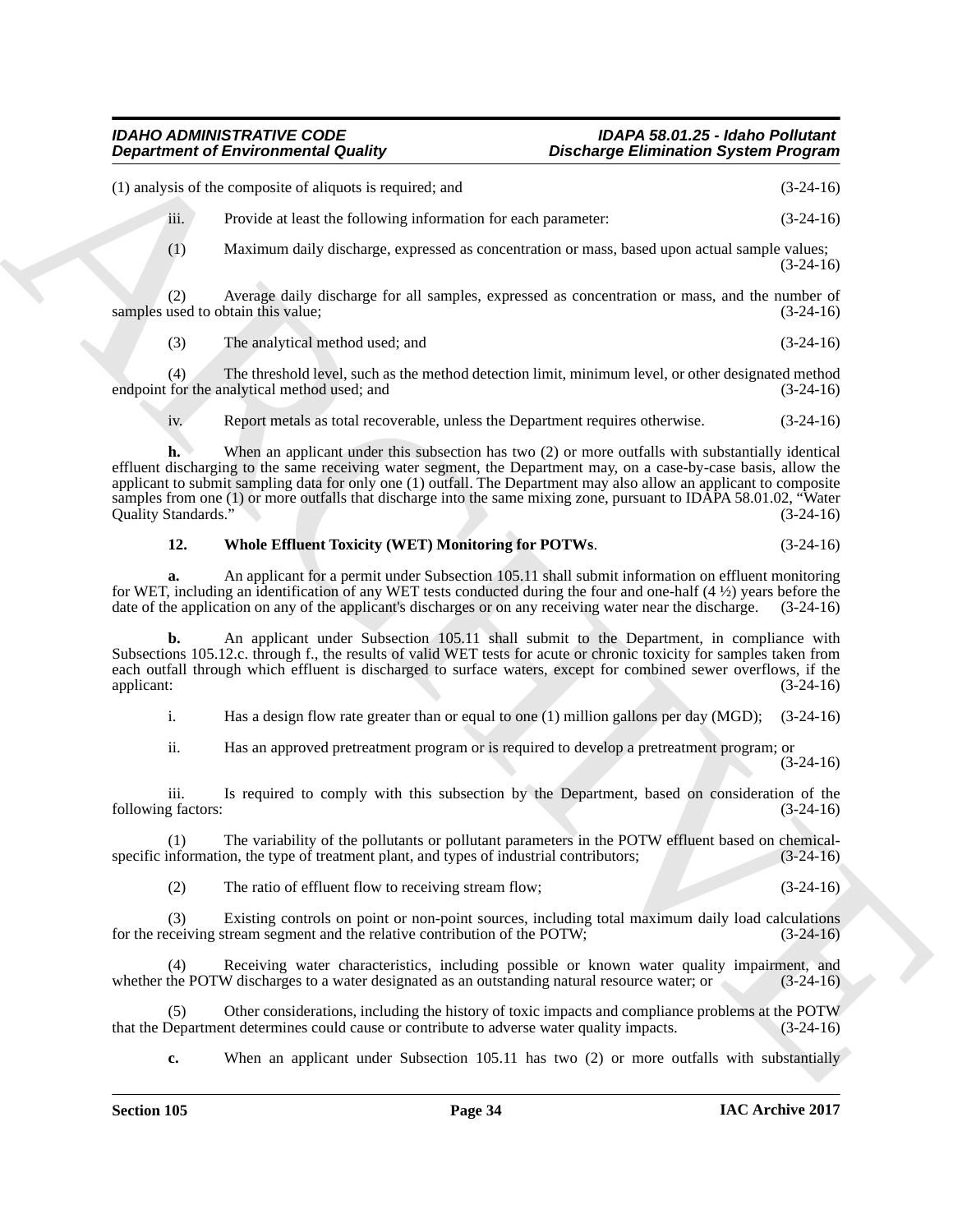(1) analysis of the composite of aliquots is required; and (3-24-16)

iii. Provide at least the following information for each parameter: (3-24-16)

(1) Maximum daily discharge, expressed as concentration or mass, based upon actual sample values; (3-24-16)

(2) Average daily discharge for all samples, expressed as concentration or mass, and the number of samples used to obtain this value; (3-24-16)

(3) The analytical method used; and (3-24-16)

(4) The threshold level, such as the method detection limit, minimum level, or other designated method endpoint for the analytical method used; and (3-24-16)

iv. Report metals as total recoverable, unless the Department requires otherwise. (3-24-16)

**h.** When an applicant under this subsection has two (2) or more outfalls with substantially identical effluent discharging to the same receiving water segment, the Department may, on a case-by-case basis, allow the applicant to submit sampling data for only one (1) outfall. The Department may also allow an applicant to composite samples from one (1) or more outfalls that discharge into the same mixing zone, pursuant to IDAPA 58.01.02, "Water Quality Standards." (3-24-16)

**12. Whole Effluent Toxicity (WET) Monitoring for POTWs**. (3-24-16)

**a.** An applicant for a permit under Subsection 105.11 shall submit information on effluent monitoring for WET, including an identification of any WET tests conducted during the four and one-half (4 ½) years before the date of the application on any of the applicant's discharges or on any receiving water near the discharge. (3-24-16)

**b.** An applicant under Subsection 105.11 shall submit to the Department, in compliance with Subsections 105.12.c. through f., the results of valid WET tests for acute or chronic toxicity for samples taken from each outfall through which effluent is discharged to surface waters, except for combined sewer overflows, if the applicant: (3-24-16)

i. Has a design flow rate greater than or equal to one (1) million gallons per day (MGD); (3-24-16)

ii. Has an approved pretreatment program or is required to develop a pretreatment program; or (3-24-16)

iii. Is required to comply with this subsection by the Department, based on consideration of the following factors: (3-24-16)

(1) The variability of the pollutants or pollutant parameters in the POTW effluent based on chemical-specific information, the type of treatment plant, and types of industrial contributors; (3-24-16)

(2) The ratio of effluent flow to receiving stream flow; (3-24-16)

(3) Existing controls on point or non-point sources, including total maximum daily load calculations for the receiving stream segment and the relative contribution of the POTW; (3-24-16)

(4) Receiving water characteristics, including possible or known water quality impairment, and whether the POTW discharges to a water designated as an outstanding natural resource water; or (3-24-16)

(5) Other considerations, including the history of toxic impacts and compliance problems at the POTW that the Department determines could cause or contribute to adverse water quality impacts. (3-24-16)

**c.** When an applicant under Subsection 105.11 has two (2) or more outfalls with substantially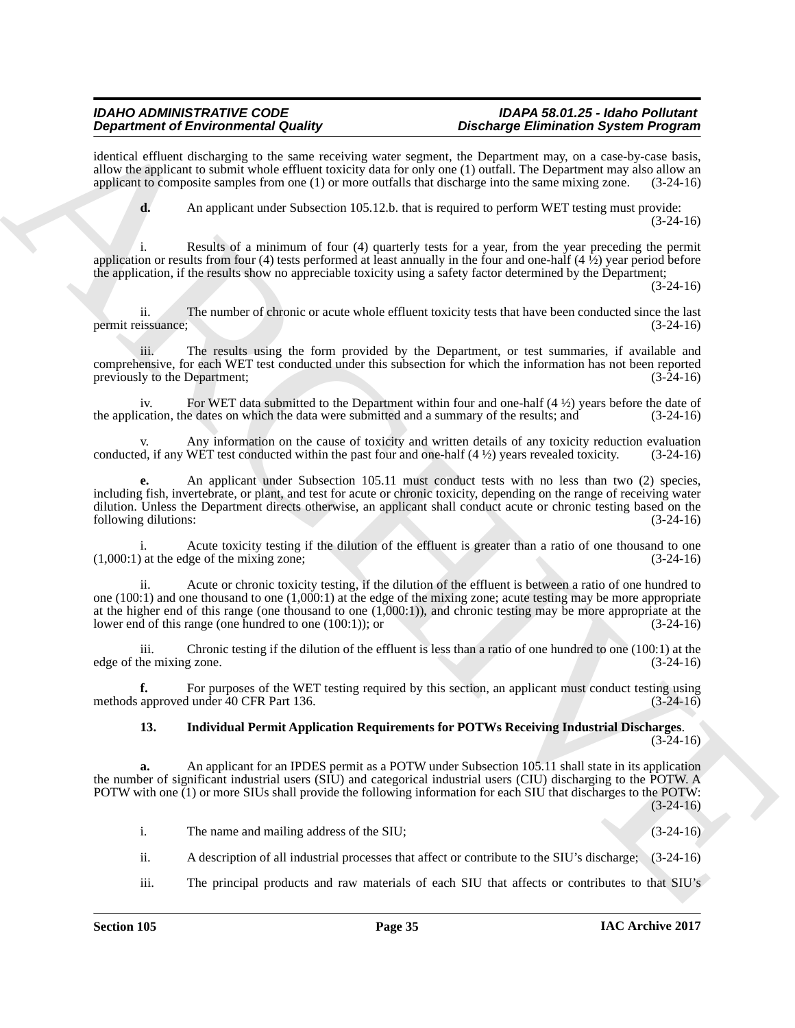identical effluent discharging to the same receiving water segment, the Department may, on a case-by-case basis, allow the applicant to submit whole effluent toxicity data for only one (1) outfall. The Department may also allow an applicant to composite samples from one (1) or more outfalls that discharge into the same mixing zone. (3-24-16)

**d.** An applicant under Subsection 105.12.b. that is required to perform WET testing must provide: (3-24-16)

i. Results of a minimum of four (4) quarterly tests for a year, from the year preceding the permit application or results from four (4) tests performed at least annually in the four and one-half (4 ½) year period before the application, if the results show no appreciable toxicity using a safety factor determined by the Department; (3-24-16)

ii. The number of chronic or acute whole effluent toxicity tests that have been conducted since the last permit reissuance; (3-24-16)

iii. The results using the form provided by the Department, or test summaries, if available and comprehensive, for each WET test conducted under this subsection for which the information has not been reported previously to the Department; (3-24-16)

iv. For WET data submitted to the Department within four and one-half (4 ½) years before the date of the application, the dates on which the data were submitted and a summary of the results; and (3-24-16)

v. Any information on the cause of toxicity and written details of any toxicity reduction evaluation conducted, if any WET test conducted within the past four and one-half (4 ½) years revealed toxicity. (3-24-16)

**e.** An applicant under Subsection 105.11 must conduct tests with no less than two (2) species, including fish, invertebrate, or plant, and test for acute or chronic toxicity, depending on the range of receiving water dilution. Unless the Department directs otherwise, an applicant shall conduct acute or chronic testing based on the following dilutions: (3-24-16)

i. Acute toxicity testing if the dilution of the effluent is greater than a ratio of one thousand to one (1,000:1) at the edge of the mixing zone; (3-24-16)

ii. Acute or chronic toxicity testing, if the dilution of the effluent is between a ratio of one hundred to one (100:1) and one thousand to one (1,000:1) at the edge of the mixing zone; acute testing may be more appropriate at the higher end of this range (one thousand to one (1,000:1)), and chronic testing may be more appropriate at the lower end of this range (one hundred to one (100:1)); or (3-24-16)

iii. Chronic testing if the dilution of the effluent is less than a ratio of one hundred to one (100:1) at the edge of the mixing zone. (3-24-16)

**f.** For purposes of the WET testing required by this section, an applicant must conduct testing using methods approved under 40 CFR Part 136. (3-24-16)

**13. Individual Permit Application Requirements for POTWs Receiving Industrial Discharges**. (3-24-16)

**a.** An applicant for an IPDES permit as a POTW under Subsection 105.11 shall state in its application the number of significant industrial users (SIU) and categorical industrial users (CIU) discharging to the POTW. A POTW with one (1) or more SIUs shall provide the following information for each SIU that discharges to the POTW: (3-24-16)

i. The name and mailing address of the SIU; (3-24-16)

ii. A description of all industrial processes that affect or contribute to the SIU's discharge; (3-24-16)

iii. The principal products and raw materials of each SIU that affects or contributes to that SIU's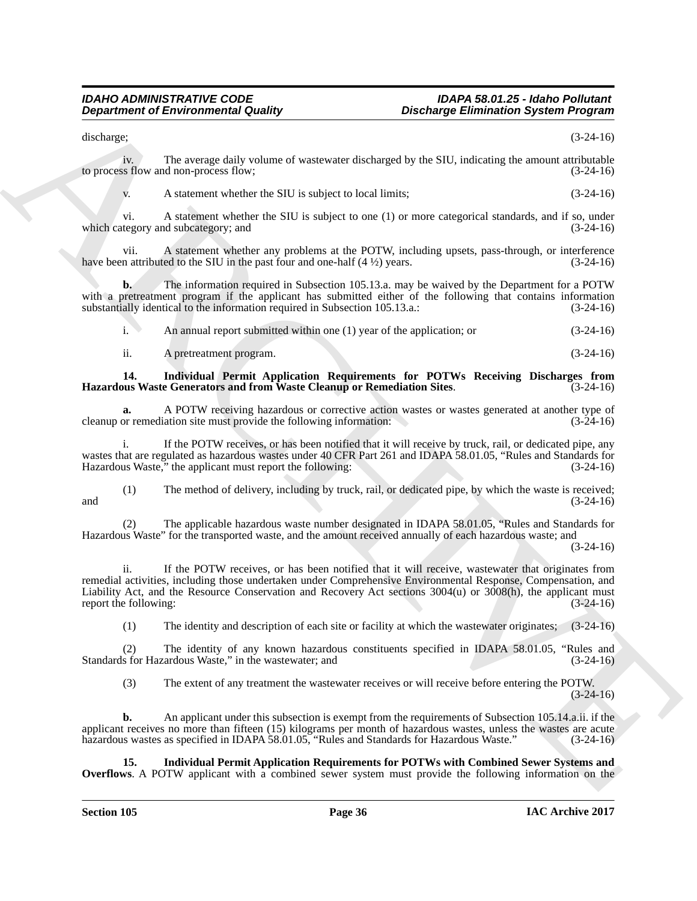discharge; (3-24-16)

iv. The average daily volume of wastewater discharged by the SIU, indicating the amount attributable to process flow and non-process flow; (3-24-16)

v. A statement whether the SIU is subject to local limits; (3-24-16)

vi. A statement whether the SIU is subject to one (1) or more categorical standards, and if so, under which category and subcategory; and (3-24-16)

vii. A statement whether any problems at the POTW, including upsets, pass-through, or interference have been attributed to the SIU in the past four and one-half (4 ½) years. (3-24-16)

**b.** The information required in Subsection 105.13.a. may be waived by the Department for a POTW with a pretreatment program if the applicant has submitted either of the following that contains information substantially identical to the information required in Subsection 105.13.a.: (3-24-16)

i. An annual report submitted within one (1) year of the application; or (3-24-16)

ii. A pretreatment program. (3-24-16)

**14. Individual Permit Application Requirements for POTWs Receiving Discharges from Hazardous Waste Generators and from Waste Cleanup or Remediation Sites**. (3-24-16)

**a.** A POTW receiving hazardous or corrective action wastes or wastes generated at another type of cleanup or remediation site must provide the following information: (3-24-16)

i. If the POTW receives, or has been notified that it will receive by truck, rail, or dedicated pipe, any wastes that are regulated as hazardous wastes under 40 CFR Part 261 and IDAPA 58.01.05, "Rules and Standards for Hazardous Waste," the applicant must report the following: (3-24-16)

(1) The method of delivery, including by truck, rail, or dedicated pipe, by which the waste is received; and (3-24-16)

(2) The applicable hazardous waste number designated in IDAPA 58.01.05, "Rules and Standards for Hazardous Waste" for the transported waste, and the amount received annually of each hazardous waste; and (3-24-16)

ii. If the POTW receives, or has been notified that it will receive, wastewater that originates from remedial activities, including those undertaken under Comprehensive Environmental Response, Compensation, and Liability Act, and the Resource Conservation and Recovery Act sections 3004(u) or 3008(h), the applicant must report the following: (3-24-16)

(1) The identity and description of each site or facility at which the wastewater originates; (3-24-16)

(2) The identity of any known hazardous constituents specified in IDAPA 58.01.05, "Rules and Standards for Hazardous Waste," in the wastewater; and (3-24-16)

(3) The extent of any treatment the wastewater receives or will receive before entering the POTW. (3-24-16)

**b.** An applicant under this subsection is exempt from the requirements of Subsection 105.14.a.ii. if the applicant receives no more than fifteen (15) kilograms per month of hazardous wastes, unless the wastes are acute hazardous wastes as specified in IDAPA 58.01.05, "Rules and Standards for Hazardous Waste." (3-24-16)

**15. Individual Permit Application Requirements for POTWs with Combined Sewer Systems and Overflows**. A POTW applicant with a combined sewer system must provide the following information on the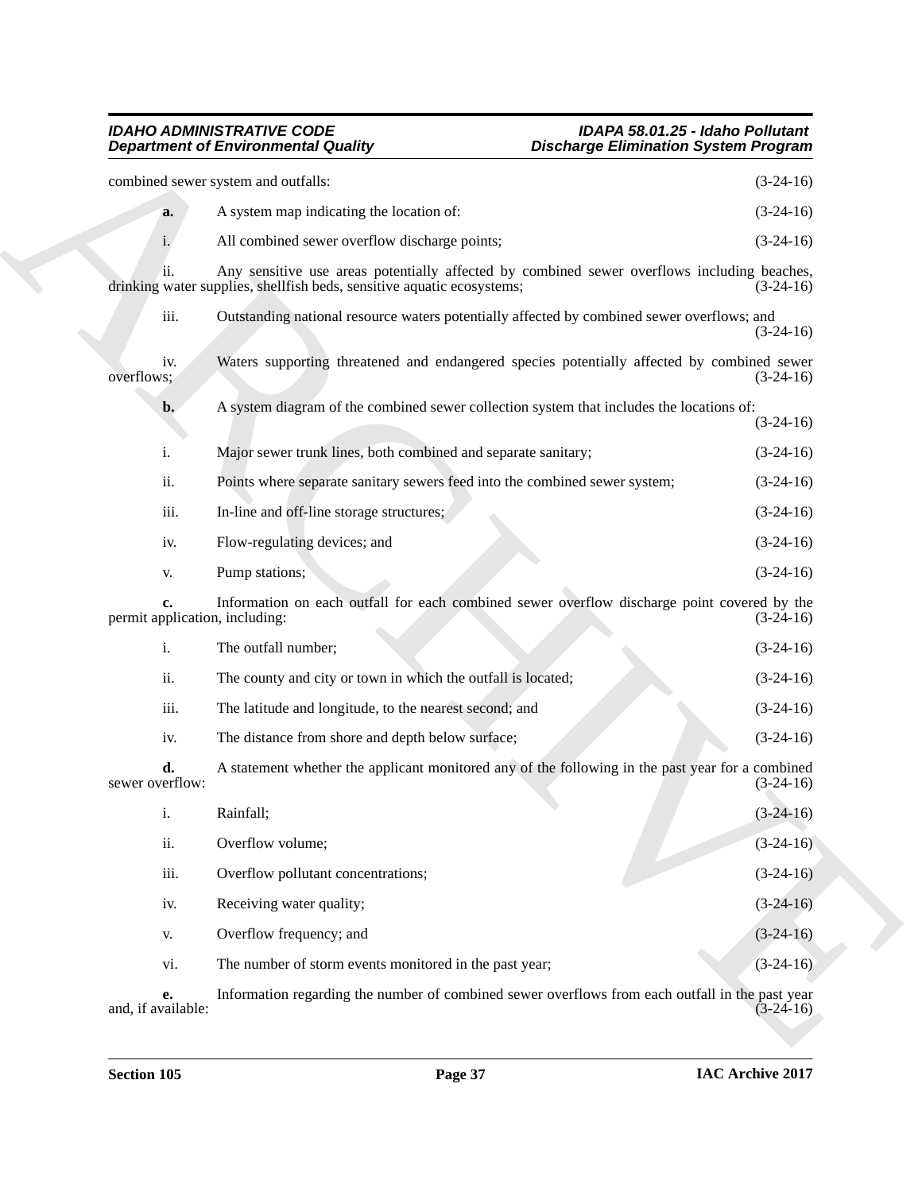combined sewer system and outfalls: (3-24-16)

**a.** A system map indicating the location of: (3-24-16)

i. All combined sewer overflow discharge points; (3-24-16)

ii. Any sensitive use areas potentially affected by combined sewer overflows including beaches, drinking water supplies, shellfish beds, sensitive aquatic ecosystems; (3-24-16)

iii. Outstanding national resource waters potentially affected by combined sewer overflows; and (3-24-16)

iv. Waters supporting threatened and endangered species potentially affected by combined sewer overflows; (3-24-16)

**b.** A system diagram of the combined sewer collection system that includes the locations of: (3-24-16)

i. Major sewer trunk lines, both combined and separate sanitary; (3-24-16)

ii. Points where separate sanitary sewers feed into the combined sewer system; (3-24-16)

iii. In-line and off-line storage structures; (3-24-16)

iv. Flow-regulating devices; and (3-24-16)

v. Pump stations; (3-24-16)

**c.** Information on each outfall for each combined sewer overflow discharge point covered by the permit application, including: (3-24-16)

i. The outfall number; (3-24-16)

ii. The county and city or town in which the outfall is located; (3-24-16)

iii. The latitude and longitude, to the nearest second; and (3-24-16)

iv. The distance from shore and depth below surface; (3-24-16)

**d.** A statement whether the applicant monitored any of the following in the past year for a combined sewer overflow: (3-24-16)

i. Rainfall; (3-24-16)

ii. Overflow volume; (3-24-16)

iii. Overflow pollutant concentrations; (3-24-16)

iv. Receiving water quality; (3-24-16)

v. Overflow frequency; and (3-24-16)

vi. The number of storm events monitored in the past year; (3-24-16)

**e.** Information regarding the number of combined sewer overflows from each outfall in the past year and, if available: (3-24-16)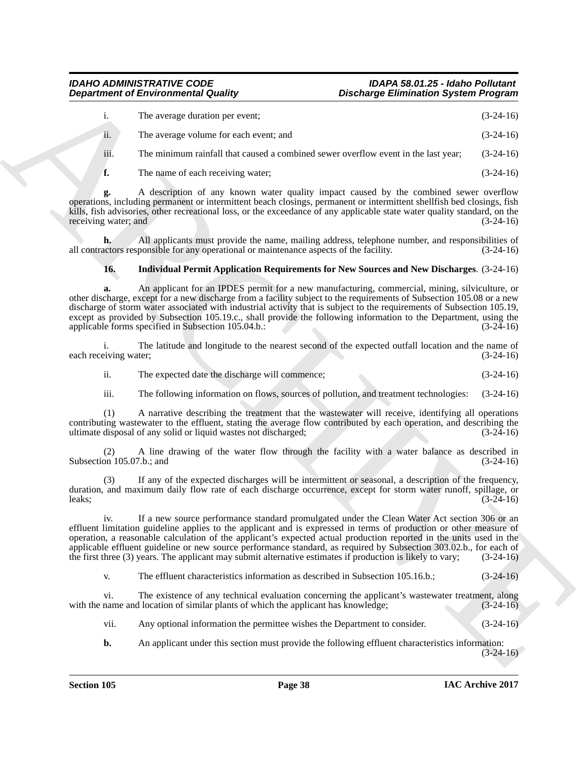i. The average duration per event; (3-24-16)

ii. The average volume for each event; and (3-24-16)

iii. The minimum rainfall that caused a combined sewer overflow event in the last year; (3-24-16)

**f.** The name of each receiving water; (3-24-16)

**g.** A description of any known water quality impact caused by the combined sewer overflow operations, including permanent or intermittent beach closings, permanent or intermittent shellfish bed closings, fish kills, fish advisories, other recreational loss, or the exceedance of any applicable state water quality standard, on the receiving water; and (3-24-16)

**h.** All applicants must provide the name, mailing address, telephone number, and responsibilities of all contractors responsible for any operational or maintenance aspects of the facility. (3-24-16)

**16. Individual Permit Application Requirements for New Sources and New Discharges**. (3-24-16)

**a.** An applicant for an IPDES permit for a new manufacturing, commercial, mining, silviculture, or other discharge, except for a new discharge from a facility subject to the requirements of Subsection 105.08 or a new discharge of storm water associated with industrial activity that is subject to the requirements of Subsection 105.19, except as provided by Subsection 105.19.c., shall provide the following information to the Department, using the applicable forms specified in Subsection 105.04.b.: (3-24-16)

i. The latitude and longitude to the nearest second of the expected outfall location and the name of each receiving water; (3-24-16)

ii. The expected date the discharge will commence; (3-24-16)

iii. The following information on flows, sources of pollution, and treatment technologies: (3-24-16)

(1) A narrative describing the treatment that the wastewater will receive, identifying all operations contributing wastewater to the effluent, stating the average flow contributed by each operation, and describing the ultimate disposal of any solid or liquid wastes not discharged; (3-24-16)

(2) A line drawing of the water flow through the facility with a water balance as described in Subsection 105.07.b.; and (3-24-16)

(3) If any of the expected discharges will be intermittent or seasonal, a description of the frequency, duration, and maximum daily flow rate of each discharge occurrence, except for storm water runoff, spillage, or leaks; (3-24-16)

iv. If a new source performance standard promulgated under the Clean Water Act section 306 or an effluent limitation guideline applies to the applicant and is expressed in terms of production or other measure of operation, a reasonable calculation of the applicant's expected actual production reported in the units used in the applicable effluent guideline or new source performance standard, as required by Subsection 303.02.b., for each of the first three (3) years. The applicant may submit alternative estimates if production is likely to vary; (3-24-16)

v. The effluent characteristics information as described in Subsection 105.16.b.; (3-24-16)

vi. The existence of any technical evaluation concerning the applicant's wastewater treatment, along with the name and location of similar plants of which the applicant has knowledge; (3-24-16)

vii. Any optional information the permittee wishes the Department to consider. (3-24-16)

**b.** An applicant under this section must provide the following effluent characteristics information: (3-24-16)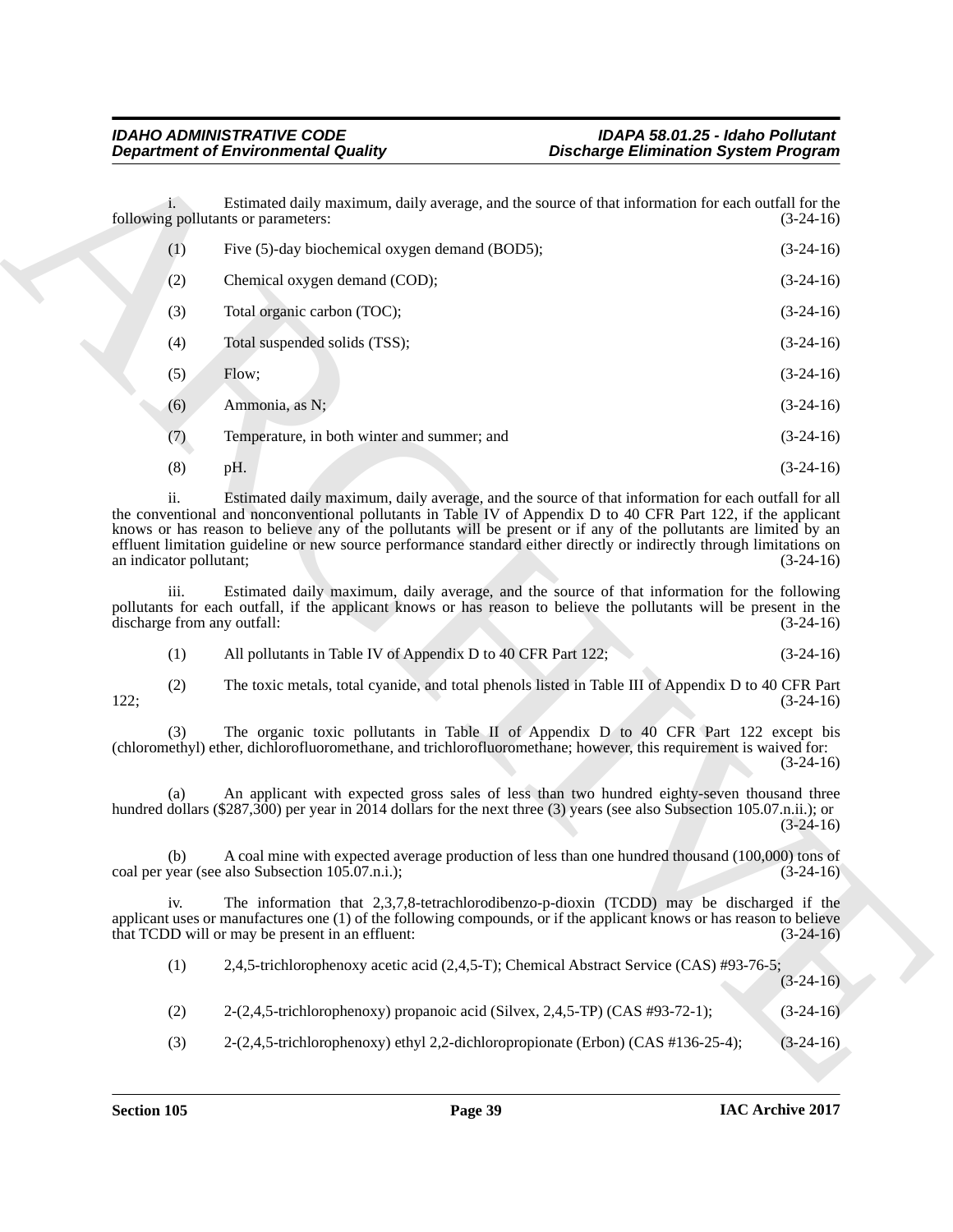i. Estimated daily maximum, daily average, and the source of that information for each outfall for the following pollutants or parameters: (3-24-16)

(1) Five (5)-day biochemical oxygen demand (BOD5); (3-24-16)

(2) Chemical oxygen demand (COD); (3-24-16)

(3) Total organic carbon (TOC); (3-24-16)

(4) Total suspended solids (TSS); (3-24-16)

(5) Flow; (3-24-16)

(6) Ammonia, as N; (3-24-16)

(7) Temperature, in both winter and summer; and (3-24-16)

(8) pH. (3-24-16)

ii. Estimated daily maximum, daily average, and the source of that information for each outfall for all the conventional and nonconventional pollutants in Table IV of Appendix D to 40 CFR Part 122, if the applicant knows or has reason to believe any of the pollutants will be present or if any of the pollutants are limited by an effluent limitation guideline or new source performance standard either directly or indirectly through limitations on an indicator pollutant; (3-24-16)

iii. Estimated daily maximum, daily average, and the source of that information for the following pollutants for each outfall, if the applicant knows or has reason to believe the pollutants will be present in the discharge from any outfall: (3-24-16)

(1) All pollutants in Table IV of Appendix D to 40 CFR Part 122; (3-24-16)

(2) The toxic metals, total cyanide, and total phenols listed in Table III of Appendix D to 40 CFR Part 122; (3-24-16)

(3) The organic toxic pollutants in Table II of Appendix D to 40 CFR Part 122 except bis (chloromethyl) ether, dichlorofluoromethane, and trichlorofluoromethane; however, this requirement is waived for: (3-24-16)

(a) An applicant with expected gross sales of less than two hundred eighty-seven thousand three hundred dollars ($287,300) per year in 2014 dollars for the next three (3) years (see also Subsection 105.07.n.ii.); or (3-24-16)

(b) A coal mine with expected average production of less than one hundred thousand (100,000) tons of coal per year (see also Subsection 105.07.n.i.); (3-24-16)

iv. The information that 2,3,7,8-tetrachlorodibenzo-p-dioxin (TCDD) may be discharged if the applicant uses or manufactures one (1) of the following compounds, or if the applicant knows or has reason to believe that TCDD will or may be present in an effluent: (3-24-16)

(1) 2,4,5-trichlorophenoxy acetic acid (2,4,5-T); Chemical Abstract Service (CAS) #93-76-5; (3-24-16)

(2) 2-(2,4,5-trichlorophenoxy) propanoic acid (Silvex, 2,4,5-TP) (CAS #93-72-1); (3-24-16)

(3) 2-(2,4,5-trichlorophenoxy) ethyl 2,2-dichloropropionate (Erbon) (CAS #136-25-4); (3-24-16)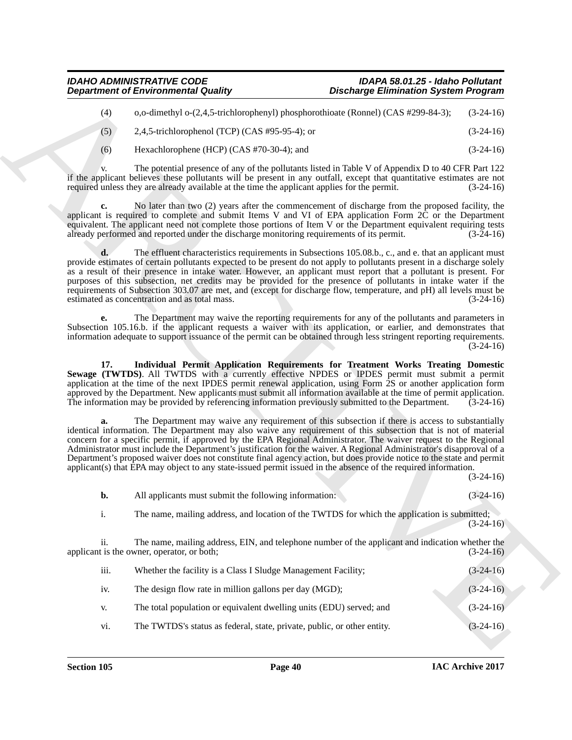(4) o,o-dimethyl o-(2,4,5-trichlorophenyl) phosphorothioate (Ronnel) (CAS #299-84-3); (3-24-16)

(5) 2,4,5-trichlorophenol (TCP) (CAS #95-95-4); or (3-24-16)

(6) Hexachlorophene (HCP) (CAS #70-30-4); and (3-24-16)

v. The potential presence of any of the pollutants listed in Table V of Appendix D to 40 CFR Part 122 if the applicant believes these pollutants will be present in any outfall, except that quantitative estimates are not required unless they are already available at the time the applicant applies for the permit. (3-24-16)

**c.** No later than two (2) years after the commencement of discharge from the proposed facility, the applicant is required to complete and submit Items V and VI of EPA application Form 2C or the Department equivalent. The applicant need not complete those portions of Item V or the Department equivalent requiring tests already performed and reported under the discharge monitoring requirements of its permit. (3-24-16)

**d.** The effluent characteristics requirements in Subsections 105.08.b., c., and e. that an applicant must provide estimates of certain pollutants expected to be present do not apply to pollutants present in a discharge solely as a result of their presence in intake water. However, an applicant must report that a pollutant is present. For purposes of this subsection, net credits may be provided for the presence of pollutants in intake water if the requirements of Subsection 303.07 are met, and (except for discharge flow, temperature, and pH) all levels must be estimated as concentration and as total mass. (3-24-16)

**e.** The Department may waive the reporting requirements for any of the pollutants and parameters in Subsection 105.16.b. if the applicant requests a waiver with its application, or earlier, and demonstrates that information adequate to support issuance of the permit can be obtained through less stringent reporting requirements. (3-24-16)

**17. Individual Permit Application Requirements for Treatment Works Treating Domestic Sewage (TWTDS)**. All TWTDS with a currently effective NPDES or IPDES permit must submit a permit application at the time of the next IPDES permit renewal application, using Form 2S or another application form approved by the Department. New applicants must submit all information available at the time of permit application. The information may be provided by referencing information previously submitted to the Department. (3-24-16)

**a.** The Department may waive any requirement of this subsection if there is access to substantially identical information. The Department may also waive any requirement of this subsection that is not of material concern for a specific permit, if approved by the EPA Regional Administrator. The waiver request to the Regional Administrator must include the Department's justification for the waiver. A Regional Administrator's disapproval of a Department's proposed waiver does not constitute final agency action, but does provide notice to the state and permit applicant(s) that EPA may object to any state-issued permit issued in the absence of the required information. (3-24-16)

**b.** All applicants must submit the following information: (3-24-16)

i. The name, mailing address, and location of the TWTDS for which the application is submitted; (3-24-16)

ii. The name, mailing address, EIN, and telephone number of the applicant and indication whether the applicant is the owner, operator, or both; (3-24-16)

iii. Whether the facility is a Class I Sludge Management Facility; (3-24-16)

iv. The design flow rate in million gallons per day (MGD); (3-24-16)

v. The total population or equivalent dwelling units (EDU) served; and (3-24-16)

vi. The TWTDS's status as federal, state, private, public, or other entity. (3-24-16)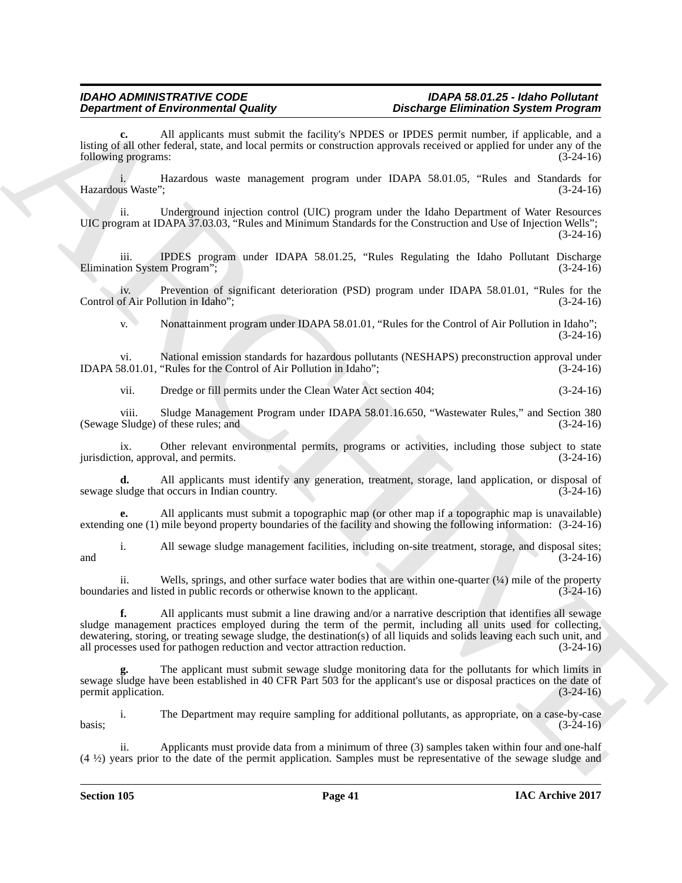**c.** All applicants must submit the facility's NPDES or IPDES permit number, if applicable, and a listing of all other federal, state, and local permits or construction approvals received or applied for under any of the following programs: (3-24-16)

i. Hazardous waste management program under IDAPA 58.01.05, "Rules and Standards for Hazardous Waste"; (3-24-16)

ii. Underground injection control (UIC) program under the Idaho Department of Water Resources UIC program at IDAPA 37.03.03, "Rules and Minimum Standards for the Construction and Use of Injection Wells"; (3-24-16)

iii. IPDES program under IDAPA 58.01.25, "Rules Regulating the Idaho Pollutant Discharge Elimination System Program"; (3-24-16)

iv. Prevention of significant deterioration (PSD) program under IDAPA 58.01.01, "Rules for the Control of Air Pollution in Idaho"; (3-24-16)

v. Nonattainment program under IDAPA 58.01.01, "Rules for the Control of Air Pollution in Idaho"; (3-24-16)

vi. National emission standards for hazardous pollutants (NESHAPS) preconstruction approval under IDAPA 58.01.01, "Rules for the Control of Air Pollution in Idaho"; (3-24-16)

vii. Dredge or fill permits under the Clean Water Act section 404; (3-24-16)

viii. Sludge Management Program under IDAPA 58.01.16.650, "Wastewater Rules," and Section 380 (Sewage Sludge) of these rules; and (3-24-16)

ix. Other relevant environmental permits, programs or activities, including those subject to state jurisdiction, approval, and permits. (3-24-16)

**d.** All applicants must identify any generation, treatment, storage, land application, or disposal of sewage sludge that occurs in Indian country. (3-24-16)

**e.** All applicants must submit a topographic map (or other map if a topographic map is unavailable) extending one (1) mile beyond property boundaries of the facility and showing the following information: (3-24-16)

i. All sewage sludge management facilities, including on-site treatment, storage, and disposal sites; and (3-24-16)

ii. Wells, springs, and other surface water bodies that are within one-quarter (¼) mile of the property boundaries and listed in public records or otherwise known to the applicant. (3-24-16)

**f.** All applicants must submit a line drawing and/or a narrative description that identifies all sewage sludge management practices employed during the term of the permit, including all units used for collecting, dewatering, storing, or treating sewage sludge, the destination(s) of all liquids and solids leaving each such unit, and all processes used for pathogen reduction and vector attraction reduction. (3-24-16)

**g.** The applicant must submit sewage sludge monitoring data for the pollutants for which limits in sewage sludge have been established in 40 CFR Part 503 for the applicant's use or disposal practices on the date of permit application. (3-24-16)

i. The Department may require sampling for additional pollutants, as appropriate, on a case-by-case basis; (3-24-16)

ii. Applicants must provide data from a minimum of three (3) samples taken within four and one-half (4 ½) years prior to the date of the permit application. Samples must be representative of the sewage sludge and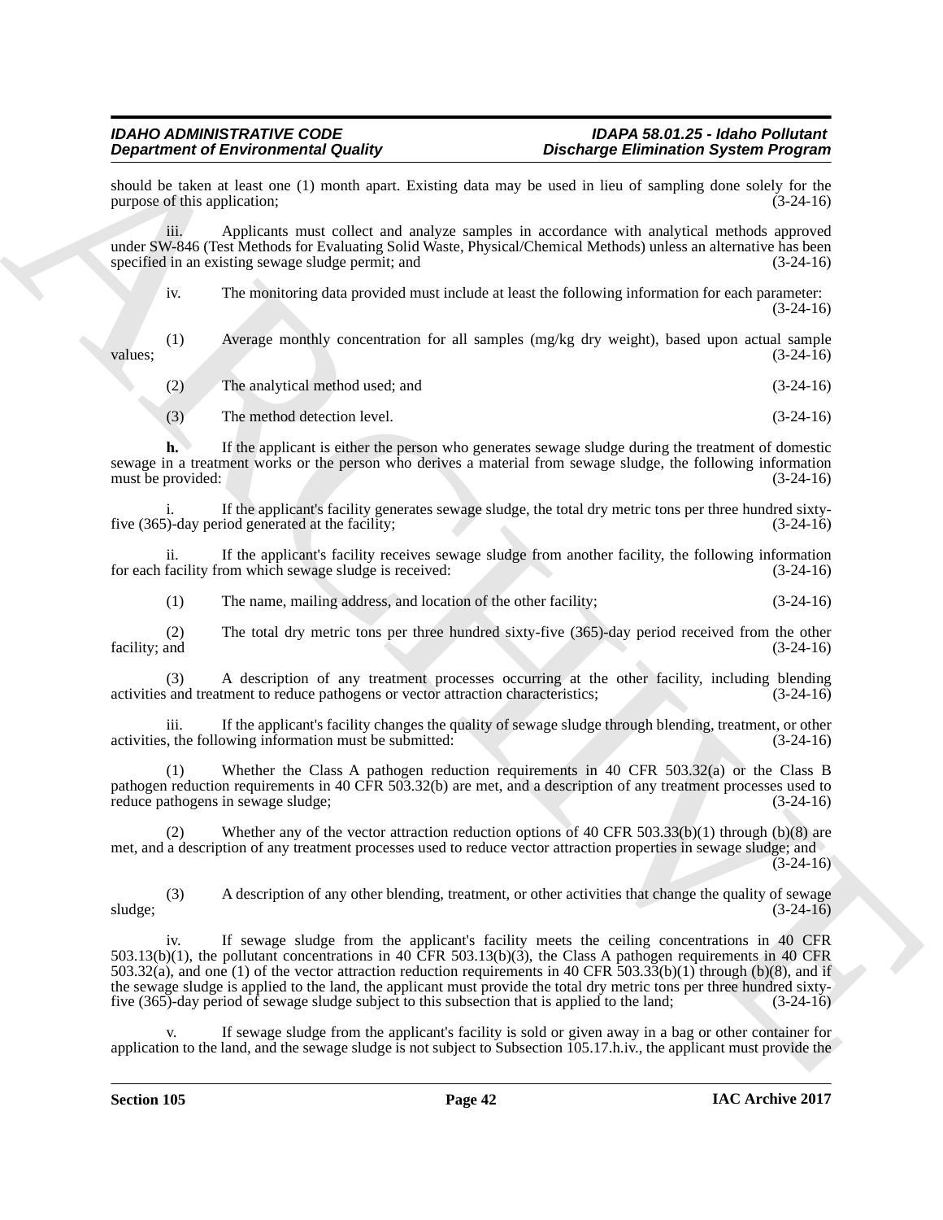should be taken at least one (1) month apart. Existing data may be used in lieu of sampling done solely for the purpose of this application; (3-24-16)

iii. Applicants must collect and analyze samples in accordance with analytical methods approved under SW-846 (Test Methods for Evaluating Solid Waste, Physical/Chemical Methods) unless an alternative has been specified in an existing sewage sludge permit; and (3-24-16)

iv. The monitoring data provided must include at least the following information for each parameter: (3-24-16)

(1) Average monthly concentration for all samples (mg/kg dry weight), based upon actual sample values; (3-24-16)

(2) The analytical method used; and (3-24-16)

(3) The method detection level. (3-24-16)

**h.** If the applicant is either the person who generates sewage sludge during the treatment of domestic sewage in a treatment works or the person who derives a material from sewage sludge, the following information must be provided: (3-24-16)

i. If the applicant's facility generates sewage sludge, the total dry metric tons per three hundred sixty-five (365)-day period generated at the facility; (3-24-16)

ii. If the applicant's facility receives sewage sludge from another facility, the following information for each facility from which sewage sludge is received: (3-24-16)

(1) The name, mailing address, and location of the other facility; (3-24-16)

(2) The total dry metric tons per three hundred sixty-five (365)-day period received from the other facility; and (3-24-16)

(3) A description of any treatment processes occurring at the other facility, including blending activities and treatment to reduce pathogens or vector attraction characteristics; (3-24-16)

iii. If the applicant's facility changes the quality of sewage sludge through blending, treatment, or other activities, the following information must be submitted: (3-24-16)

(1) Whether the Class A pathogen reduction requirements in 40 CFR 503.32(a) or the Class B pathogen reduction requirements in 40 CFR 503.32(b) are met, and a description of any treatment processes used to reduce pathogens in sewage sludge; (3-24-16)

(2) Whether any of the vector attraction reduction options of 40 CFR 503.33(b)(1) through (b)(8) are met, and a description of any treatment processes used to reduce vector attraction properties in sewage sludge; and (3-24-16)

(3) A description of any other blending, treatment, or other activities that change the quality of sewage sludge; (3-24-16)

iv. If sewage sludge from the applicant's facility meets the ceiling concentrations in 40 CFR 503.13(b)(1), the pollutant concentrations in 40 CFR 503.13(b)(3), the Class A pathogen requirements in 40 CFR 503.32(a), and one (1) of the vector attraction reduction requirements in 40 CFR 503.33(b)(1) through (b)(8), and if the sewage sludge is applied to the land, the applicant must provide the total dry metric tons per three hundred sixty-five (365)-day period of sewage sludge subject to this subsection that is applied to the land; (3-24-16)

v. If sewage sludge from the applicant's facility is sold or given away in a bag or other container for application to the land, and the sewage sludge is not subject to Subsection 105.17.h.iv., the applicant must provide the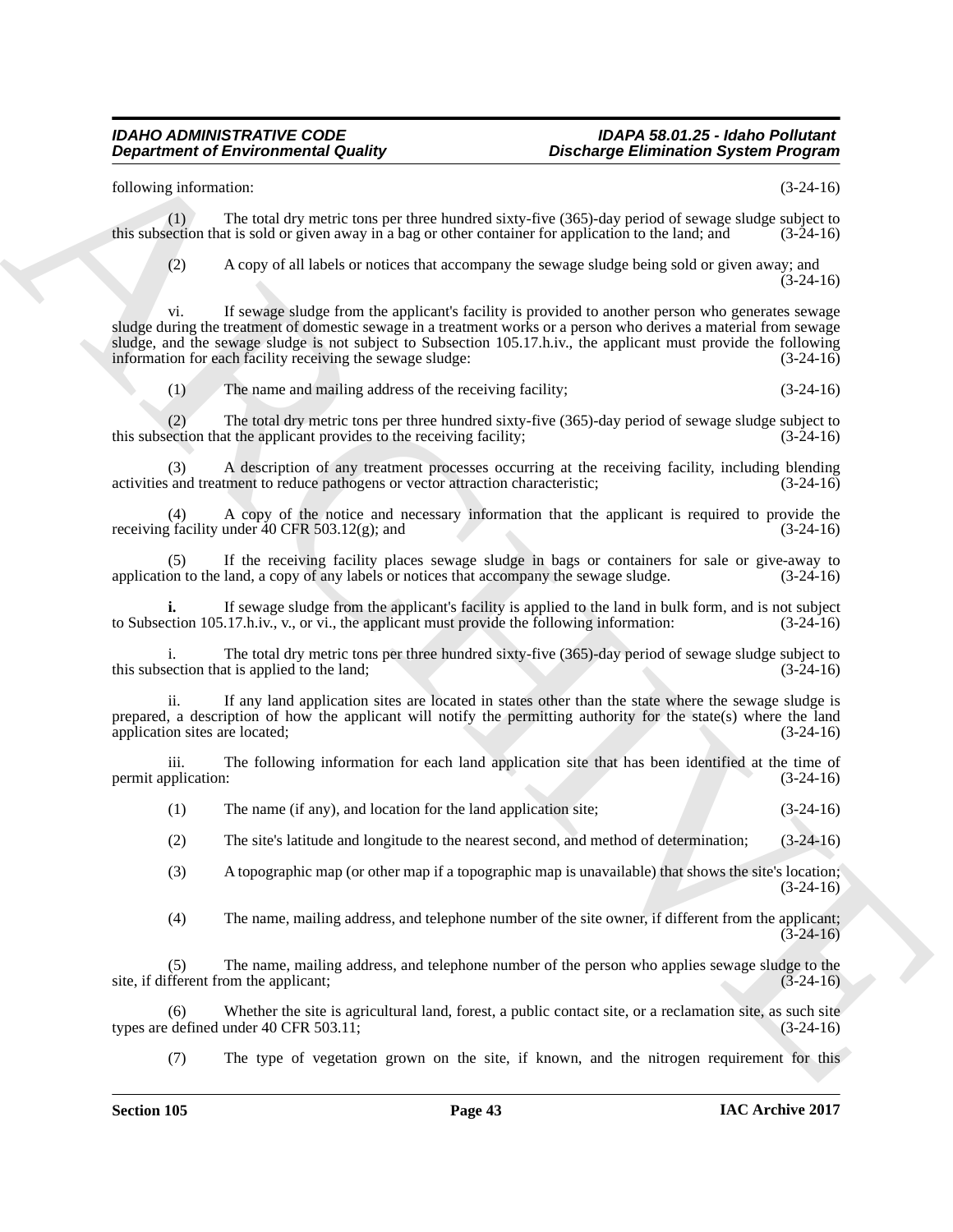following information: (3-24-16)

(1) The total dry metric tons per three hundred sixty-five (365)-day period of sewage sludge subject to this subsection that is sold or given away in a bag or other container for application to the land; and (3-24-16)

(2) A copy of all labels or notices that accompany the sewage sludge being sold or given away; and (3-24-16)

vi. If sewage sludge from the applicant's facility is provided to another person who generates sewage sludge during the treatment of domestic sewage in a treatment works or a person who derives a material from sewage sludge, and the sewage sludge is not subject to Subsection 105.17.h.iv., the applicant must provide the following information for each facility receiving the sewage sludge: (3-24-16)

(1) The name and mailing address of the receiving facility; (3-24-16)

(2) The total dry metric tons per three hundred sixty-five (365)-day period of sewage sludge subject to this subsection that the applicant provides to the receiving facility; (3-24-16)

(3) A description of any treatment processes occurring at the receiving facility, including blending activities and treatment to reduce pathogens or vector attraction characteristic; (3-24-16)

(4) A copy of the notice and necessary information that the applicant is required to provide the receiving facility under 40 CFR 503.12(g); and (3-24-16)

(5) If the receiving facility places sewage sludge in bags or containers for sale or give-away to application to the land, a copy of any labels or notices that accompany the sewage sludge. (3-24-16)

**i.** If sewage sludge from the applicant's facility is applied to the land in bulk form, and is not subject to Subsection 105.17.h.iv., v., or vi., the applicant must provide the following information: (3-24-16)

i. The total dry metric tons per three hundred sixty-five (365)-day period of sewage sludge subject to this subsection that is applied to the land; (3-24-16)

ii. If any land application sites are located in states other than the state where the sewage sludge is prepared, a description of how the applicant will notify the permitting authority for the state(s) where the land application sites are located; (3-24-16)

iii. The following information for each land application site that has been identified at the time of permit application: (3-24-16)

(1) The name (if any), and location for the land application site; (3-24-16)

(2) The site's latitude and longitude to the nearest second, and method of determination; (3-24-16)

(3) A topographic map (or other map if a topographic map is unavailable) that shows the site's location; (3-24-16)

(4) The name, mailing address, and telephone number of the site owner, if different from the applicant; (3-24-16)

(5) The name, mailing address, and telephone number of the person who applies sewage sludge to the site, if different from the applicant; (3-24-16)

(6) Whether the site is agricultural land, forest, a public contact site, or a reclamation site, as such site types are defined under 40 CFR 503.11; (3-24-16)

(7) The type of vegetation grown on the site, if known, and the nitrogen requirement for this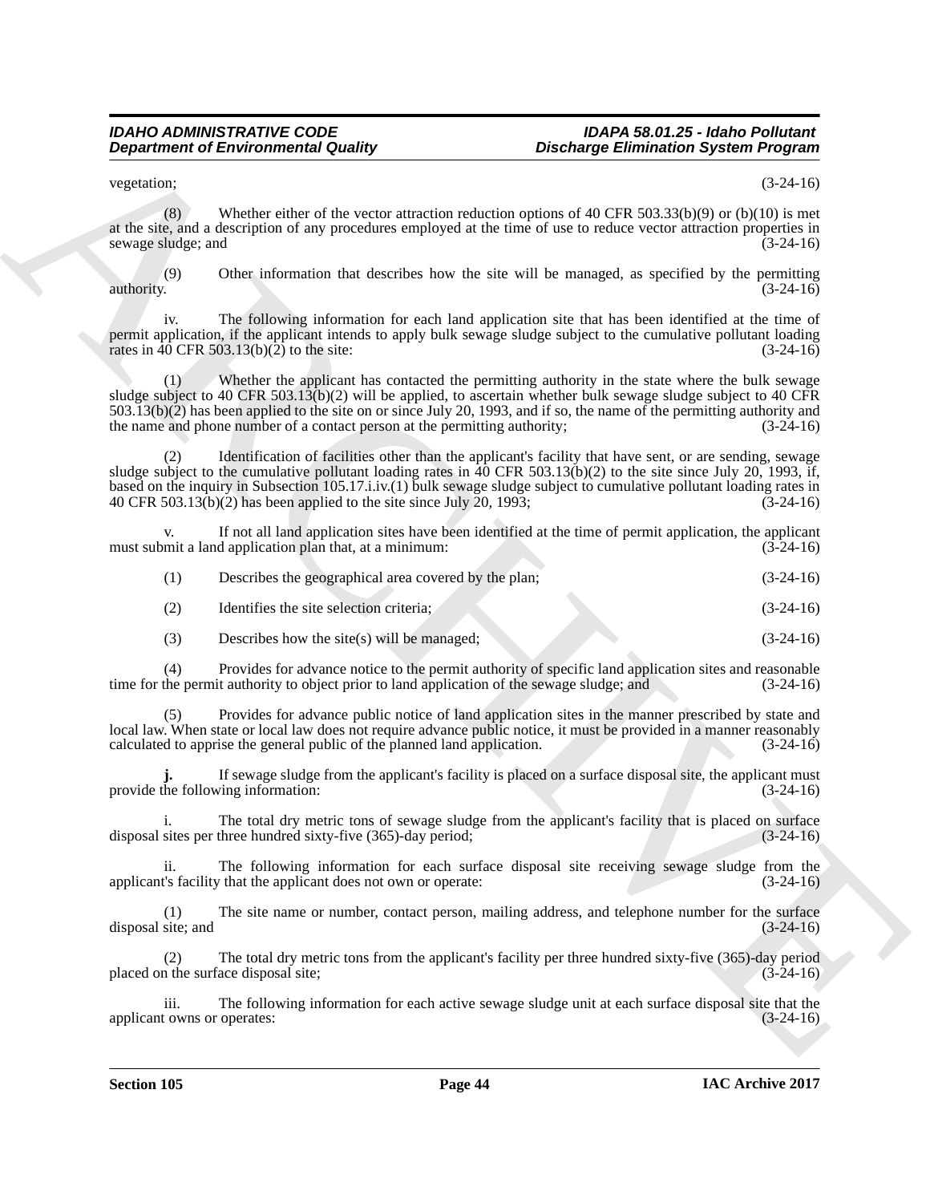vegetation; (3-24-16)

(8) Whether either of the vector attraction reduction options of 40 CFR 503.33(b)(9) or (b)(10) is met at the site, and a description of any procedures employed at the time of use to reduce vector attraction properties in sewage sludge; and (3-24-16)

(9) Other information that describes how the site will be managed, as specified by the permitting authority. (3-24-16)

iv. The following information for each land application site that has been identified at the time of permit application, if the applicant intends to apply bulk sewage sludge subject to the cumulative pollutant loading rates in 40 CFR 503.13(b)(2) to the site: (3-24-16)

(1) Whether the applicant has contacted the permitting authority in the state where the bulk sewage sludge subject to 40 CFR 503.13(b)(2) will be applied, to ascertain whether bulk sewage sludge subject to 40 CFR 503.13(b)(2) has been applied to the site on or since July 20, 1993, and if so, the name of the permitting authority and the name and phone number of a contact person at the permitting authority; (3-24-16)

(2) Identification of facilities other than the applicant's facility that have sent, or are sending, sewage sludge subject to the cumulative pollutant loading rates in 40 CFR 503.13(b)(2) to the site since July 20, 1993, if, based on the inquiry in Subsection 105.17.i.iv.(1) bulk sewage sludge subject to cumulative pollutant loading rates in 40 CFR 503.13(b)(2) has been applied to the site since July 20, 1993; (3-24-16)

v. If not all land application sites have been identified at the time of permit application, the applicant must submit a land application plan that, at a minimum: (3-24-16)

(1) Describes the geographical area covered by the plan; (3-24-16)

(2) Identifies the site selection criteria; (3-24-16)

(3) Describes how the site(s) will be managed; (3-24-16)

(4) Provides for advance notice to the permit authority of specific land application sites and reasonable time for the permit authority to object prior to land application of the sewage sludge; and (3-24-16)

(5) Provides for advance public notice of land application sites in the manner prescribed by state and local law. When state or local law does not require advance public notice, it must be provided in a manner reasonably calculated to apprise the general public of the planned land application. (3-24-16)

**j.** If sewage sludge from the applicant's facility is placed on a surface disposal site, the applicant must provide the following information: (3-24-16)

i. The total dry metric tons of sewage sludge from the applicant's facility that is placed on surface disposal sites per three hundred sixty-five (365)-day period; (3-24-16)

ii. The following information for each surface disposal site receiving sewage sludge from the applicant's facility that the applicant does not own or operate: (3-24-16)

(1) The site name or number, contact person, mailing address, and telephone number for the surface disposal site; and (3-24-16)

(2) The total dry metric tons from the applicant's facility per three hundred sixty-five (365)-day period placed on the surface disposal site; (3-24-16)

iii. The following information for each active sewage sludge unit at each surface disposal site that the applicant owns or operates: (3-24-16)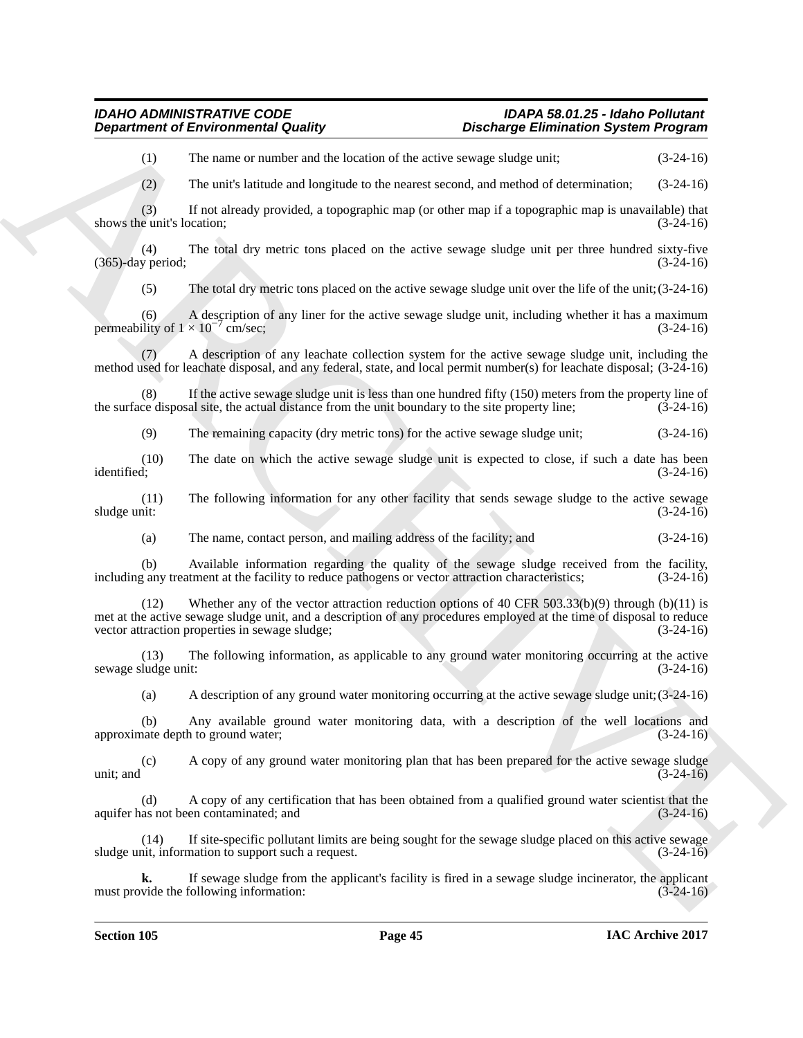(1) The name or number and the location of the active sewage sludge unit; (3-24-16)

(2) The unit's latitude and longitude to the nearest second, and method of determination; (3-24-16)

(3) If not already provided, a topographic map (or other map if a topographic map is unavailable) that shows the unit's location; (3-24-16)

(4) The total dry metric tons placed on the active sewage sludge unit per three hundred sixty-five (365)-day period; (3-24-16)

(5) The total dry metric tons placed on the active sewage sludge unit over the life of the unit; (3-24-16)

(6) A description of any liner for the active sewage sludge unit, including whether it has a maximum permeability of $1 \times 10^{-7}$ cm/sec; (3-24-16)

(7) A description of any leachate collection system for the active sewage sludge unit, including the method used for leachate disposal, and any federal, state, and local permit number(s) for leachate disposal; (3-24-16)

(8) If the active sewage sludge unit is less than one hundred fifty (150) meters from the property line of the surface disposal site, the actual distance from the unit boundary to the site property line; (3-24-16)

(9) The remaining capacity (dry metric tons) for the active sewage sludge unit; (3-24-16)

(10) The date on which the active sewage sludge unit is expected to close, if such a date has been identified; (3-24-16)

(11) The following information for any other facility that sends sewage sludge to the active sewage sludge unit: (3-24-16)

(a) The name, contact person, and mailing address of the facility; and (3-24-16)

(b) Available information regarding the quality of the sewage sludge received from the facility, including any treatment at the facility to reduce pathogens or vector attraction characteristics; (3-24-16)

(12) Whether any of the vector attraction reduction options of 40 CFR 503.33(b)(9) through (b)(11) is met at the active sewage sludge unit, and a description of any procedures employed at the time of disposal to reduce vector attraction properties in sewage sludge; (3-24-16)

(13) The following information, as applicable to any ground water monitoring occurring at the active sewage sludge unit: (3-24-16)

(a) A description of any ground water monitoring occurring at the active sewage sludge unit; (3-24-16)

(b) Any available ground water monitoring data, with a description of the well locations and approximate depth to ground water; (3-24-16)

(c) A copy of any ground water monitoring plan that has been prepared for the active sewage sludge unit; and (3-24-16)

(d) A copy of any certification that has been obtained from a qualified ground water scientist that the aquifer has not been contaminated; and (3-24-16)

(14) If site-specific pollutant limits are being sought for the sewage sludge placed on this active sewage sludge unit, information to support such a request. (3-24-16)

**k.** If sewage sludge from the applicant's facility is fired in a sewage sludge incinerator, the applicant must provide the following information: (3-24-16)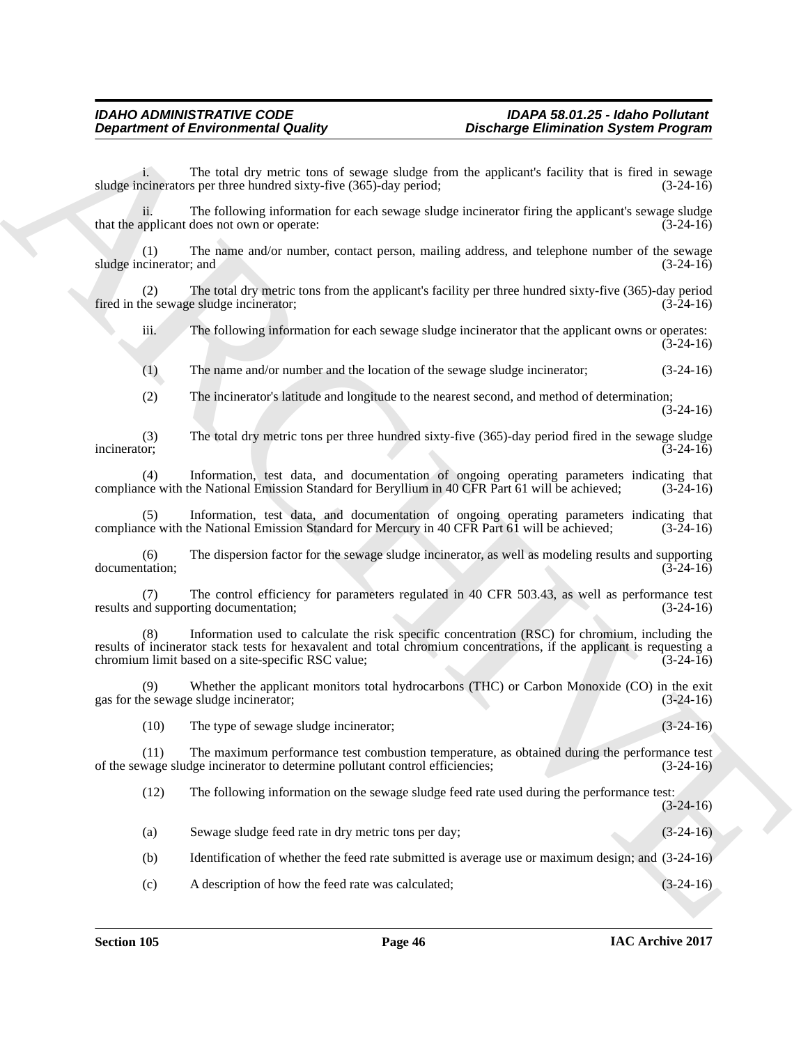i. The total dry metric tons of sewage sludge from the applicant's facility that is fired in sewage sludge incinerators per three hundred sixty-five (365)-day period; (3-24-16)

ii. The following information for each sewage sludge incinerator firing the applicant's sewage sludge that the applicant does not own or operate: (3-24-16)

(1) The name and/or number, contact person, mailing address, and telephone number of the sewage sludge incinerator; and (3-24-16)

(2) The total dry metric tons from the applicant's facility per three hundred sixty-five (365)-day period fired in the sewage sludge incinerator; (3-24-16)

iii. The following information for each sewage sludge incinerator that the applicant owns or operates: (3-24-16)

(1) The name and/or number and the location of the sewage sludge incinerator; (3-24-16)

(2) The incinerator's latitude and longitude to the nearest second, and method of determination; (3-24-16)

(3) The total dry metric tons per three hundred sixty-five (365)-day period fired in the sewage sludge incinerator; (3-24-16)

(4) Information, test data, and documentation of ongoing operating parameters indicating that compliance with the National Emission Standard for Beryllium in 40 CFR Part 61 will be achieved; (3-24-16)

(5) Information, test data, and documentation of ongoing operating parameters indicating that compliance with the National Emission Standard for Mercury in 40 CFR Part 61 will be achieved; (3-24-16)

(6) The dispersion factor for the sewage sludge incinerator, as well as modeling results and supporting documentation; (3-24-16)

(7) The control efficiency for parameters regulated in 40 CFR 503.43, as well as performance test results and supporting documentation; (3-24-16)

(8) Information used to calculate the risk specific concentration (RSC) for chromium, including the results of incinerator stack tests for hexavalent and total chromium concentrations, if the applicant is requesting a chromium limit based on a site-specific RSC value; (3-24-16)

(9) Whether the applicant monitors total hydrocarbons (THC) or Carbon Monoxide (CO) in the exit gas for the sewage sludge incinerator; (3-24-16)

(10) The type of sewage sludge incinerator; (3-24-16)

(11) The maximum performance test combustion temperature, as obtained during the performance test of the sewage sludge incinerator to determine pollutant control efficiencies; (3-24-16)

(12) The following information on the sewage sludge feed rate used during the performance test: (3-24-16)

(a) Sewage sludge feed rate in dry metric tons per day; (3-24-16)

(b) Identification of whether the feed rate submitted is average use or maximum design; and (3-24-16)

(c) A description of how the feed rate was calculated; (3-24-16)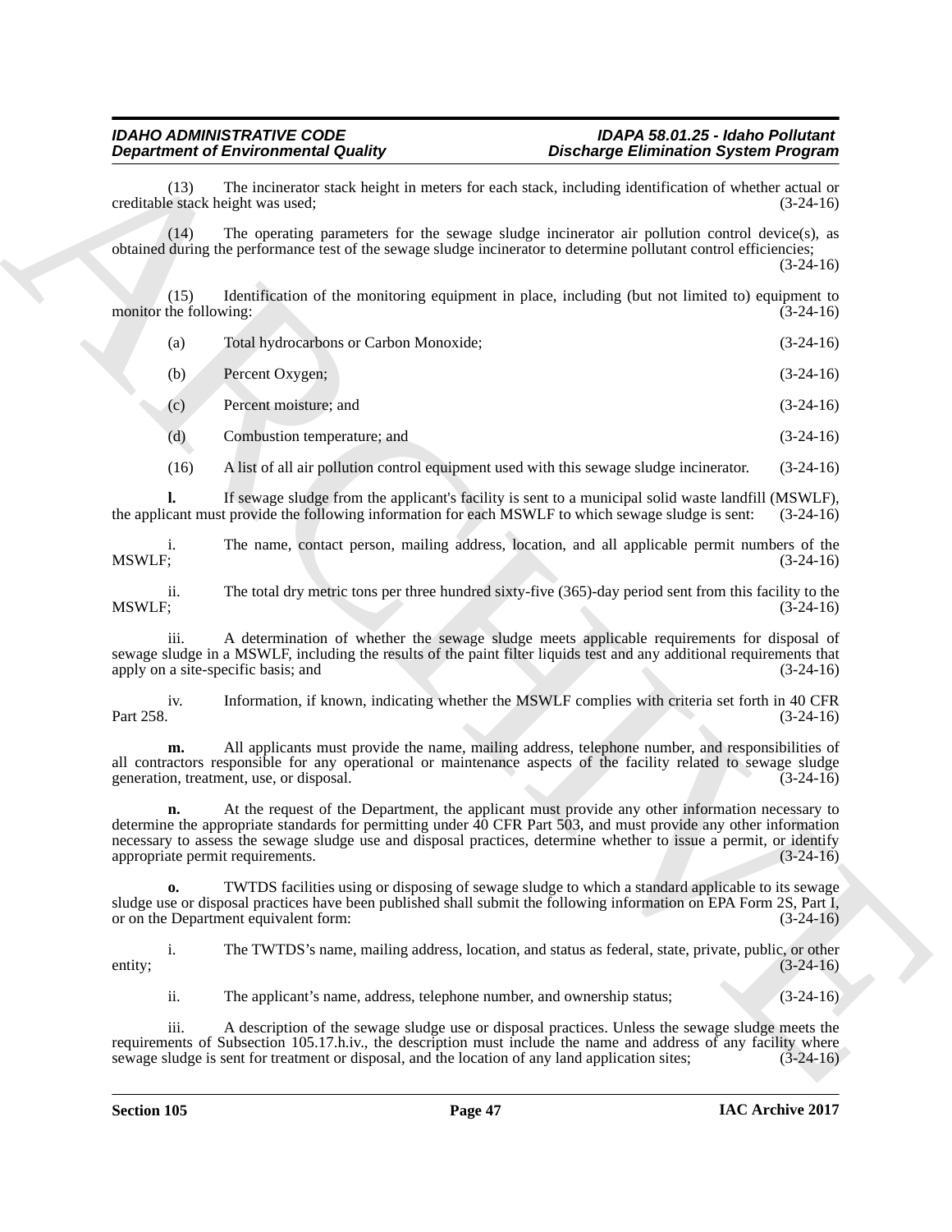(13) The incinerator stack height in meters for each stack, including identification of whether actual or creditable stack height was used; (3-24-16)

(14) The operating parameters for the sewage sludge incinerator air pollution control device(s), as obtained during the performance test of the sewage sludge incinerator to determine pollutant control efficiencies; (3-24-16)

(15) Identification of the monitoring equipment in place, including (but not limited to) equipment to monitor the following: (3-24-16)

(a) Total hydrocarbons or Carbon Monoxide; (3-24-16)

(b) Percent Oxygen; (3-24-16)

(c) Percent moisture; and (3-24-16)

(d) Combustion temperature; and (3-24-16)

(16) A list of all air pollution control equipment used with this sewage sludge incinerator. (3-24-16)

**l.** If sewage sludge from the applicant's facility is sent to a municipal solid waste landfill (MSWLF), the applicant must provide the following information for each MSWLF to which sewage sludge is sent: (3-24-16)

i. The name, contact person, mailing address, location, and all applicable permit numbers of the MSWLF; (3-24-16)

ii. The total dry metric tons per three hundred sixty-five (365)-day period sent from this facility to the MSWLF; (3-24-16)

iii. A determination of whether the sewage sludge meets applicable requirements for disposal of sewage sludge in a MSWLF, including the results of the paint filter liquids test and any additional requirements that apply on a site-specific basis; and (3-24-16)

iv. Information, if known, indicating whether the MSWLF complies with criteria set forth in 40 CFR Part 258. (3-24-16)

**m.** All applicants must provide the name, mailing address, telephone number, and responsibilities of all contractors responsible for any operational or maintenance aspects of the facility related to sewage sludge generation, treatment, use, or disposal. (3-24-16)

**n.** At the request of the Department, the applicant must provide any other information necessary to determine the appropriate standards for permitting under 40 CFR Part 503, and must provide any other information necessary to assess the sewage sludge use and disposal practices, determine whether to issue a permit, or identify appropriate permit requirements. (3-24-16)

**o.** TWTDS facilities using or disposing of sewage sludge to which a standard applicable to its sewage sludge use or disposal practices have been published shall submit the following information on EPA Form 2S, Part I, or on the Department equivalent form: (3-24-16)

i. The TWTDS's name, mailing address, location, and status as federal, state, private, public, or other entity; (3-24-16)

ii. The applicant's name, address, telephone number, and ownership status; (3-24-16)

iii. A description of the sewage sludge use or disposal practices. Unless the sewage sludge meets the requirements of Subsection 105.17.h.iv., the description must include the name and address of any facility where sewage sludge is sent for treatment or disposal, and the location of any land application sites; (3-24-16)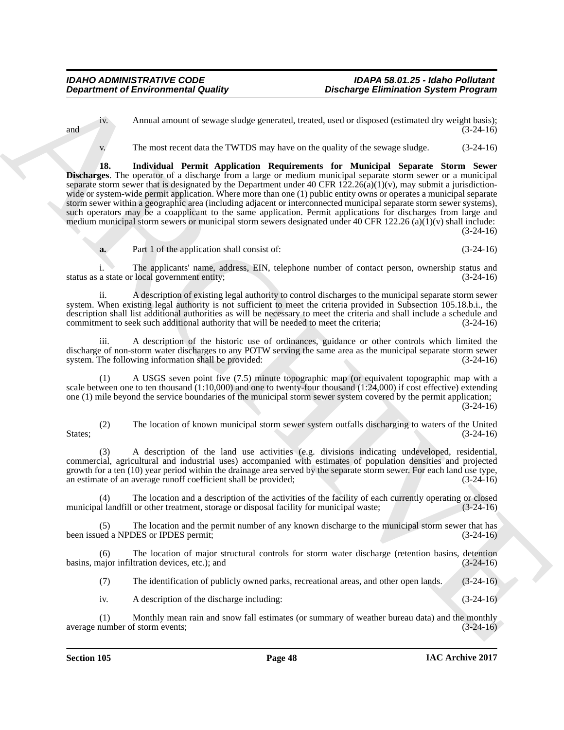iv. Annual amount of sewage sludge generated, treated, used or disposed (estimated dry weight basis); and (3-24-16)

v. The most recent data the TWTDS may have on the quality of the sewage sludge. (3-24-16)

**18. Individual Permit Application Requirements for Municipal Separate Storm Sewer Discharges**. The operator of a discharge from a large or medium municipal separate storm sewer or a municipal separate storm sewer that is designated by the Department under 40 CFR 122.26(a)(1)(v), may submit a jurisdiction-wide or system-wide permit application. Where more than one (1) public entity owns or operates a municipal separate storm sewer within a geographic area (including adjacent or interconnected municipal separate storm sewer systems), such operators may be a coapplicant to the same application. Permit applications for discharges from large and medium municipal storm sewers or municipal storm sewers designated under 40 CFR 122.26 (a)(1)(v) shall include: (3-24-16)

**a.** Part 1 of the application shall consist of: (3-24-16)

i. The applicants' name, address, EIN, telephone number of contact person, ownership status and status as a state or local government entity; (3-24-16)

ii. A description of existing legal authority to control discharges to the municipal separate storm sewer system. When existing legal authority is not sufficient to meet the criteria provided in Subsection 105.18.b.i., the description shall list additional authorities as will be necessary to meet the criteria and shall include a schedule and commitment to seek such additional authority that will be needed to meet the criteria; (3-24-16)

iii. A description of the historic use of ordinances, guidance or other controls which limited the discharge of non-storm water discharges to any POTW serving the same area as the municipal separate storm sewer system. The following information shall be provided: (3-24-16)

(1) A USGS seven point five (7.5) minute topographic map (or equivalent topographic map with a scale between one to ten thousand (1:10,000) and one to twenty-four thousand (1:24,000) if cost effective) extending one (1) mile beyond the service boundaries of the municipal storm sewer system covered by the permit application; (3-24-16)

(2) The location of known municipal storm sewer system outfalls discharging to waters of the United States; (3-24-16)

(3) A description of the land use activities (e.g. divisions indicating undeveloped, residential, commercial, agricultural and industrial uses) accompanied with estimates of population densities and projected growth for a ten (10) year period within the drainage area served by the separate storm sewer. For each land use type, an estimate of an average runoff coefficient shall be provided; (3-24-16)

(4) The location and a description of the activities of the facility of each currently operating or closed municipal landfill or other treatment, storage or disposal facility for municipal waste; (3-24-16)

(5) The location and the permit number of any known discharge to the municipal storm sewer that has been issued a NPDES or IPDES permit; (3-24-16)

(6) The location of major structural controls for storm water discharge (retention basins, detention basins, major infiltration devices, etc.); and (3-24-16)

(7) The identification of publicly owned parks, recreational areas, and other open lands. (3-24-16)

iv. A description of the discharge including: (3-24-16)

(1) Monthly mean rain and snow fall estimates (or summary of weather bureau data) and the monthly average number of storm events; (3-24-16)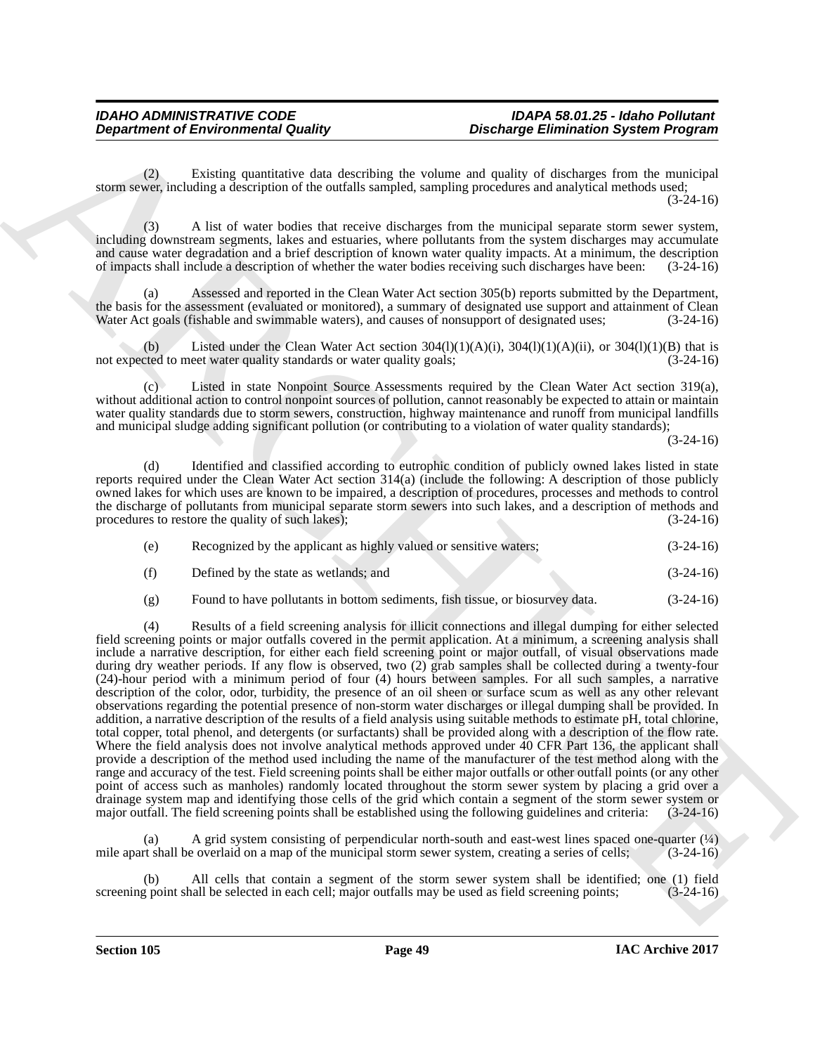(2) Existing quantitative data describing the volume and quality of discharges from the municipal storm sewer, including a description of the outfalls sampled, sampling procedures and analytical methods used; (3-24-16)

(3) A list of water bodies that receive discharges from the municipal separate storm sewer system, including downstream segments, lakes and estuaries, where pollutants from the system discharges may accumulate and cause water degradation and a brief description of known water quality impacts. At a minimum, the description of impacts shall include a description of whether the water bodies receiving such discharges have been: (3-24-16)

(a) Assessed and reported in the Clean Water Act section 305(b) reports submitted by the Department, the basis for the assessment (evaluated or monitored), a summary of designated use support and attainment of Clean Water Act goals (fishable and swimmable waters), and causes of nonsupport of designated uses; (3-24-16)

(b) Listed under the Clean Water Act section 304(l)(1)(A)(i), 304(l)(1)(A)(ii), or 304(l)(1)(B) that is not expected to meet water quality standards or water quality goals; (3-24-16)

(c) Listed in state Nonpoint Source Assessments required by the Clean Water Act section 319(a), without additional action to control nonpoint sources of pollution, cannot reasonably be expected to attain or maintain water quality standards due to storm sewers, construction, highway maintenance and runoff from municipal landfills and municipal sludge adding significant pollution (or contributing to a violation of water quality standards); (3-24-16)

(d) Identified and classified according to eutrophic condition of publicly owned lakes listed in state reports required under the Clean Water Act section 314(a) (include the following: A description of those publicly owned lakes for which uses are known to be impaired, a description of procedures, processes and methods to control the discharge of pollutants from municipal separate storm sewers into such lakes, and a description of methods and procedures to restore the quality of such lakes); (3-24-16)

(e) Recognized by the applicant as highly valued or sensitive waters; (3-24-16)

(f) Defined by the state as wetlands; and (3-24-16)

(g) Found to have pollutants in bottom sediments, fish tissue, or biosurvey data. (3-24-16)

(4) Results of a field screening analysis for illicit connections and illegal dumping for either selected field screening points or major outfalls covered in the permit application. At a minimum, a screening analysis shall include a narrative description, for either each field screening point or major outfall, of visual observations made during dry weather periods. If any flow is observed, two (2) grab samples shall be collected during a twenty-four (24)-hour period with a minimum period of four (4) hours between samples. For all such samples, a narrative description of the color, odor, turbidity, the presence of an oil sheen or surface scum as well as any other relevant observations regarding the potential presence of non-storm water discharges or illegal dumping shall be provided. In addition, a narrative description of the results of a field analysis using suitable methods to estimate pH, total chlorine, total copper, total phenol, and detergents (or surfactants) shall be provided along with a description of the flow rate. Where the field analysis does not involve analytical methods approved under 40 CFR Part 136, the applicant shall provide a description of the method used including the name of the manufacturer of the test method along with the range and accuracy of the test. Field screening points shall be either major outfalls or other outfall points (or any other point of access such as manholes) randomly located throughout the storm sewer system by placing a grid over a drainage system map and identifying those cells of the grid which contain a segment of the storm sewer system or major outfall. The field screening points shall be established using the following guidelines and criteria: (3-24-16)

(a) A grid system consisting of perpendicular north-south and east-west lines spaced one-quarter (¼) mile apart shall be overlaid on a map of the municipal storm sewer system, creating a series of cells; (3-24-16)

(b) All cells that contain a segment of the storm sewer system shall be identified; one (1) field screening point shall be selected in each cell; major outfalls may be used as field screening points; (3-24-16)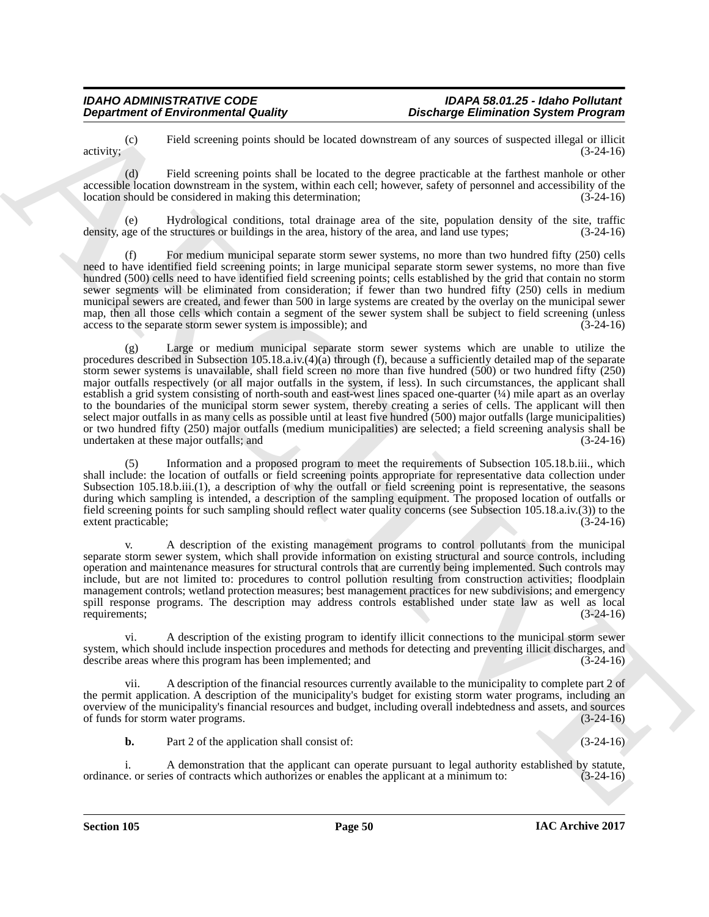(c) Field screening points should be located downstream of any sources of suspected illegal or illicit activity; (3-24-16)

(d) Field screening points shall be located to the degree practicable at the farthest manhole or other accessible location downstream in the system, within each cell; however, safety of personnel and accessibility of the location should be considered in making this determination; (3-24-16)

(e) Hydrological conditions, total drainage area of the site, population density of the site, traffic density, age of the structures or buildings in the area, history of the area, and land use types; (3-24-16)

(f) For medium municipal separate storm sewer systems, no more than two hundred fifty (250) cells need to have identified field screening points; in large municipal separate storm sewer systems, no more than five hundred (500) cells need to have identified field screening points; cells established by the grid that contain no storm sewer segments will be eliminated from consideration; if fewer than two hundred fifty (250) cells in medium municipal sewers are created, and fewer than 500 in large systems are created by the overlay on the municipal sewer map, then all those cells which contain a segment of the sewer system shall be subject to field screening (unless access to the separate storm sewer system is impossible); and (3-24-16)

(g) Large or medium municipal separate storm sewer systems which are unable to utilize the procedures described in Subsection 105.18.a.iv.(4)(a) through (f), because a sufficiently detailed map of the separate storm sewer systems is unavailable, shall field screen no more than five hundred (500) or two hundred fifty (250) major outfalls respectively (or all major outfalls in the system, if less). In such circumstances, the applicant shall establish a grid system consisting of north-south and east-west lines spaced one-quarter (¼) mile apart as an overlay to the boundaries of the municipal storm sewer system, thereby creating a series of cells. The applicant will then select major outfalls in as many cells as possible until at least five hundred (500) major outfalls (large municipalities) or two hundred fifty (250) major outfalls (medium municipalities) are selected; a field screening analysis shall be undertaken at these major outfalls; and (3-24-16)

(5) Information and a proposed program to meet the requirements of Subsection 105.18.b.iii., which shall include: the location of outfalls or field screening points appropriate for representative data collection under Subsection 105.18.b.iii.(1), a description of why the outfall or field screening point is representative, the seasons during which sampling is intended, a description of the sampling equipment. The proposed location of outfalls or field screening points for such sampling should reflect water quality concerns (see Subsection 105.18.a.iv.(3)) to the extent practicable; (3-24-16)

v. A description of the existing management programs to control pollutants from the municipal separate storm sewer system, which shall provide information on existing structural and source controls, including operation and maintenance measures for structural controls that are currently being implemented. Such controls may include, but are not limited to: procedures to control pollution resulting from construction activities; floodplain management controls; wetland protection measures; best management practices for new subdivisions; and emergency spill response programs. The description may address controls established under state law as well as local requirements; (3-24-16)

vi. A description of the existing program to identify illicit connections to the municipal storm sewer system, which should include inspection procedures and methods for detecting and preventing illicit discharges, and describe areas where this program has been implemented; and (3-24-16)

vii. A description of the financial resources currently available to the municipality to complete part 2 of the permit application. A description of the municipality's budget for existing storm water programs, including an overview of the municipality's financial resources and budget, including overall indebtedness and assets, and sources of funds for storm water programs. (3-24-16)

**b.** Part 2 of the application shall consist of: (3-24-16)

i. A demonstration that the applicant can operate pursuant to legal authority established by statute, ordinance. or series of contracts which authorizes or enables the applicant at a minimum to: (3-24-16)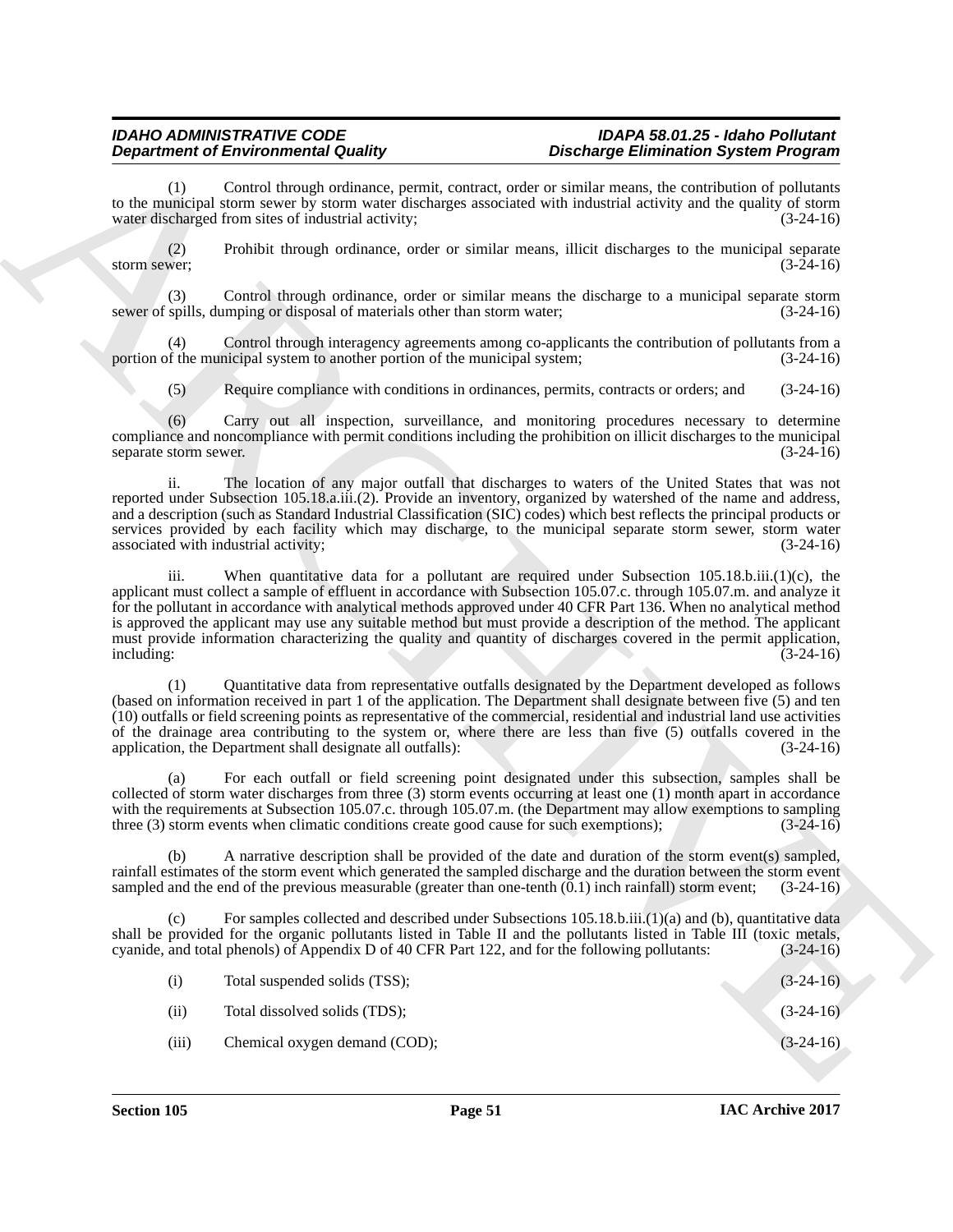(1) Control through ordinance, permit, contract, order or similar means, the contribution of pollutants to the municipal storm sewer by storm water discharges associated with industrial activity and the quality of storm water discharged from sites of industrial activity; (3-24-16)

(2) Prohibit through ordinance, order or similar means, illicit discharges to the municipal separate storm sewer; (3-24-16)

(3) Control through ordinance, order or similar means the discharge to a municipal separate storm sewer of spills, dumping or disposal of materials other than storm water; (3-24-16)

(4) Control through interagency agreements among co-applicants the contribution of pollutants from a portion of the municipal system to another portion of the municipal system; (3-24-16)

(5) Require compliance with conditions in ordinances, permits, contracts or orders; and (3-24-16)

(6) Carry out all inspection, surveillance, and monitoring procedures necessary to determine compliance and noncompliance with permit conditions including the prohibition on illicit discharges to the municipal separate storm sewer. (3-24-16)

ii. The location of any major outfall that discharges to waters of the United States that was not reported under Subsection 105.18.a.iii.(2). Provide an inventory, organized by watershed of the name and address, and a description (such as Standard Industrial Classification (SIC) codes) which best reflects the principal products or services provided by each facility which may discharge, to the municipal separate storm sewer, storm water associated with industrial activity; (3-24-16)

iii. When quantitative data for a pollutant are required under Subsection 105.18.b.iii.(1)(c), the applicant must collect a sample of effluent in accordance with Subsection 105.07.c. through 105.07.m. and analyze it for the pollutant in accordance with analytical methods approved under 40 CFR Part 136. When no analytical method is approved the applicant may use any suitable method but must provide a description of the method. The applicant must provide information characterizing the quality and quantity of discharges covered in the permit application, including: (3-24-16)

(1) Quantitative data from representative outfalls designated by the Department developed as follows (based on information received in part 1 of the application. The Department shall designate between five (5) and ten (10) outfalls or field screening points as representative of the commercial, residential and industrial land use activities of the drainage area contributing to the system or, where there are less than five (5) outfalls covered in the application, the Department shall designate all outfalls): (3-24-16)

(a) For each outfall or field screening point designated under this subsection, samples shall be collected of storm water discharges from three (3) storm events occurring at least one (1) month apart in accordance with the requirements at Subsection 105.07.c. through 105.07.m. (the Department may allow exemptions to sampling three (3) storm events when climatic conditions create good cause for such exemptions); (3-24-16)

(b) A narrative description shall be provided of the date and duration of the storm event(s) sampled, rainfall estimates of the storm event which generated the sampled discharge and the duration between the storm event sampled and the end of the previous measurable (greater than one-tenth (0.1) inch rainfall) storm event; (3-24-16)

(c) For samples collected and described under Subsections 105.18.b.iii.(1)(a) and (b), quantitative data shall be provided for the organic pollutants listed in Table II and the pollutants listed in Table III (toxic metals, cyanide, and total phenols) of Appendix D of 40 CFR Part 122, and for the following pollutants: (3-24-16)

(i) Total suspended solids (TSS); (3-24-16)

(ii) Total dissolved solids (TDS); (3-24-16)

(iii) Chemical oxygen demand (COD); (3-24-16)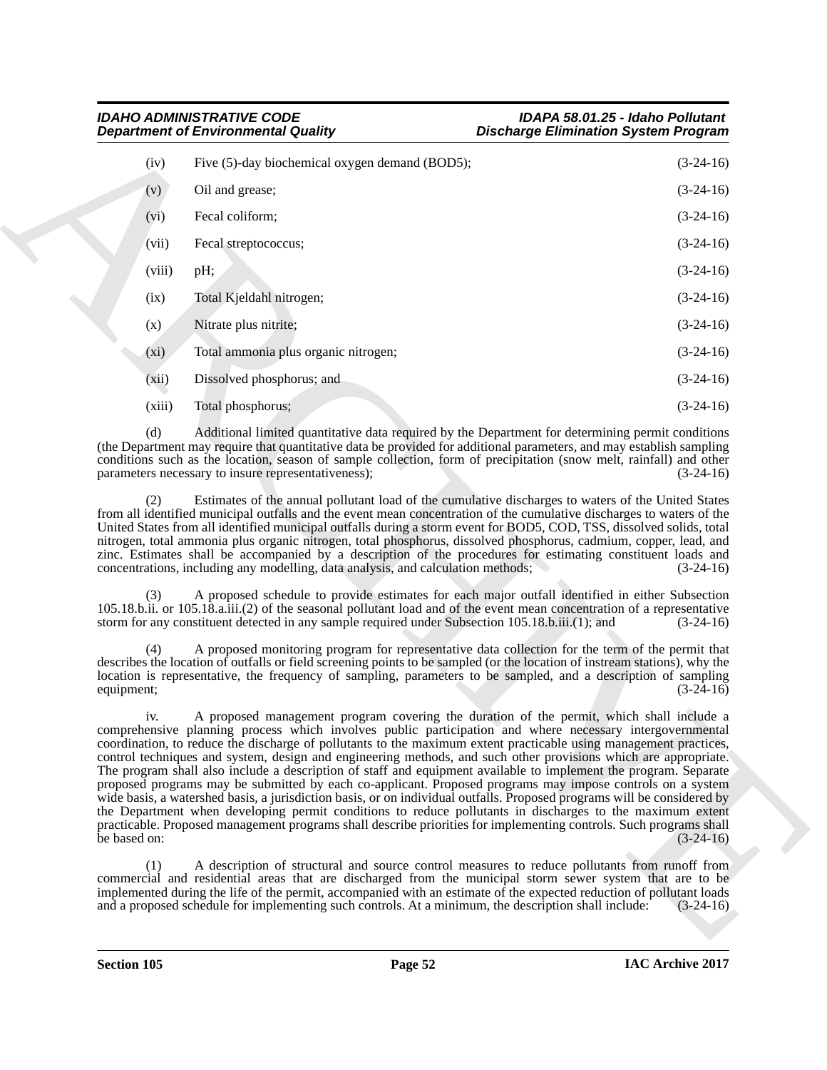(iv) Five (5)-day biochemical oxygen demand (BOD5); (3-24-16)

(v) Oil and grease; (3-24-16)

(vi) Fecal coliform; (3-24-16)

(vii) Fecal streptococcus; (3-24-16)

(viii) pH; (3-24-16)

(ix) Total Kjeldahl nitrogen; (3-24-16)

(x) Nitrate plus nitrite; (3-24-16)

(xi) Total ammonia plus organic nitrogen; (3-24-16)

(xii) Dissolved phosphorus; and (3-24-16)

(xiii) Total phosphorus; (3-24-16)

(d) Additional limited quantitative data required by the Department for determining permit conditions (the Department may require that quantitative data be provided for additional parameters, and may establish sampling conditions such as the location, season of sample collection, form of precipitation (snow melt, rainfall) and other parameters necessary to insure representativeness); (3-24-16)

(2) Estimates of the annual pollutant load of the cumulative discharges to waters of the United States from all identified municipal outfalls and the event mean concentration of the cumulative discharges to waters of the United States from all identified municipal outfalls during a storm event for BOD5, COD, TSS, dissolved solids, total nitrogen, total ammonia plus organic nitrogen, total phosphorus, dissolved phosphorus, cadmium, copper, lead, and zinc. Estimates shall be accompanied by a description of the procedures for estimating constituent loads and concentrations, including any modelling, data analysis, and calculation methods; (3-24-16)

(3) A proposed schedule to provide estimates for each major outfall identified in either Subsection 105.18.b.ii. or 105.18.a.iii.(2) of the seasonal pollutant load and of the event mean concentration of a representative storm for any constituent detected in any sample required under Subsection 105.18.b.iii.(1); and (3-24-16)

(4) A proposed monitoring program for representative data collection for the term of the permit that describes the location of outfalls or field screening points to be sampled (or the location of instream stations), why the location is representative, the frequency of sampling, parameters to be sampled, and a description of sampling equipment; (3-24-16)

iv. A proposed management program covering the duration of the permit, which shall include a comprehensive planning process which involves public participation and where necessary intergovernmental coordination, to reduce the discharge of pollutants to the maximum extent practicable using management practices, control techniques and system, design and engineering methods, and such other provisions which are appropriate. The program shall also include a description of staff and equipment available to implement the program. Separate proposed programs may be submitted by each co-applicant. Proposed programs may impose controls on a system wide basis, a watershed basis, a jurisdiction basis, or on individual outfalls. Proposed programs will be considered by the Department when developing permit conditions to reduce pollutants in discharges to the maximum extent practicable. Proposed management programs shall describe priorities for implementing controls. Such programs shall be based on: (3-24-16)

(1) A description of structural and source control measures to reduce pollutants from runoff from commercial and residential areas that are discharged from the municipal storm sewer system that are to be implemented during the life of the permit, accompanied with an estimate of the expected reduction of pollutant loads and a proposed schedule for implementing such controls. At a minimum, the description shall include: (3-24-16)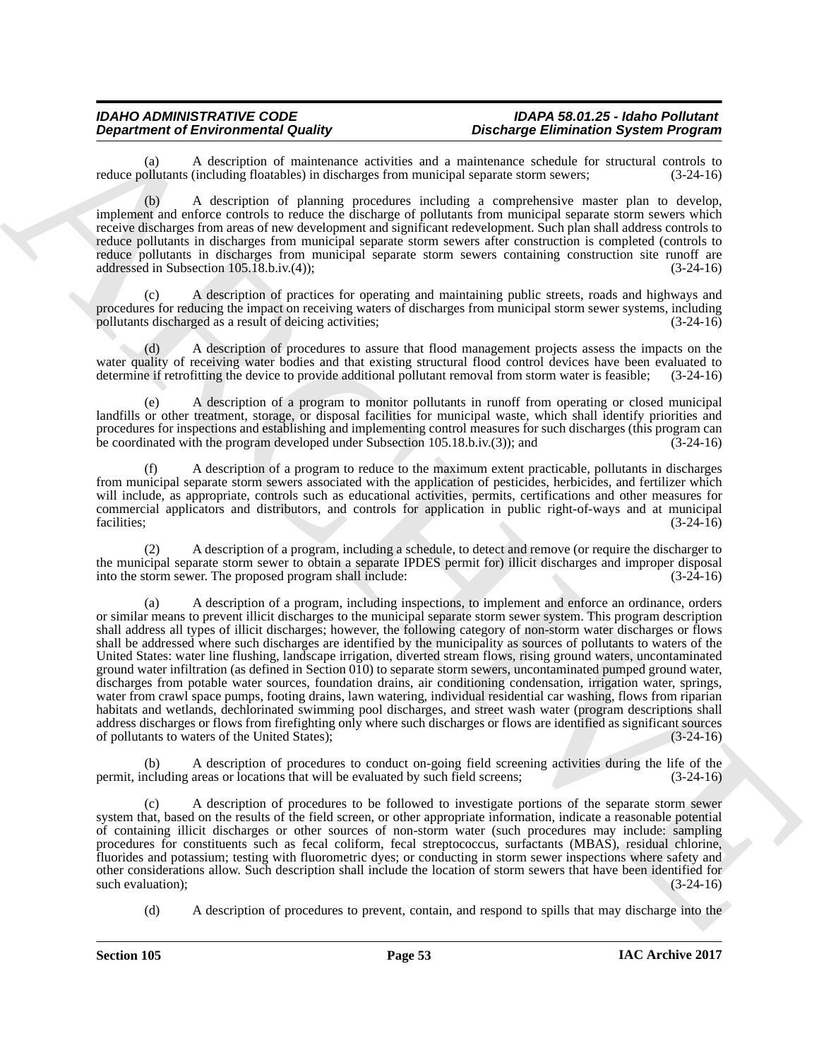(a) A description of maintenance activities and a maintenance schedule for structural controls to reduce pollutants (including floatables) in discharges from municipal separate storm sewers; (3-24-16)

(b) A description of planning procedures including a comprehensive master plan to develop, implement and enforce controls to reduce the discharge of pollutants from municipal separate storm sewers which receive discharges from areas of new development and significant redevelopment. Such plan shall address controls to reduce pollutants in discharges from municipal separate storm sewers after construction is completed (controls to reduce pollutants in discharges from municipal separate storm sewers containing construction site runoff are addressed in Subsection 105.18.b.iv.(4)); (3-24-16)

(c) A description of practices for operating and maintaining public streets, roads and highways and procedures for reducing the impact on receiving waters of discharges from municipal storm sewer systems, including pollutants discharged as a result of deicing activities; (3-24-16)

(d) A description of procedures to assure that flood management projects assess the impacts on the water quality of receiving water bodies and that existing structural flood control devices have been evaluated to determine if retrofitting the device to provide additional pollutant removal from storm water is feasible; (3-24-16)

(e) A description of a program to monitor pollutants in runoff from operating or closed municipal landfills or other treatment, storage, or disposal facilities for municipal waste, which shall identify priorities and procedures for inspections and establishing and implementing control measures for such discharges (this program can be coordinated with the program developed under Subsection 105.18.b.iv.(3)); and (3-24-16)

(f) A description of a program to reduce to the maximum extent practicable, pollutants in discharges from municipal separate storm sewers associated with the application of pesticides, herbicides, and fertilizer which will include, as appropriate, controls such as educational activities, permits, certifications and other measures for commercial applicators and distributors, and controls for application in public right-of-ways and at municipal facilities; (3-24-16)

(2) A description of a program, including a schedule, to detect and remove (or require the discharger to the municipal separate storm sewer to obtain a separate IPDES permit for) illicit discharges and improper disposal into the storm sewer. The proposed program shall include: (3-24-16)

(a) A description of a program, including inspections, to implement and enforce an ordinance, orders or similar means to prevent illicit discharges to the municipal separate storm sewer system. This program description shall address all types of illicit discharges; however, the following category of non-storm water discharges or flows shall be addressed where such discharges are identified by the municipality as sources of pollutants to waters of the United States: water line flushing, landscape irrigation, diverted stream flows, rising ground waters, uncontaminated ground water infiltration (as defined in Section 010) to separate storm sewers, uncontaminated pumped ground water, discharges from potable water sources, foundation drains, air conditioning condensation, irrigation water, springs, water from crawl space pumps, footing drains, lawn watering, individual residential car washing, flows from riparian habitats and wetlands, dechlorinated swimming pool discharges, and street wash water (program descriptions shall address discharges or flows from firefighting only where such discharges or flows are identified as significant sources of pollutants to waters of the United States); (3-24-16)

(b) A description of procedures to conduct on-going field screening activities during the life of the permit, including areas or locations that will be evaluated by such field screens; (3-24-16)

(c) A description of procedures to be followed to investigate portions of the separate storm sewer system that, based on the results of the field screen, or other appropriate information, indicate a reasonable potential of containing illicit discharges or other sources of non-storm water (such procedures may include: sampling procedures for constituents such as fecal coliform, fecal streptococcus, surfactants (MBAS), residual chlorine, fluorides and potassium; testing with fluorometric dyes; or conducting in storm sewer inspections where safety and other considerations allow. Such description shall include the location of storm sewers that have been identified for such evaluation); (3-24-16)

(d) A description of procedures to prevent, contain, and respond to spills that may discharge into the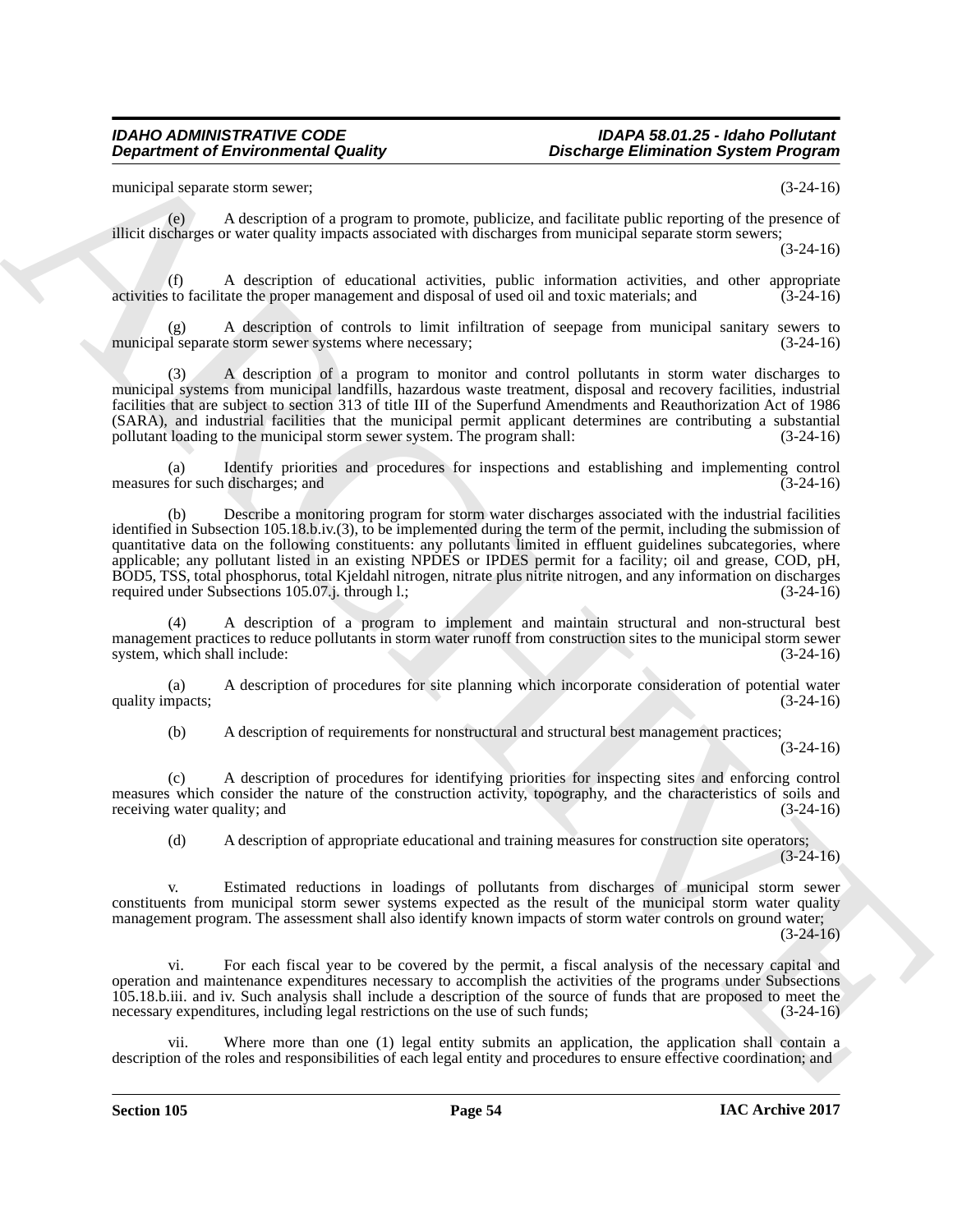municipal separate storm sewer; (3-24-16)

(e) A description of a program to promote, publicize, and facilitate public reporting of the presence of illicit discharges or water quality impacts associated with discharges from municipal separate storm sewers; (3-24-16)

(f) A description of educational activities, public information activities, and other appropriate activities to facilitate the proper management and disposal of used oil and toxic materials; and (3-24-16)

(g) A description of controls to limit infiltration of seepage from municipal sanitary sewers to municipal separate storm sewer systems where necessary; (3-24-16)

(3) A description of a program to monitor and control pollutants in storm water discharges to municipal systems from municipal landfills, hazardous waste treatment, disposal and recovery facilities, industrial facilities that are subject to section 313 of title III of the Superfund Amendments and Reauthorization Act of 1986 (SARA), and industrial facilities that the municipal permit applicant determines are contributing a substantial pollutant loading to the municipal storm sewer system. The program shall: (3-24-16)

(a) Identify priorities and procedures for inspections and establishing and implementing control measures for such discharges; and (3-24-16)

(b) Describe a monitoring program for storm water discharges associated with the industrial facilities identified in Subsection 105.18.b.iv.(3), to be implemented during the term of the permit, including the submission of quantitative data on the following constituents: any pollutants limited in effluent guidelines subcategories, where applicable; any pollutant listed in an existing NPDES or IPDES permit for a facility; oil and grease, COD, pH, BOD5, TSS, total phosphorus, total Kjeldahl nitrogen, nitrate plus nitrite nitrogen, and any information on discharges required under Subsections 105.07.j. through l.; (3-24-16)

(4) A description of a program to implement and maintain structural and non-structural best management practices to reduce pollutants in storm water runoff from construction sites to the municipal storm sewer system, which shall include: (3-24-16)

(a) A description of procedures for site planning which incorporate consideration of potential water quality impacts; (3-24-16)

(b) A description of requirements for nonstructural and structural best management practices; (3-24-16)

(c) A description of procedures for identifying priorities for inspecting sites and enforcing control measures which consider the nature of the construction activity, topography, and the characteristics of soils and receiving water quality; and (3-24-16)

(d) A description of appropriate educational and training measures for construction site operators; (3-24-16)

v. Estimated reductions in loadings of pollutants from discharges of municipal storm sewer constituents from municipal storm sewer systems expected as the result of the municipal storm water quality management program. The assessment shall also identify known impacts of storm water controls on ground water; (3-24-16)

vi. For each fiscal year to be covered by the permit, a fiscal analysis of the necessary capital and operation and maintenance expenditures necessary to accomplish the activities of the programs under Subsections 105.18.b.iii. and iv. Such analysis shall include a description of the source of funds that are proposed to meet the necessary expenditures, including legal restrictions on the use of such funds; (3-24-16)

vii. Where more than one (1) legal entity submits an application, the application shall contain a description of the roles and responsibilities of each legal entity and procedures to ensure effective coordination; and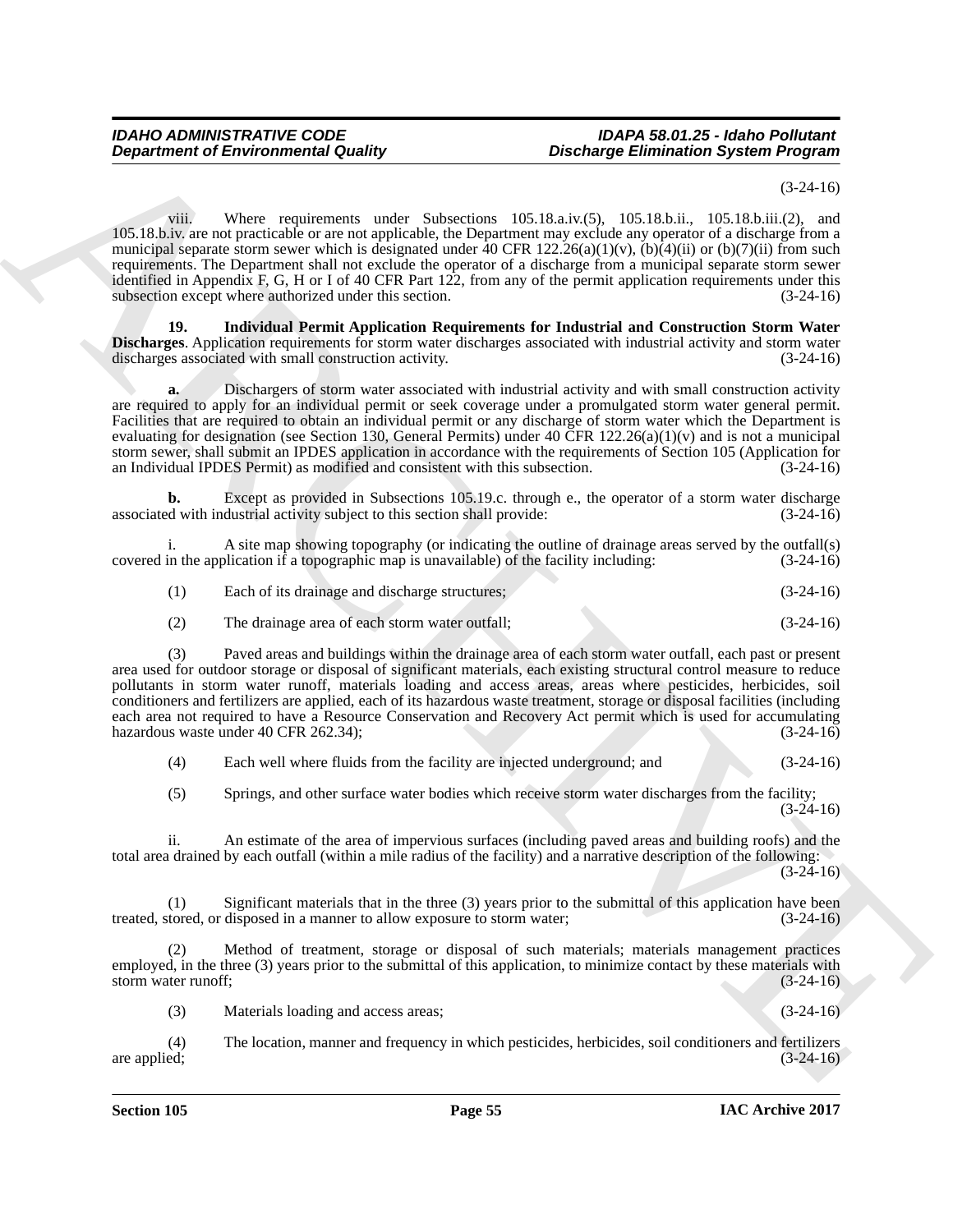(3-24-16)

viii. Where requirements under Subsections 105.18.a.iv.(5), 105.18.b.ii., 105.18.b.iii.(2), and 105.18.b.iv. are not practicable or are not applicable, the Department may exclude any operator of a discharge from a municipal separate storm sewer which is designated under 40 CFR 122.26(a)(1)(v), (b)(4)(ii) or (b)(7)(ii) from such requirements. The Department shall not exclude the operator of a discharge from a municipal separate storm sewer identified in Appendix F, G, H or I of 40 CFR Part 122, from any of the permit application requirements under this subsection except where authorized under this section. (3-24-16)

**19. Individual Permit Application Requirements for Industrial and Construction Storm Water Discharges**. Application requirements for storm water discharges associated with industrial activity and storm water discharges associated with small construction activity. (3-24-16)

**a.** Dischargers of storm water associated with industrial activity and with small construction activity are required to apply for an individual permit or seek coverage under a promulgated storm water general permit. Facilities that are required to obtain an individual permit or any discharge of storm water which the Department is evaluating for designation (see Section 130, General Permits) under 40 CFR 122.26(a)(1)(v) and is not a municipal storm sewer, shall submit an IPDES application in accordance with the requirements of Section 105 (Application for an Individual IPDES Permit) as modified and consistent with this subsection. (3-24-16)

**b.** Except as provided in Subsections 105.19.c. through e., the operator of a storm water discharge associated with industrial activity subject to this section shall provide: (3-24-16)

i. A site map showing topography (or indicating the outline of drainage areas served by the outfall(s) covered in the application if a topographic map is unavailable) of the facility including: (3-24-16)

(1) Each of its drainage and discharge structures; (3-24-16)

(2) The drainage area of each storm water outfall; (3-24-16)

(3) Paved areas and buildings within the drainage area of each storm water outfall, each past or present area used for outdoor storage or disposal of significant materials, each existing structural control measure to reduce pollutants in storm water runoff, materials loading and access areas, areas where pesticides, herbicides, soil conditioners and fertilizers are applied, each of its hazardous waste treatment, storage or disposal facilities (including each area not required to have a Resource Conservation and Recovery Act permit which is used for accumulating hazardous waste under 40 CFR 262.34); (3-24-16)

(4) Each well where fluids from the facility are injected underground; and (3-24-16)

(5) Springs, and other surface water bodies which receive storm water discharges from the facility; (3-24-16)

ii. An estimate of the area of impervious surfaces (including paved areas and building roofs) and the total area drained by each outfall (within a mile radius of the facility) and a narrative description of the following: (3-24-16)

(1) Significant materials that in the three (3) years prior to the submittal of this application have been treated, stored, or disposed in a manner to allow exposure to storm water; (3-24-16)

(2) Method of treatment, storage or disposal of such materials; materials management practices employed, in the three (3) years prior to the submittal of this application, to minimize contact by these materials with storm water runoff; (3-24-16)

(3) Materials loading and access areas; (3-24-16)

(4) The location, manner and frequency in which pesticides, herbicides, soil conditioners and fertilizers are applied; (3-24-16)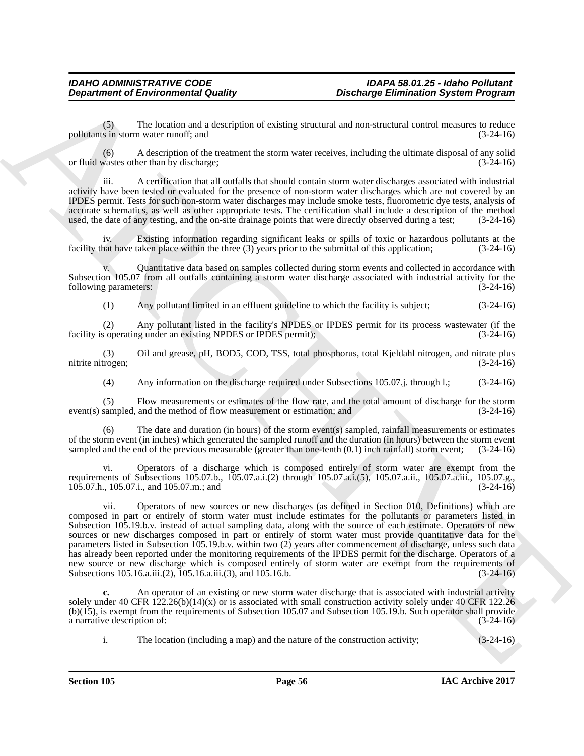(5) The location and a description of existing structural and non-structural control measures to reduce pollutants in storm water runoff; and (3-24-16)

(6) A description of the treatment the storm water receives, including the ultimate disposal of any solid or fluid wastes other than by discharge; (3-24-16)

iii. A certification that all outfalls that should contain storm water discharges associated with industrial activity have been tested or evaluated for the presence of non-storm water discharges which are not covered by an IPDES permit. Tests for such non-storm water discharges may include smoke tests, fluorometric dye tests, analysis of accurate schematics, as well as other appropriate tests. The certification shall include a description of the method used, the date of any testing, and the on-site drainage points that were directly observed during a test; (3-24-16)

iv. Existing information regarding significant leaks or spills of toxic or hazardous pollutants at the facility that have taken place within the three (3) years prior to the submittal of this application; (3-24-16)

v. Quantitative data based on samples collected during storm events and collected in accordance with Subsection 105.07 from all outfalls containing a storm water discharge associated with industrial activity for the following parameters: (3-24-16)

(1) Any pollutant limited in an effluent guideline to which the facility is subject; (3-24-16)

(2) Any pollutant listed in the facility's NPDES or IPDES permit for its process wastewater (if the facility is operating under an existing NPDES or IPDES permit); (3-24-16)

(3) Oil and grease, pH, BOD5, COD, TSS, total phosphorus, total Kjeldahl nitrogen, and nitrate plus nitrite nitrogen; (3-24-16)

(4) Any information on the discharge required under Subsections 105.07.j. through l.; (3-24-16)

(5) Flow measurements or estimates of the flow rate, and the total amount of discharge for the storm event(s) sampled, and the method of flow measurement or estimation; and (3-24-16)

(6) The date and duration (in hours) of the storm event(s) sampled, rainfall measurements or estimates of the storm event (in inches) which generated the sampled runoff and the duration (in hours) between the storm event sampled and the end of the previous measurable (greater than one-tenth (0.1) inch rainfall) storm event; (3-24-16)

vi. Operators of a discharge which is composed entirely of storm water are exempt from the requirements of Subsections 105.07.b., 105.07.a.i.(2) through 105.07.a.i.(5), 105.07.a.ii., 105.07.a.iii., 105.07.g., 105.07.h., 105.07.i., and 105.07.m.; and (3-24-16)

vii. Operators of new sources or new discharges (as defined in Section 010, Definitions) which are composed in part or entirely of storm water must include estimates for the pollutants or parameters listed in Subsection 105.19.b.v. instead of actual sampling data, along with the source of each estimate. Operators of new sources or new discharges composed in part or entirely of storm water must provide quantitative data for the parameters listed in Subsection 105.19.b.v. within two (2) years after commencement of discharge, unless such data has already been reported under the monitoring requirements of the IPDES permit for the discharge. Operators of a new source or new discharge which is composed entirely of storm water are exempt from the requirements of Subsections 105.16.a.iii.(2), 105.16.a.iii.(3), and 105.16.b. (3-24-16)

**c.** An operator of an existing or new storm water discharge that is associated with industrial activity solely under 40 CFR 122.26(b)(14)(x) or is associated with small construction activity solely under 40 CFR 122.26 (b)(15), is exempt from the requirements of Subsection 105.07 and Subsection 105.19.b. Such operator shall provide a narrative description of: (3-24-16)

i. The location (including a map) and the nature of the construction activity; (3-24-16)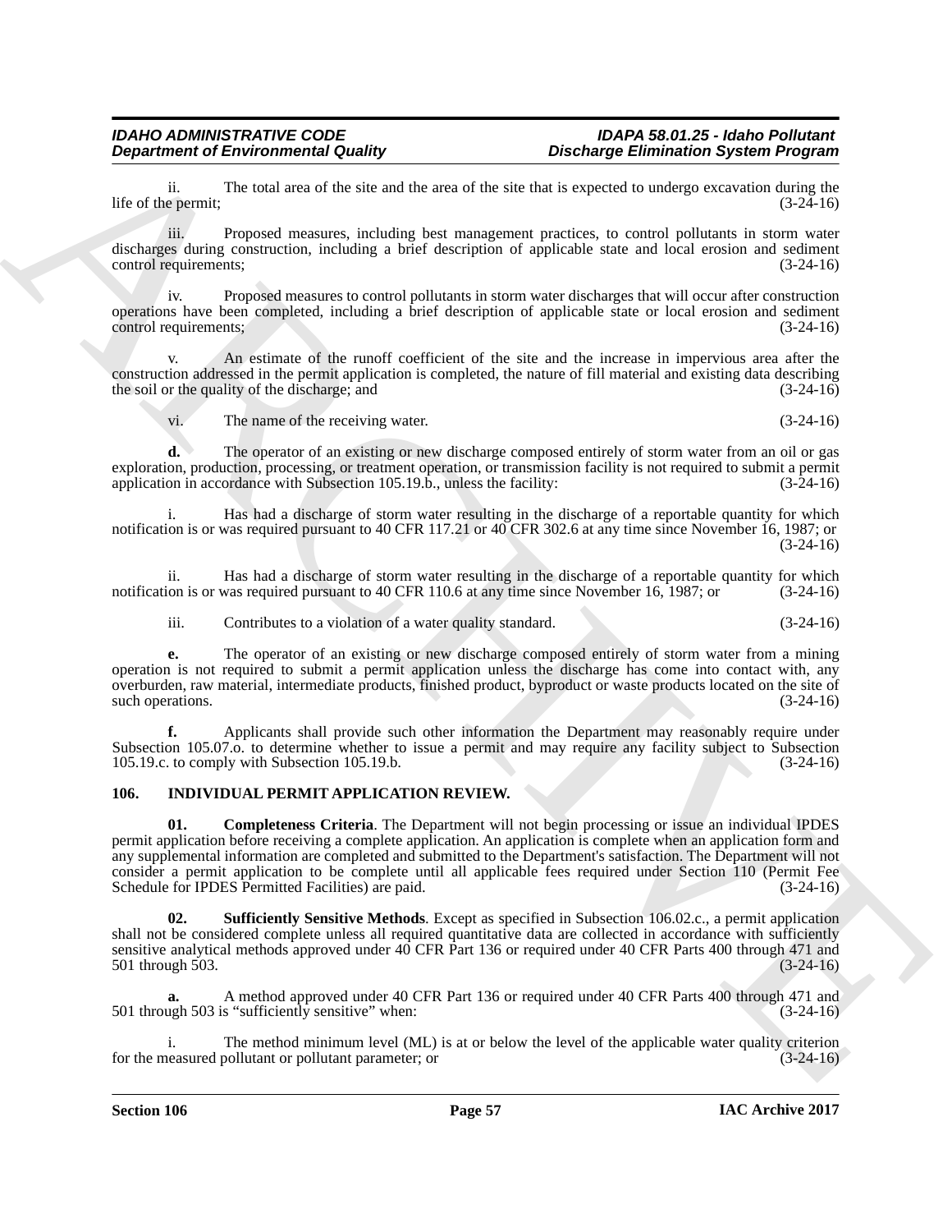ii. The total area of the site and the area of the site that is expected to undergo excavation during the life of the permit; (3-24-16)

iii. Proposed measures, including best management practices, to control pollutants in storm water discharges during construction, including a brief description of applicable state and local erosion and sediment control requirements; (3-24-16)

iv. Proposed measures to control pollutants in storm water discharges that will occur after construction operations have been completed, including a brief description of applicable state or local erosion and sediment control requirements; (3-24-16)

v. An estimate of the runoff coefficient of the site and the increase in impervious area after the construction addressed in the permit application is completed, the nature of fill material and existing data describing the soil or the quality of the discharge; and (3-24-16)

vi. The name of the receiving water. (3-24-16)

**d.** The operator of an existing or new discharge composed entirely of storm water from an oil or gas exploration, production, processing, or treatment operation, or transmission facility is not required to submit a permit application in accordance with Subsection 105.19.b., unless the facility: (3-24-16)

i. Has had a discharge of storm water resulting in the discharge of a reportable quantity for which notification is or was required pursuant to 40 CFR 117.21 or 40 CFR 302.6 at any time since November 16, 1987; or (3-24-16)

ii. Has had a discharge of storm water resulting in the discharge of a reportable quantity for which notification is or was required pursuant to 40 CFR 110.6 at any time since November 16, 1987; or (3-24-16)

iii. Contributes to a violation of a water quality standard. (3-24-16)

**e.** The operator of an existing or new discharge composed entirely of storm water from a mining operation is not required to submit a permit application unless the discharge has come into contact with, any overburden, raw material, intermediate products, finished product, byproduct or waste products located on the site of such operations. (3-24-16)

**f.** Applicants shall provide such other information the Department may reasonably require under Subsection 105.07.o. to determine whether to issue a permit and may require any facility subject to Subsection 105.19.c. to comply with Subsection 105.19.b. (3-24-16)

## 106. INDIVIDUAL PERMIT APPLICATION REVIEW.

**01. Completeness Criteria**. The Department will not begin processing or issue an individual IPDES permit application before receiving a complete application. An application is complete when an application form and any supplemental information are completed and submitted to the Department's satisfaction. The Department will not consider a permit application to be complete until all applicable fees required under Section 110 (Permit Fee Schedule for IPDES Permitted Facilities) are paid. (3-24-16)

**02. Sufficiently Sensitive Methods**. Except as specified in Subsection 106.02.c., a permit application shall not be considered complete unless all required quantitative data are collected in accordance with sufficiently sensitive analytical methods approved under 40 CFR Part 136 or required under 40 CFR Parts 400 through 471 and 501 through 503. (3-24-16)

**a.** A method approved under 40 CFR Part 136 or required under 40 CFR Parts 400 through 471 and 501 through 503 is "sufficiently sensitive" when: (3-24-16)

i. The method minimum level (ML) is at or below the level of the applicable water quality criterion for the measured pollutant or pollutant parameter; or (3-24-16)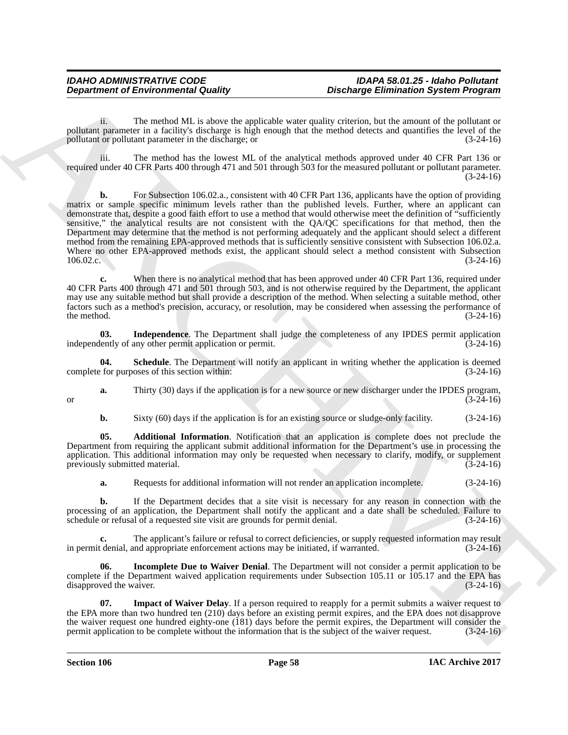ii. The method ML is above the applicable water quality criterion, but the amount of the pollutant or pollutant parameter in a facility's discharge is high enough that the method detects and quantifies the level of the pollutant or pollutant parameter in the discharge; or (3-24-16)

iii. The method has the lowest ML of the analytical methods approved under 40 CFR Part 136 or required under 40 CFR Parts 400 through 471 and 501 through 503 for the measured pollutant or pollutant parameter. (3-24-16)

**b.** For Subsection 106.02.a., consistent with 40 CFR Part 136, applicants have the option of providing matrix or sample specific minimum levels rather than the published levels. Further, where an applicant can demonstrate that, despite a good faith effort to use a method that would otherwise meet the definition of "sufficiently sensitive," the analytical results are not consistent with the QA/QC specifications for that method, then the Department may determine that the method is not performing adequately and the applicant should select a different method from the remaining EPA-approved methods that is sufficiently sensitive consistent with Subsection 106.02.a. Where no other EPA-approved methods exist, the applicant should select a method consistent with Subsection 106.02.c. (3-24-16)

**c.** When there is no analytical method that has been approved under 40 CFR Part 136, required under 40 CFR Parts 400 through 471 and 501 through 503, and is not otherwise required by the Department, the applicant may use any suitable method but shall provide a description of the method. When selecting a suitable method, other factors such as a method's precision, accuracy, or resolution, may be considered when assessing the performance of the method. (3-24-16)

**03. Independence**. The Department shall judge the completeness of any IPDES permit application independently of any other permit application or permit. (3-24-16)

**04. Schedule**. The Department will notify an applicant in writing whether the application is deemed complete for purposes of this section within: (3-24-16)

**a.** Thirty (30) days if the application is for a new source or new discharger under the IPDES program, or (3-24-16)

**b.** Sixty (60) days if the application is for an existing source or sludge-only facility. (3-24-16)

**05. Additional Information**. Notification that an application is complete does not preclude the Department from requiring the applicant submit additional information for the Department's use in processing the application. This additional information may only be requested when necessary to clarify, modify, or supplement previously submitted material. (3-24-16)

**a.** Requests for additional information will not render an application incomplete. (3-24-16)

**b.** If the Department decides that a site visit is necessary for any reason in connection with the processing of an application, the Department shall notify the applicant and a date shall be scheduled. Failure to schedule or refusal of a requested site visit are grounds for permit denial. (3-24-16)

**c.** The applicant's failure or refusal to correct deficiencies, or supply requested information may result in permit denial, and appropriate enforcement actions may be initiated, if warranted. (3-24-16)

**06. Incomplete Due to Waiver Denial**. The Department will not consider a permit application to be complete if the Department waived application requirements under Subsection 105.11 or 105.17 and the EPA has disapproved the waiver. (3-24-16)

**07. Impact of Waiver Delay**. If a person required to reapply for a permit submits a waiver request to the EPA more than two hundred ten (210) days before an existing permit expires, and the EPA does not disapprove the waiver request one hundred eighty-one (181) days before the permit expires, the Department will consider the permit application to be complete without the information that is the subject of the waiver request. (3-24-16)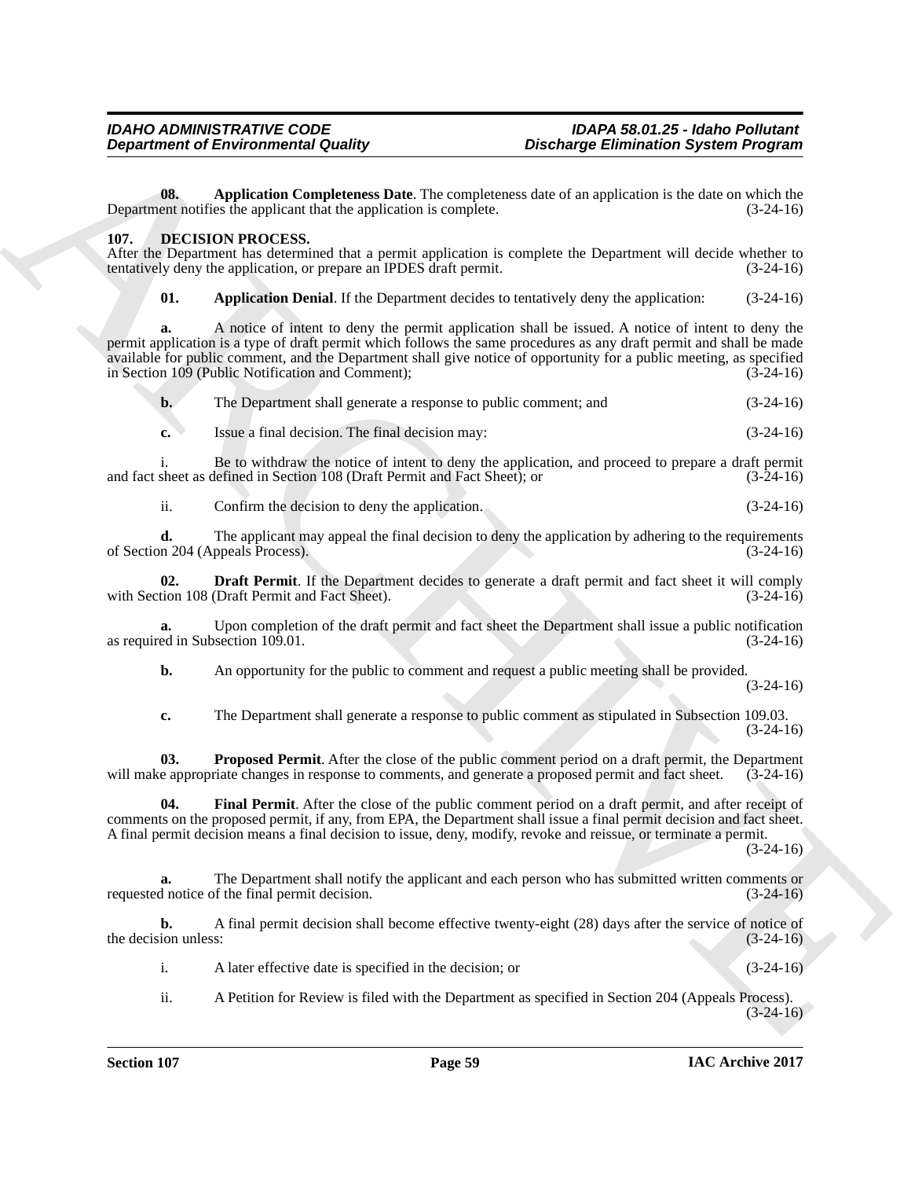**08. Application Completeness Date**. The completeness date of an application is the date on which the Department notifies the applicant that the application is complete. (3-24-16)

## 107. DECISION PROCESS.

After the Department has determined that a permit application is complete the Department will decide whether to tentatively deny the application, or prepare an IPDES draft permit. (3-24-16)

**01. Application Denial**. If the Department decides to tentatively deny the application: (3-24-16)

**a.** A notice of intent to deny the permit application shall be issued. A notice of intent to deny the permit application is a type of draft permit which follows the same procedures as any draft permit and shall be made available for public comment, and the Department shall give notice of opportunity for a public meeting, as specified in Section 109 (Public Notification and Comment); (3-24-16)

**b.** The Department shall generate a response to public comment; and (3-24-16)

**c.** Issue a final decision. The final decision may: (3-24-16)

i. Be to withdraw the notice of intent to deny the application, and proceed to prepare a draft permit and fact sheet as defined in Section 108 (Draft Permit and Fact Sheet); or (3-24-16)

ii. Confirm the decision to deny the application. (3-24-16)

**d.** The applicant may appeal the final decision to deny the application by adhering to the requirements of Section 204 (Appeals Process). (3-24-16)

**02. Draft Permit**. If the Department decides to generate a draft permit and fact sheet it will comply with Section 108 (Draft Permit and Fact Sheet). (3-24-16)

**a.** Upon completion of the draft permit and fact sheet the Department shall issue a public notification as required in Subsection 109.01. (3-24-16)

**b.** An opportunity for the public to comment and request a public meeting shall be provided. (3-24-16)

**c.** The Department shall generate a response to public comment as stipulated in Subsection 109.03. (3-24-16)

**03. Proposed Permit**. After the close of the public comment period on a draft permit, the Department will make appropriate changes in response to comments, and generate a proposed permit and fact sheet. (3-24-16)

**04. Final Permit**. After the close of the public comment period on a draft permit, and after receipt of comments on the proposed permit, if any, from EPA, the Department shall issue a final permit decision and fact sheet. A final permit decision means a final decision to issue, deny, modify, revoke and reissue, or terminate a permit. (3-24-16)

**a.** The Department shall notify the applicant and each person who has submitted written comments or requested notice of the final permit decision. (3-24-16)

**b.** A final permit decision shall become effective twenty-eight (28) days after the service of notice of the decision unless: (3-24-16)

i. A later effective date is specified in the decision; or (3-24-16)

ii. A Petition for Review is filed with the Department as specified in Section 204 (Appeals Process). (3-24-16)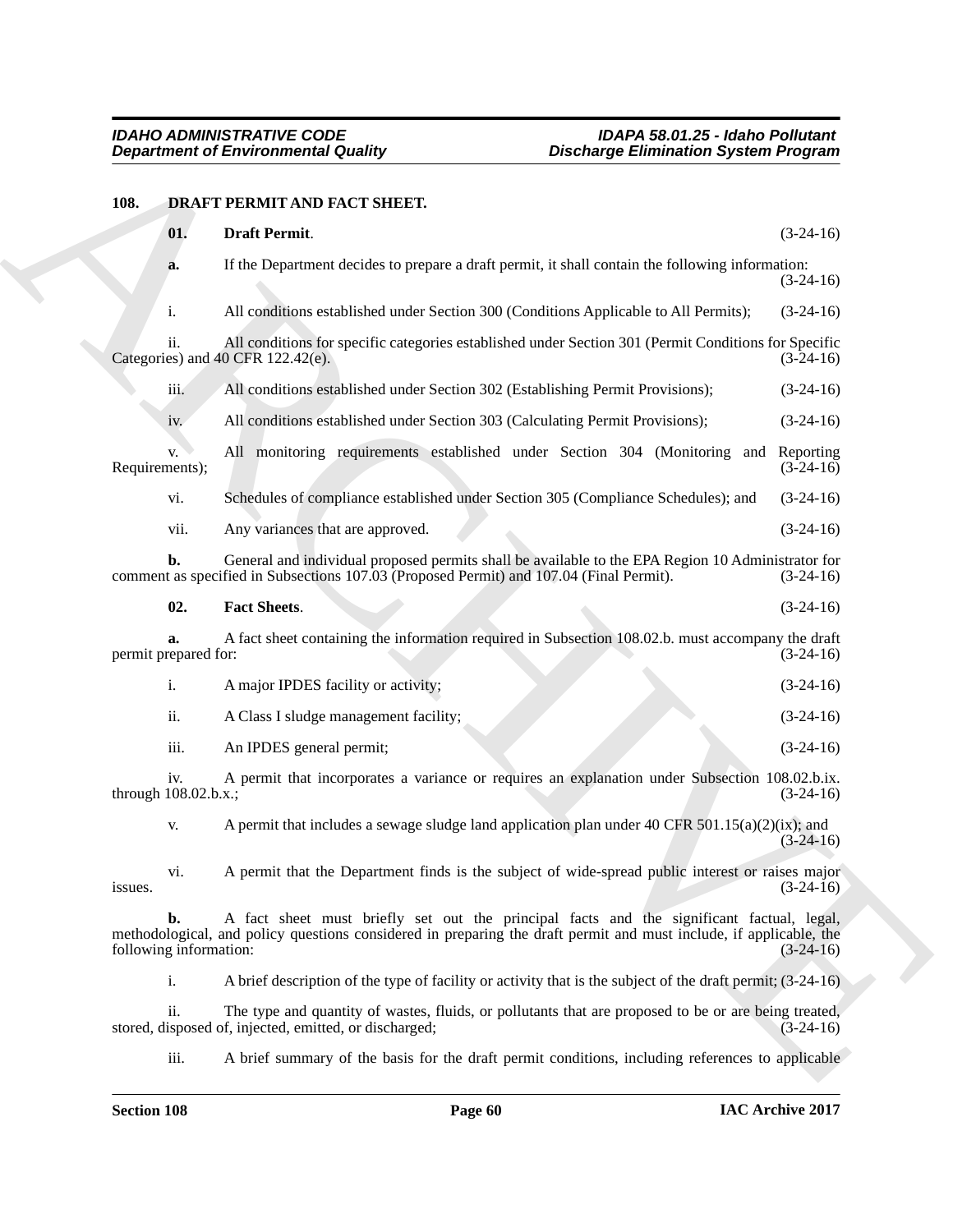## 108. DRAFT PERMIT AND FACT SHEET.

**01. Draft Permit**. (3-24-16)

**a.** If the Department decides to prepare a draft permit, it shall contain the following information: (3-24-16)

i. All conditions established under Section 300 (Conditions Applicable to All Permits); (3-24-16)

ii. All conditions for specific categories established under Section 301 (Permit Conditions for Specific Categories) and 40 CFR 122.42(e). (3-24-16)

iii. All conditions established under Section 302 (Establishing Permit Provisions); (3-24-16)

iv. All conditions established under Section 303 (Calculating Permit Provisions); (3-24-16)

v. All monitoring requirements established under Section 304 (Monitoring and Reporting Requirements); (3-24-16)

vi. Schedules of compliance established under Section 305 (Compliance Schedules); and (3-24-16)

vii. Any variances that are approved. (3-24-16)

**b.** General and individual proposed permits shall be available to the EPA Region 10 Administrator for comment as specified in Subsections 107.03 (Proposed Permit) and 107.04 (Final Permit). (3-24-16)

**02. Fact Sheets**. (3-24-16)

**a.** A fact sheet containing the information required in Subsection 108.02.b. must accompany the draft permit prepared for: (3-24-16)

i. A major IPDES facility or activity; (3-24-16)

ii. A Class I sludge management facility; (3-24-16)

iii. An IPDES general permit; (3-24-16)

iv. A permit that incorporates a variance or requires an explanation under Subsection 108.02.b.ix. through 108.02.b.x.; (3-24-16)

v. A permit that includes a sewage sludge land application plan under 40 CFR 501.15(a)(2)(ix); and (3-24-16)

vi. A permit that the Department finds is the subject of wide-spread public interest or raises major issues. (3-24-16)

**b.** A fact sheet must briefly set out the principal facts and the significant factual, legal, methodological, and policy questions considered in preparing the draft permit and must include, if applicable, the following information: (3-24-16)

i. A brief description of the type of facility or activity that is the subject of the draft permit; (3-24-16)

ii. The type and quantity of wastes, fluids, or pollutants that are proposed to be or are being treated, stored, disposed of, injected, emitted, or discharged; (3-24-16)

iii. A brief summary of the basis for the draft permit conditions, including references to applicable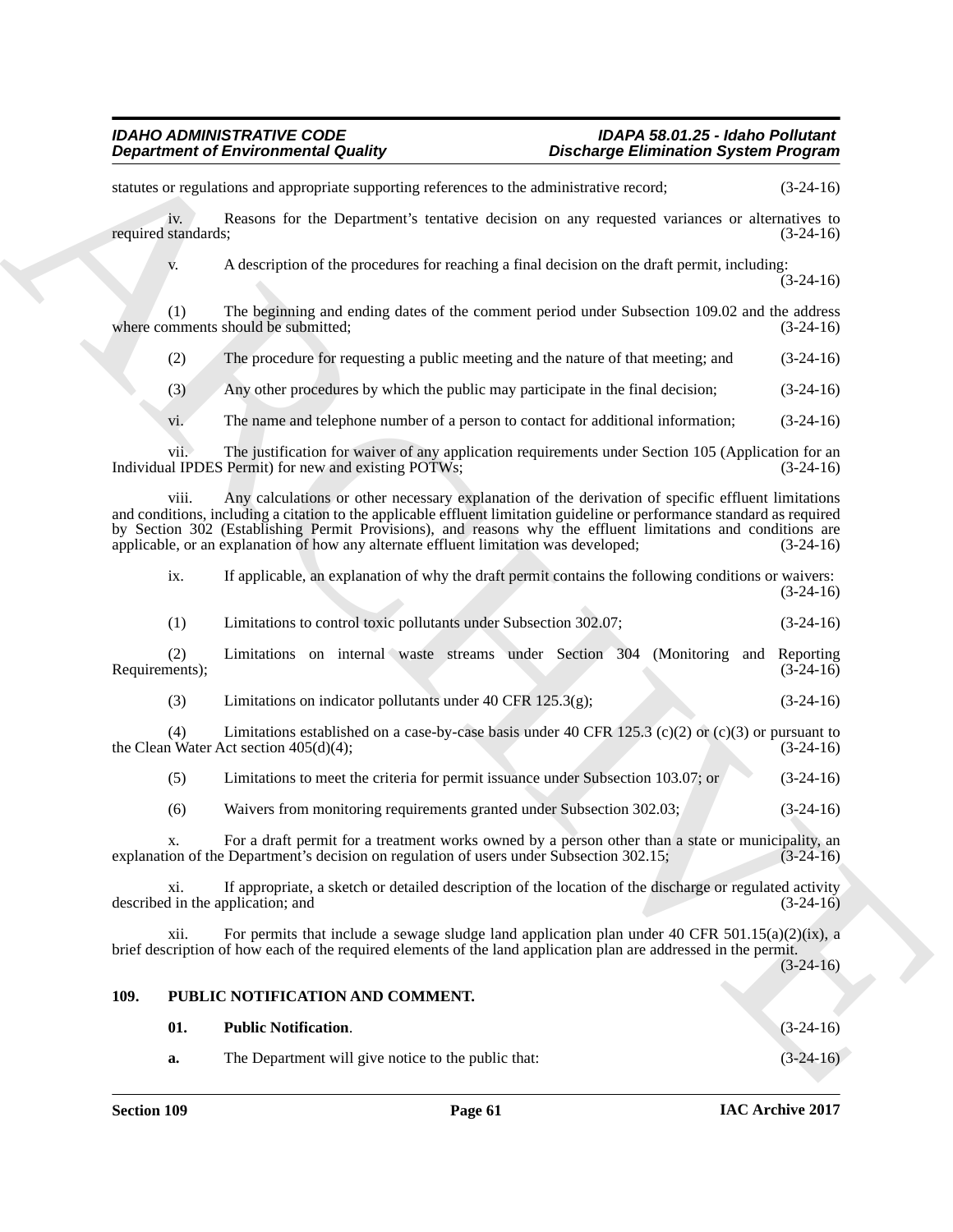statutes or regulations and appropriate supporting references to the administrative record; (3-24-16)

iv. Reasons for the Department's tentative decision on any requested variances or alternatives to required standards; (3-24-16)

v. A description of the procedures for reaching a final decision on the draft permit, including: (3-24-16)

(1) The beginning and ending dates of the comment period under Subsection 109.02 and the address where comments should be submitted; (3-24-16)

(2) The procedure for requesting a public meeting and the nature of that meeting; and (3-24-16)

(3) Any other procedures by which the public may participate in the final decision; (3-24-16)

vi. The name and telephone number of a person to contact for additional information; (3-24-16)

vii. The justification for waiver of any application requirements under Section 105 (Application for an Individual IPDES Permit) for new and existing POTWs; (3-24-16)

viii. Any calculations or other necessary explanation of the derivation of specific effluent limitations and conditions, including a citation to the applicable effluent limitation guideline or performance standard as required by Section 302 (Establishing Permit Provisions), and reasons why the effluent limitations and conditions are applicable, or an explanation of how any alternate effluent limitation was developed; (3-24-16)

ix. If applicable, an explanation of why the draft permit contains the following conditions or waivers: (3-24-16)

(1) Limitations to control toxic pollutants under Subsection 302.07; (3-24-16)

(2) Limitations on internal waste streams under Section 304 (Monitoring and Reporting Requirements); (3-24-16)

(3) Limitations on indicator pollutants under 40 CFR 125.3(g); (3-24-16)

(4) Limitations established on a case-by-case basis under 40 CFR 125.3 (c)(2) or (c)(3) or pursuant to the Clean Water Act section 405(d)(4); (3-24-16)

(5) Limitations to meet the criteria for permit issuance under Subsection 103.07; or (3-24-16)

(6) Waivers from monitoring requirements granted under Subsection 302.03; (3-24-16)

x. For a draft permit for a treatment works owned by a person other than a state or municipality, an explanation of the Department's decision on regulation of users under Subsection 302.15; (3-24-16)

xi. If appropriate, a sketch or detailed description of the location of the discharge or regulated activity described in the application; and (3-24-16)

xii. For permits that include a sewage sludge land application plan under 40 CFR 501.15(a)(2)(ix), a brief description of how each of the required elements of the land application plan are addressed in the permit. (3-24-16)

## 109. PUBLIC NOTIFICATION AND COMMENT.

**01. Public Notification**. (3-24-16)

**a.** The Department will give notice to the public that: (3-24-16)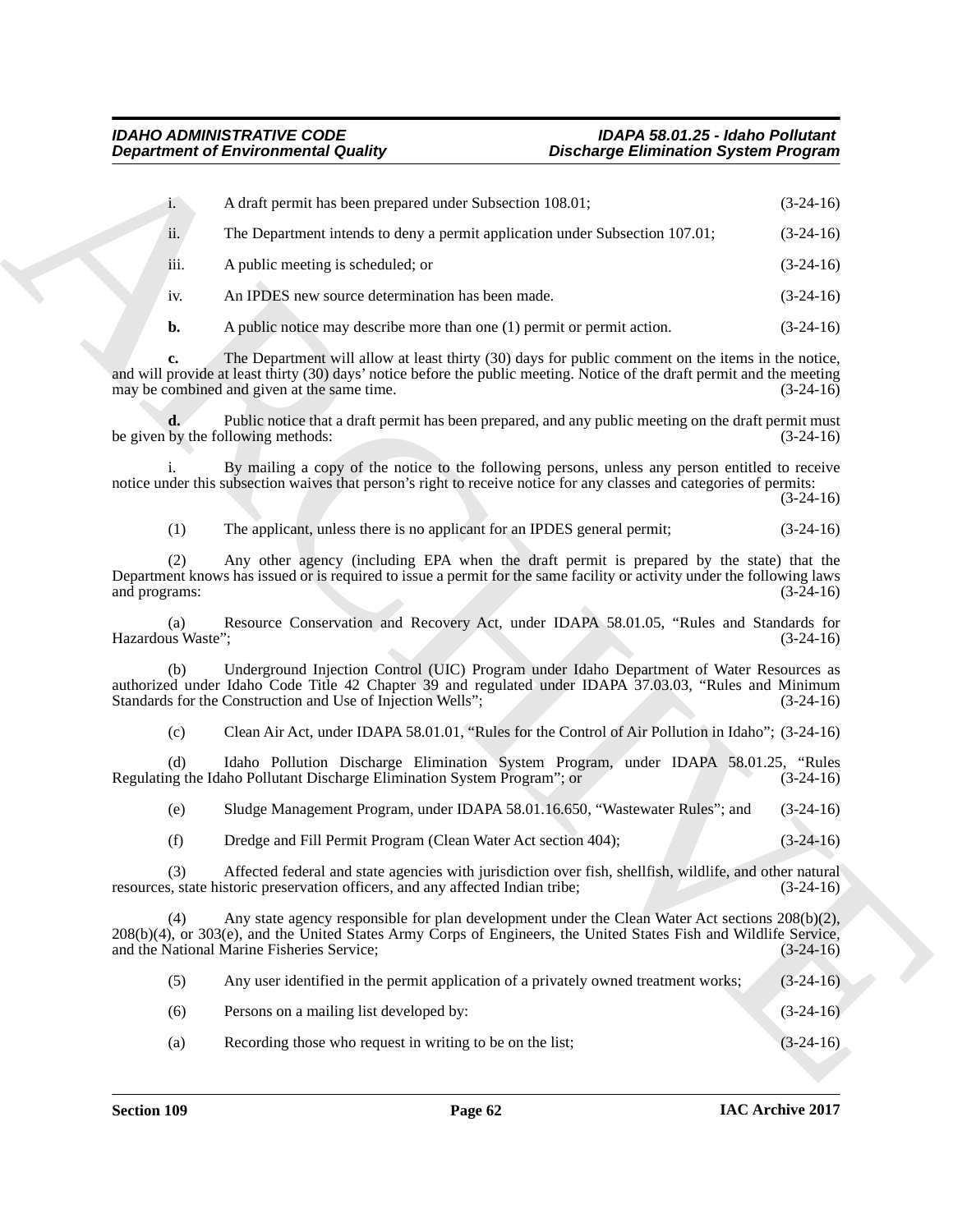i. A draft permit has been prepared under Subsection 108.01; (3-24-16)

ii. The Department intends to deny a permit application under Subsection 107.01; (3-24-16)

iii. A public meeting is scheduled; or (3-24-16)

iv. An IPDES new source determination has been made. (3-24-16)

**b.** A public notice may describe more than one (1) permit or permit action. (3-24-16)

**c.** The Department will allow at least thirty (30) days for public comment on the items in the notice, and will provide at least thirty (30) days' notice before the public meeting. Notice of the draft permit and the meeting may be combined and given at the same time. (3-24-16)

**d.** Public notice that a draft permit has been prepared, and any public meeting on the draft permit must be given by the following methods: (3-24-16)

i. By mailing a copy of the notice to the following persons, unless any person entitled to receive notice under this subsection waives that person's right to receive notice for any classes and categories of permits: (3-24-16)

(1) The applicant, unless there is no applicant for an IPDES general permit; (3-24-16)

(2) Any other agency (including EPA when the draft permit is prepared by the state) that the Department knows has issued or is required to issue a permit for the same facility or activity under the following laws and programs: (3-24-16)

(a) Resource Conservation and Recovery Act, under IDAPA 58.01.05, "Rules and Standards for Hazardous Waste"; (3-24-16)

(b) Underground Injection Control (UIC) Program under Idaho Department of Water Resources as authorized under Idaho Code Title 42 Chapter 39 and regulated under IDAPA 37.03.03, "Rules and Minimum Standards for the Construction and Use of Injection Wells"; (3-24-16)

(c) Clean Air Act, under IDAPA 58.01.01, "Rules for the Control of Air Pollution in Idaho"; (3-24-16)

(d) Idaho Pollution Discharge Elimination System Program, under IDAPA 58.01.25, "Rules Regulating the Idaho Pollutant Discharge Elimination System Program"; or (3-24-16)

(e) Sludge Management Program, under IDAPA 58.01.16.650, "Wastewater Rules"; and (3-24-16)

(f) Dredge and Fill Permit Program (Clean Water Act section 404); (3-24-16)

(3) Affected federal and state agencies with jurisdiction over fish, shellfish, wildlife, and other natural resources, state historic preservation officers, and any affected Indian tribe; (3-24-16)

(4) Any state agency responsible for plan development under the Clean Water Act sections 208(b)(2), 208(b)(4), or 303(e), and the United States Army Corps of Engineers, the United States Fish and Wildlife Service, and the National Marine Fisheries Service; (3-24-16)

(5) Any user identified in the permit application of a privately owned treatment works; (3-24-16)

(6) Persons on a mailing list developed by: (3-24-16)

(a) Recording those who request in writing to be on the list; (3-24-16)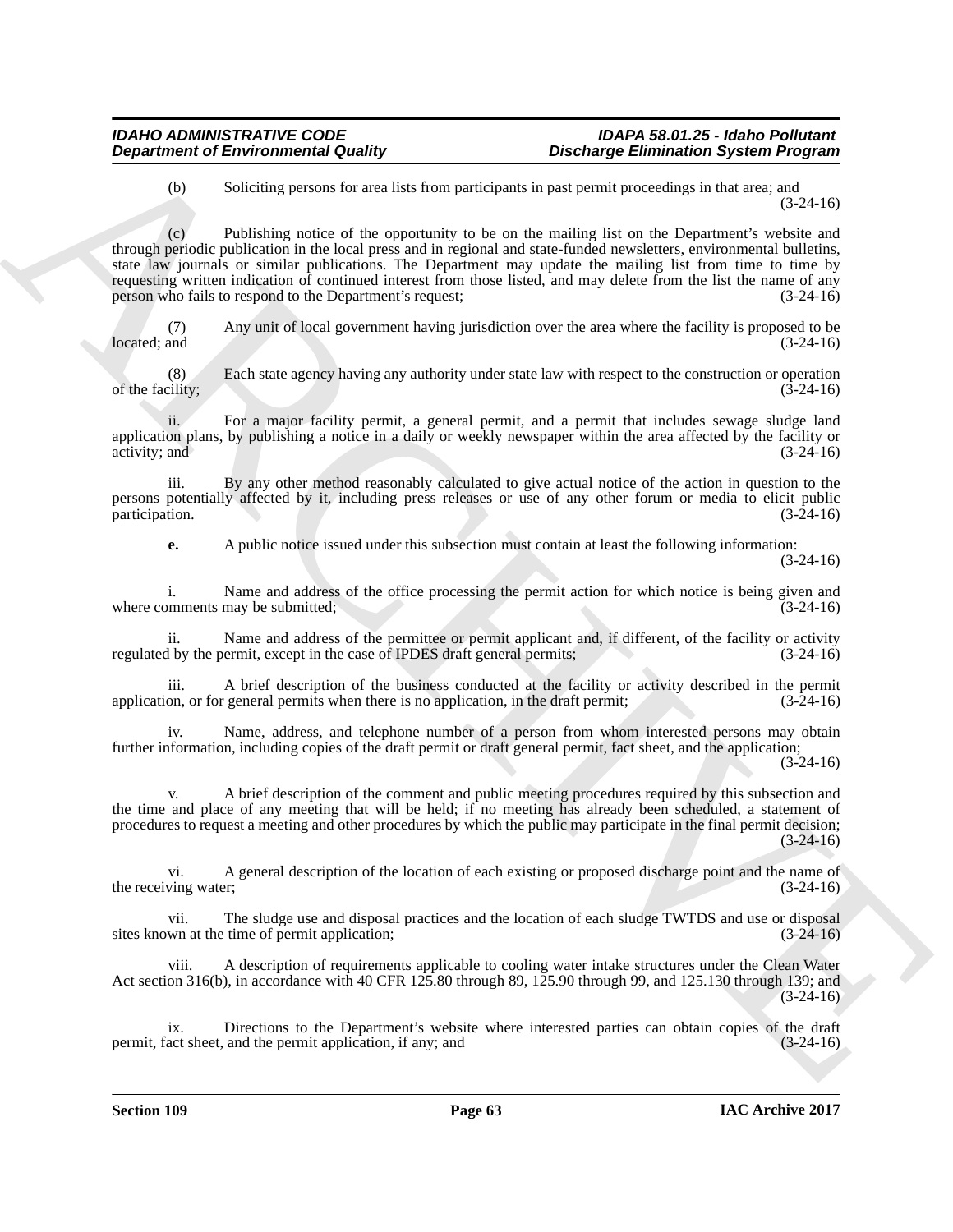(b) Soliciting persons for area lists from participants in past permit proceedings in that area; and (3-24-16)

(c) Publishing notice of the opportunity to be on the mailing list on the Department's website and through periodic publication in the local press and in regional and state-funded newsletters, environmental bulletins, state law journals or similar publications. The Department may update the mailing list from time to time by requesting written indication of continued interest from those listed, and may delete from the list the name of any person who fails to respond to the Department's request; (3-24-16)

(7) Any unit of local government having jurisdiction over the area where the facility is proposed to be located; and (3-24-16)

(8) Each state agency having any authority under state law with respect to the construction or operation of the facility; (3-24-16)

ii. For a major facility permit, a general permit, and a permit that includes sewage sludge land application plans, by publishing a notice in a daily or weekly newspaper within the area affected by the facility or activity; and (3-24-16)

iii. By any other method reasonably calculated to give actual notice of the action in question to the persons potentially affected by it, including press releases or use of any other forum or media to elicit public participation. (3-24-16)

**e.** A public notice issued under this subsection must contain at least the following information: (3-24-16)

i. Name and address of the office processing the permit action for which notice is being given and where comments may be submitted; (3-24-16)

ii. Name and address of the permittee or permit applicant and, if different, of the facility or activity regulated by the permit, except in the case of IPDES draft general permits; (3-24-16)

iii. A brief description of the business conducted at the facility or activity described in the permit application, or for general permits when there is no application, in the draft permit; (3-24-16)

iv. Name, address, and telephone number of a person from whom interested persons may obtain further information, including copies of the draft permit or draft general permit, fact sheet, and the application; (3-24-16)

v. A brief description of the comment and public meeting procedures required by this subsection and the time and place of any meeting that will be held; if no meeting has already been scheduled, a statement of procedures to request a meeting and other procedures by which the public may participate in the final permit decision; (3-24-16)

vi. A general description of the location of each existing or proposed discharge point and the name of the receiving water; (3-24-16)

vii. The sludge use and disposal practices and the location of each sludge TWTDS and use or disposal sites known at the time of permit application; (3-24-16)

viii. A description of requirements applicable to cooling water intake structures under the Clean Water Act section 316(b), in accordance with 40 CFR 125.80 through 89, 125.90 through 99, and 125.130 through 139; and (3-24-16)

ix. Directions to the Department's website where interested parties can obtain copies of the draft permit, fact sheet, and the permit application, if any; and (3-24-16)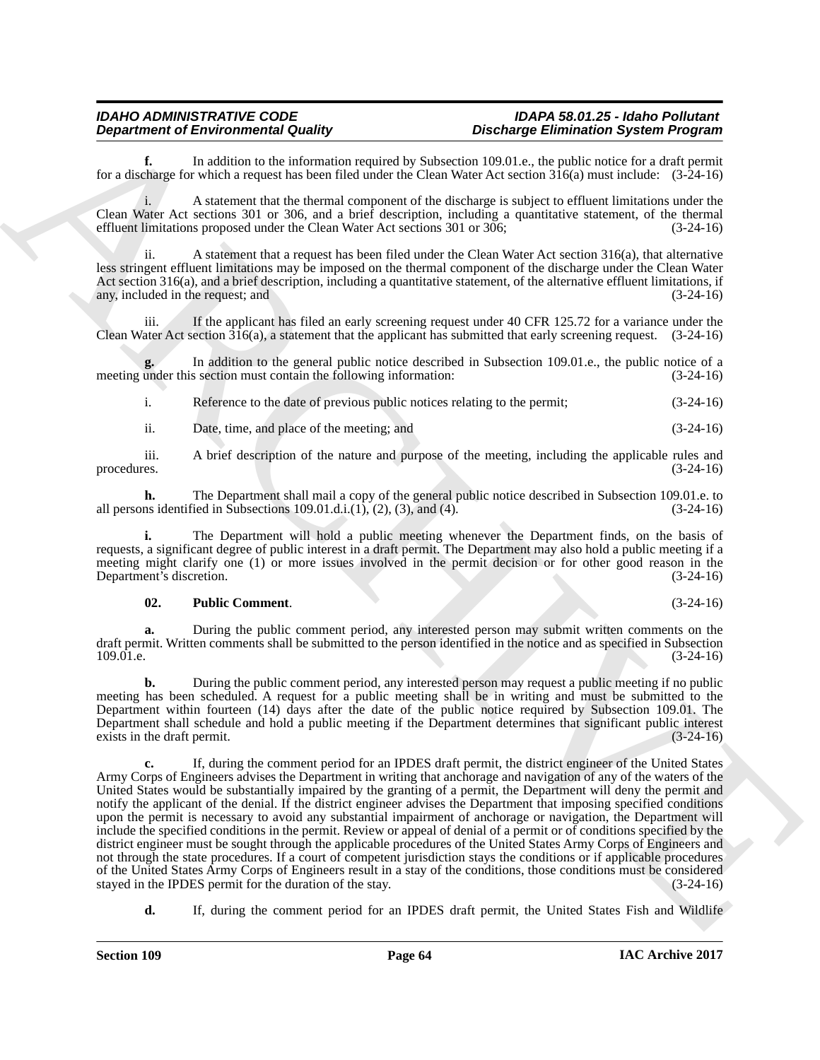**f.** In addition to the information required by Subsection 109.01.e., the public notice for a draft permit for a discharge for which a request has been filed under the Clean Water Act section 316(a) must include: (3-24-16)

i. A statement that the thermal component of the discharge is subject to effluent limitations under the Clean Water Act sections 301 or 306, and a brief description, including a quantitative statement, of the thermal effluent limitations proposed under the Clean Water Act sections 301 or 306; (3-24-16)

ii. A statement that a request has been filed under the Clean Water Act section 316(a), that alternative less stringent effluent limitations may be imposed on the thermal component of the discharge under the Clean Water Act section 316(a), and a brief description, including a quantitative statement, of the alternative effluent limitations, if any, included in the request; and (3-24-16)

iii. If the applicant has filed an early screening request under 40 CFR 125.72 for a variance under the Clean Water Act section 316(a), a statement that the applicant has submitted that early screening request. (3-24-16)

**g.** In addition to the general public notice described in Subsection 109.01.e., the public notice of a meeting under this section must contain the following information: (3-24-16)

i. Reference to the date of previous public notices relating to the permit; (3-24-16)

ii. Date, time, and place of the meeting; and (3-24-16)

iii. A brief description of the nature and purpose of the meeting, including the applicable rules and procedures. (3-24-16)

**h.** The Department shall mail a copy of the general public notice described in Subsection 109.01.e. to all persons identified in Subsections 109.01.d.i.(1), (2), (3), and (4). (3-24-16)

**i.** The Department will hold a public meeting whenever the Department finds, on the basis of requests, a significant degree of public interest in a draft permit. The Department may also hold a public meeting if a meeting might clarify one (1) or more issues involved in the permit decision or for other good reason in the Department's discretion. (3-24-16)

**02. Public Comment**. (3-24-16)

**a.** During the public comment period, any interested person may submit written comments on the draft permit. Written comments shall be submitted to the person identified in the notice and as specified in Subsection 109.01.e. (3-24-16)

**b.** During the public comment period, any interested person may request a public meeting if no public meeting has been scheduled. A request for a public meeting shall be in writing and must be submitted to the Department within fourteen (14) days after the date of the public notice required by Subsection 109.01. The Department shall schedule and hold a public meeting if the Department determines that significant public interest exists in the draft permit. (3-24-16)

**c.** If, during the comment period for an IPDES draft permit, the district engineer of the United States Army Corps of Engineers advises the Department in writing that anchorage and navigation of any of the waters of the United States would be substantially impaired by the granting of a permit, the Department will deny the permit and notify the applicant of the denial. If the district engineer advises the Department that imposing specified conditions upon the permit is necessary to avoid any substantial impairment of anchorage or navigation, the Department will include the specified conditions in the permit. Review or appeal of denial of a permit or of conditions specified by the district engineer must be sought through the applicable procedures of the United States Army Corps of Engineers and not through the state procedures. If a court of competent jurisdiction stays the conditions or if applicable procedures of the United States Army Corps of Engineers result in a stay of the conditions, those conditions must be considered stayed in the IPDES permit for the duration of the stay. (3-24-16)

**d.** If, during the comment period for an IPDES draft permit, the United States Fish and Wildlife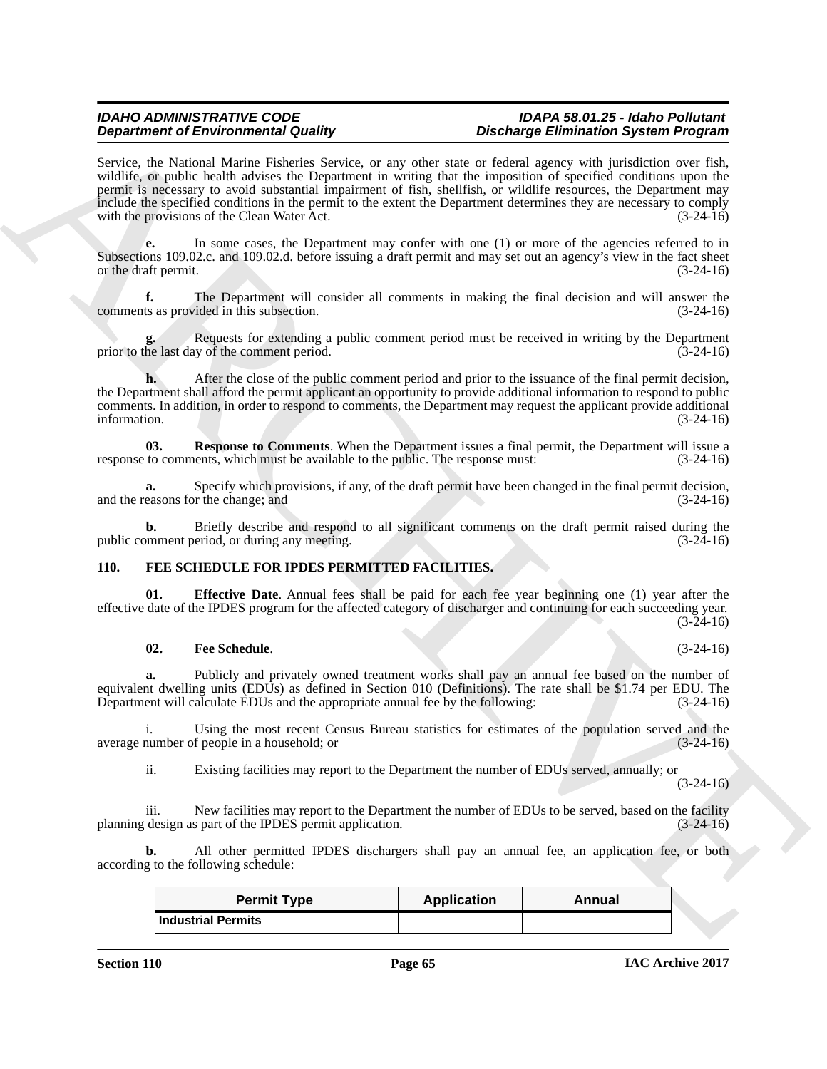Service, the National Marine Fisheries Service, or any other state or federal agency with jurisdiction over fish, wildlife, or public health advises the Department in writing that the imposition of specified conditions upon the permit is necessary to avoid substantial impairment of fish, shellfish, or wildlife resources, the Department may include the specified conditions in the permit to the extent the Department determines they are necessary to comply with the provisions of the Clean Water Act. (3-24-16)

**e.** In some cases, the Department may confer with one (1) or more of the agencies referred to in Subsections 109.02.c. and 109.02.d. before issuing a draft permit and may set out an agency's view in the fact sheet or the draft permit. (3-24-16)

**f.** The Department will consider all comments in making the final decision and will answer the comments as provided in this subsection. (3-24-16)

**g.** Requests for extending a public comment period must be received in writing by the Department prior to the last day of the comment period. (3-24-16)

**h.** After the close of the public comment period and prior to the issuance of the final permit decision, the Department shall afford the permit applicant an opportunity to provide additional information to respond to public comments. In addition, in order to respond to comments, the Department may request the applicant provide additional information. (3-24-16)

**03. Response to Comments**. When the Department issues a final permit, the Department will issue a response to comments, which must be available to the public. The response must: (3-24-16)

**a.** Specify which provisions, if any, of the draft permit have been changed in the final permit decision, and the reasons for the change; and (3-24-16)

**b.** Briefly describe and respond to all significant comments on the draft permit raised during the public comment period, or during any meeting. (3-24-16)

## 110. FEE SCHEDULE FOR IPDES PERMITTED FACILITIES.

**01. Effective Date**. Annual fees shall be paid for each fee year beginning one (1) year after the effective date of the IPDES program for the affected category of discharger and continuing for each succeeding year. (3-24-16)

**02. Fee Schedule**. (3-24-16)

**a.** Publicly and privately owned treatment works shall pay an annual fee based on the number of equivalent dwelling units (EDUs) as defined in Section 010 (Definitions). The rate shall be $1.74 per EDU. The Department will calculate EDUs and the appropriate annual fee by the following: (3-24-16)

i. Using the most recent Census Bureau statistics for estimates of the population served and the average number of people in a household; or (3-24-16)

ii. Existing facilities may report to the Department the number of EDUs served, annually; or (3-24-16)

iii. New facilities may report to the Department the number of EDUs to be served, based on the facility planning design as part of the IPDES permit application. (3-24-16)

**b.** All other permitted IPDES dischargers shall pay an annual fee, an application fee, or both according to the following schedule:

| Permit Type | Application | Annual |
|---|---|---|
| **Industrial Permits** | | |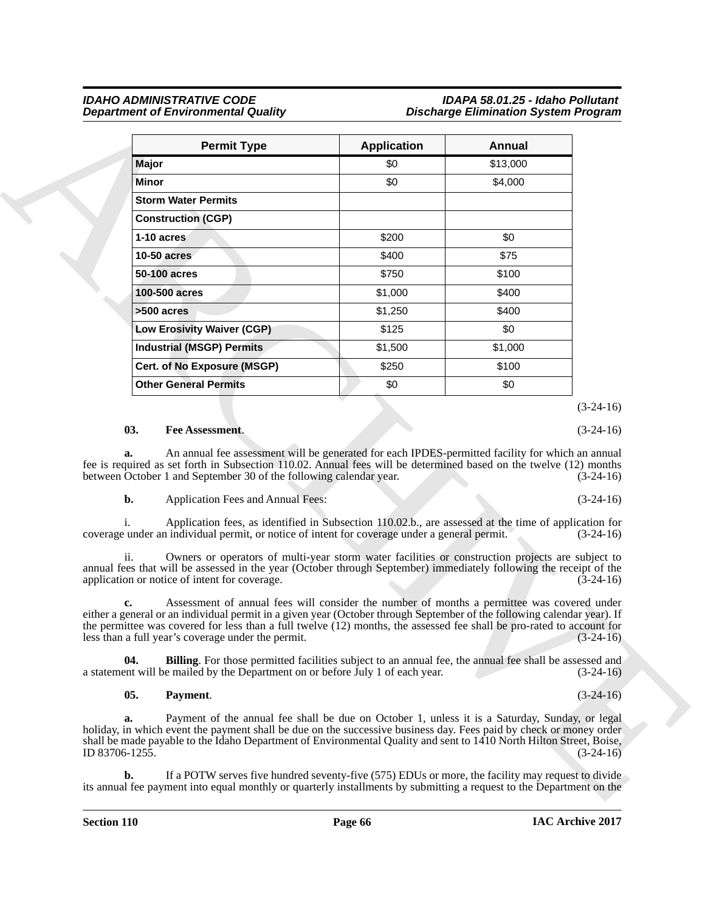| Permit Type | Application | Annual |
|---|---|---|
| **Major** | $0 | $13,000 |
| **Minor** | $0 | $4,000 |
| **Storm Water Permits** | | |
| **Construction (CGP)** | | |
| **1-10 acres** | $200 | $0 |
| **10-50 acres** | $400 | $75 |
| **50-100 acres** | $750 | $100 |
| **100-500 acres** | $1,000 | $400 |
| **>500 acres** | $1,250 | $400 |
| **Low Erosivity Waiver (CGP)** | $125 | $0 |
| **Industrial (MSGP) Permits** | $1,500 | $1,000 |
| **Cert. of No Exposure (MSGP)** | $250 | $100 |
| **Other General Permits** | $0 | $0 |

(3-24-16)

**03. Fee Assessment**. (3-24-16)

**a.** An annual fee assessment will be generated for each IPDES-permitted facility for which an annual fee is required as set forth in Subsection 110.02. Annual fees will be determined based on the twelve (12) months between October 1 and September 30 of the following calendar year. (3-24-16)

**b.** Application Fees and Annual Fees: (3-24-16)

i. Application fees, as identified in Subsection 110.02.b., are assessed at the time of application for coverage under an individual permit, or notice of intent for coverage under a general permit. (3-24-16)

ii. Owners or operators of multi-year storm water facilities or construction projects are subject to annual fees that will be assessed in the year (October through September) immediately following the receipt of the application or notice of intent for coverage. (3-24-16)

**c.** Assessment of annual fees will consider the number of months a permittee was covered under either a general or an individual permit in a given year (October through September of the following calendar year). If the permittee was covered for less than a full twelve (12) months, the assessed fee shall be pro-rated to account for less than a full year's coverage under the permit. (3-24-16)

**04. Billing**. For those permitted facilities subject to an annual fee, the annual fee shall be assessed and a statement will be mailed by the Department on or before July 1 of each year. (3-24-16)

**05. Payment**. (3-24-16)

**a.** Payment of the annual fee shall be due on October 1, unless it is a Saturday, Sunday, or legal holiday, in which event the payment shall be due on the successive business day. Fees paid by check or money order shall be made payable to the Idaho Department of Environmental Quality and sent to 1410 North Hilton Street, Boise, ID 83706-1255. (3-24-16)

**b.** If a POTW serves five hundred seventy-five (575) EDUs or more, the facility may request to divide its annual fee payment into equal monthly or quarterly installments by submitting a request to the Department on the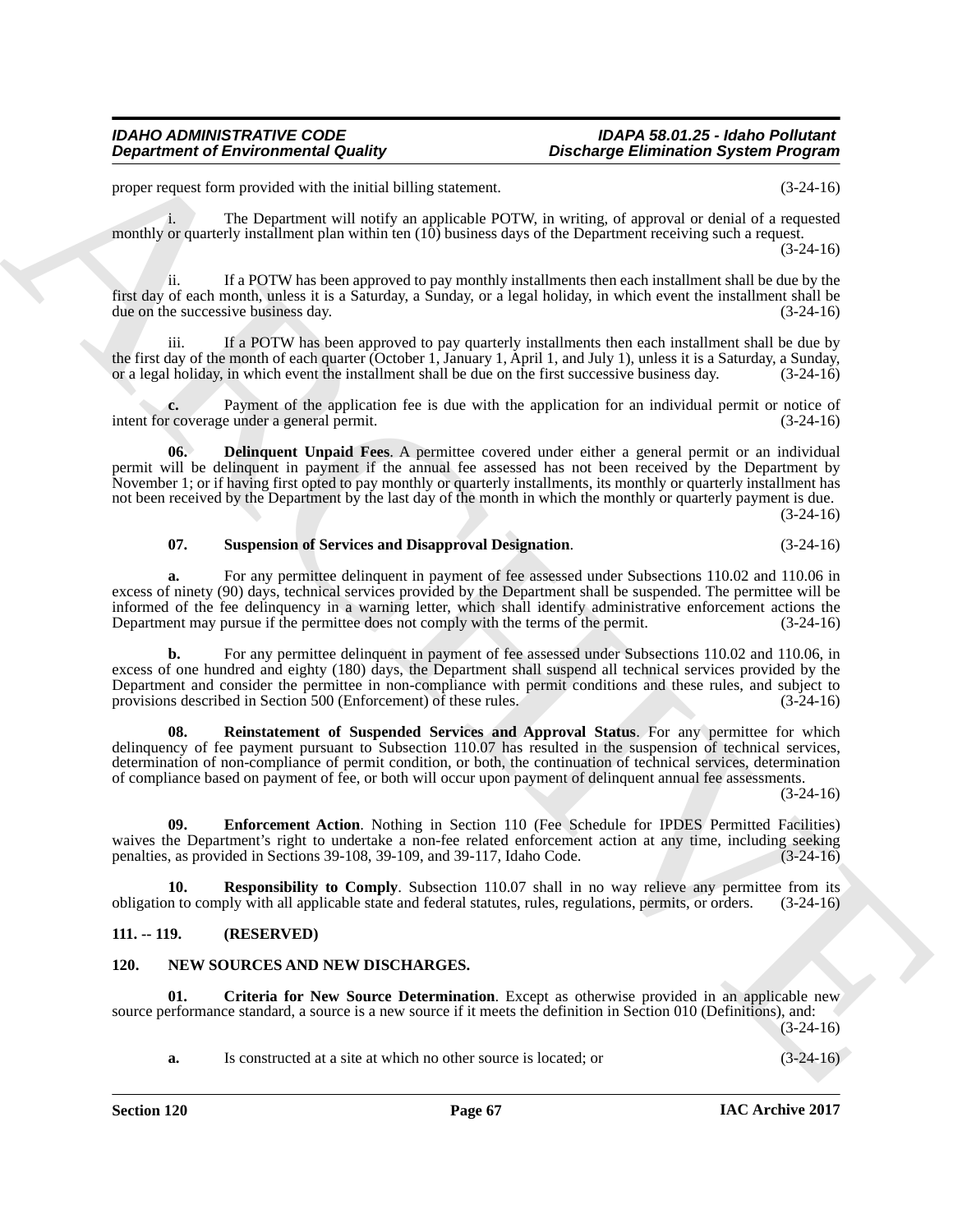proper request form provided with the initial billing statement. (3-24-16)

i. The Department will notify an applicable POTW, in writing, of approval or denial of a requested monthly or quarterly installment plan within ten (10) business days of the Department receiving such a request. (3-24-16)

ii. If a POTW has been approved to pay monthly installments then each installment shall be due by the first day of each month, unless it is a Saturday, a Sunday, or a legal holiday, in which event the installment shall be due on the successive business day. (3-24-16)

iii. If a POTW has been approved to pay quarterly installments then each installment shall be due by the first day of the month of each quarter (October 1, January 1, April 1, and July 1), unless it is a Saturday, a Sunday, or a legal holiday, in which event the installment shall be due on the first successive business day. (3-24-16)

**c.** Payment of the application fee is due with the application for an individual permit or notice of intent for coverage under a general permit. (3-24-16)

**06. Delinquent Unpaid Fees**. A permittee covered under either a general permit or an individual permit will be delinquent in payment if the annual fee assessed has not been received by the Department by November 1; or if having first opted to pay monthly or quarterly installments, its monthly or quarterly installment has not been received by the Department by the last day of the month in which the monthly or quarterly payment is due. (3-24-16)

**07. Suspension of Services and Disapproval Designation**. (3-24-16)

**a.** For any permittee delinquent in payment of fee assessed under Subsections 110.02 and 110.06 in excess of ninety (90) days, technical services provided by the Department shall be suspended. The permittee will be informed of the fee delinquency in a warning letter, which shall identify administrative enforcement actions the Department may pursue if the permittee does not comply with the terms of the permit. (3-24-16)

**b.** For any permittee delinquent in payment of fee assessed under Subsections 110.02 and 110.06, in excess of one hundred and eighty (180) days, the Department shall suspend all technical services provided by the Department and consider the permittee in non-compliance with permit conditions and these rules, and subject to provisions described in Section 500 (Enforcement) of these rules. (3-24-16)

**08. Reinstatement of Suspended Services and Approval Status**. For any permittee for which delinquency of fee payment pursuant to Subsection 110.07 has resulted in the suspension of technical services, determination of non-compliance of permit condition, or both, the continuation of technical services, determination of compliance based on payment of fee, or both will occur upon payment of delinquent annual fee assessments. (3-24-16)

**09. Enforcement Action**. Nothing in Section 110 (Fee Schedule for IPDES Permitted Facilities) waives the Department's right to undertake a non-fee related enforcement action at any time, including seeking penalties, as provided in Sections 39-108, 39-109, and 39-117, Idaho Code. (3-24-16)

**10. Responsibility to Comply**. Subsection 110.07 shall in no way relieve any permittee from its obligation to comply with all applicable state and federal statutes, rules, regulations, permits, or orders. (3-24-16)

## 111. -- 119. (RESERVED)

## 120. NEW SOURCES AND NEW DISCHARGES.

**01. Criteria for New Source Determination**. Except as otherwise provided in an applicable new source performance standard, a source is a new source if it meets the definition in Section 010 (Definitions), and: (3-24-16)

**a.** Is constructed at a site at which no other source is located; or (3-24-16)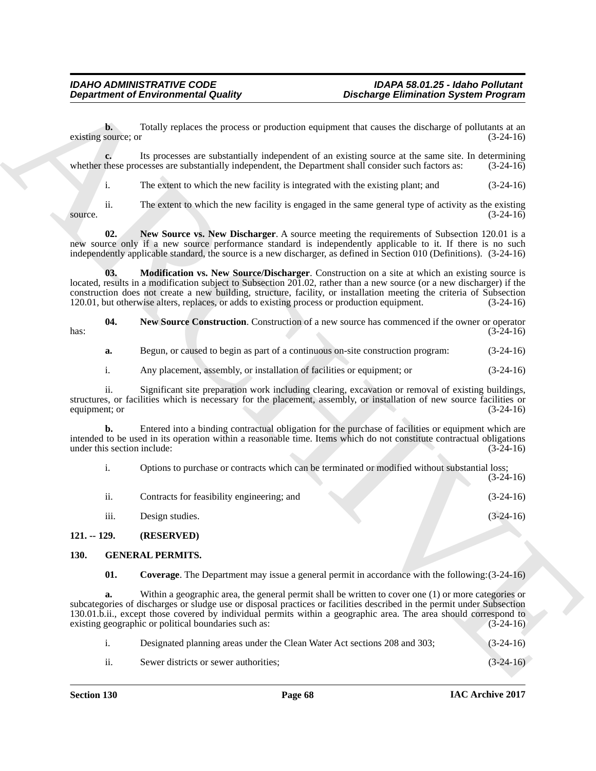**b.** Totally replaces the process or production equipment that causes the discharge of pollutants at an existing source; or (3-24-16)

**c.** Its processes are substantially independent of an existing source at the same site. In determining whether these processes are substantially independent, the Department shall consider such factors as: (3-24-16)

i. The extent to which the new facility is integrated with the existing plant; and (3-24-16)

ii. The extent to which the new facility is engaged in the same general type of activity as the existing source. (3-24-16)

**02. New Source vs. New Discharger**. A source meeting the requirements of Subsection 120.01 is a new source only if a new source performance standard is independently applicable to it. If there is no such independently applicable standard, the source is a new discharger, as defined in Section 010 (Definitions). (3-24-16)

**03. Modification vs. New Source/Discharger**. Construction on a site at which an existing source is located, results in a modification subject to Subsection 201.02, rather than a new source (or a new discharger) if the construction does not create a new building, structure, facility, or installation meeting the criteria of Subsection 120.01, but otherwise alters, replaces, or adds to existing process or production equipment. (3-24-16)

**04. New Source Construction**. Construction of a new source has commenced if the owner or operator has: (3-24-16)

**a.** Begun, or caused to begin as part of a continuous on-site construction program: (3-24-16)

i. Any placement, assembly, or installation of facilities or equipment; or (3-24-16)

ii. Significant site preparation work including clearing, excavation or removal of existing buildings, structures, or facilities which is necessary for the placement, assembly, or installation of new source facilities or equipment; or (3-24-16)

**b.** Entered into a binding contractual obligation for the purchase of facilities or equipment which are intended to be used in its operation within a reasonable time. Items which do not constitute contractual obligations under this section include: (3-24-16)

i. Options to purchase or contracts which can be terminated or modified without substantial loss; (3-24-16)

ii. Contracts for feasibility engineering; and (3-24-16)

iii. Design studies. (3-24-16)

**121. -- 129. (RESERVED)**

**130. GENERAL PERMITS.**

**01. Coverage**. The Department may issue a general permit in accordance with the following: (3-24-16)

**a.** Within a geographic area, the general permit shall be written to cover one (1) or more categories or subcategories of discharges or sludge use or disposal practices or facilities described in the permit under Subsection 130.01.b.ii., except those covered by individual permits within a geographic area. The area should correspond to existing geographic or political boundaries such as: (3-24-16)

i. Designated planning areas under the Clean Water Act sections 208 and 303; (3-24-16)

ii. Sewer districts or sewer authorities; (3-24-16)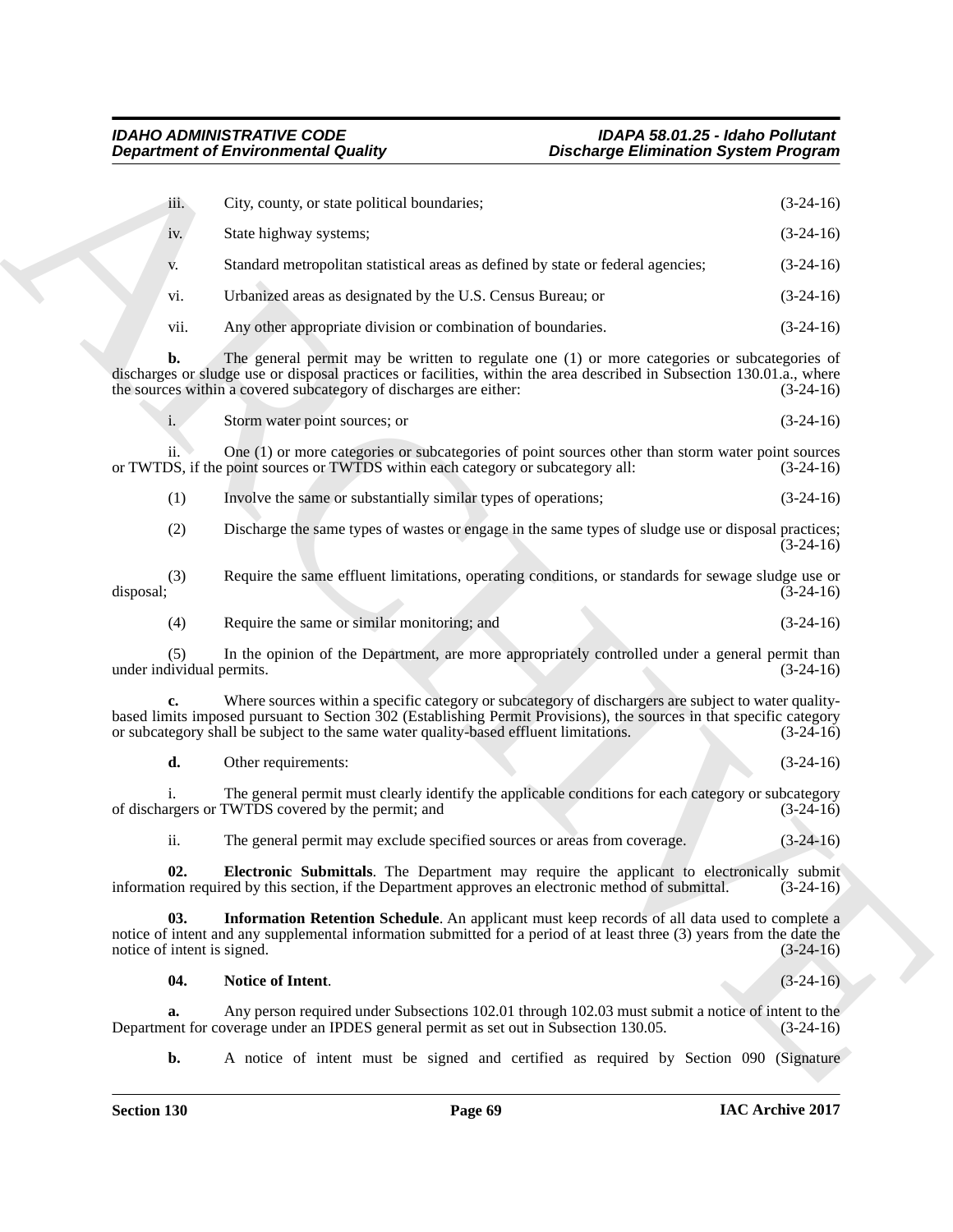iii. City, county, or state political boundaries; (3-24-16)

iv. State highway systems; (3-24-16)

v. Standard metropolitan statistical areas as defined by state or federal agencies; (3-24-16)

vi. Urbanized areas as designated by the U.S. Census Bureau; or (3-24-16)

vii. Any other appropriate division or combination of boundaries. (3-24-16)

**b.** The general permit may be written to regulate one (1) or more categories or subcategories of discharges or sludge use or disposal practices or facilities, within the area described in Subsection 130.01.a., where the sources within a covered subcategory of discharges are either: (3-24-16)

i. Storm water point sources; or (3-24-16)

ii. One (1) or more categories or subcategories of point sources other than storm water point sources or TWTDS, if the point sources or TWTDS within each category or subcategory all: (3-24-16)

(1) Involve the same or substantially similar types of operations; (3-24-16)

(2) Discharge the same types of wastes or engage in the same types of sludge use or disposal practices; (3-24-16)

(3) Require the same effluent limitations, operating conditions, or standards for sewage sludge use or disposal; (3-24-16)

(4) Require the same or similar monitoring; and (3-24-16)

(5) In the opinion of the Department, are more appropriately controlled under a general permit than under individual permits. (3-24-16)

**c.** Where sources within a specific category or subcategory of dischargers are subject to water quality-based limits imposed pursuant to Section 302 (Establishing Permit Provisions), the sources in that specific category or subcategory shall be subject to the same water quality-based effluent limitations. (3-24-16)

**d.** Other requirements: (3-24-16)

i. The general permit must clearly identify the applicable conditions for each category or subcategory of dischargers or TWTDS covered by the permit; and (3-24-16)

ii. The general permit may exclude specified sources or areas from coverage. (3-24-16)

**02. Electronic Submittals**. The Department may require the applicant to electronically submit information required by this section, if the Department approves an electronic method of submittal. (3-24-16)

**03. Information Retention Schedule**. An applicant must keep records of all data used to complete a notice of intent and any supplemental information submitted for a period of at least three (3) years from the date the notice of intent is signed. (3-24-16)

**04. Notice of Intent**. (3-24-16)

**a.** Any person required under Subsections 102.01 through 102.03 must submit a notice of intent to the Department for coverage under an IPDES general permit as set out in Subsection 130.05. (3-24-16)

**b.** A notice of intent must be signed and certified as required by Section 090 (Signature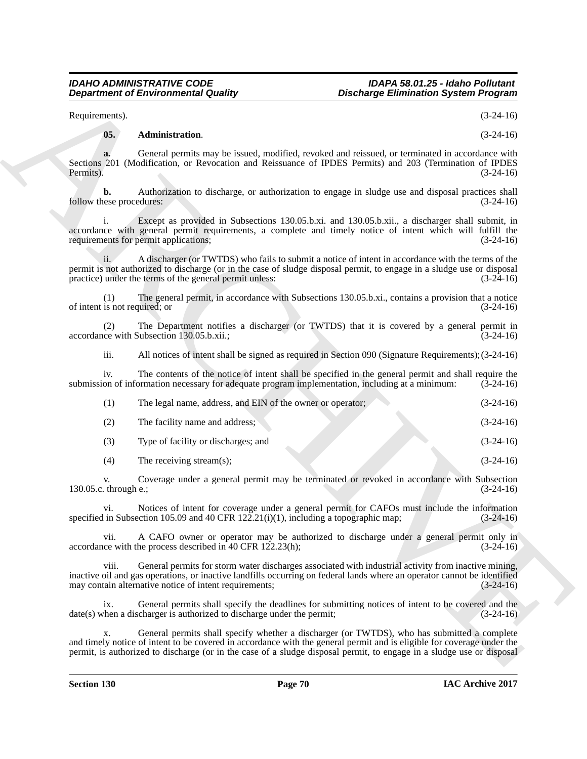Requirements). (3-24-16)

**05. Administration**. (3-24-16)

**a.** General permits may be issued, modified, revoked and reissued, or terminated in accordance with Sections 201 (Modification, or Revocation and Reissuance of IPDES Permits) and 203 (Termination of IPDES Permits). (3-24-16)

**b.** Authorization to discharge, or authorization to engage in sludge use and disposal practices shall follow these procedures: (3-24-16)

i. Except as provided in Subsections 130.05.b.xi. and 130.05.b.xii., a discharger shall submit, in accordance with general permit requirements, a complete and timely notice of intent which will fulfill the requirements for permit applications; (3-24-16)

ii. A discharger (or TWTDS) who fails to submit a notice of intent in accordance with the terms of the permit is not authorized to discharge (or in the case of sludge disposal permit, to engage in a sludge use or disposal practice) under the terms of the general permit unless: (3-24-16)

(1) The general permit, in accordance with Subsections 130.05.b.xi., contains a provision that a notice of intent is not required; or (3-24-16)

(2) The Department notifies a discharger (or TWTDS) that it is covered by a general permit in accordance with Subsection 130.05.b.xii.; (3-24-16)

iii. All notices of intent shall be signed as required in Section 090 (Signature Requirements); (3-24-16)

iv. The contents of the notice of intent shall be specified in the general permit and shall require the submission of information necessary for adequate program implementation, including at a minimum: (3-24-16)

(1) The legal name, address, and EIN of the owner or operator; (3-24-16)

(2) The facility name and address; (3-24-16)

(3) Type of facility or discharges; and (3-24-16)

(4) The receiving stream(s); (3-24-16)

v. Coverage under a general permit may be terminated or revoked in accordance with Subsection 130.05.c. through e.; (3-24-16)

vi. Notices of intent for coverage under a general permit for CAFOs must include the information specified in Subsection 105.09 and 40 CFR 122.21(i)(1), including a topographic map; (3-24-16)

vii. A CAFO owner or operator may be authorized to discharge under a general permit only in accordance with the process described in 40 CFR 122.23(h); (3-24-16)

viii. General permits for storm water discharges associated with industrial activity from inactive mining, inactive oil and gas operations, or inactive landfills occurring on federal lands where an operator cannot be identified may contain alternative notice of intent requirements; (3-24-16)

ix. General permits shall specify the deadlines for submitting notices of intent to be covered and the date(s) when a discharger is authorized to discharge under the permit; (3-24-16)

x. General permits shall specify whether a discharger (or TWTDS), who has submitted a complete and timely notice of intent to be covered in accordance with the general permit and is eligible for coverage under the permit, is authorized to discharge (or in the case of a sludge disposal permit, to engage in a sludge use or disposal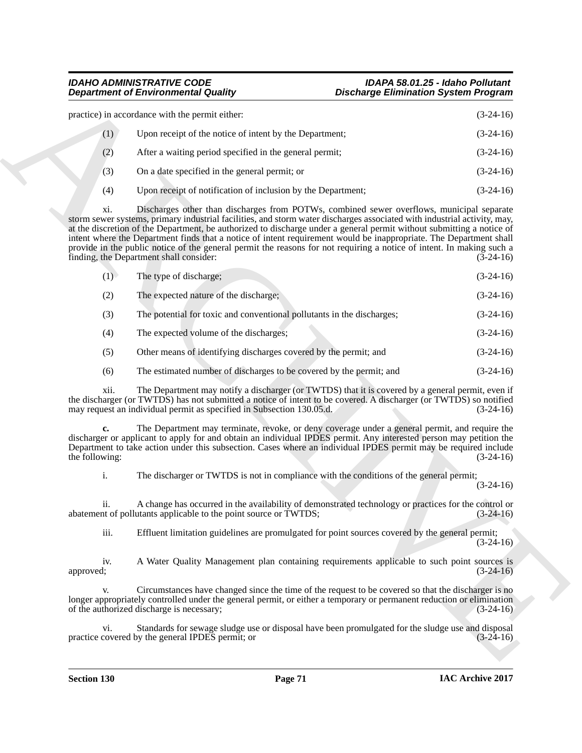practice) in accordance with the permit either: (3-24-16)

(1) Upon receipt of the notice of intent by the Department; (3-24-16)

(2) After a waiting period specified in the general permit; (3-24-16)

(3) On a date specified in the general permit; or (3-24-16)

(4) Upon receipt of notification of inclusion by the Department; (3-24-16)

xi. Discharges other than discharges from POTWs, combined sewer overflows, municipal separate storm sewer systems, primary industrial facilities, and storm water discharges associated with industrial activity, may, at the discretion of the Department, be authorized to discharge under a general permit without submitting a notice of intent where the Department finds that a notice of intent requirement would be inappropriate. The Department shall provide in the public notice of the general permit the reasons for not requiring a notice of intent. In making such a finding, the Department shall consider: (3-24-16)

(1) The type of discharge; (3-24-16)

(2) The expected nature of the discharge; (3-24-16)

(3) The potential for toxic and conventional pollutants in the discharges; (3-24-16)

(4) The expected volume of the discharges; (3-24-16)

(5) Other means of identifying discharges covered by the permit; and (3-24-16)

(6) The estimated number of discharges to be covered by the permit; and (3-24-16)

xii. The Department may notify a discharger (or TWTDS) that it is covered by a general permit, even if the discharger (or TWTDS) has not submitted a notice of intent to be covered. A discharger (or TWTDS) so notified may request an individual permit as specified in Subsection 130.05.d. (3-24-16)

**c.** The Department may terminate, revoke, or deny coverage under a general permit, and require the discharger or applicant to apply for and obtain an individual IPDES permit. Any interested person may petition the Department to take action under this subsection. Cases where an individual IPDES permit may be required include the following: (3-24-16)

i. The discharger or TWTDS is not in compliance with the conditions of the general permit; (3-24-16)

ii. A change has occurred in the availability of demonstrated technology or practices for the control or abatement of pollutants applicable to the point source or TWTDS; (3-24-16)

iii. Effluent limitation guidelines are promulgated for point sources covered by the general permit; (3-24-16)

iv. A Water Quality Management plan containing requirements applicable to such point sources is approved; (3-24-16)

v. Circumstances have changed since the time of the request to be covered so that the discharger is no longer appropriately controlled under the general permit, or either a temporary or permanent reduction or elimination of the authorized discharge is necessary; (3-24-16)

vi. Standards for sewage sludge use or disposal have been promulgated for the sludge use and disposal practice covered by the general IPDES permit; or (3-24-16)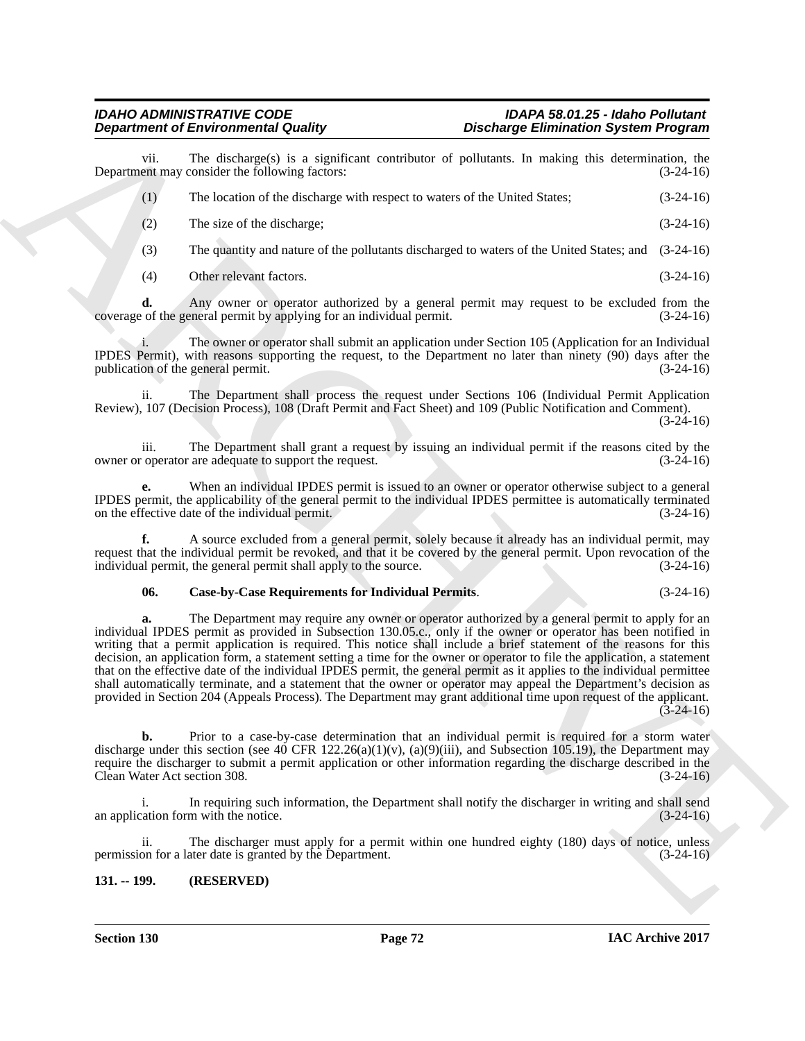vii. The discharge(s) is a significant contributor of pollutants. In making this determination, the Department may consider the following factors: (3-24-16)

(1) The location of the discharge with respect to waters of the United States; (3-24-16)

(2) The size of the discharge; (3-24-16)

(3) The quantity and nature of the pollutants discharged to waters of the United States; and (3-24-16)

(4) Other relevant factors. (3-24-16)

**d.** Any owner or operator authorized by a general permit may request to be excluded from the coverage of the general permit by applying for an individual permit. (3-24-16)

i. The owner or operator shall submit an application under Section 105 (Application for an Individual IPDES Permit), with reasons supporting the request, to the Department no later than ninety (90) days after the publication of the general permit. (3-24-16)

ii. The Department shall process the request under Sections 106 (Individual Permit Application Review), 107 (Decision Process), 108 (Draft Permit and Fact Sheet) and 109 (Public Notification and Comment). (3-24-16)

iii. The Department shall grant a request by issuing an individual permit if the reasons cited by the owner or operator are adequate to support the request. (3-24-16)

**e.** When an individual IPDES permit is issued to an owner or operator otherwise subject to a general IPDES permit, the applicability of the general permit to the individual IPDES permittee is automatically terminated on the effective date of the individual permit. (3-24-16)

**f.** A source excluded from a general permit, solely because it already has an individual permit, may request that the individual permit be revoked, and that it be covered by the general permit. Upon revocation of the individual permit, the general permit shall apply to the source. (3-24-16)

**06. Case-by-Case Requirements for Individual Permits**. (3-24-16)

**a.** The Department may require any owner or operator authorized by a general permit to apply for an individual IPDES permit as provided in Subsection 130.05.c., only if the owner or operator has been notified in writing that a permit application is required. This notice shall include a brief statement of the reasons for this decision, an application form, a statement setting a time for the owner or operator to file the application, a statement that on the effective date of the individual IPDES permit, the general permit as it applies to the individual permittee shall automatically terminate, and a statement that the owner or operator may appeal the Department's decision as provided in Section 204 (Appeals Process). The Department may grant additional time upon request of the applicant. (3-24-16)

**b.** Prior to a case-by-case determination that an individual permit is required for a storm water discharge under this section (see 40 CFR 122.26(a)(1)(v), (a)(9)(iii), and Subsection 105.19), the Department may require the discharger to submit a permit application or other information regarding the discharge described in the Clean Water Act section 308. (3-24-16)

i. In requiring such information, the Department shall notify the discharger in writing and shall send an application form with the notice. (3-24-16)

ii. The discharger must apply for a permit within one hundred eighty (180) days of notice, unless permission for a later date is granted by the Department. (3-24-16)

**131. -- 199. (RESERVED)**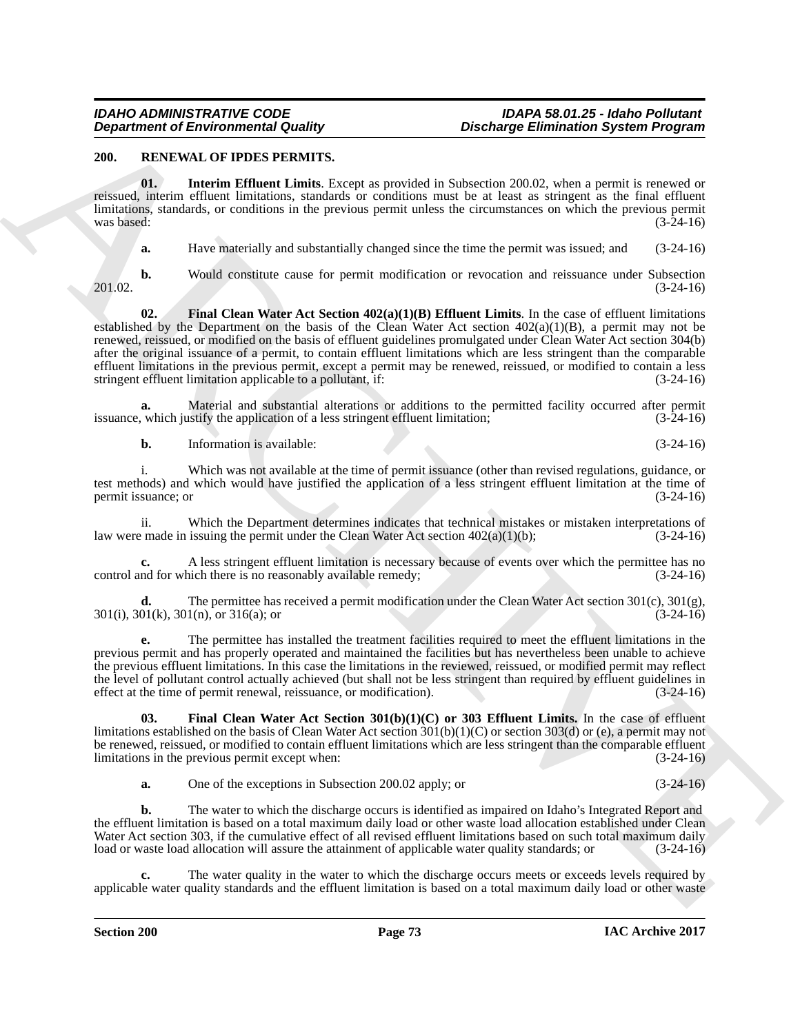## 200. RENEWAL OF IPDES PERMITS.

**01. Interim Effluent Limits**. Except as provided in Subsection 200.02, when a permit is renewed or reissued, interim effluent limitations, standards or conditions must be at least as stringent as the final effluent limitations, standards, or conditions in the previous permit unless the circumstances on which the previous permit was based: (3-24-16)

**a.** Have materially and substantially changed since the time the permit was issued; and (3-24-16)

**b.** Would constitute cause for permit modification or revocation and reissuance under Subsection 201.02. (3-24-16)

**02. Final Clean Water Act Section 402(a)(1)(B) Effluent Limits**. In the case of effluent limitations established by the Department on the basis of the Clean Water Act section 402(a)(1)(B), a permit may not be renewed, reissued, or modified on the basis of effluent guidelines promulgated under Clean Water Act section 304(b) after the original issuance of a permit, to contain effluent limitations which are less stringent than the comparable effluent limitations in the previous permit, except a permit may be renewed, reissued, or modified to contain a less stringent effluent limitation applicable to a pollutant, if: (3-24-16)

**a.** Material and substantial alterations or additions to the permitted facility occurred after permit issuance, which justify the application of a less stringent effluent limitation; (3-24-16)

**b.** Information is available: (3-24-16)

i. Which was not available at the time of permit issuance (other than revised regulations, guidance, or test methods) and which would have justified the application of a less stringent effluent limitation at the time of permit issuance; or (3-24-16)

ii. Which the Department determines indicates that technical mistakes or mistaken interpretations of law were made in issuing the permit under the Clean Water Act section 402(a)(1)(b); (3-24-16)

**c.** A less stringent effluent limitation is necessary because of events over which the permittee has no control and for which there is no reasonably available remedy; (3-24-16)

**d.** The permittee has received a permit modification under the Clean Water Act section 301(c), 301(g), 301(i), 301(k), 301(n), or 316(a); or (3-24-16)

**e.** The permittee has installed the treatment facilities required to meet the effluent limitations in the previous permit and has properly operated and maintained the facilities but has nevertheless been unable to achieve the previous effluent limitations. In this case the limitations in the reviewed, reissued, or modified permit may reflect the level of pollutant control actually achieved (but shall not be less stringent than required by effluent guidelines in effect at the time of permit renewal, reissuance, or modification). (3-24-16)

**03. Final Clean Water Act Section 301(b)(1)(C) or 303 Effluent Limits.** In the case of effluent limitations established on the basis of Clean Water Act section 301(b)(1)(C) or section 303(d) or (e), a permit may not be renewed, reissued, or modified to contain effluent limitations which are less stringent than the comparable effluent limitations in the previous permit except when: (3-24-16)

**a.** One of the exceptions in Subsection 200.02 apply; or (3-24-16)

**b.** The water to which the discharge occurs is identified as impaired on Idaho's Integrated Report and the effluent limitation is based on a total maximum daily load or other waste load allocation established under Clean Water Act section 303, if the cumulative effect of all revised effluent limitations based on such total maximum daily load or waste load allocation will assure the attainment of applicable water quality standards; or (3-24-16)

**c.** The water quality in the water to which the discharge occurs meets or exceeds levels required by applicable water quality standards and the effluent limitation is based on a total maximum daily load or other waste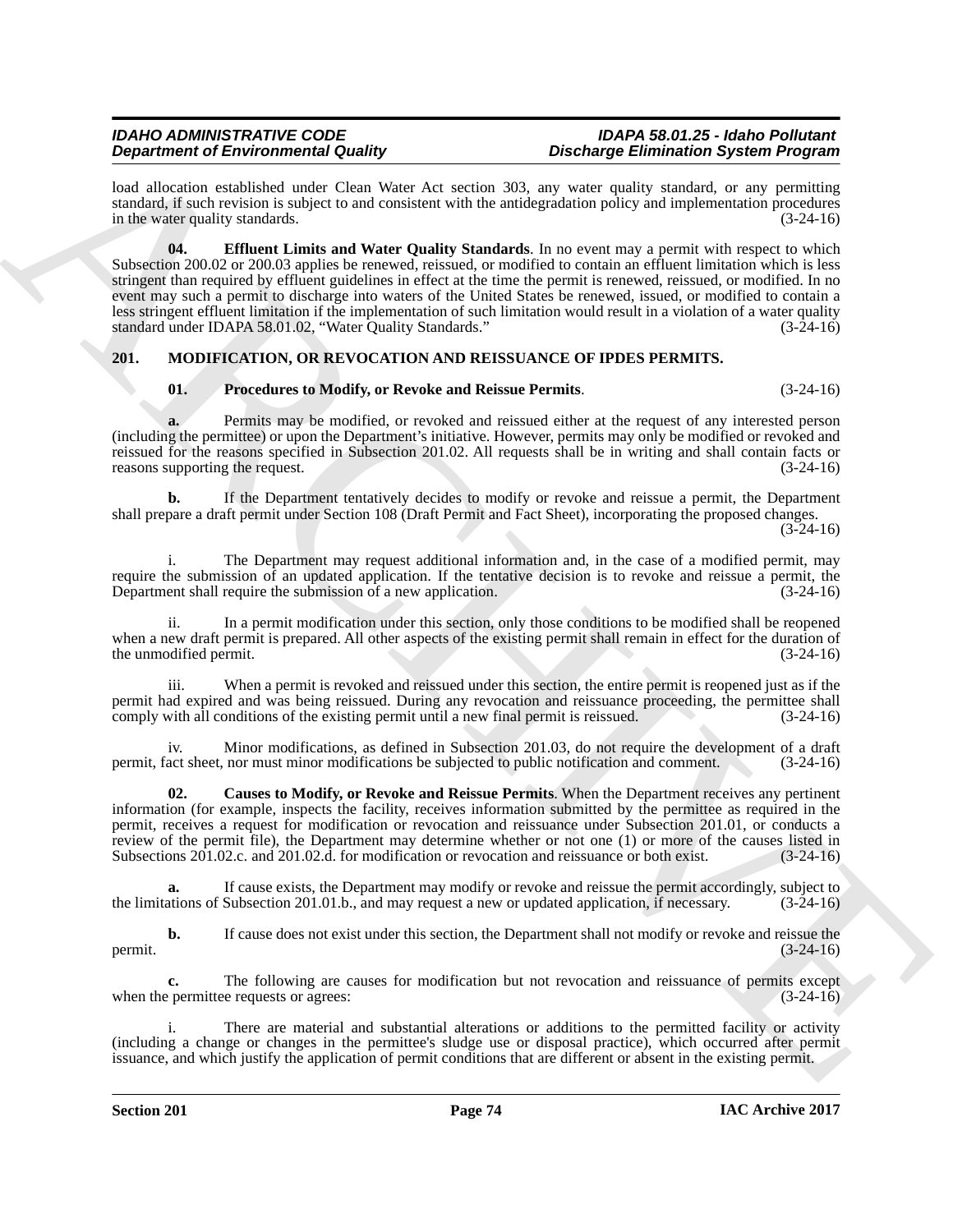load allocation established under Clean Water Act section 303, any water quality standard, or any permitting standard, if such revision is subject to and consistent with the antidegradation policy and implementation procedures in the water quality standards. (3-24-16)

**04. Effluent Limits and Water Quality Standards**. In no event may a permit with respect to which Subsection 200.02 or 200.03 applies be renewed, reissued, or modified to contain an effluent limitation which is less stringent than required by effluent guidelines in effect at the time the permit is renewed, reissued, or modified. In no event may such a permit to discharge into waters of the United States be renewed, issued, or modified to contain a less stringent effluent limitation if the implementation of such limitation would result in a violation of a water quality standard under IDAPA 58.01.02, "Water Quality Standards." (3-24-16)

## 201. MODIFICATION, OR REVOCATION AND REISSUANCE OF IPDES PERMITS.

**01. Procedures to Modify, or Revoke and Reissue Permits**. (3-24-16)

**a.** Permits may be modified, or revoked and reissued either at the request of any interested person (including the permittee) or upon the Department's initiative. However, permits may only be modified or revoked and reissued for the reasons specified in Subsection 201.02. All requests shall be in writing and shall contain facts or reasons supporting the request. (3-24-16)

**b.** If the Department tentatively decides to modify or revoke and reissue a permit, the Department shall prepare a draft permit under Section 108 (Draft Permit and Fact Sheet), incorporating the proposed changes. (3-24-16)

i. The Department may request additional information and, in the case of a modified permit, may require the submission of an updated application. If the tentative decision is to revoke and reissue a permit, the Department shall require the submission of a new application. (3-24-16)

ii. In a permit modification under this section, only those conditions to be modified shall be reopened when a new draft permit is prepared. All other aspects of the existing permit shall remain in effect for the duration of the unmodified permit. (3-24-16)

iii. When a permit is revoked and reissued under this section, the entire permit is reopened just as if the permit had expired and was being reissued. During any revocation and reissuance proceeding, the permittee shall comply with all conditions of the existing permit until a new final permit is reissued. (3-24-16)

iv. Minor modifications, as defined in Subsection 201.03, do not require the development of a draft permit, fact sheet, nor must minor modifications be subjected to public notification and comment. (3-24-16)

**02. Causes to Modify, or Revoke and Reissue Permits**. When the Department receives any pertinent information (for example, inspects the facility, receives information submitted by the permittee as required in the permit, receives a request for modification or revocation and reissuance under Subsection 201.01, or conducts a review of the permit file), the Department may determine whether or not one (1) or more of the causes listed in Subsections 201.02.c. and 201.02.d. for modification or revocation and reissuance or both exist. (3-24-16)

**a.** If cause exists, the Department may modify or revoke and reissue the permit accordingly, subject to the limitations of Subsection 201.01.b., and may request a new or updated application, if necessary. (3-24-16)

**b.** If cause does not exist under this section, the Department shall not modify or revoke and reissue the permit. (3-24-16)

**c.** The following are causes for modification but not revocation and reissuance of permits except when the permittee requests or agrees: (3-24-16)

i. There are material and substantial alterations or additions to the permitted facility or activity (including a change or changes in the permittee's sludge use or disposal practice), which occurred after permit issuance, and which justify the application of permit conditions that are different or absent in the existing permit.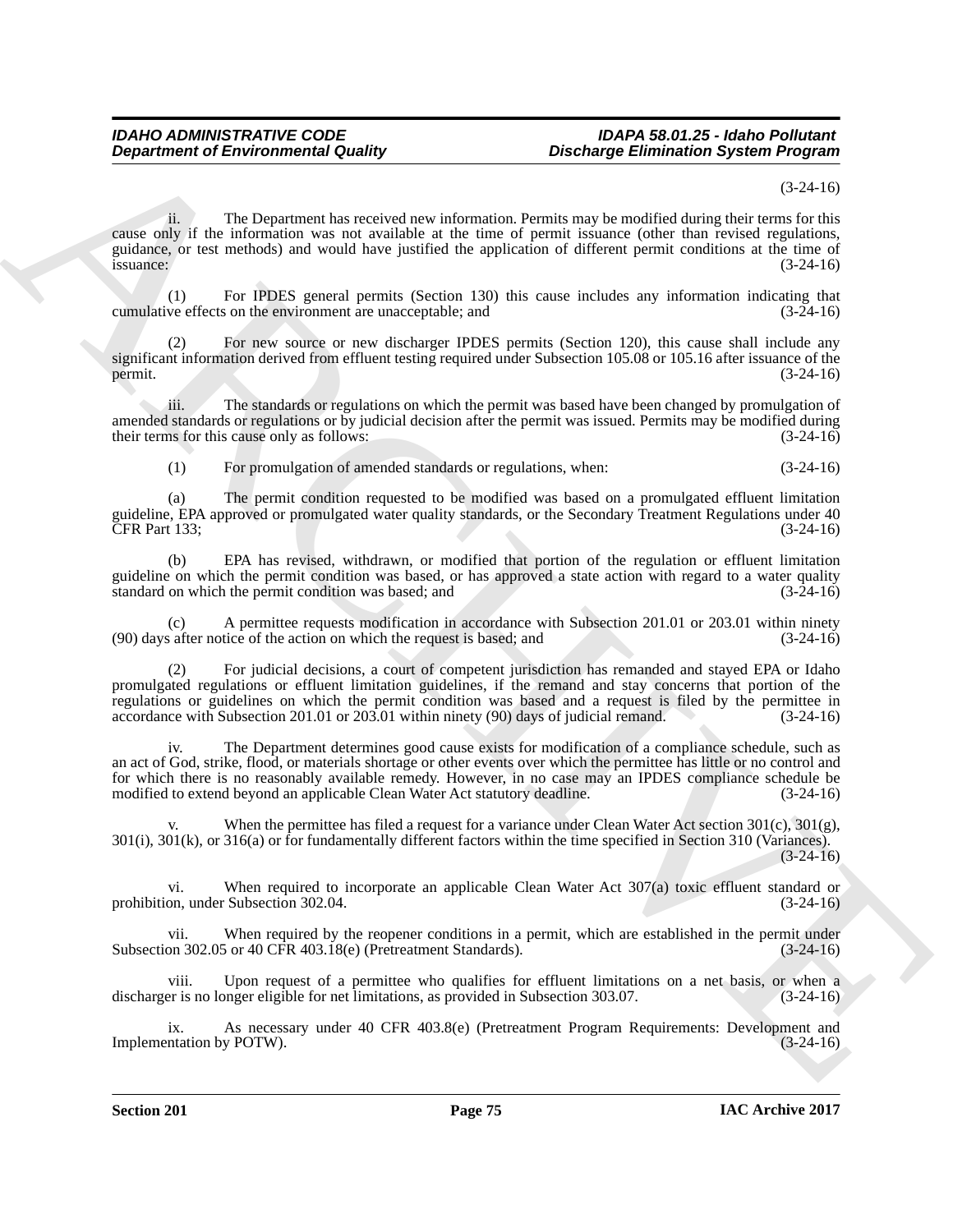(3-24-16)

ii. The Department has received new information. Permits may be modified during their terms for this cause only if the information was not available at the time of permit issuance (other than revised regulations, guidance, or test methods) and would have justified the application of different permit conditions at the time of issuance: (3-24-16)

(1) For IPDES general permits (Section 130) this cause includes any information indicating that cumulative effects on the environment are unacceptable; and (3-24-16)

(2) For new source or new discharger IPDES permits (Section 120), this cause shall include any significant information derived from effluent testing required under Subsection 105.08 or 105.16 after issuance of the permit. (3-24-16)

iii. The standards or regulations on which the permit was based have been changed by promulgation of amended standards or regulations or by judicial decision after the permit was issued. Permits may be modified during their terms for this cause only as follows: (3-24-16)

(1) For promulgation of amended standards or regulations, when: (3-24-16)

(a) The permit condition requested to be modified was based on a promulgated effluent limitation guideline, EPA approved or promulgated water quality standards, or the Secondary Treatment Regulations under 40 CFR Part 133; (3-24-16)

(b) EPA has revised, withdrawn, or modified that portion of the regulation or effluent limitation guideline on which the permit condition was based, or has approved a state action with regard to a water quality standard on which the permit condition was based; and (3-24-16)

(c) A permittee requests modification in accordance with Subsection 201.01 or 203.01 within ninety (90) days after notice of the action on which the request is based; and (3-24-16)

(2) For judicial decisions, a court of competent jurisdiction has remanded and stayed EPA or Idaho promulgated regulations or effluent limitation guidelines, if the remand and stay concerns that portion of the regulations or guidelines on which the permit condition was based and a request is filed by the permittee in accordance with Subsection 201.01 or 203.01 within ninety (90) days of judicial remand. (3-24-16)

iv. The Department determines good cause exists for modification of a compliance schedule, such as an act of God, strike, flood, or materials shortage or other events over which the permittee has little or no control and for which there is no reasonably available remedy. However, in no case may an IPDES compliance schedule be modified to extend beyond an applicable Clean Water Act statutory deadline. (3-24-16)

v. When the permittee has filed a request for a variance under Clean Water Act section 301(c), 301(g), 301(i), 301(k), or 316(a) or for fundamentally different factors within the time specified in Section 310 (Variances). (3-24-16)

vi. When required to incorporate an applicable Clean Water Act 307(a) toxic effluent standard or prohibition, under Subsection 302.04. (3-24-16)

vii. When required by the reopener conditions in a permit, which are established in the permit under Subsection 302.05 or 40 CFR 403.18(e) (Pretreatment Standards). (3-24-16)

viii. Upon request of a permittee who qualifies for effluent limitations on a net basis, or when a discharger is no longer eligible for net limitations, as provided in Subsection 303.07. (3-24-16)

ix. As necessary under 40 CFR 403.8(e) (Pretreatment Program Requirements: Development and Implementation by POTW). (3-24-16)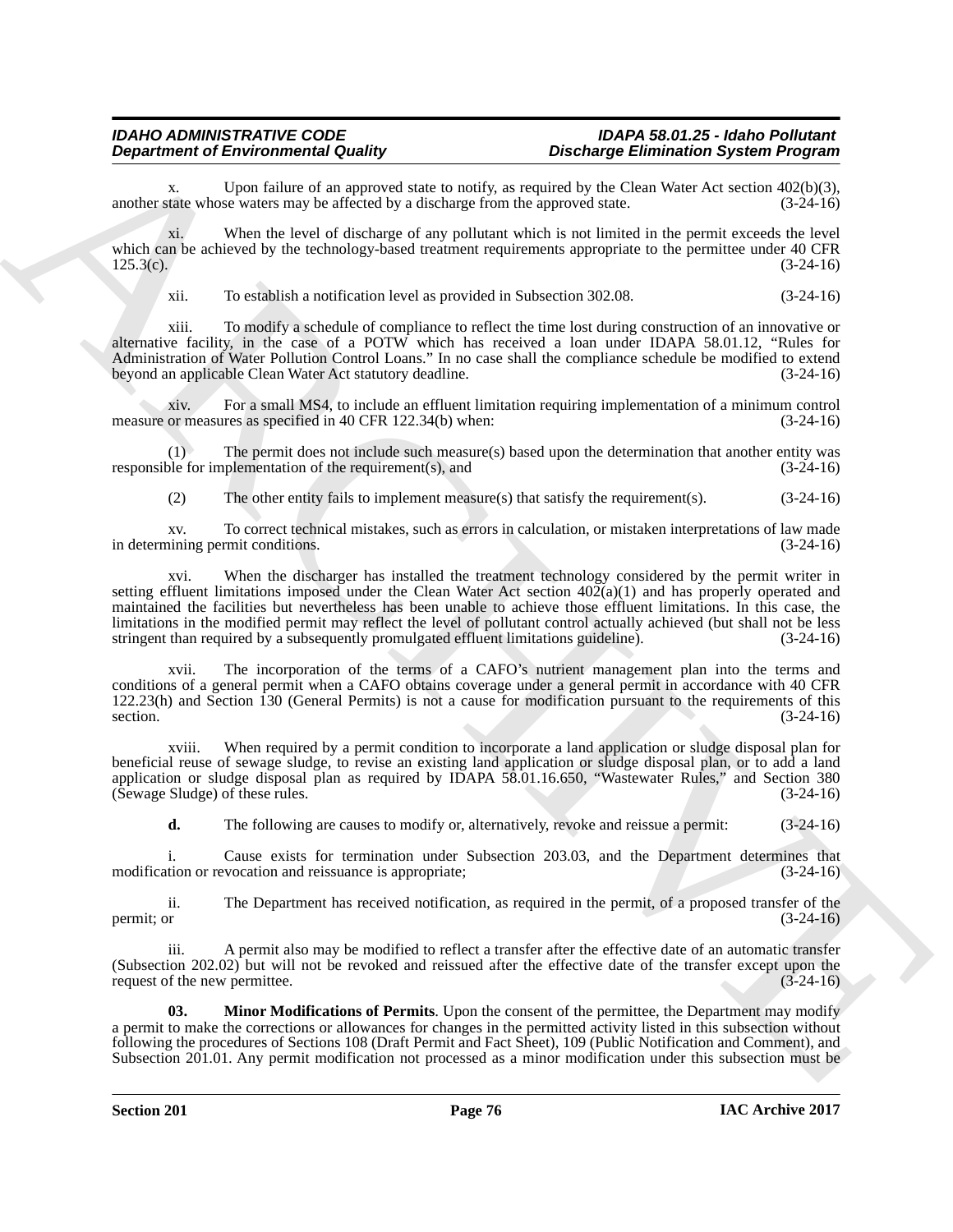x. Upon failure of an approved state to notify, as required by the Clean Water Act section 402(b)(3), another state whose waters may be affected by a discharge from the approved state. (3-24-16)

xi. When the level of discharge of any pollutant which is not limited in the permit exceeds the level which can be achieved by the technology-based treatment requirements appropriate to the permittee under 40 CFR 125.3(c). (3-24-16)

xii. To establish a notification level as provided in Subsection 302.08. (3-24-16)

xiii. To modify a schedule of compliance to reflect the time lost during construction of an innovative or alternative facility, in the case of a POTW which has received a loan under IDAPA 58.01.12, "Rules for Administration of Water Pollution Control Loans." In no case shall the compliance schedule be modified to extend beyond an applicable Clean Water Act statutory deadline. (3-24-16)

xiv. For a small MS4, to include an effluent limitation requiring implementation of a minimum control measure or measures as specified in 40 CFR 122.34(b) when: (3-24-16)

(1) The permit does not include such measure(s) based upon the determination that another entity was responsible for implementation of the requirement(s), and (3-24-16)

(2) The other entity fails to implement measure(s) that satisfy the requirement(s). (3-24-16)

xv. To correct technical mistakes, such as errors in calculation, or mistaken interpretations of law made in determining permit conditions. (3-24-16)

xvi. When the discharger has installed the treatment technology considered by the permit writer in setting effluent limitations imposed under the Clean Water Act section 402(a)(1) and has properly operated and maintained the facilities but nevertheless has been unable to achieve those effluent limitations. In this case, the limitations in the modified permit may reflect the level of pollutant control actually achieved (but shall not be less stringent than required by a subsequently promulgated effluent limitations guideline). (3-24-16)

xvii. The incorporation of the terms of a CAFO's nutrient management plan into the terms and conditions of a general permit when a CAFO obtains coverage under a general permit in accordance with 40 CFR 122.23(h) and Section 130 (General Permits) is not a cause for modification pursuant to the requirements of this section. (3-24-16)

xviii. When required by a permit condition to incorporate a land application or sludge disposal plan for beneficial reuse of sewage sludge, to revise an existing land application or sludge disposal plan, or to add a land application or sludge disposal plan as required by IDAPA 58.01.16.650, "Wastewater Rules," and Section 380 (Sewage Sludge) of these rules. (3-24-16)

**d.** The following are causes to modify or, alternatively, revoke and reissue a permit: (3-24-16)

i. Cause exists for termination under Subsection 203.03, and the Department determines that modification or revocation and reissuance is appropriate; (3-24-16)

ii. The Department has received notification, as required in the permit, of a proposed transfer of the permit; or (3-24-16)

iii. A permit also may be modified to reflect a transfer after the effective date of an automatic transfer (Subsection 202.02) but will not be revoked and reissued after the effective date of the transfer except upon the request of the new permittee. (3-24-16)

**03. Minor Modifications of Permits**. Upon the consent of the permittee, the Department may modify a permit to make the corrections or allowances for changes in the permitted activity listed in this subsection without following the procedures of Sections 108 (Draft Permit and Fact Sheet), 109 (Public Notification and Comment), and Subsection 201.01. Any permit modification not processed as a minor modification under this subsection must be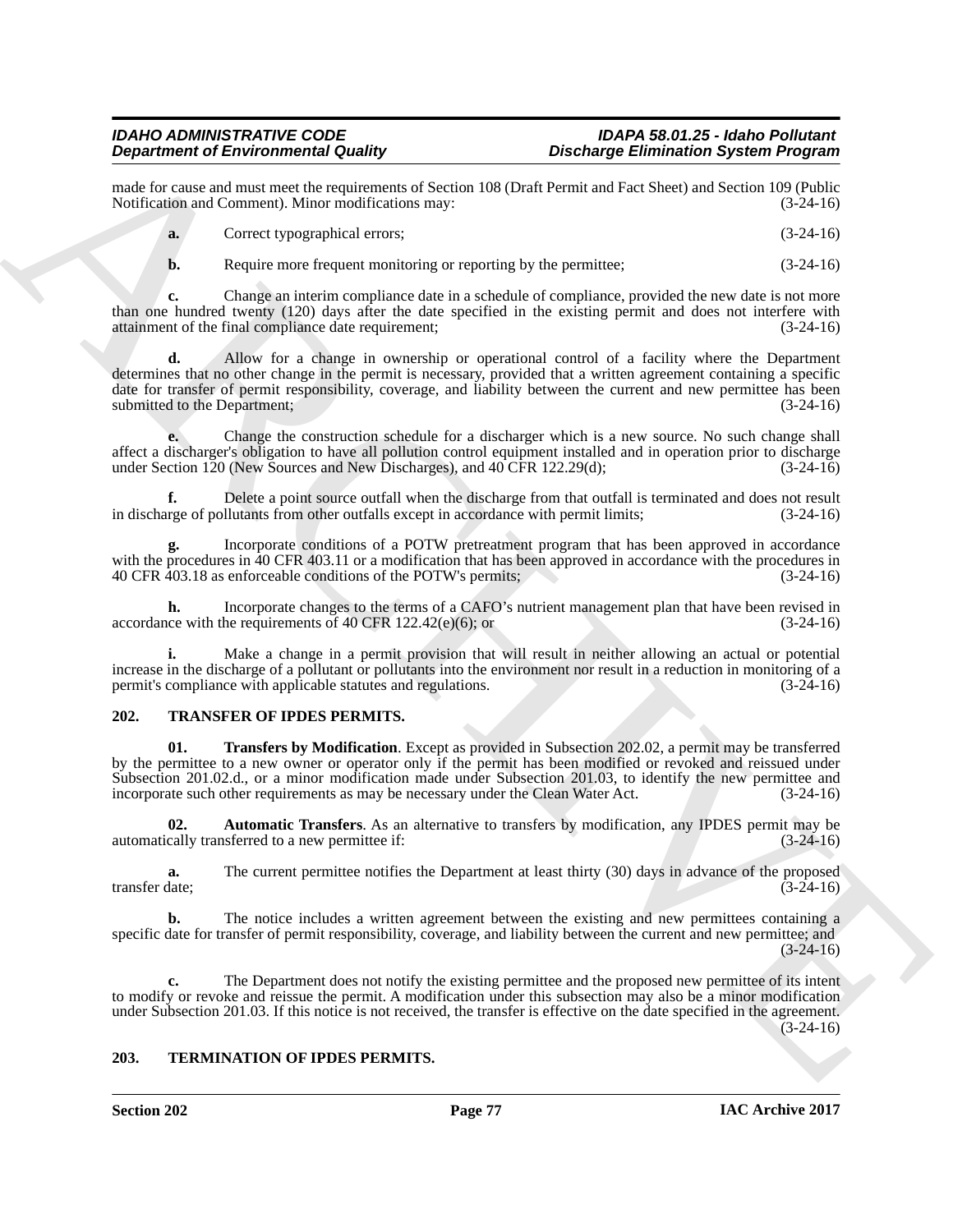made for cause and must meet the requirements of Section 108 (Draft Permit and Fact Sheet) and Section 109 (Public Notification and Comment). Minor modifications may: (3-24-16)

**a.** Correct typographical errors; (3-24-16)

**b.** Require more frequent monitoring or reporting by the permittee; (3-24-16)

**c.** Change an interim compliance date in a schedule of compliance, provided the new date is not more than one hundred twenty (120) days after the date specified in the existing permit and does not interfere with attainment of the final compliance date requirement; (3-24-16)

**d.** Allow for a change in ownership or operational control of a facility where the Department determines that no other change in the permit is necessary, provided that a written agreement containing a specific date for transfer of permit responsibility, coverage, and liability between the current and new permittee has been submitted to the Department; (3-24-16)

**e.** Change the construction schedule for a discharger which is a new source. No such change shall affect a discharger's obligation to have all pollution control equipment installed and in operation prior to discharge under Section 120 (New Sources and New Discharges), and 40 CFR 122.29(d); (3-24-16)

**f.** Delete a point source outfall when the discharge from that outfall is terminated and does not result in discharge of pollutants from other outfalls except in accordance with permit limits; (3-24-16)

**g.** Incorporate conditions of a POTW pretreatment program that has been approved in accordance with the procedures in 40 CFR 403.11 or a modification that has been approved in accordance with the procedures in 40 CFR 403.18 as enforceable conditions of the POTW's permits; (3-24-16)

**h.** Incorporate changes to the terms of a CAFO's nutrient management plan that have been revised in accordance with the requirements of 40 CFR 122.42(e)(6); or (3-24-16)

**i.** Make a change in a permit provision that will result in neither allowing an actual or potential increase in the discharge of a pollutant or pollutants into the environment nor result in a reduction in monitoring of a permit's compliance with applicable statutes and regulations. (3-24-16)

## 202. TRANSFER OF IPDES PERMITS.

**01. Transfers by Modification**. Except as provided in Subsection 202.02, a permit may be transferred by the permittee to a new owner or operator only if the permit has been modified or revoked and reissued under Subsection 201.02.d., or a minor modification made under Subsection 201.03, to identify the new permittee and incorporate such other requirements as may be necessary under the Clean Water Act. (3-24-16)

**02. Automatic Transfers**. As an alternative to transfers by modification, any IPDES permit may be automatically transferred to a new permittee if: (3-24-16)

**a.** The current permittee notifies the Department at least thirty (30) days in advance of the proposed transfer date; (3-24-16)

**b.** The notice includes a written agreement between the existing and new permittees containing a specific date for transfer of permit responsibility, coverage, and liability between the current and new permittee; and (3-24-16)

**c.** The Department does not notify the existing permittee and the proposed new permittee of its intent to modify or revoke and reissue the permit. A modification under this subsection may also be a minor modification under Subsection 201.03. If this notice is not received, the transfer is effective on the date specified in the agreement. (3-24-16)

## 203. TERMINATION OF IPDES PERMITS.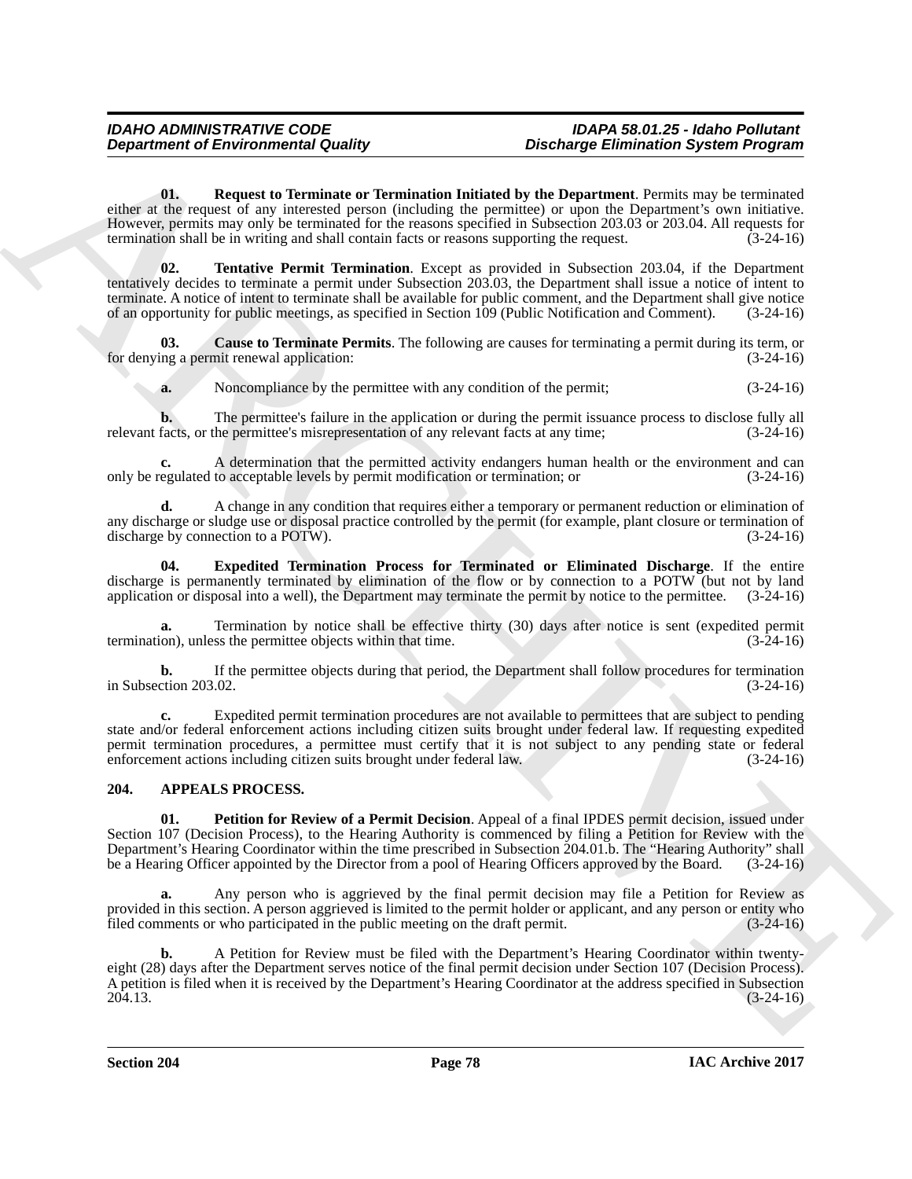**01. Request to Terminate or Termination Initiated by the Department**. Permits may be terminated either at the request of any interested person (including the permittee) or upon the Department's own initiative. However, permits may only be terminated for the reasons specified in Subsection 203.03 or 203.04. All requests for termination shall be in writing and shall contain facts or reasons supporting the request. (3-24-16)

**02. Tentative Permit Termination**. Except as provided in Subsection 203.04, if the Department tentatively decides to terminate a permit under Subsection 203.03, the Department shall issue a notice of intent to terminate. A notice of intent to terminate shall be available for public comment, and the Department shall give notice of an opportunity for public meetings, as specified in Section 109 (Public Notification and Comment). (3-24-16)

**03. Cause to Terminate Permits**. The following are causes for terminating a permit during its term, or for denying a permit renewal application: (3-24-16)

**a.** Noncompliance by the permittee with any condition of the permit; (3-24-16)

**b.** The permittee's failure in the application or during the permit issuance process to disclose fully all relevant facts, or the permittee's misrepresentation of any relevant facts at any time; (3-24-16)

**c.** A determination that the permitted activity endangers human health or the environment and can only be regulated to acceptable levels by permit modification or termination; or (3-24-16)

**d.** A change in any condition that requires either a temporary or permanent reduction or elimination of any discharge or sludge use or disposal practice controlled by the permit (for example, plant closure or termination of discharge by connection to a POTW). (3-24-16)

**04. Expedited Termination Process for Terminated or Eliminated Discharge**. If the entire discharge is permanently terminated by elimination of the flow or by connection to a POTW (but not by land application or disposal into a well), the Department may terminate the permit by notice to the permittee. (3-24-16)

**a.** Termination by notice shall be effective thirty (30) days after notice is sent (expedited permit termination), unless the permittee objects within that time. (3-24-16)

**b.** If the permittee objects during that period, the Department shall follow procedures for termination in Subsection 203.02. (3-24-16)

**c.** Expedited permit termination procedures are not available to permittees that are subject to pending state and/or federal enforcement actions including citizen suits brought under federal law. If requesting expedited permit termination procedures, a permittee must certify that it is not subject to any pending state or federal enforcement actions including citizen suits brought under federal law. (3-24-16)

## 204. APPEALS PROCESS.

**01. Petition for Review of a Permit Decision**. Appeal of a final IPDES permit decision, issued under Section 107 (Decision Process), to the Hearing Authority is commenced by filing a Petition for Review with the Department's Hearing Coordinator within the time prescribed in Subsection 204.01.b. The "Hearing Authority" shall be a Hearing Officer appointed by the Director from a pool of Hearing Officers approved by the Board. (3-24-16)

**a.** Any person who is aggrieved by the final permit decision may file a Petition for Review as provided in this section. A person aggrieved is limited to the permit holder or applicant, and any person or entity who filed comments or who participated in the public meeting on the draft permit. (3-24-16)

**b.** A Petition for Review must be filed with the Department's Hearing Coordinator within twenty-eight (28) days after the Department serves notice of the final permit decision under Section 107 (Decision Process). A petition is filed when it is received by the Department's Hearing Coordinator at the address specified in Subsection 204.13. (3-24-16)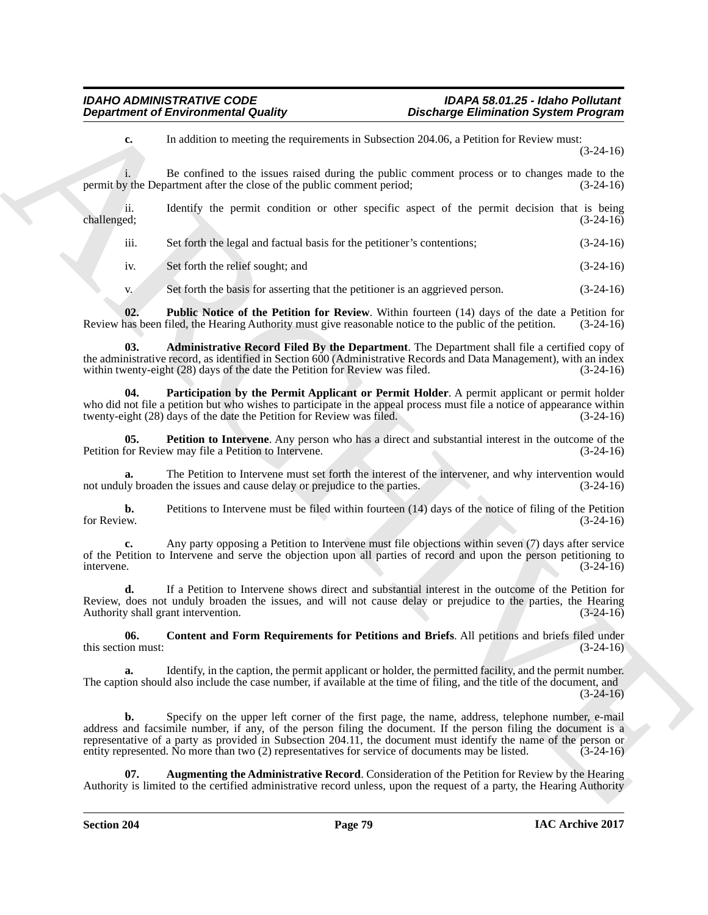**c.** In addition to meeting the requirements in Subsection 204.06, a Petition for Review must: (3-24-16)

i. Be confined to the issues raised during the public comment process or to changes made to the permit by the Department after the close of the public comment period; (3-24-16)

ii. Identify the permit condition or other specific aspect of the permit decision that is being challenged; (3-24-16)

iii. Set forth the legal and factual basis for the petitioner's contentions; (3-24-16)

iv. Set forth the relief sought; and (3-24-16)

v. Set forth the basis for asserting that the petitioner is an aggrieved person. (3-24-16)

**02. Public Notice of the Petition for Review**. Within fourteen (14) days of the date a Petition for Review has been filed, the Hearing Authority must give reasonable notice to the public of the petition. (3-24-16)

**03. Administrative Record Filed By the Department**. The Department shall file a certified copy of the administrative record, as identified in Section 600 (Administrative Records and Data Management), with an index within twenty-eight (28) days of the date the Petition for Review was filed. (3-24-16)

**04. Participation by the Permit Applicant or Permit Holder**. A permit applicant or permit holder who did not file a petition but who wishes to participate in the appeal process must file a notice of appearance within twenty-eight (28) days of the date the Petition for Review was filed. (3-24-16)

**05. Petition to Intervene**. Any person who has a direct and substantial interest in the outcome of the Petition for Review may file a Petition to Intervene. (3-24-16)

**a.** The Petition to Intervene must set forth the interest of the intervener, and why intervention would not unduly broaden the issues and cause delay or prejudice to the parties. (3-24-16)

**b.** Petitions to Intervene must be filed within fourteen (14) days of the notice of filing of the Petition for Review. (3-24-16)

**c.** Any party opposing a Petition to Intervene must file objections within seven (7) days after service of the Petition to Intervene and serve the objection upon all parties of record and upon the person petitioning to intervene. (3-24-16)

**d.** If a Petition to Intervene shows direct and substantial interest in the outcome of the Petition for Review, does not unduly broaden the issues, and will not cause delay or prejudice to the parties, the Hearing Authority shall grant intervention. (3-24-16)

**06. Content and Form Requirements for Petitions and Briefs**. All petitions and briefs filed under this section must: (3-24-16)

**a.** Identify, in the caption, the permit applicant or holder, the permitted facility, and the permit number. The caption should also include the case number, if available at the time of filing, and the title of the document, and (3-24-16)

**b.** Specify on the upper left corner of the first page, the name, address, telephone number, e-mail address and facsimile number, if any, of the person filing the document. If the person filing the document is a representative of a party as provided in Subsection 204.11, the document must identify the name of the person or entity represented. No more than two (2) representatives for service of documents may be listed. (3-24-16)

**07. Augmenting the Administrative Record**. Consideration of the Petition for Review by the Hearing Authority is limited to the certified administrative record unless, upon the request of a party, the Hearing Authority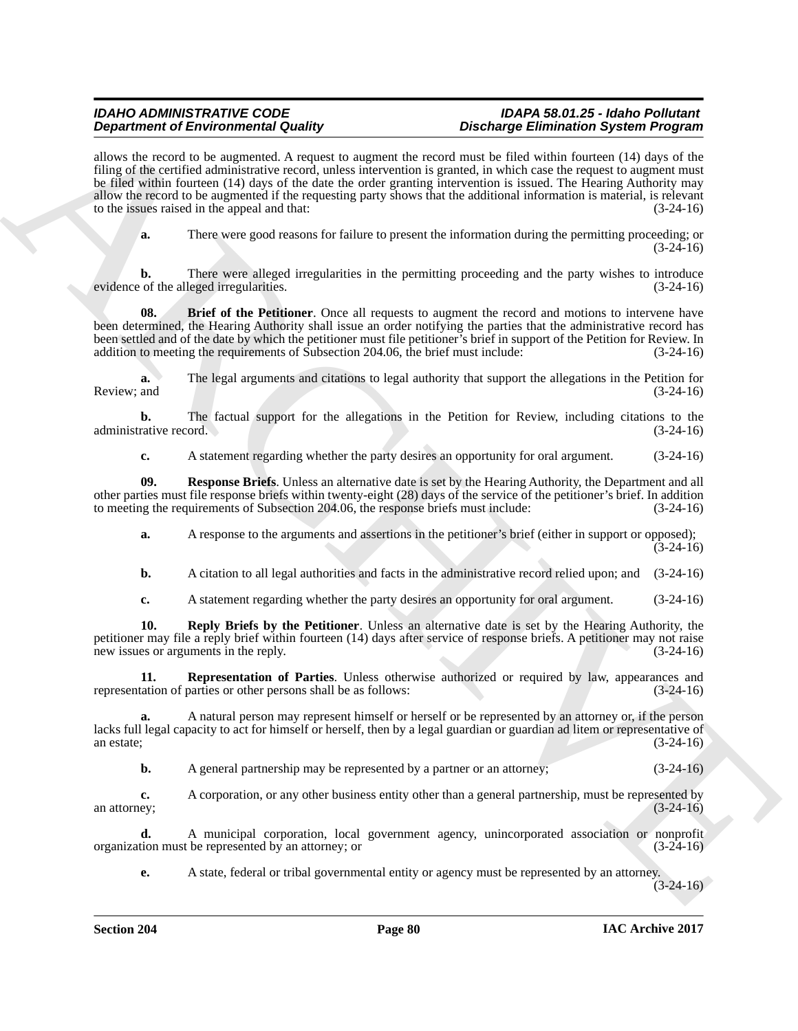allows the record to be augmented. A request to augment the record must be filed within fourteen (14) days of the filing of the certified administrative record, unless intervention is granted, in which case the request to augment must be filed within fourteen (14) days of the date the order granting intervention is issued. The Hearing Authority may allow the record to be augmented if the requesting party shows that the additional information is material, is relevant to the issues raised in the appeal and that: (3-24-16)

**a.** There were good reasons for failure to present the information during the permitting proceeding; or (3-24-16)

**b.** There were alleged irregularities in the permitting proceeding and the party wishes to introduce evidence of the alleged irregularities. (3-24-16)

**08. Brief of the Petitioner**. Once all requests to augment the record and motions to intervene have been determined, the Hearing Authority shall issue an order notifying the parties that the administrative record has been settled and of the date by which the petitioner must file petitioner's brief in support of the Petition for Review. In addition to meeting the requirements of Subsection 204.06, the brief must include: (3-24-16)

**a.** The legal arguments and citations to legal authority that support the allegations in the Petition for Review; and (3-24-16)

**b.** The factual support for the allegations in the Petition for Review, including citations to the administrative record. (3-24-16)

**c.** A statement regarding whether the party desires an opportunity for oral argument. (3-24-16)

**09. Response Briefs**. Unless an alternative date is set by the Hearing Authority, the Department and all other parties must file response briefs within twenty-eight (28) days of the service of the petitioner's brief. In addition to meeting the requirements of Subsection 204.06, the response briefs must include: (3-24-16)

**a.** A response to the arguments and assertions in the petitioner's brief (either in support or opposed); (3-24-16)

**b.** A citation to all legal authorities and facts in the administrative record relied upon; and (3-24-16)

**c.** A statement regarding whether the party desires an opportunity for oral argument. (3-24-16)

**10. Reply Briefs by the Petitioner**. Unless an alternative date is set by the Hearing Authority, the petitioner may file a reply brief within fourteen (14) days after service of response briefs. A petitioner may not raise new issues or arguments in the reply. (3-24-16)

**11. Representation of Parties**. Unless otherwise authorized or required by law, appearances and representation of parties or other persons shall be as follows: (3-24-16)

**a.** A natural person may represent himself or herself or be represented by an attorney or, if the person lacks full legal capacity to act for himself or herself, then by a legal guardian or guardian ad litem or representative of an estate; (3-24-16)

**b.** A general partnership may be represented by a partner or an attorney; (3-24-16)

**c.** A corporation, or any other business entity other than a general partnership, must be represented by an attorney; (3-24-16)

**d.** A municipal corporation, local government agency, unincorporated association or nonprofit organization must be represented by an attorney; or (3-24-16)

**e.** A state, federal or tribal governmental entity or agency must be represented by an attorney. (3-24-16)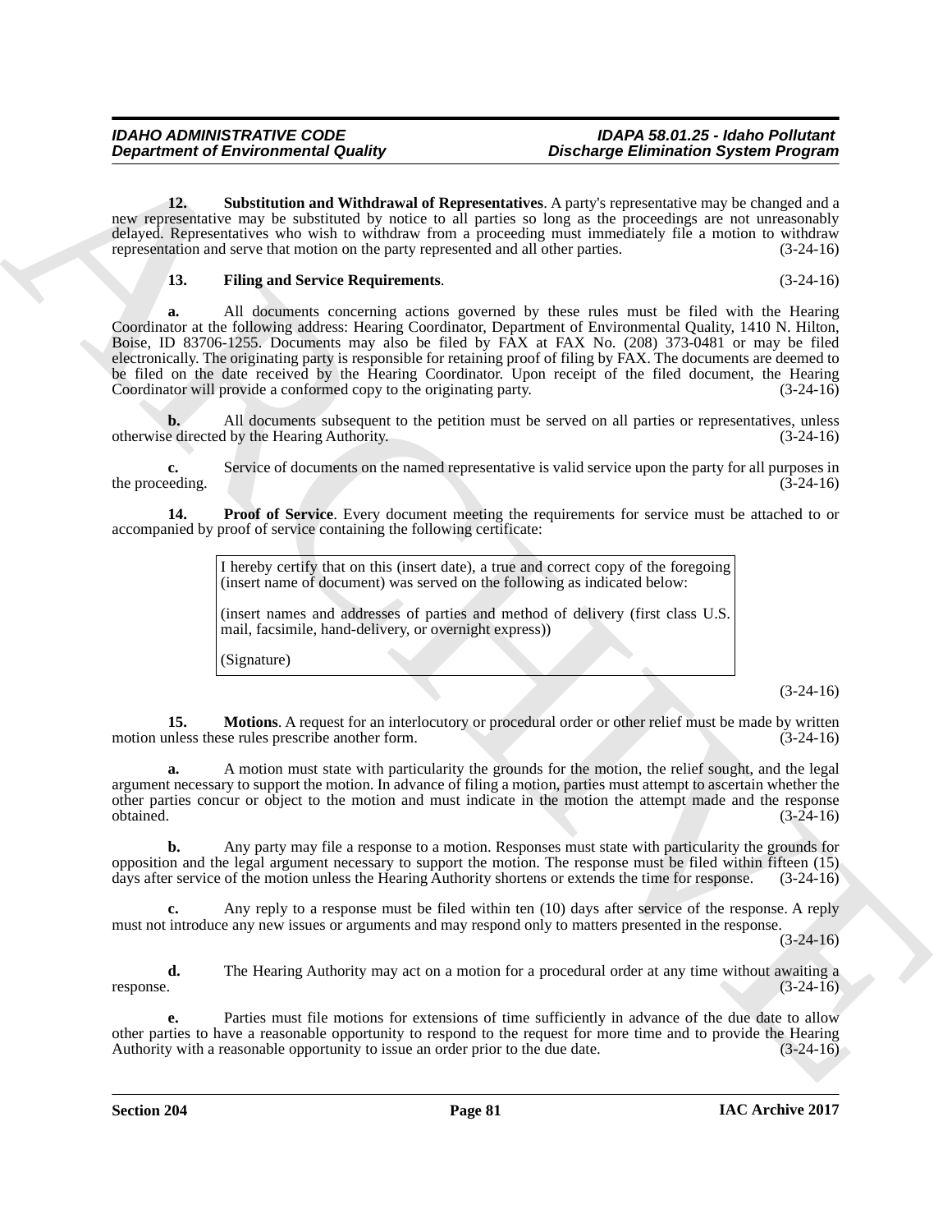**12. Substitution and Withdrawal of Representatives**. A party's representative may be changed and a new representative may be substituted by notice to all parties so long as the proceedings are not unreasonably delayed. Representatives who wish to withdraw from a proceeding must immediately file a motion to withdraw representation and serve that motion on the party represented and all other parties. (3-24-16)

**13. Filing and Service Requirements**. (3-24-16)

**a.** All documents concerning actions governed by these rules must be filed with the Hearing Coordinator at the following address: Hearing Coordinator, Department of Environmental Quality, 1410 N. Hilton, Boise, ID 83706-1255. Documents may also be filed by FAX at FAX No. (208) 373-0481 or may be filed electronically. The originating party is responsible for retaining proof of filing by FAX. The documents are deemed to be filed on the date received by the Hearing Coordinator. Upon receipt of the filed document, the Hearing Coordinator will provide a conformed copy to the originating party. (3-24-16)

**b.** All documents subsequent to the petition must be served on all parties or representatives, unless otherwise directed by the Hearing Authority. (3-24-16)

**c.** Service of documents on the named representative is valid service upon the party for all purposes in the proceeding. (3-24-16)

**14. Proof of Service**. Every document meeting the requirements for service must be attached to or accompanied by proof of service containing the following certificate:

> I hereby certify that on this (insert date), a true and correct copy of the foregoing (insert name of document) was served on the following as indicated below:
>
> (insert names and addresses of parties and method of delivery (first class U.S. mail, facsimile, hand-delivery, or overnight express))
>
> (Signature)

(3-24-16)

**15. Motions**. A request for an interlocutory or procedural order or other relief must be made by written motion unless these rules prescribe another form. (3-24-16)

**a.** A motion must state with particularity the grounds for the motion, the relief sought, and the legal argument necessary to support the motion. In advance of filing a motion, parties must attempt to ascertain whether the other parties concur or object to the motion and must indicate in the motion the attempt made and the response obtained. (3-24-16)

**b.** Any party may file a response to a motion. Responses must state with particularity the grounds for opposition and the legal argument necessary to support the motion. The response must be filed within fifteen (15) days after service of the motion unless the Hearing Authority shortens or extends the time for response. (3-24-16)

**c.** Any reply to a response must be filed within ten (10) days after service of the response. A reply must not introduce any new issues or arguments and may respond only to matters presented in the response. (3-24-16)

**d.** The Hearing Authority may act on a motion for a procedural order at any time without awaiting a response. (3-24-16)

**e.** Parties must file motions for extensions of time sufficiently in advance of the due date to allow other parties to have a reasonable opportunity to respond to the request for more time and to provide the Hearing Authority with a reasonable opportunity to issue an order prior to the due date. (3-24-16)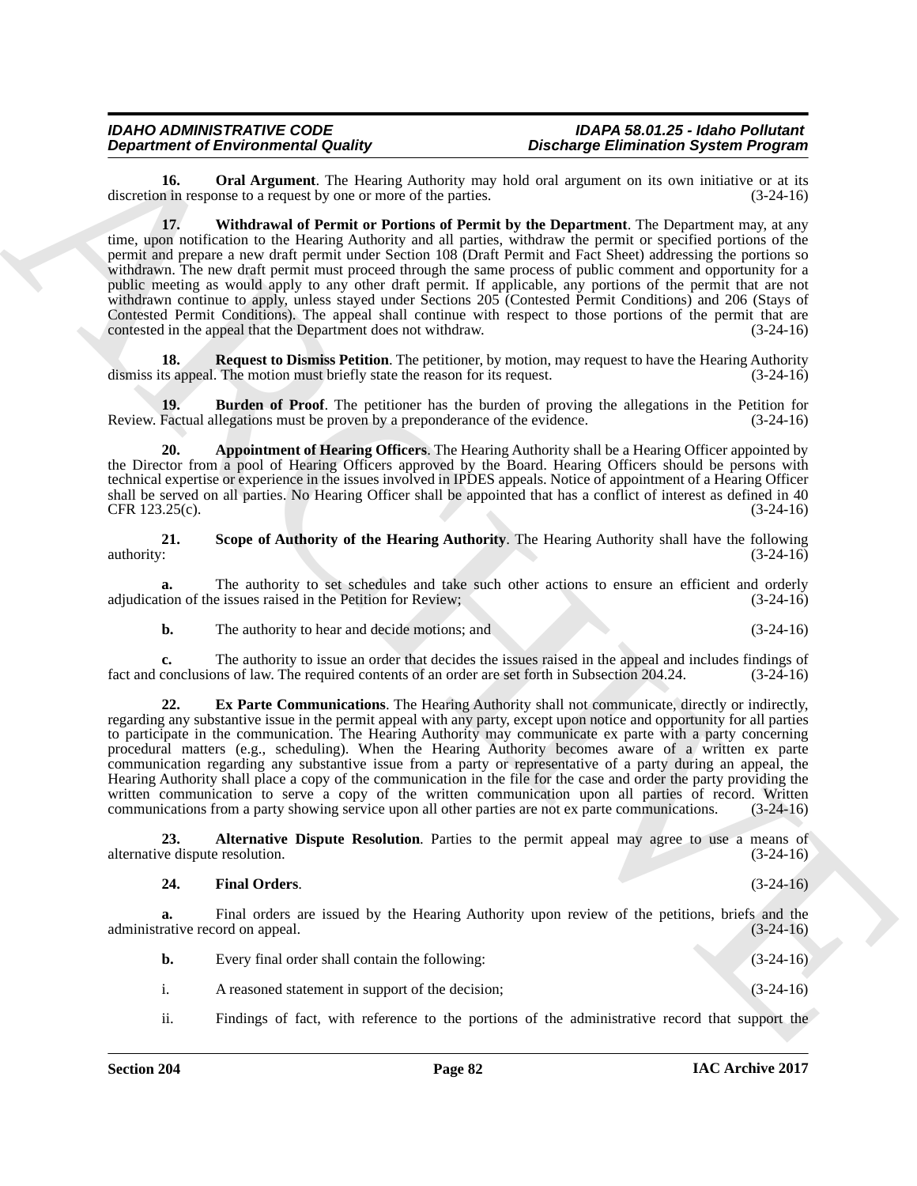**16. Oral Argument**. The Hearing Authority may hold oral argument on its own initiative or at its discretion in response to a request by one or more of the parties. (3-24-16)

**17. Withdrawal of Permit or Portions of Permit by the Department**. The Department may, at any time, upon notification to the Hearing Authority and all parties, withdraw the permit or specified portions of the permit and prepare a new draft permit under Section 108 (Draft Permit and Fact Sheet) addressing the portions so withdrawn. The new draft permit must proceed through the same process of public comment and opportunity for a public meeting as would apply to any other draft permit. If applicable, any portions of the permit that are not withdrawn continue to apply, unless stayed under Sections 205 (Contested Permit Conditions) and 206 (Stays of Contested Permit Conditions). The appeal shall continue with respect to those portions of the permit that are contested in the appeal that the Department does not withdraw. (3-24-16)

**18. Request to Dismiss Petition**. The petitioner, by motion, may request to have the Hearing Authority dismiss its appeal. The motion must briefly state the reason for its request. (3-24-16)

**19. Burden of Proof**. The petitioner has the burden of proving the allegations in the Petition for Review. Factual allegations must be proven by a preponderance of the evidence. (3-24-16)

**20. Appointment of Hearing Officers**. The Hearing Authority shall be a Hearing Officer appointed by the Director from a pool of Hearing Officers approved by the Board. Hearing Officers should be persons with technical expertise or experience in the issues involved in IPDES appeals. Notice of appointment of a Hearing Officer shall be served on all parties. No Hearing Officer shall be appointed that has a conflict of interest as defined in 40 CFR 123.25(c). (3-24-16)

**21. Scope of Authority of the Hearing Authority**. The Hearing Authority shall have the following authority: (3-24-16)

**a.** The authority to set schedules and take such other actions to ensure an efficient and orderly adjudication of the issues raised in the Petition for Review; (3-24-16)

**b.** The authority to hear and decide motions; and (3-24-16)

**c.** The authority to issue an order that decides the issues raised in the appeal and includes findings of fact and conclusions of law. The required contents of an order are set forth in Subsection 204.24. (3-24-16)

**22. Ex Parte Communications**. The Hearing Authority shall not communicate, directly or indirectly, regarding any substantive issue in the permit appeal with any party, except upon notice and opportunity for all parties to participate in the communication. The Hearing Authority may communicate ex parte with a party concerning procedural matters (e.g., scheduling). When the Hearing Authority becomes aware of a written ex parte communication regarding any substantive issue from a party or representative of a party during an appeal, the Hearing Authority shall place a copy of the communication in the file for the case and order the party providing the written communication to serve a copy of the written communication upon all parties of record. Written communications from a party showing service upon all other parties are not ex parte communications. (3-24-16)

**23. Alternative Dispute Resolution**. Parties to the permit appeal may agree to use a means of alternative dispute resolution. (3-24-16)

**24. Final Orders**. (3-24-16)

**a.** Final orders are issued by the Hearing Authority upon review of the petitions, briefs and the administrative record on appeal. (3-24-16)

**b.** Every final order shall contain the following: (3-24-16)

i. A reasoned statement in support of the decision; (3-24-16)

ii. Findings of fact, with reference to the portions of the administrative record that support the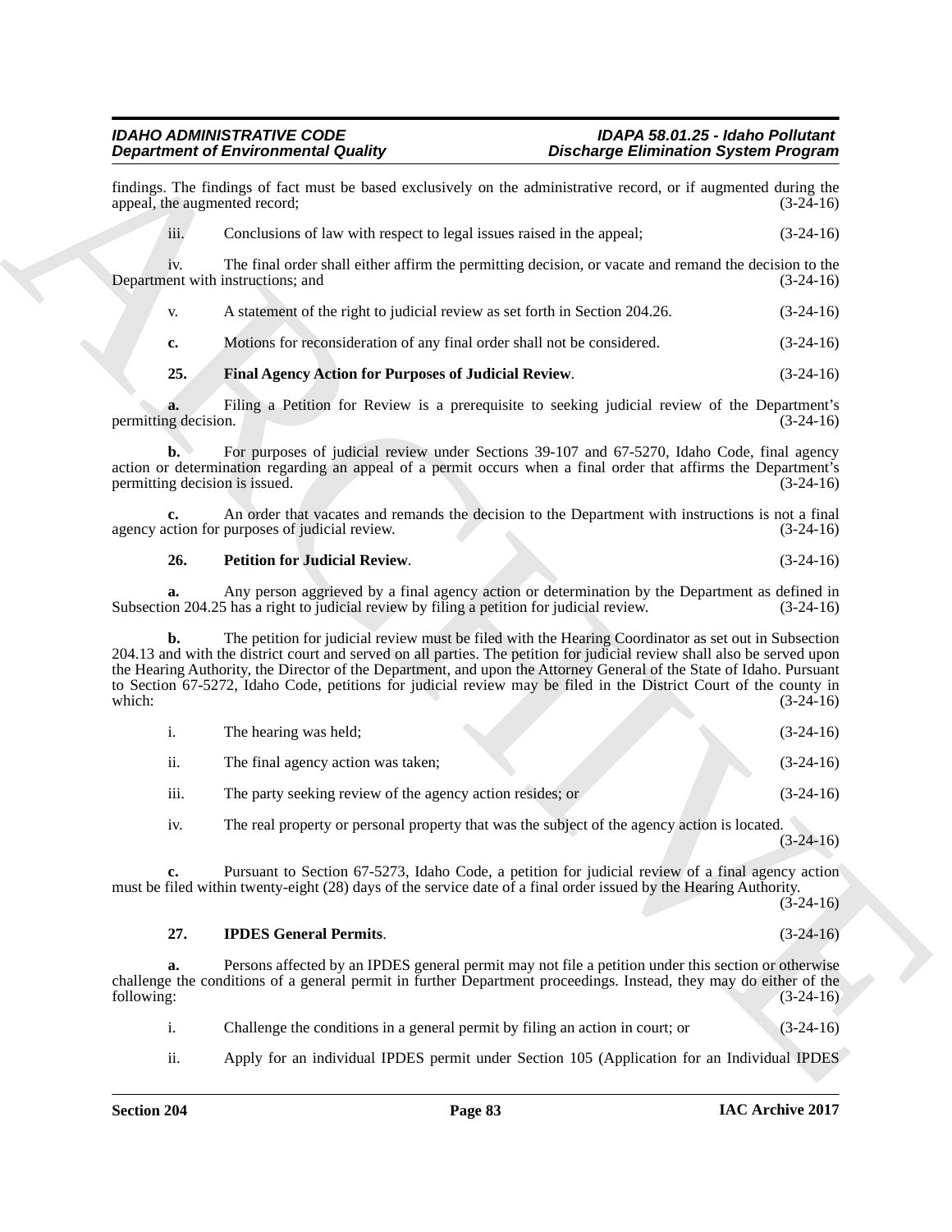findings. The findings of fact must be based exclusively on the administrative record, or if augmented during the appeal, the augmented record; (3-24-16)

iii. Conclusions of law with respect to legal issues raised in the appeal; (3-24-16)

iv. The final order shall either affirm the permitting decision, or vacate and remand the decision to the Department with instructions; and (3-24-16)

v. A statement of the right to judicial review as set forth in Section 204.26. (3-24-16)

**c.** Motions for reconsideration of any final order shall not be considered. (3-24-16)

**25. Final Agency Action for Purposes of Judicial Review**. (3-24-16)

**a.** Filing a Petition for Review is a prerequisite to seeking judicial review of the Department's permitting decision. (3-24-16)

**b.** For purposes of judicial review under Sections 39-107 and 67-5270, Idaho Code, final agency action or determination regarding an appeal of a permit occurs when a final order that affirms the Department's permitting decision is issued. (3-24-16)

**c.** An order that vacates and remands the decision to the Department with instructions is not a final agency action for purposes of judicial review. (3-24-16)

**26. Petition for Judicial Review**. (3-24-16)

**a.** Any person aggrieved by a final agency action or determination by the Department as defined in Subsection 204.25 has a right to judicial review by filing a petition for judicial review. (3-24-16)

**b.** The petition for judicial review must be filed with the Hearing Coordinator as set out in Subsection 204.13 and with the district court and served on all parties. The petition for judicial review shall also be served upon the Hearing Authority, the Director of the Department, and upon the Attorney General of the State of Idaho. Pursuant to Section 67-5272, Idaho Code, petitions for judicial review may be filed in the District Court of the county in which: (3-24-16)

i. The hearing was held; (3-24-16)

ii. The final agency action was taken; (3-24-16)

iii. The party seeking review of the agency action resides; or (3-24-16)

iv. The real property or personal property that was the subject of the agency action is located. (3-24-16)

**c.** Pursuant to Section 67-5273, Idaho Code, a petition for judicial review of a final agency action must be filed within twenty-eight (28) days of the service date of a final order issued by the Hearing Authority. (3-24-16)

**27. IPDES General Permits**. (3-24-16)

**a.** Persons affected by an IPDES general permit may not file a petition under this section or otherwise challenge the conditions of a general permit in further Department proceedings. Instead, they may do either of the following: (3-24-16)

i. Challenge the conditions in a general permit by filing an action in court; or (3-24-16)

ii. Apply for an individual IPDES permit under Section 105 (Application for an Individual IPDES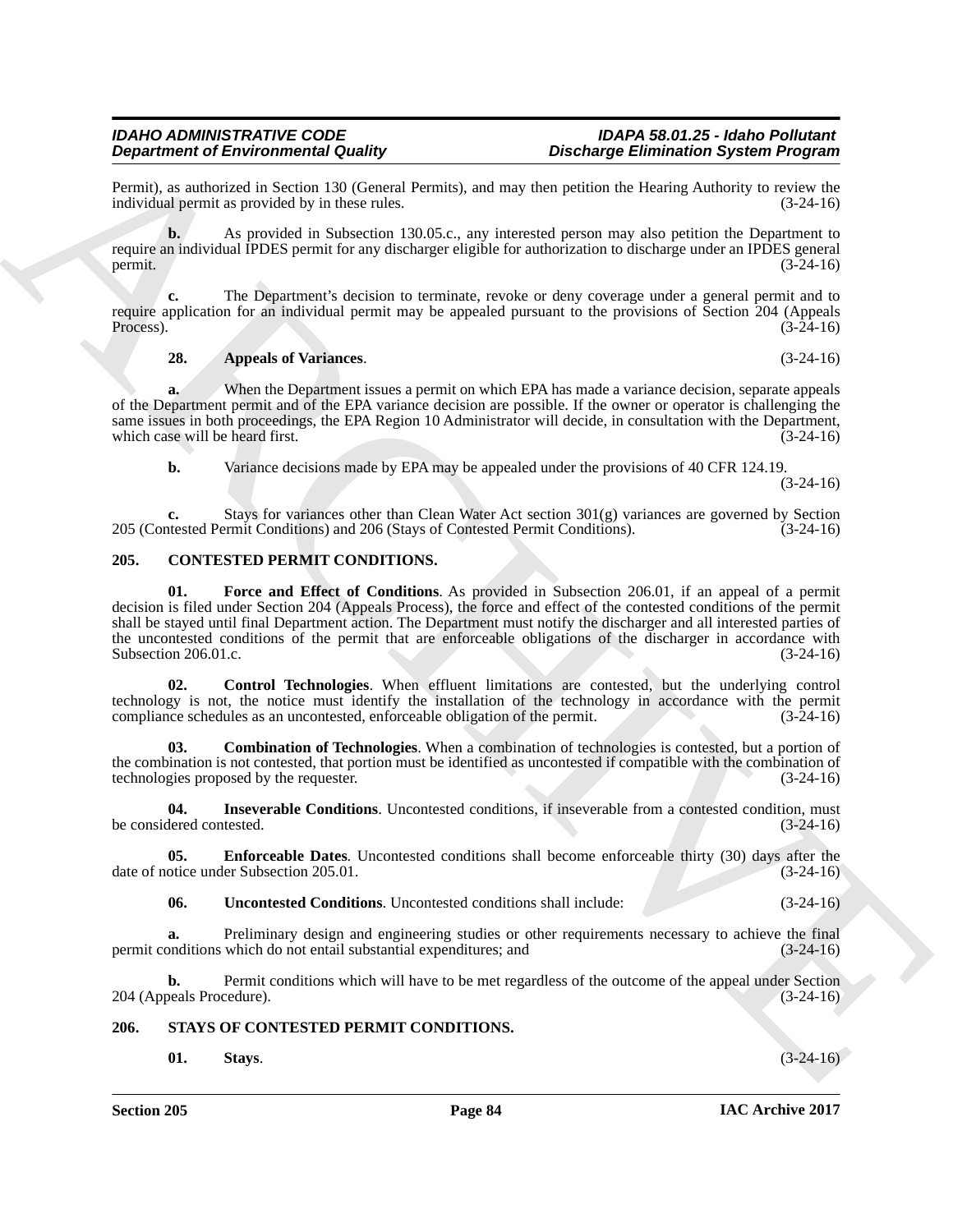Permit), as authorized in Section 130 (General Permits), and may then petition the Hearing Authority to review the individual permit as provided by in these rules. (3-24-16)

**b.** As provided in Subsection 130.05.c., any interested person may also petition the Department to require an individual IPDES permit for any discharger eligible for authorization to discharge under an IPDES general permit. (3-24-16)

**c.** The Department's decision to terminate, revoke or deny coverage under a general permit and to require application for an individual permit may be appealed pursuant to the provisions of Section 204 (Appeals Process). (3-24-16)

**28. Appeals of Variances**. (3-24-16)

**a.** When the Department issues a permit on which EPA has made a variance decision, separate appeals of the Department permit and of the EPA variance decision are possible. If the owner or operator is challenging the same issues in both proceedings, the EPA Region 10 Administrator will decide, in consultation with the Department, which case will be heard first. (3-24-16)

**b.** Variance decisions made by EPA may be appealed under the provisions of 40 CFR 124.19. (3-24-16)

**c.** Stays for variances other than Clean Water Act section 301(g) variances are governed by Section 205 (Contested Permit Conditions) and 206 (Stays of Contested Permit Conditions). (3-24-16)

## 205. CONTESTED PERMIT CONDITIONS.

**01. Force and Effect of Conditions**. As provided in Subsection 206.01, if an appeal of a permit decision is filed under Section 204 (Appeals Process), the force and effect of the contested conditions of the permit shall be stayed until final Department action. The Department must notify the discharger and all interested parties of the uncontested conditions of the permit that are enforceable obligations of the discharger in accordance with Subsection 206.01.c. (3-24-16)

**02. Control Technologies**. When effluent limitations are contested, but the underlying control technology is not, the notice must identify the installation of the technology in accordance with the permit compliance schedules as an uncontested, enforceable obligation of the permit. (3-24-16)

**03. Combination of Technologies**. When a combination of technologies is contested, but a portion of the combination is not contested, that portion must be identified as uncontested if compatible with the combination of technologies proposed by the requester. (3-24-16)

**04. Inseverable Conditions**. Uncontested conditions, if inseverable from a contested condition, must be considered contested. (3-24-16)

**05. Enforceable Dates**. Uncontested conditions shall become enforceable thirty (30) days after the date of notice under Subsection 205.01. (3-24-16)

**06. Uncontested Conditions**. Uncontested conditions shall include: (3-24-16)

**a.** Preliminary design and engineering studies or other requirements necessary to achieve the final permit conditions which do not entail substantial expenditures; and (3-24-16)

**b.** Permit conditions which will have to be met regardless of the outcome of the appeal under Section 204 (Appeals Procedure). (3-24-16)

## 206. STAYS OF CONTESTED PERMIT CONDITIONS.

**01. Stays**. (3-24-16)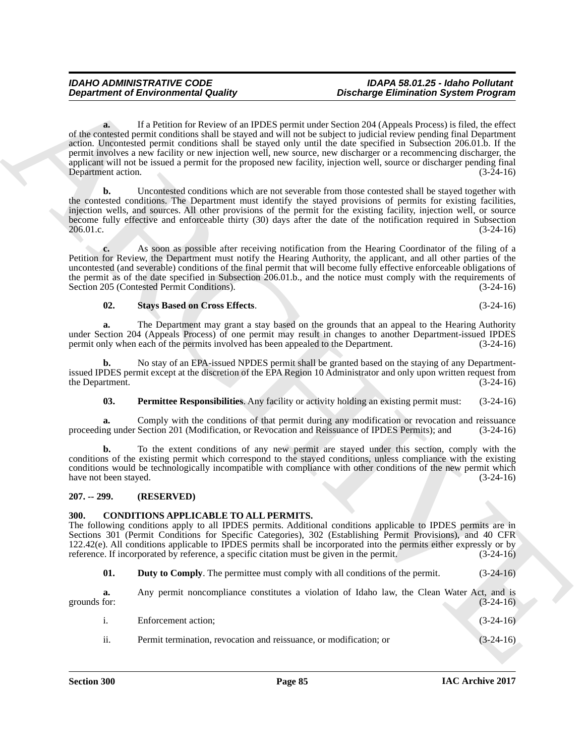**a.** If a Petition for Review of an IPDES permit under Section 204 (Appeals Process) is filed, the effect of the contested permit conditions shall be stayed and will not be subject to judicial review pending final Department action. Uncontested permit conditions shall be stayed only until the date specified in Subsection 206.01.b. If the permit involves a new facility or new injection well, new source, new discharger or a recommencing discharger, the applicant will not be issued a permit for the proposed new facility, injection well, source or discharger pending final Department action. (3-24-16)

**b.** Uncontested conditions which are not severable from those contested shall be stayed together with the contested conditions. The Department must identify the stayed provisions of permits for existing facilities, injection wells, and sources. All other provisions of the permit for the existing facility, injection well, or source become fully effective and enforceable thirty (30) days after the date of the notification required in Subsection 206.01.c. (3-24-16)

**c.** As soon as possible after receiving notification from the Hearing Coordinator of the filing of a Petition for Review, the Department must notify the Hearing Authority, the applicant, and all other parties of the uncontested (and severable) conditions of the final permit that will become fully effective enforceable obligations of the permit as of the date specified in Subsection 206.01.b., and the notice must comply with the requirements of Section 205 (Contested Permit Conditions). (3-24-16)

**02. Stays Based on Cross Effects**. (3-24-16)

**a.** The Department may grant a stay based on the grounds that an appeal to the Hearing Authority under Section 204 (Appeals Process) of one permit may result in changes to another Department-issued IPDES permit only when each of the permits involved has been appealed to the Department. (3-24-16)

**b.** No stay of an EPA-issued NPDES permit shall be granted based on the staying of any Department-issued IPDES permit except at the discretion of the EPA Region 10 Administrator and only upon written request from the Department. (3-24-16)

**03. Permittee Responsibilities**. Any facility or activity holding an existing permit must: (3-24-16)

**a.** Comply with the conditions of that permit during any modification or revocation and reissuance proceeding under Section 201 (Modification, or Revocation and Reissuance of IPDES Permits); and (3-24-16)

**b.** To the extent conditions of any new permit are stayed under this section, comply with the conditions of the existing permit which correspond to the stayed conditions, unless compliance with the existing conditions would be technologically incompatible with compliance with other conditions of the new permit which have not been stayed. (3-24-16)

## 207. -- 299. (RESERVED)

## 300. CONDITIONS APPLICABLE TO ALL PERMITS.

The following conditions apply to all IPDES permits. Additional conditions applicable to IPDES permits are in Sections 301 (Permit Conditions for Specific Categories), 302 (Establishing Permit Provisions), and 40 CFR 122.42(e). All conditions applicable to IPDES permits shall be incorporated into the permits either expressly or by reference. If incorporated by reference, a specific citation must be given in the permit. (3-24-16)

**01. Duty to Comply**. The permittee must comply with all conditions of the permit. (3-24-16)

**a.** Any permit noncompliance constitutes a violation of Idaho law, the Clean Water Act, and is grounds for: (3-24-16)

i. Enforcement action; (3-24-16)

ii. Permit termination, revocation and reissuance, or modification; or (3-24-16)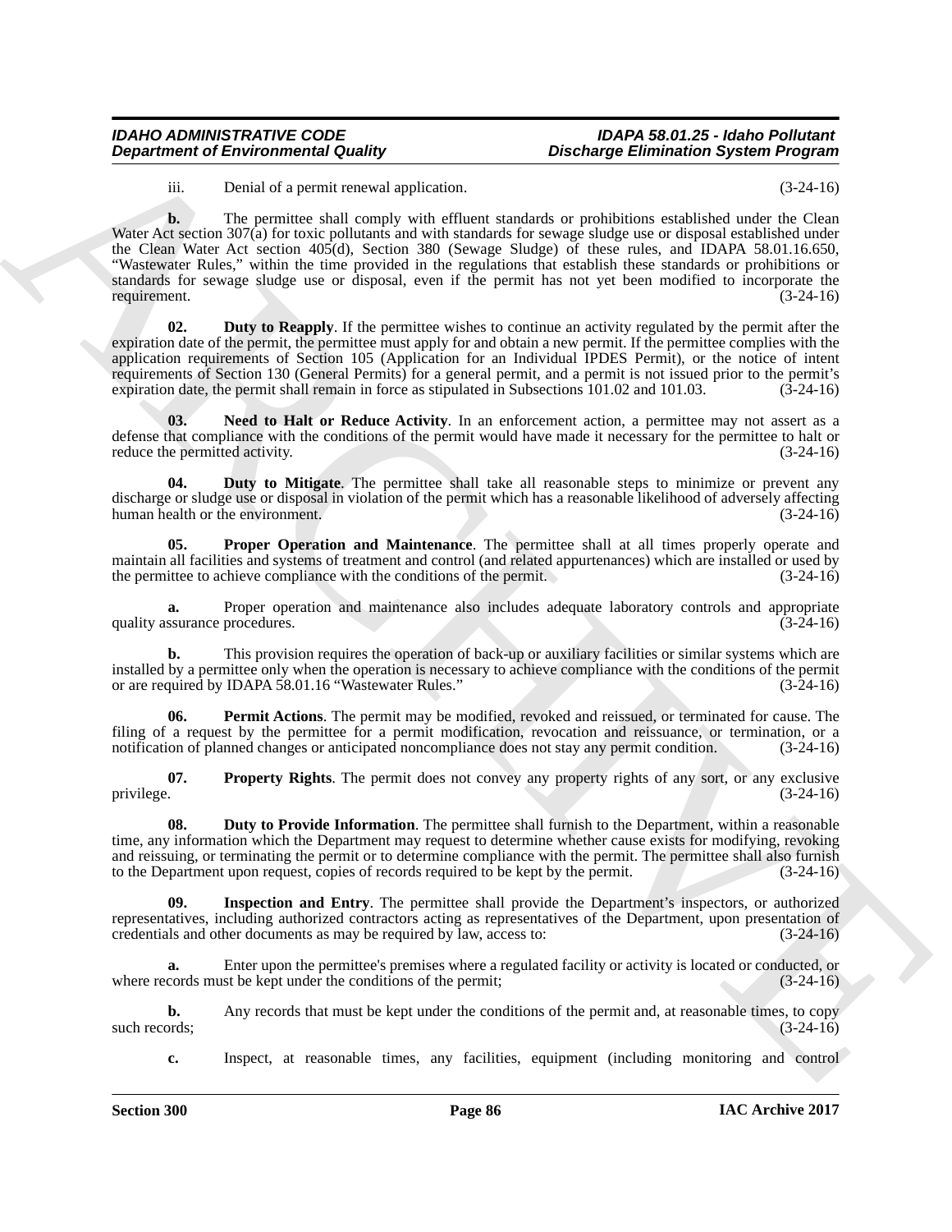iii. Denial of a permit renewal application. (3-24-16)

**b.** The permittee shall comply with effluent standards or prohibitions established under the Clean Water Act section 307(a) for toxic pollutants and with standards for sewage sludge use or disposal established under the Clean Water Act section 405(d), Section 380 (Sewage Sludge) of these rules, and IDAPA 58.01.16.650, "Wastewater Rules," within the time provided in the regulations that establish these standards or prohibitions or standards for sewage sludge use or disposal, even if the permit has not yet been modified to incorporate the requirement. (3-24-16)

**02. Duty to Reapply**. If the permittee wishes to continue an activity regulated by the permit after the expiration date of the permit, the permittee must apply for and obtain a new permit. If the permittee complies with the application requirements of Section 105 (Application for an Individual IPDES Permit), or the notice of intent requirements of Section 130 (General Permits) for a general permit, and a permit is not issued prior to the permit's expiration date, the permit shall remain in force as stipulated in Subsections 101.02 and 101.03. (3-24-16)

**03. Need to Halt or Reduce Activity**. In an enforcement action, a permittee may not assert as a defense that compliance with the conditions of the permit would have made it necessary for the permittee to halt or reduce the permitted activity. (3-24-16)

**04. Duty to Mitigate**. The permittee shall take all reasonable steps to minimize or prevent any discharge or sludge use or disposal in violation of the permit which has a reasonable likelihood of adversely affecting human health or the environment. (3-24-16)

**05. Proper Operation and Maintenance**. The permittee shall at all times properly operate and maintain all facilities and systems of treatment and control (and related appurtenances) which are installed or used by the permittee to achieve compliance with the conditions of the permit. (3-24-16)

**a.** Proper operation and maintenance also includes adequate laboratory controls and appropriate quality assurance procedures. (3-24-16)

**b.** This provision requires the operation of back-up or auxiliary facilities or similar systems which are installed by a permittee only when the operation is necessary to achieve compliance with the conditions of the permit or are required by IDAPA 58.01.16 "Wastewater Rules." (3-24-16)

**06. Permit Actions**. The permit may be modified, revoked and reissued, or terminated for cause. The filing of a request by the permittee for a permit modification, revocation and reissuance, or termination, or a notification of planned changes or anticipated noncompliance does not stay any permit condition. (3-24-16)

**07. Property Rights**. The permit does not convey any property rights of any sort, or any exclusive privilege. (3-24-16)

**08. Duty to Provide Information**. The permittee shall furnish to the Department, within a reasonable time, any information which the Department may request to determine whether cause exists for modifying, revoking and reissuing, or terminating the permit or to determine compliance with the permit. The permittee shall also furnish to the Department upon request, copies of records required to be kept by the permit. (3-24-16)

**09. Inspection and Entry**. The permittee shall provide the Department's inspectors, or authorized representatives, including authorized contractors acting as representatives of the Department, upon presentation of credentials and other documents as may be required by law, access to: (3-24-16)

**a.** Enter upon the permittee's premises where a regulated facility or activity is located or conducted, or where records must be kept under the conditions of the permit; (3-24-16)

**b.** Any records that must be kept under the conditions of the permit and, at reasonable times, to copy such records; (3-24-16)

**c.** Inspect, at reasonable times, any facilities, equipment (including monitoring and control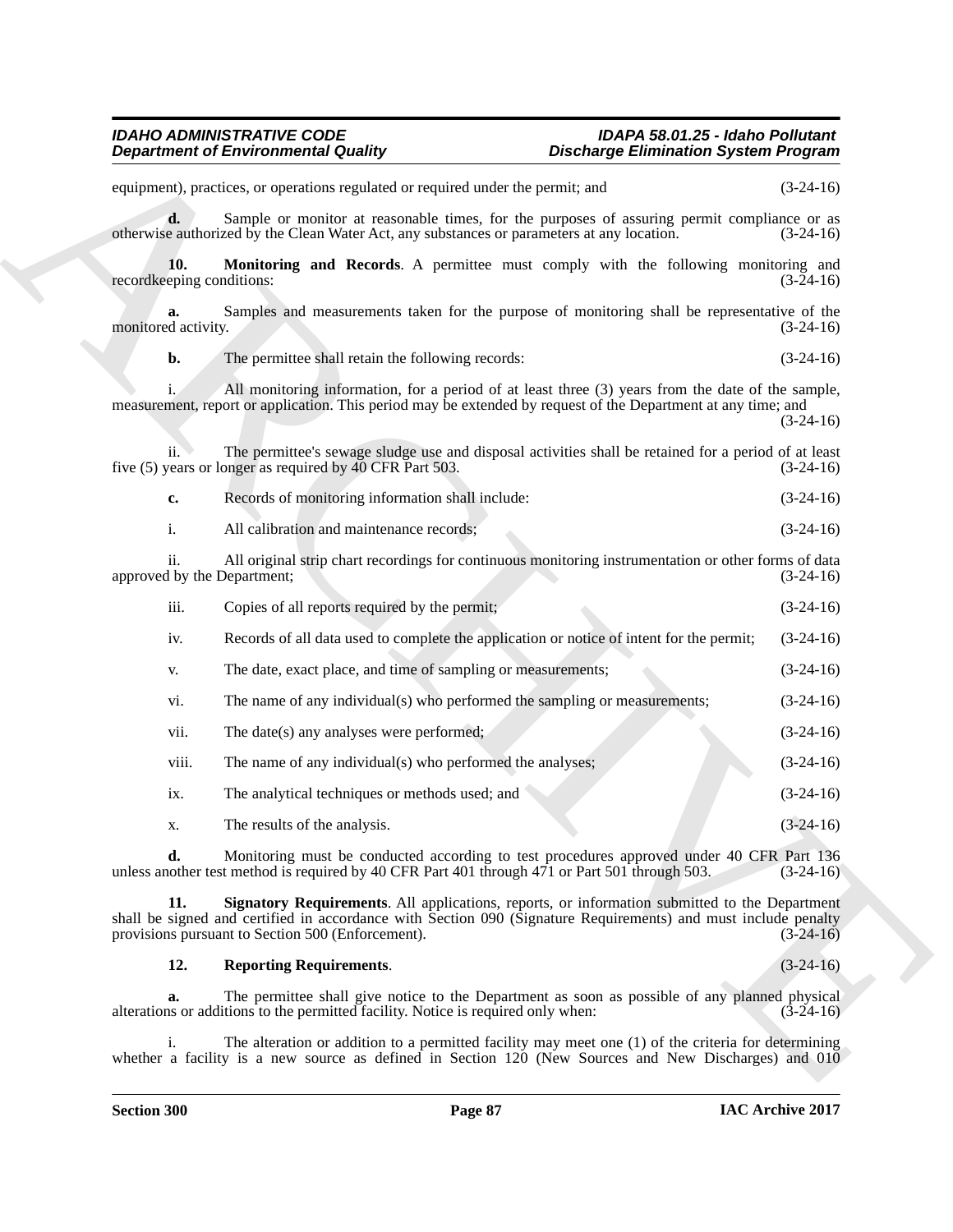equipment), practices, or operations regulated or required under the permit; and (3-24-16)

**d.** Sample or monitor at reasonable times, for the purposes of assuring permit compliance or as otherwise authorized by the Clean Water Act, any substances or parameters at any location. (3-24-16)

**10. Monitoring and Records**. A permittee must comply with the following monitoring and recordkeeping conditions: (3-24-16)

**a.** Samples and measurements taken for the purpose of monitoring shall be representative of the monitored activity. (3-24-16)

**b.** The permittee shall retain the following records: (3-24-16)

i. All monitoring information, for a period of at least three (3) years from the date of the sample, measurement, report or application. This period may be extended by request of the Department at any time; and (3-24-16)

ii. The permittee's sewage sludge use and disposal activities shall be retained for a period of at least five (5) years or longer as required by 40 CFR Part 503. (3-24-16)

**c.** Records of monitoring information shall include: (3-24-16)

i. All calibration and maintenance records; (3-24-16)

ii. All original strip chart recordings for continuous monitoring instrumentation or other forms of data approved by the Department; (3-24-16)

iii. Copies of all reports required by the permit; (3-24-16)

iv. Records of all data used to complete the application or notice of intent for the permit; (3-24-16)

v. The date, exact place, and time of sampling or measurements; (3-24-16)

vi. The name of any individual(s) who performed the sampling or measurements; (3-24-16)

vii. The date(s) any analyses were performed; (3-24-16)

viii. The name of any individual(s) who performed the analyses; (3-24-16)

ix. The analytical techniques or methods used; and (3-24-16)

x. The results of the analysis. (3-24-16)

**d.** Monitoring must be conducted according to test procedures approved under 40 CFR Part 136 unless another test method is required by 40 CFR Part 401 through 471 or Part 501 through 503. (3-24-16)

**11. Signatory Requirements**. All applications, reports, or information submitted to the Department shall be signed and certified in accordance with Section 090 (Signature Requirements) and must include penalty provisions pursuant to Section 500 (Enforcement). (3-24-16)

**12. Reporting Requirements**. (3-24-16)

**a.** The permittee shall give notice to the Department as soon as possible of any planned physical alterations or additions to the permitted facility. Notice is required only when: (3-24-16)

i. The alteration or addition to a permitted facility may meet one (1) of the criteria for determining whether a facility is a new source as defined in Section 120 (New Sources and New Discharges) and 010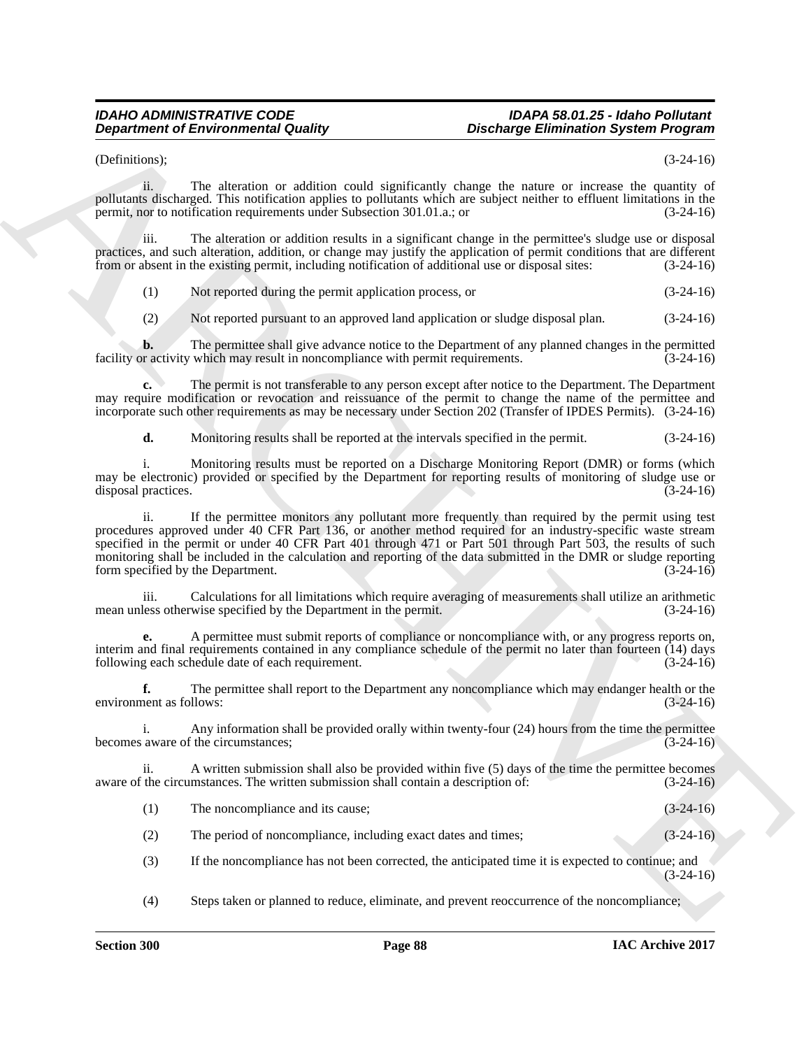(Definitions); (3-24-16)

ii. The alteration or addition could significantly change the nature or increase the quantity of pollutants discharged. This notification applies to pollutants which are subject neither to effluent limitations in the permit, nor to notification requirements under Subsection 301.01.a.; or (3-24-16)

iii. The alteration or addition results in a significant change in the permittee's sludge use or disposal practices, and such alteration, addition, or change may justify the application of permit conditions that are different from or absent in the existing permit, including notification of additional use or disposal sites: (3-24-16)

(1) Not reported during the permit application process, or (3-24-16)

(2) Not reported pursuant to an approved land application or sludge disposal plan. (3-24-16)

**b.** The permittee shall give advance notice to the Department of any planned changes in the permitted facility or activity which may result in noncompliance with permit requirements. (3-24-16)

**c.** The permit is not transferable to any person except after notice to the Department. The Department may require modification or revocation and reissuance of the permit to change the name of the permittee and incorporate such other requirements as may be necessary under Section 202 (Transfer of IPDES Permits). (3-24-16)

**d.** Monitoring results shall be reported at the intervals specified in the permit. (3-24-16)

i. Monitoring results must be reported on a Discharge Monitoring Report (DMR) or forms (which may be electronic) provided or specified by the Department for reporting results of monitoring of sludge use or disposal practices. (3-24-16)

ii. If the permittee monitors any pollutant more frequently than required by the permit using test procedures approved under 40 CFR Part 136, or another method required for an industry-specific waste stream specified in the permit or under 40 CFR Part 401 through 471 or Part 501 through Part 503, the results of such monitoring shall be included in the calculation and reporting of the data submitted in the DMR or sludge reporting form specified by the Department. (3-24-16)

iii. Calculations for all limitations which require averaging of measurements shall utilize an arithmetic mean unless otherwise specified by the Department in the permit. (3-24-16)

**e.** A permittee must submit reports of compliance or noncompliance with, or any progress reports on, interim and final requirements contained in any compliance schedule of the permit no later than fourteen (14) days following each schedule date of each requirement. (3-24-16)

**f.** The permittee shall report to the Department any noncompliance which may endanger health or the environment as follows: (3-24-16)

i. Any information shall be provided orally within twenty-four (24) hours from the time the permittee becomes aware of the circumstances; (3-24-16)

ii. A written submission shall also be provided within five (5) days of the time the permittee becomes aware of the circumstances. The written submission shall contain a description of: (3-24-16)

(1) The noncompliance and its cause; (3-24-16)

(2) The period of noncompliance, including exact dates and times; (3-24-16)

(3) If the noncompliance has not been corrected, the anticipated time it is expected to continue; and (3-24-16)

(4) Steps taken or planned to reduce, eliminate, and prevent reoccurrence of the noncompliance;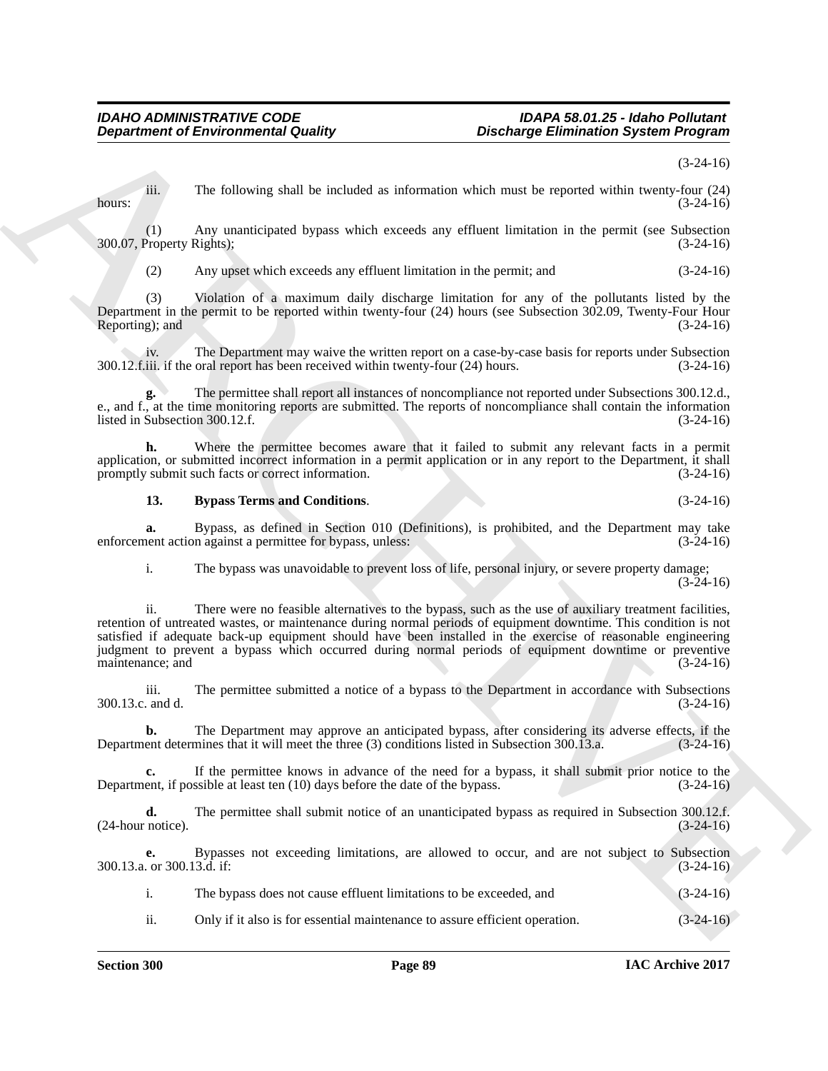(3-24-16)

iii. The following shall be included as information which must be reported within twenty-four (24) hours: (3-24-16)

(1) Any unanticipated bypass which exceeds any effluent limitation in the permit (see Subsection 300.07, Property Rights); (3-24-16)

(2) Any upset which exceeds any effluent limitation in the permit; and (3-24-16)

(3) Violation of a maximum daily discharge limitation for any of the pollutants listed by the Department in the permit to be reported within twenty-four (24) hours (see Subsection 302.09, Twenty-Four Hour Reporting); and (3-24-16)

iv. The Department may waive the written report on a case-by-case basis for reports under Subsection 300.12.f.iii. if the oral report has been received within twenty-four (24) hours. (3-24-16)

**g.** The permittee shall report all instances of noncompliance not reported under Subsections 300.12.d., e., and f., at the time monitoring reports are submitted. The reports of noncompliance shall contain the information listed in Subsection 300.12.f. (3-24-16)

**h.** Where the permittee becomes aware that it failed to submit any relevant facts in a permit application, or submitted incorrect information in a permit application or in any report to the Department, it shall promptly submit such facts or correct information. (3-24-16)

**13. Bypass Terms and Conditions**. (3-24-16)

**a.** Bypass, as defined in Section 010 (Definitions), is prohibited, and the Department may take enforcement action against a permittee for bypass, unless: (3-24-16)

i. The bypass was unavoidable to prevent loss of life, personal injury, or severe property damage; (3-24-16)

ii. There were no feasible alternatives to the bypass, such as the use of auxiliary treatment facilities, retention of untreated wastes, or maintenance during normal periods of equipment downtime. This condition is not satisfied if adequate back-up equipment should have been installed in the exercise of reasonable engineering judgment to prevent a bypass which occurred during normal periods of equipment downtime or preventive maintenance; and (3-24-16)

iii. The permittee submitted a notice of a bypass to the Department in accordance with Subsections 300.13.c. and d. (3-24-16)

**b.** The Department may approve an anticipated bypass, after considering its adverse effects, if the Department determines that it will meet the three (3) conditions listed in Subsection 300.13.a. (3-24-16)

**c.** If the permittee knows in advance of the need for a bypass, it shall submit prior notice to the Department, if possible at least ten (10) days before the date of the bypass. (3-24-16)

**d.** The permittee shall submit notice of an unanticipated bypass as required in Subsection 300.12.f. (24-hour notice). (3-24-16)

**e.** Bypasses not exceeding limitations, are allowed to occur, and are not subject to Subsection 300.13.a. or 300.13.d. if: (3-24-16)

i. The bypass does not cause effluent limitations to be exceeded, and (3-24-16)

ii. Only if it also is for essential maintenance to assure efficient operation. (3-24-16)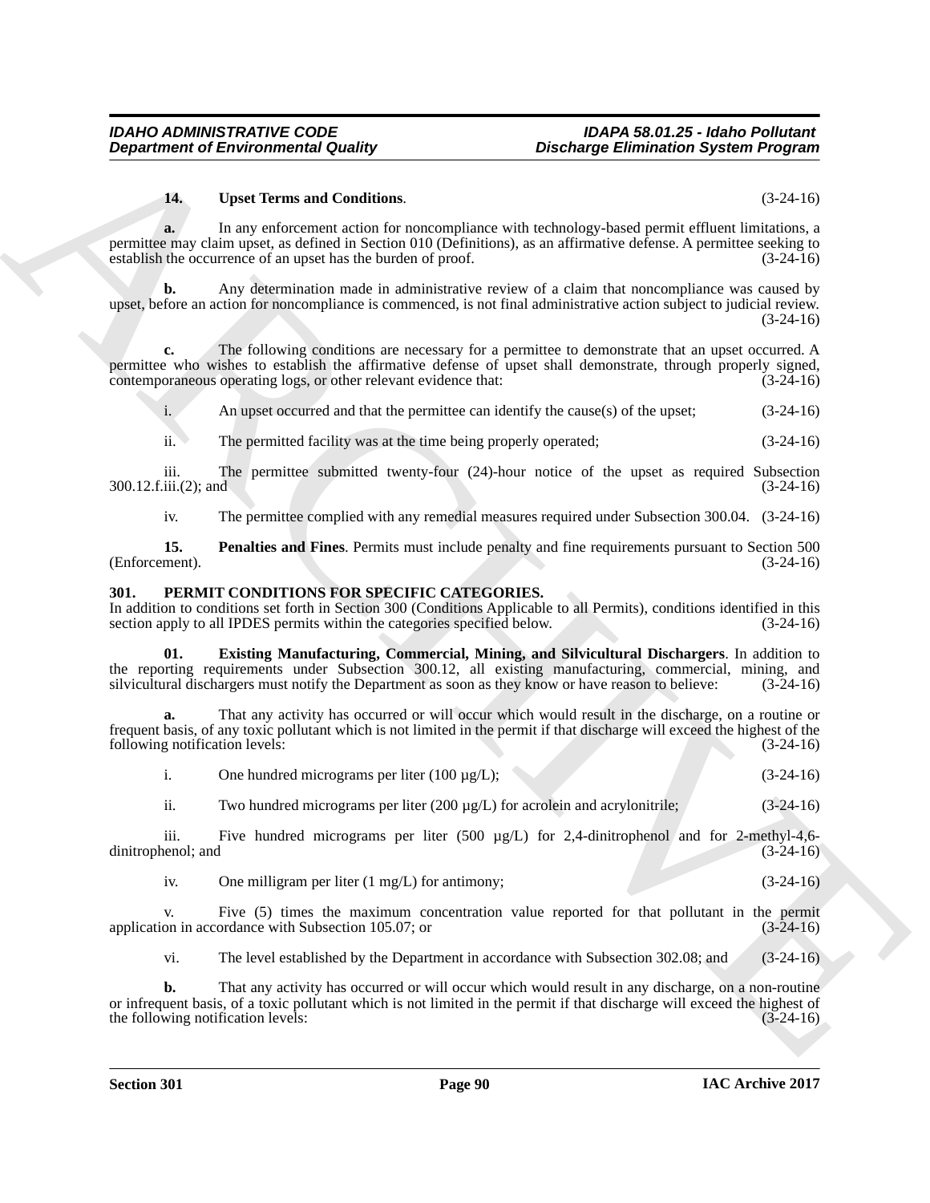**14. Upset Terms and Conditions**. (3-24-16)

**a.** In any enforcement action for noncompliance with technology-based permit effluent limitations, a permittee may claim upset, as defined in Section 010 (Definitions), as an affirmative defense. A permittee seeking to establish the occurrence of an upset has the burden of proof. (3-24-16)

**b.** Any determination made in administrative review of a claim that noncompliance was caused by upset, before an action for noncompliance is commenced, is not final administrative action subject to judicial review. (3-24-16)

**c.** The following conditions are necessary for a permittee to demonstrate that an upset occurred. A permittee who wishes to establish the affirmative defense of upset shall demonstrate, through properly signed, contemporaneous operating logs, or other relevant evidence that: (3-24-16)

i. An upset occurred and that the permittee can identify the cause(s) of the upset; (3-24-16)

ii. The permitted facility was at the time being properly operated; (3-24-16)

iii. The permittee submitted twenty-four (24)-hour notice of the upset as required Subsection 300.12.f.iii.(2); and (3-24-16)

iv. The permittee complied with any remedial measures required under Subsection 300.04. (3-24-16)

**15. Penalties and Fines**. Permits must include penalty and fine requirements pursuant to Section 500 (Enforcement). (3-24-16)

## 301. PERMIT CONDITIONS FOR SPECIFIC CATEGORIES.

In addition to conditions set forth in Section 300 (Conditions Applicable to all Permits), conditions identified in this section apply to all IPDES permits within the categories specified below. (3-24-16)

**01. Existing Manufacturing, Commercial, Mining, and Silvicultural Dischargers**. In addition to the reporting requirements under Subsection 300.12, all existing manufacturing, commercial, mining, and silvicultural dischargers must notify the Department as soon as they know or have reason to believe: (3-24-16)

**a.** That any activity has occurred or will occur which would result in the discharge, on a routine or frequent basis, of any toxic pollutant which is not limited in the permit if that discharge will exceed the highest of the following notification levels: (3-24-16)

i. One hundred micrograms per liter (100 µg/L); (3-24-16)

ii. Two hundred micrograms per liter (200 µg/L) for acrolein and acrylonitrile; (3-24-16)

iii. Five hundred micrograms per liter (500 µg/L) for 2,4-dinitrophenol and for 2-methyl-4,6-dinitrophenol; and (3-24-16)

iv. One milligram per liter (1 mg/L) for antimony; (3-24-16)

v. Five (5) times the maximum concentration value reported for that pollutant in the permit application in accordance with Subsection 105.07; or (3-24-16)

vi. The level established by the Department in accordance with Subsection 302.08; and (3-24-16)

**b.** That any activity has occurred or will occur which would result in any discharge, on a non-routine or infrequent basis, of a toxic pollutant which is not limited in the permit if that discharge will exceed the highest of the following notification levels: (3-24-16)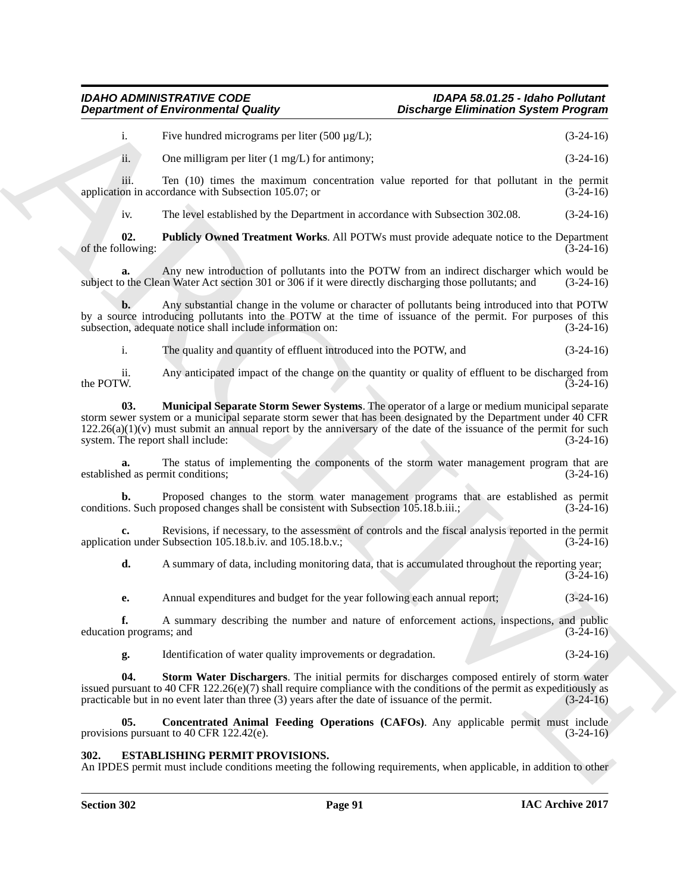i. Five hundred micrograms per liter (500 µg/L); (3-24-16)

ii. One milligram per liter (1 mg/L) for antimony; (3-24-16)

iii. Ten (10) times the maximum concentration value reported for that pollutant in the permit application in accordance with Subsection 105.07; or (3-24-16)

iv. The level established by the Department in accordance with Subsection 302.08. (3-24-16)

**02. Publicly Owned Treatment Works**. All POTWs must provide adequate notice to the Department of the following: (3-24-16)

**a.** Any new introduction of pollutants into the POTW from an indirect discharger which would be subject to the Clean Water Act section 301 or 306 if it were directly discharging those pollutants; and (3-24-16)

**b.** Any substantial change in the volume or character of pollutants being introduced into that POTW by a source introducing pollutants into the POTW at the time of issuance of the permit. For purposes of this subsection, adequate notice shall include information on: (3-24-16)

i. The quality and quantity of effluent introduced into the POTW, and (3-24-16)

ii. Any anticipated impact of the change on the quantity or quality of effluent to be discharged from the POTW. (3-24-16)

**03. Municipal Separate Storm Sewer Systems**. The operator of a large or medium municipal separate storm sewer system or a municipal separate storm sewer that has been designated by the Department under 40 CFR 122.26(a)(1)(v) must submit an annual report by the anniversary of the date of the issuance of the permit for such system. The report shall include: (3-24-16)

**a.** The status of implementing the components of the storm water management program that are established as permit conditions; (3-24-16)

**b.** Proposed changes to the storm water management programs that are established as permit conditions. Such proposed changes shall be consistent with Subsection 105.18.b.iii.; (3-24-16)

**c.** Revisions, if necessary, to the assessment of controls and the fiscal analysis reported in the permit application under Subsection 105.18.b.iv. and 105.18.b.v.; (3-24-16)

**d.** A summary of data, including monitoring data, that is accumulated throughout the reporting year; (3-24-16)

**e.** Annual expenditures and budget for the year following each annual report; (3-24-16)

**f.** A summary describing the number and nature of enforcement actions, inspections, and public education programs; and (3-24-16)

**g.** Identification of water quality improvements or degradation. (3-24-16)

**04. Storm Water Dischargers**. The initial permits for discharges composed entirely of storm water issued pursuant to 40 CFR 122.26(e)(7) shall require compliance with the conditions of the permit as expeditiously as practicable but in no event later than three (3) years after the date of issuance of the permit. (3-24-16)

**05. Concentrated Animal Feeding Operations (CAFOs)**. Any applicable permit must include provisions pursuant to 40 CFR 122.42(e). (3-24-16)

## 302. ESTABLISHING PERMIT PROVISIONS.

An IPDES permit must include conditions meeting the following requirements, when applicable, in addition to other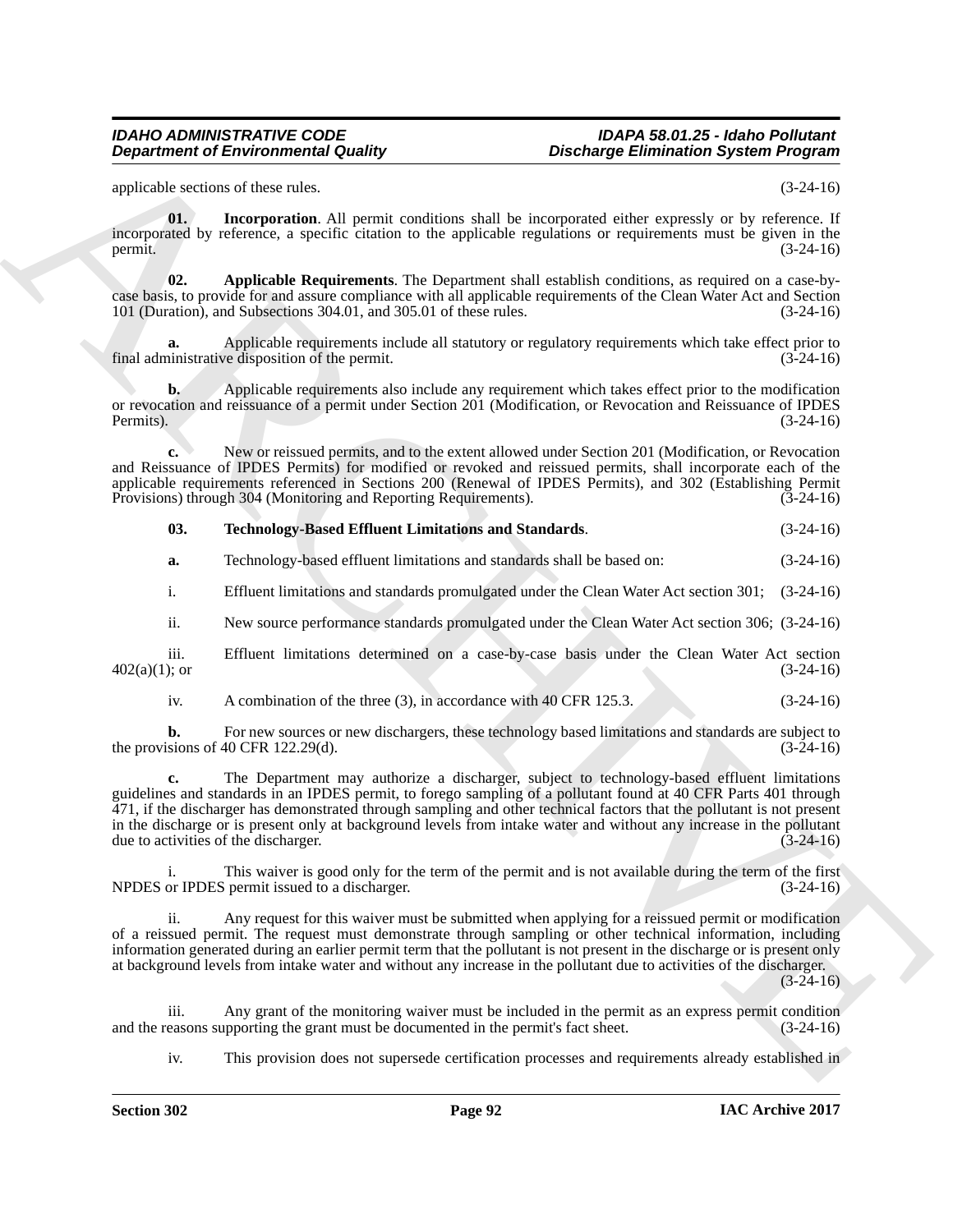applicable sections of these rules. (3-24-16)

**01. Incorporation**. All permit conditions shall be incorporated either expressly or by reference. If incorporated by reference, a specific citation to the applicable regulations or requirements must be given in the permit. (3-24-16)

**02. Applicable Requirements**. The Department shall establish conditions, as required on a case-by-case basis, to provide for and assure compliance with all applicable requirements of the Clean Water Act and Section 101 (Duration), and Subsections 304.01, and 305.01 of these rules. (3-24-16)

**a.** Applicable requirements include all statutory or regulatory requirements which take effect prior to final administrative disposition of the permit. (3-24-16)

**b.** Applicable requirements also include any requirement which takes effect prior to the modification or revocation and reissuance of a permit under Section 201 (Modification, or Revocation and Reissuance of IPDES Permits). (3-24-16)

**c.** New or reissued permits, and to the extent allowed under Section 201 (Modification, or Revocation and Reissuance of IPDES Permits) for modified or revoked and reissued permits, shall incorporate each of the applicable requirements referenced in Sections 200 (Renewal of IPDES Permits), and 302 (Establishing Permit Provisions) through 304 (Monitoring and Reporting Requirements). (3-24-16)

**03. Technology-Based Effluent Limitations and Standards**. (3-24-16)

**a.** Technology-based effluent limitations and standards shall be based on: (3-24-16)

i. Effluent limitations and standards promulgated under the Clean Water Act section 301; (3-24-16)

ii. New source performance standards promulgated under the Clean Water Act section 306; (3-24-16)

iii. Effluent limitations determined on a case-by-case basis under the Clean Water Act section 402(a)(1); or (3-24-16)

iv. A combination of the three (3), in accordance with 40 CFR 125.3. (3-24-16)

**b.** For new sources or new dischargers, these technology based limitations and standards are subject to the provisions of 40 CFR 122.29(d). (3-24-16)

**c.** The Department may authorize a discharger, subject to technology-based effluent limitations guidelines and standards in an IPDES permit, to forego sampling of a pollutant found at 40 CFR Parts 401 through 471, if the discharger has demonstrated through sampling and other technical factors that the pollutant is not present in the discharge or is present only at background levels from intake water and without any increase in the pollutant due to activities of the discharger. (3-24-16)

i. This waiver is good only for the term of the permit and is not available during the term of the first NPDES or IPDES permit issued to a discharger. (3-24-16)

ii. Any request for this waiver must be submitted when applying for a reissued permit or modification of a reissued permit. The request must demonstrate through sampling or other technical information, including information generated during an earlier permit term that the pollutant is not present in the discharge or is present only at background levels from intake water and without any increase in the pollutant due to activities of the discharger. (3-24-16)

iii. Any grant of the monitoring waiver must be included in the permit as an express permit condition and the reasons supporting the grant must be documented in the permit's fact sheet. (3-24-16)

iv. This provision does not supersede certification processes and requirements already established in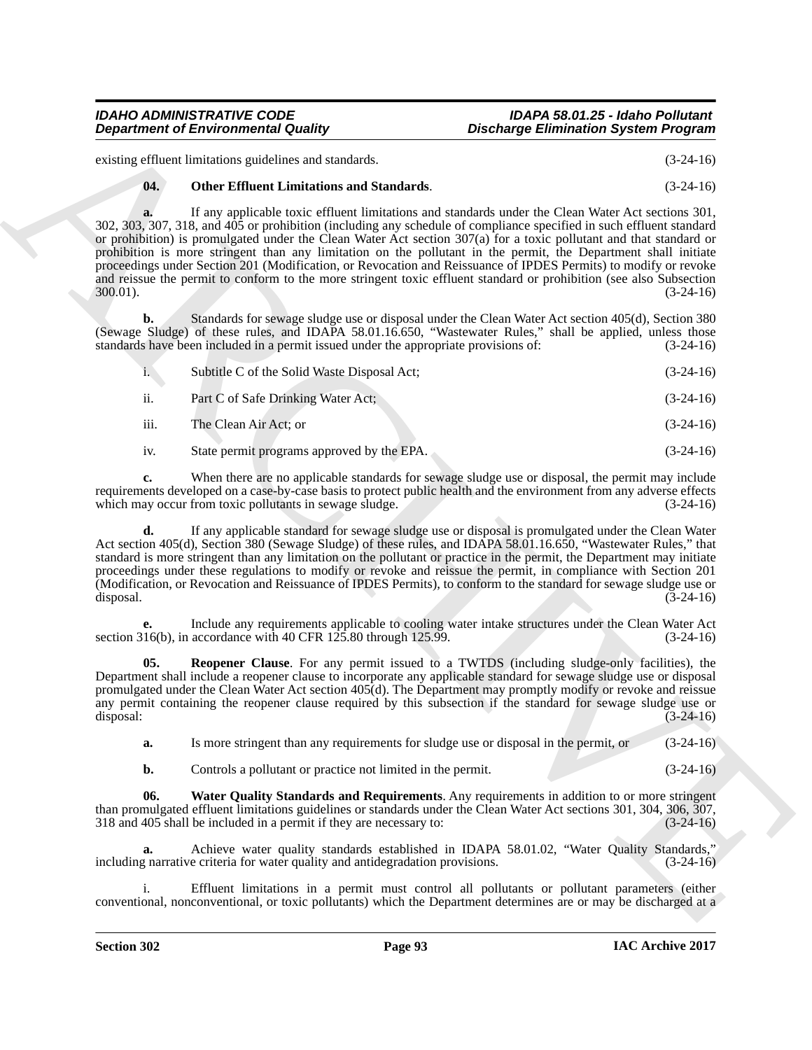existing effluent limitations guidelines and standards. (3-24-16)

**04. Other Effluent Limitations and Standards**. (3-24-16)

**a.** If any applicable toxic effluent limitations and standards under the Clean Water Act sections 301, 302, 303, 307, 318, and 405 or prohibition (including any schedule of compliance specified in such effluent standard or prohibition) is promulgated under the Clean Water Act section 307(a) for a toxic pollutant and that standard or prohibition is more stringent than any limitation on the pollutant in the permit, the Department shall initiate proceedings under Section 201 (Modification, or Revocation and Reissuance of IPDES Permits) to modify or revoke and reissue the permit to conform to the more stringent toxic effluent standard or prohibition (see also Subsection 300.01). (3-24-16)

**b.** Standards for sewage sludge use or disposal under the Clean Water Act section 405(d), Section 380 (Sewage Sludge) of these rules, and IDAPA 58.01.16.650, "Wastewater Rules," shall be applied, unless those standards have been included in a permit issued under the appropriate provisions of: (3-24-16)

i. Subtitle C of the Solid Waste Disposal Act; (3-24-16)

ii. Part C of Safe Drinking Water Act; (3-24-16)

iii. The Clean Air Act; or (3-24-16)

iv. State permit programs approved by the EPA. (3-24-16)

**c.** When there are no applicable standards for sewage sludge use or disposal, the permit may include requirements developed on a case-by-case basis to protect public health and the environment from any adverse effects which may occur from toxic pollutants in sewage sludge. (3-24-16)

**d.** If any applicable standard for sewage sludge use or disposal is promulgated under the Clean Water Act section 405(d), Section 380 (Sewage Sludge) of these rules, and IDAPA 58.01.16.650, "Wastewater Rules," that standard is more stringent than any limitation on the pollutant or practice in the permit, the Department may initiate proceedings under these regulations to modify or revoke and reissue the permit, in compliance with Section 201 (Modification, or Revocation and Reissuance of IPDES Permits), to conform to the standard for sewage sludge use or disposal. (3-24-16)

**e.** Include any requirements applicable to cooling water intake structures under the Clean Water Act section 316(b), in accordance with 40 CFR 125.80 through 125.99. (3-24-16)

**05. Reopener Clause**. For any permit issued to a TWTDS (including sludge-only facilities), the Department shall include a reopener clause to incorporate any applicable standard for sewage sludge use or disposal promulgated under the Clean Water Act section 405(d). The Department may promptly modify or revoke and reissue any permit containing the reopener clause required by this subsection if the standard for sewage sludge use or disposal: (3-24-16)

**a.** Is more stringent than any requirements for sludge use or disposal in the permit, or (3-24-16)

**b.** Controls a pollutant or practice not limited in the permit. (3-24-16)

**06. Water Quality Standards and Requirements**. Any requirements in addition to or more stringent than promulgated effluent limitations guidelines or standards under the Clean Water Act sections 301, 304, 306, 307, 318 and 405 shall be included in a permit if they are necessary to: (3-24-16)

**a.** Achieve water quality standards established in IDAPA 58.01.02, "Water Quality Standards," including narrative criteria for water quality and antidegradation provisions. (3-24-16)

i. Effluent limitations in a permit must control all pollutants or pollutant parameters (either conventional, nonconventional, or toxic pollutants) which the Department determines are or may be discharged at a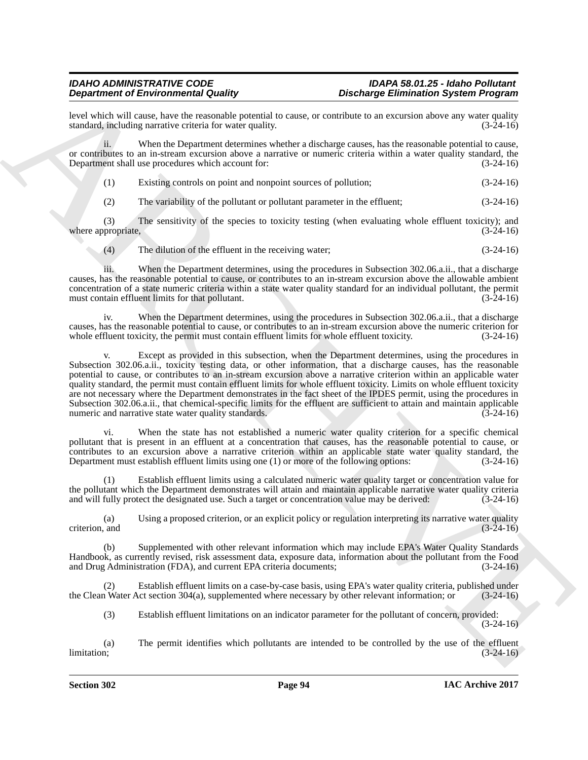level which will cause, have the reasonable potential to cause, or contribute to an excursion above any water quality standard, including narrative criteria for water quality. (3-24-16)

ii. When the Department determines whether a discharge causes, has the reasonable potential to cause, or contributes to an in-stream excursion above a narrative or numeric criteria within a water quality standard, the Department shall use procedures which account for: (3-24-16)

(1) Existing controls on point and nonpoint sources of pollution; (3-24-16)

(2) The variability of the pollutant or pollutant parameter in the effluent; (3-24-16)

(3) The sensitivity of the species to toxicity testing (when evaluating whole effluent toxicity); and where appropriate, (3-24-16)

(4) The dilution of the effluent in the receiving water; (3-24-16)

iii. When the Department determines, using the procedures in Subsection 302.06.a.ii., that a discharge causes, has the reasonable potential to cause, or contributes to an in-stream excursion above the allowable ambient concentration of a state numeric criteria within a state water quality standard for an individual pollutant, the permit must contain effluent limits for that pollutant. (3-24-16)

iv. When the Department determines, using the procedures in Subsection 302.06.a.ii., that a discharge causes, has the reasonable potential to cause, or contributes to an in-stream excursion above the numeric criterion for whole effluent toxicity, the permit must contain effluent limits for whole effluent toxicity. (3-24-16)

v. Except as provided in this subsection, when the Department determines, using the procedures in Subsection 302.06.a.ii., toxicity testing data, or other information, that a discharge causes, has the reasonable potential to cause, or contributes to an in-stream excursion above a narrative criterion within an applicable water quality standard, the permit must contain effluent limits for whole effluent toxicity. Limits on whole effluent toxicity are not necessary where the Department demonstrates in the fact sheet of the IPDES permit, using the procedures in Subsection 302.06.a.ii., that chemical-specific limits for the effluent are sufficient to attain and maintain applicable numeric and narrative state water quality standards. (3-24-16)

vi. When the state has not established a numeric water quality criterion for a specific chemical pollutant that is present in an effluent at a concentration that causes, has the reasonable potential to cause, or contributes to an excursion above a narrative criterion within an applicable state water quality standard, the Department must establish effluent limits using one (1) or more of the following options: (3-24-16)

(1) Establish effluent limits using a calculated numeric water quality target or concentration value for the pollutant which the Department demonstrates will attain and maintain applicable narrative water quality criteria and will fully protect the designated use. Such a target or concentration value may be derived: (3-24-16)

(a) Using a proposed criterion, or an explicit policy or regulation interpreting its narrative water quality criterion, and (3-24-16)

(b) Supplemented with other relevant information which may include EPA's Water Quality Standards Handbook, as currently revised, risk assessment data, exposure data, information about the pollutant from the Food and Drug Administration (FDA), and current EPA criteria documents; (3-24-16)

(2) Establish effluent limits on a case-by-case basis, using EPA's water quality criteria, published under the Clean Water Act section 304(a), supplemented where necessary by other relevant information; or (3-24-16)

(3) Establish effluent limitations on an indicator parameter for the pollutant of concern, provided: (3-24-16)

(a) The permit identifies which pollutants are intended to be controlled by the use of the effluent limitation; (3-24-16)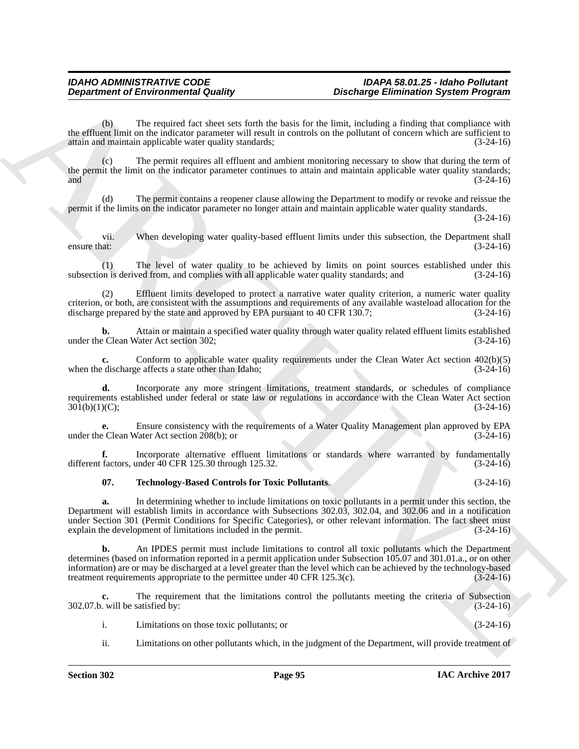(b) The required fact sheet sets forth the basis for the limit, including a finding that compliance with the effluent limit on the indicator parameter will result in controls on the pollutant of concern which are sufficient to attain and maintain applicable water quality standards; (3-24-16)

(c) The permit requires all effluent and ambient monitoring necessary to show that during the term of the permit the limit on the indicator parameter continues to attain and maintain applicable water quality standards; and (3-24-16)

(d) The permit contains a reopener clause allowing the Department to modify or revoke and reissue the permit if the limits on the indicator parameter no longer attain and maintain applicable water quality standards. (3-24-16)

vii. When developing water quality-based effluent limits under this subsection, the Department shall ensure that: (3-24-16)

(1) The level of water quality to be achieved by limits on point sources established under this subsection is derived from, and complies with all applicable water quality standards; and (3-24-16)

(2) Effluent limits developed to protect a narrative water quality criterion, a numeric water quality criterion, or both, are consistent with the assumptions and requirements of any available wasteload allocation for the discharge prepared by the state and approved by EPA pursuant to 40 CFR 130.7; (3-24-16)

**b.** Attain or maintain a specified water quality through water quality related effluent limits established under the Clean Water Act section 302; (3-24-16)

**c.** Conform to applicable water quality requirements under the Clean Water Act section 402(b)(5) when the discharge affects a state other than Idaho; (3-24-16)

**d.** Incorporate any more stringent limitations, treatment standards, or schedules of compliance requirements established under federal or state law or regulations in accordance with the Clean Water Act section 301(b)(1)(C); (3-24-16)

**e.** Ensure consistency with the requirements of a Water Quality Management plan approved by EPA under the Clean Water Act section 208(b); or (3-24-16)

**f.** Incorporate alternative effluent limitations or standards where warranted by fundamentally different factors, under 40 CFR 125.30 through 125.32. (3-24-16)

**07. Technology-Based Controls for Toxic Pollutants**. (3-24-16)

**a.** In determining whether to include limitations on toxic pollutants in a permit under this section, the Department will establish limits in accordance with Subsections 302.03, 302.04, and 302.06 and in a notification under Section 301 (Permit Conditions for Specific Categories), or other relevant information. The fact sheet must explain the development of limitations included in the permit. (3-24-16)

**b.** An IPDES permit must include limitations to control all toxic pollutants which the Department determines (based on information reported in a permit application under Subsection 105.07 and 301.01.a., or on other information) are or may be discharged at a level greater than the level which can be achieved by the technology-based treatment requirements appropriate to the permittee under 40 CFR 125.3(c). (3-24-16)

**c.** The requirement that the limitations control the pollutants meeting the criteria of Subsection 302.07.b. will be satisfied by: (3-24-16)

i. Limitations on those toxic pollutants; or (3-24-16)

ii. Limitations on other pollutants which, in the judgment of the Department, will provide treatment of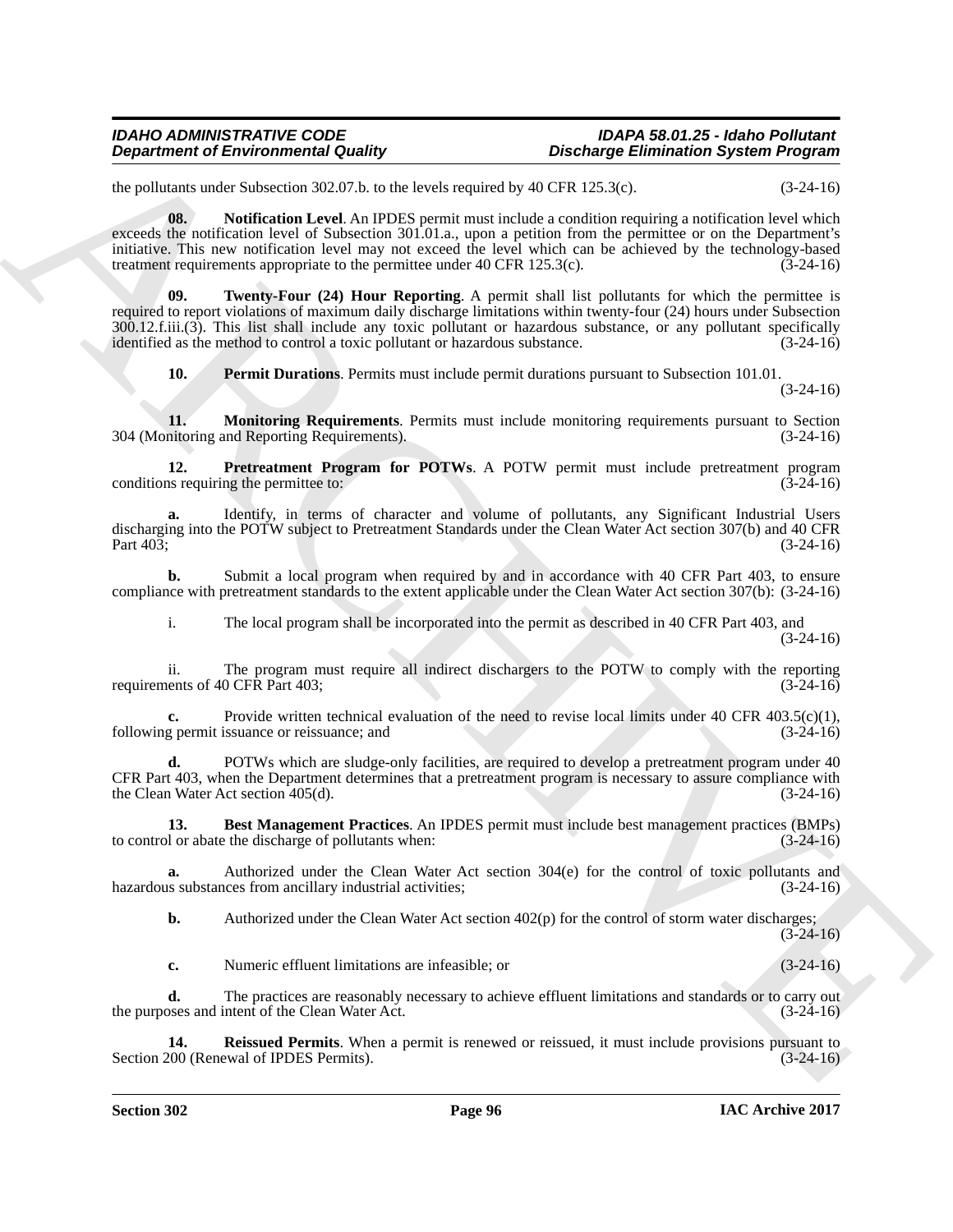the pollutants under Subsection 302.07.b. to the levels required by 40 CFR 125.3(c). (3-24-16)

**08. Notification Level**. An IPDES permit must include a condition requiring a notification level which exceeds the notification level of Subsection 301.01.a., upon a petition from the permittee or on the Department's initiative. This new notification level may not exceed the level which can be achieved by the technology-based treatment requirements appropriate to the permittee under 40 CFR 125.3(c). (3-24-16)

**09. Twenty-Four (24) Hour Reporting**. A permit shall list pollutants for which the permittee is required to report violations of maximum daily discharge limitations within twenty-four (24) hours under Subsection 300.12.f.iii.(3). This list shall include any toxic pollutant or hazardous substance, or any pollutant specifically identified as the method to control a toxic pollutant or hazardous substance. (3-24-16)

**10. Permit Durations**. Permits must include permit durations pursuant to Subsection 101.01. (3-24-16)

**11. Monitoring Requirements**. Permits must include monitoring requirements pursuant to Section 304 (Monitoring and Reporting Requirements). (3-24-16)

**12. Pretreatment Program for POTWs**. A POTW permit must include pretreatment program conditions requiring the permittee to: (3-24-16)

**a.** Identify, in terms of character and volume of pollutants, any Significant Industrial Users discharging into the POTW subject to Pretreatment Standards under the Clean Water Act section 307(b) and 40 CFR Part 403; (3-24-16)

**b.** Submit a local program when required by and in accordance with 40 CFR Part 403, to ensure compliance with pretreatment standards to the extent applicable under the Clean Water Act section 307(b): (3-24-16)

i. The local program shall be incorporated into the permit as described in 40 CFR Part 403, and (3-24-16)

ii. The program must require all indirect dischargers to the POTW to comply with the reporting requirements of 40 CFR Part 403; (3-24-16)

**c.** Provide written technical evaluation of the need to revise local limits under 40 CFR 403.5(c)(1), following permit issuance or reissuance; and (3-24-16)

**d.** POTWs which are sludge-only facilities, are required to develop a pretreatment program under 40 CFR Part 403, when the Department determines that a pretreatment program is necessary to assure compliance with the Clean Water Act section 405(d). (3-24-16)

**13. Best Management Practices**. An IPDES permit must include best management practices (BMPs) to control or abate the discharge of pollutants when: (3-24-16)

**a.** Authorized under the Clean Water Act section 304(e) for the control of toxic pollutants and hazardous substances from ancillary industrial activities; (3-24-16)

**b.** Authorized under the Clean Water Act section 402(p) for the control of storm water discharges; (3-24-16)

**c.** Numeric effluent limitations are infeasible; or (3-24-16)

**d.** The practices are reasonably necessary to achieve effluent limitations and standards or to carry out the purposes and intent of the Clean Water Act. (3-24-16)

**14. Reissued Permits**. When a permit is renewed or reissued, it must include provisions pursuant to Section 200 (Renewal of IPDES Permits). (3-24-16)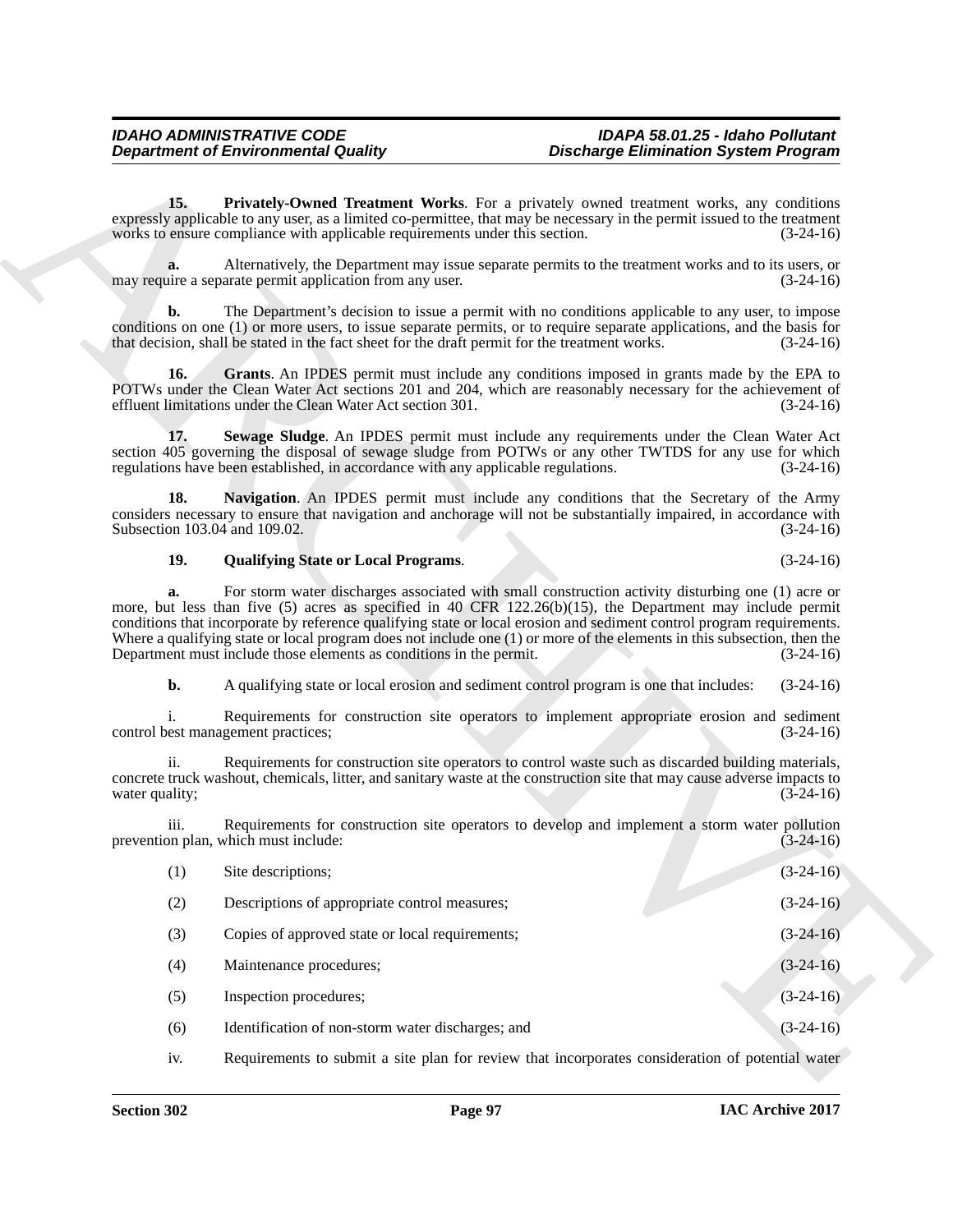**15. Privately-Owned Treatment Works**. For a privately owned treatment works, any conditions expressly applicable to any user, as a limited co-permittee, that may be necessary in the permit issued to the treatment works to ensure compliance with applicable requirements under this section. (3-24-16)

**a.** Alternatively, the Department may issue separate permits to the treatment works and to its users, or may require a separate permit application from any user. (3-24-16)

**b.** The Department's decision to issue a permit with no conditions applicable to any user, to impose conditions on one (1) or more users, to issue separate permits, or to require separate applications, and the basis for that decision, shall be stated in the fact sheet for the draft permit for the treatment works. (3-24-16)

**16. Grants**. An IPDES permit must include any conditions imposed in grants made by the EPA to POTWs under the Clean Water Act sections 201 and 204, which are reasonably necessary for the achievement of effluent limitations under the Clean Water Act section 301. (3-24-16)

**17. Sewage Sludge**. An IPDES permit must include any requirements under the Clean Water Act section 405 governing the disposal of sewage sludge from POTWs or any other TWTDS for any use for which regulations have been established, in accordance with any applicable regulations. (3-24-16)

**18. Navigation**. An IPDES permit must include any conditions that the Secretary of the Army considers necessary to ensure that navigation and anchorage will not be substantially impaired, in accordance with Subsection 103.04 and 109.02. (3-24-16)

**19. Qualifying State or Local Programs**. (3-24-16)

**a.** For storm water discharges associated with small construction activity disturbing one (1) acre or more, but less than five (5) acres as specified in 40 CFR 122.26(b)(15), the Department may include permit conditions that incorporate by reference qualifying state or local erosion and sediment control program requirements. Where a qualifying state or local program does not include one (1) or more of the elements in this subsection, then the Department must include those elements as conditions in the permit. (3-24-16)

**b.** A qualifying state or local erosion and sediment control program is one that includes: (3-24-16)

i. Requirements for construction site operators to implement appropriate erosion and sediment control best management practices; (3-24-16)

ii. Requirements for construction site operators to control waste such as discarded building materials, concrete truck washout, chemicals, litter, and sanitary waste at the construction site that may cause adverse impacts to water quality; (3-24-16)

iii. Requirements for construction site operators to develop and implement a storm water pollution prevention plan, which must include: (3-24-16)

(1) Site descriptions; (3-24-16)

(2) Descriptions of appropriate control measures; (3-24-16)

(3) Copies of approved state or local requirements; (3-24-16)

(4) Maintenance procedures; (3-24-16)

(5) Inspection procedures; (3-24-16)

(6) Identification of non-storm water discharges; and (3-24-16)

iv. Requirements to submit a site plan for review that incorporates consideration of potential water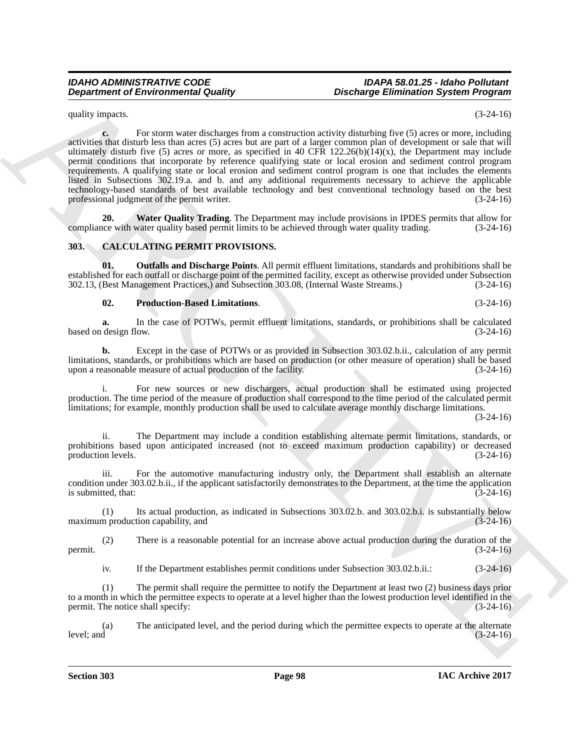quality impacts. (3-24-16)

**c.** For storm water discharges from a construction activity disturbing five (5) acres or more, including activities that disturb less than acres (5) acres but are part of a larger common plan of development or sale that will ultimately disturb five (5) acres or more, as specified in 40 CFR 122.26(b)(14)(x), the Department may include permit conditions that incorporate by reference qualifying state or local erosion and sediment control program requirements. A qualifying state or local erosion and sediment control program is one that includes the elements listed in Subsections 302.19.a. and b. and any additional requirements necessary to achieve the applicable technology-based standards of best available technology and best conventional technology based on the best professional judgment of the permit writer. (3-24-16)

**20. Water Quality Trading**. The Department may include provisions in IPDES permits that allow for compliance with water quality based permit limits to be achieved through water quality trading. (3-24-16)

## 303. CALCULATING PERMIT PROVISIONS.

**01. Outfalls and Discharge Points**. All permit effluent limitations, standards and prohibitions shall be established for each outfall or discharge point of the permitted facility, except as otherwise provided under Subsection 302.13, (Best Management Practices,) and Subsection 303.08, (Internal Waste Streams.) (3-24-16)

**02. Production-Based Limitations**. (3-24-16)

**a.** In the case of POTWs, permit effluent limitations, standards, or prohibitions shall be calculated based on design flow. (3-24-16)

**b.** Except in the case of POTWs or as provided in Subsection 303.02.b.ii., calculation of any permit limitations, standards, or prohibitions which are based on production (or other measure of operation) shall be based upon a reasonable measure of actual production of the facility. (3-24-16)

i. For new sources or new dischargers, actual production shall be estimated using projected production. The time period of the measure of production shall correspond to the time period of the calculated permit limitations; for example, monthly production shall be used to calculate average monthly discharge limitations. (3-24-16)

ii. The Department may include a condition establishing alternate permit limitations, standards, or prohibitions based upon anticipated increased (not to exceed maximum production capability) or decreased production levels. (3-24-16)

iii. For the automotive manufacturing industry only, the Department shall establish an alternate condition under 303.02.b.ii., if the applicant satisfactorily demonstrates to the Department, at the time the application is submitted, that: (3-24-16)

(1) Its actual production, as indicated in Subsections 303.02.b. and 303.02.b.i. is substantially below maximum production capability, and (3-24-16)

(2) There is a reasonable potential for an increase above actual production during the duration of the permit. (3-24-16)

iv. If the Department establishes permit conditions under Subsection 303.02.b.ii.: (3-24-16)

(1) The permit shall require the permittee to notify the Department at least two (2) business days prior to a month in which the permittee expects to operate at a level higher than the lowest production level identified in the permit. The notice shall specify: (3-24-16)

(a) The anticipated level, and the period during which the permittee expects to operate at the alternate level; and (3-24-16)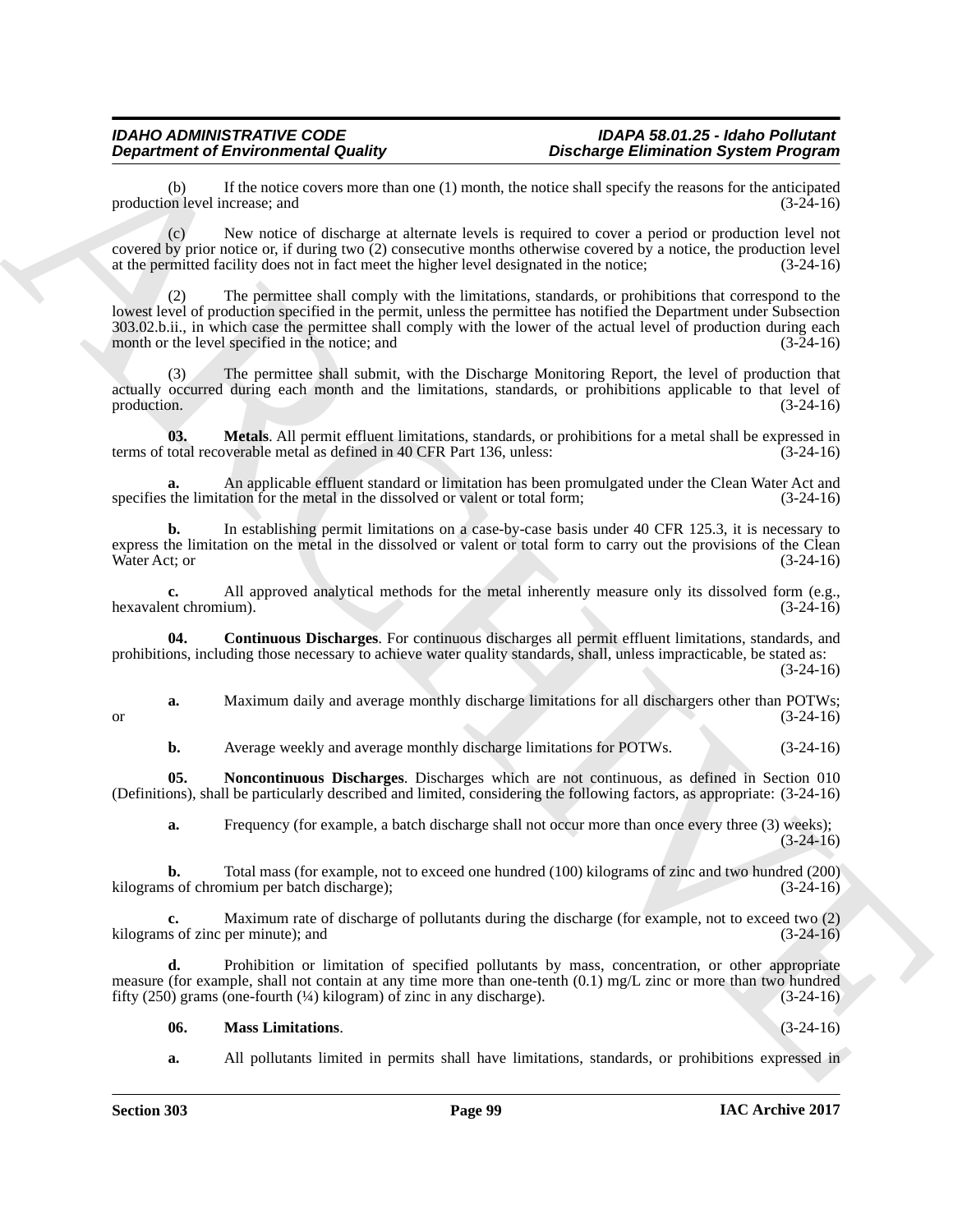(b) If the notice covers more than one (1) month, the notice shall specify the reasons for the anticipated production level increase; and (3-24-16)

(c) New notice of discharge at alternate levels is required to cover a period or production level not covered by prior notice or, if during two (2) consecutive months otherwise covered by a notice, the production level at the permitted facility does not in fact meet the higher level designated in the notice; (3-24-16)

(2) The permittee shall comply with the limitations, standards, or prohibitions that correspond to the lowest level of production specified in the permit, unless the permittee has notified the Department under Subsection 303.02.b.ii., in which case the permittee shall comply with the lower of the actual level of production during each month or the level specified in the notice; and (3-24-16)

(3) The permittee shall submit, with the Discharge Monitoring Report, the level of production that actually occurred during each month and the limitations, standards, or prohibitions applicable to that level of production. (3-24-16)

**03. Metals**. All permit effluent limitations, standards, or prohibitions for a metal shall be expressed in terms of total recoverable metal as defined in 40 CFR Part 136, unless: (3-24-16)

**a.** An applicable effluent standard or limitation has been promulgated under the Clean Water Act and specifies the limitation for the metal in the dissolved or valent or total form; (3-24-16)

**b.** In establishing permit limitations on a case-by-case basis under 40 CFR 125.3, it is necessary to express the limitation on the metal in the dissolved or valent or total form to carry out the provisions of the Clean Water Act; or (3-24-16)

**c.** All approved analytical methods for the metal inherently measure only its dissolved form (e.g., hexavalent chromium). (3-24-16)

**04. Continuous Discharges**. For continuous discharges all permit effluent limitations, standards, and prohibitions, including those necessary to achieve water quality standards, shall, unless impracticable, be stated as: (3-24-16)

**a.** Maximum daily and average monthly discharge limitations for all dischargers other than POTWs; or (3-24-16)

**b.** Average weekly and average monthly discharge limitations for POTWs. (3-24-16)

**05. Noncontinuous Discharges**. Discharges which are not continuous, as defined in Section 010 (Definitions), shall be particularly described and limited, considering the following factors, as appropriate: (3-24-16)

**a.** Frequency (for example, a batch discharge shall not occur more than once every three (3) weeks); (3-24-16)

**b.** Total mass (for example, not to exceed one hundred (100) kilograms of zinc and two hundred (200) kilograms of chromium per batch discharge); (3-24-16)

**c.** Maximum rate of discharge of pollutants during the discharge (for example, not to exceed two (2) kilograms of zinc per minute); and (3-24-16)

**d.** Prohibition or limitation of specified pollutants by mass, concentration, or other appropriate measure (for example, shall not contain at any time more than one-tenth (0.1) mg/L zinc or more than two hundred fifty (250) grams (one-fourth (¼) kilogram) of zinc in any discharge). (3-24-16)

**06. Mass Limitations**. (3-24-16)

**a.** All pollutants limited in permits shall have limitations, standards, or prohibitions expressed in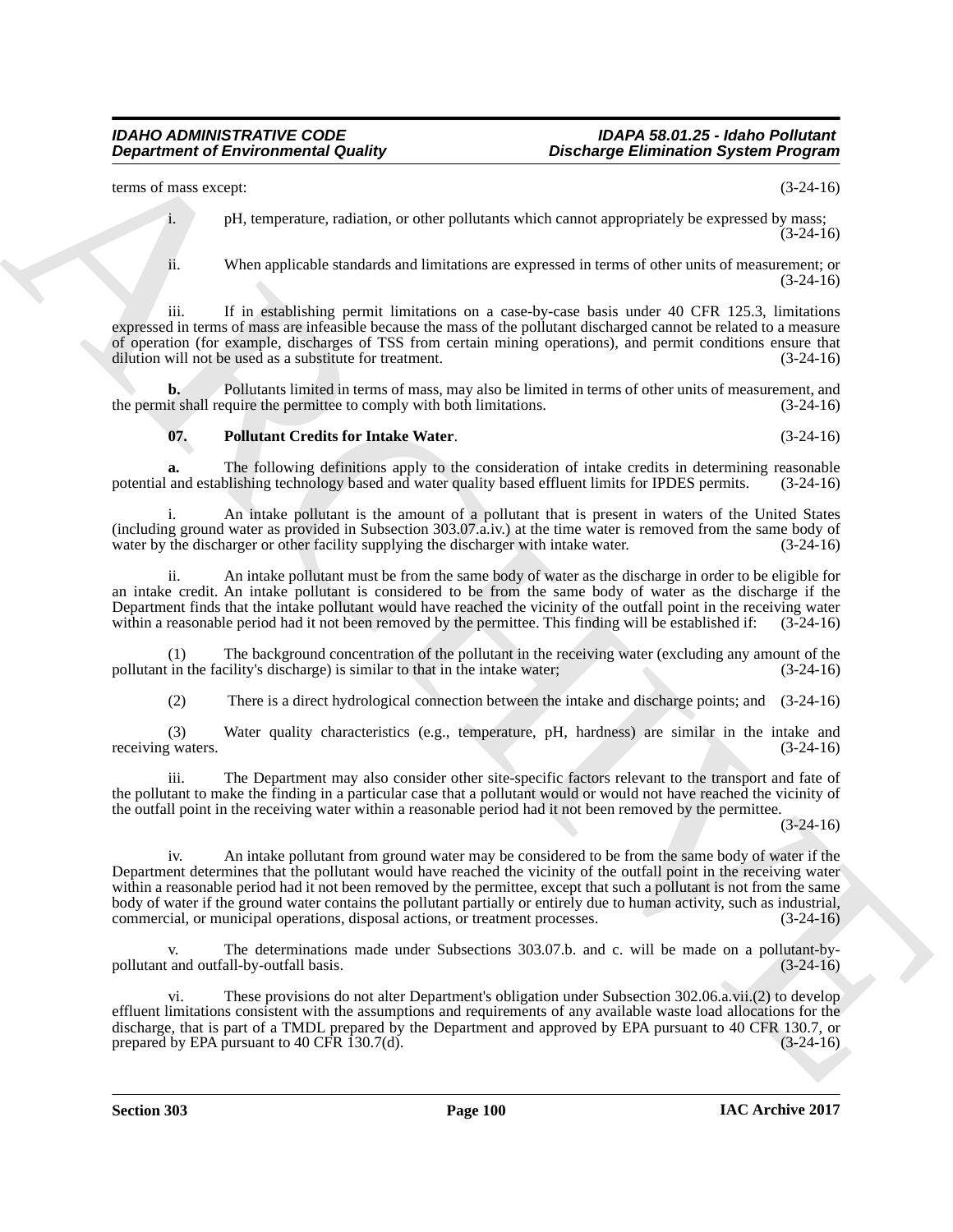terms of mass except: (3-24-16)

i. pH, temperature, radiation, or other pollutants which cannot appropriately be expressed by mass; (3-24-16)

ii. When applicable standards and limitations are expressed in terms of other units of measurement; or (3-24-16)

iii. If in establishing permit limitations on a case-by-case basis under 40 CFR 125.3, limitations expressed in terms of mass are infeasible because the mass of the pollutant discharged cannot be related to a measure of operation (for example, discharges of TSS from certain mining operations), and permit conditions ensure that dilution will not be used as a substitute for treatment. (3-24-16)

**b.** Pollutants limited in terms of mass, may also be limited in terms of other units of measurement, and the permit shall require the permittee to comply with both limitations. (3-24-16)

**07. Pollutant Credits for Intake Water**. (3-24-16)

**a.** The following definitions apply to the consideration of intake credits in determining reasonable potential and establishing technology based and water quality based effluent limits for IPDES permits. (3-24-16)

i. An intake pollutant is the amount of a pollutant that is present in waters of the United States (including ground water as provided in Subsection 303.07.a.iv.) at the time water is removed from the same body of water by the discharger or other facility supplying the discharger with intake water. (3-24-16)

ii. An intake pollutant must be from the same body of water as the discharge in order to be eligible for an intake credit. An intake pollutant is considered to be from the same body of water as the discharge if the Department finds that the intake pollutant would have reached the vicinity of the outfall point in the receiving water within a reasonable period had it not been removed by the permittee. This finding will be established if: (3-24-16)

(1) The background concentration of the pollutant in the receiving water (excluding any amount of the pollutant in the facility's discharge) is similar to that in the intake water; (3-24-16)

(2) There is a direct hydrological connection between the intake and discharge points; and (3-24-16)

(3) Water quality characteristics (e.g., temperature, pH, hardness) are similar in the intake and receiving waters. (3-24-16)

iii. The Department may also consider other site-specific factors relevant to the transport and fate of the pollutant to make the finding in a particular case that a pollutant would or would not have reached the vicinity of the outfall point in the receiving water within a reasonable period had it not been removed by the permittee. (3-24-16)

iv. An intake pollutant from ground water may be considered to be from the same body of water if the Department determines that the pollutant would have reached the vicinity of the outfall point in the receiving water within a reasonable period had it not been removed by the permittee, except that such a pollutant is not from the same body of water if the ground water contains the pollutant partially or entirely due to human activity, such as industrial, commercial, or municipal operations, disposal actions, or treatment processes. (3-24-16)

v. The determinations made under Subsections 303.07.b. and c. will be made on a pollutant-by-pollutant and outfall-by-outfall basis. (3-24-16)

vi. These provisions do not alter Department's obligation under Subsection 302.06.a.vii.(2) to develop effluent limitations consistent with the assumptions and requirements of any available waste load allocations for the discharge, that is part of a TMDL prepared by the Department and approved by EPA pursuant to 40 CFR 130.7, or prepared by EPA pursuant to 40 CFR 130.7(d). (3-24-16)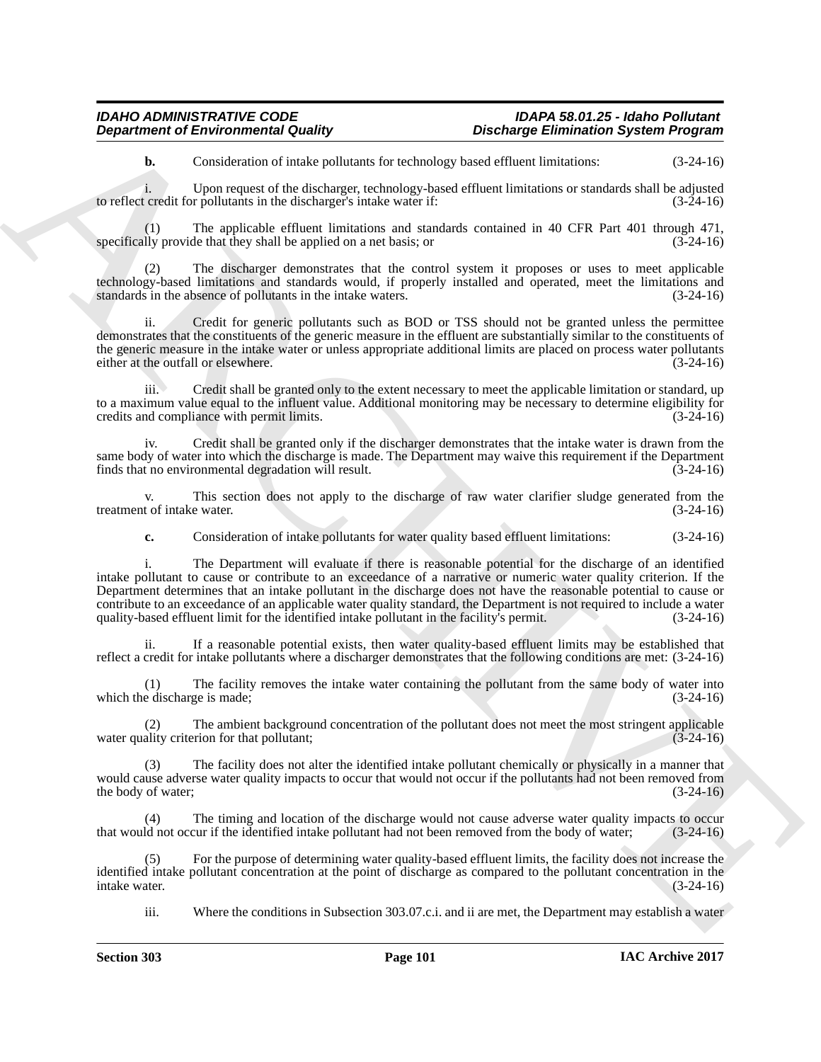**b.** Consideration of intake pollutants for technology based effluent limitations: (3-24-16)

i. Upon request of the discharger, technology-based effluent limitations or standards shall be adjusted to reflect credit for pollutants in the discharger's intake water if: (3-24-16)

(1) The applicable effluent limitations and standards contained in 40 CFR Part 401 through 471, specifically provide that they shall be applied on a net basis; or (3-24-16)

(2) The discharger demonstrates that the control system it proposes or uses to meet applicable technology-based limitations and standards would, if properly installed and operated, meet the limitations and standards in the absence of pollutants in the intake waters. (3-24-16)

ii. Credit for generic pollutants such as BOD or TSS should not be granted unless the permittee demonstrates that the constituents of the generic measure in the effluent are substantially similar to the constituents of the generic measure in the intake water or unless appropriate additional limits are placed on process water pollutants either at the outfall or elsewhere. (3-24-16)

iii. Credit shall be granted only to the extent necessary to meet the applicable limitation or standard, up to a maximum value equal to the influent value. Additional monitoring may be necessary to determine eligibility for credits and compliance with permit limits. (3-24-16)

iv. Credit shall be granted only if the discharger demonstrates that the intake water is drawn from the same body of water into which the discharge is made. The Department may waive this requirement if the Department finds that no environmental degradation will result. (3-24-16)

v. This section does not apply to the discharge of raw water clarifier sludge generated from the treatment of intake water. (3-24-16)

**c.** Consideration of intake pollutants for water quality based effluent limitations: (3-24-16)

i. The Department will evaluate if there is reasonable potential for the discharge of an identified intake pollutant to cause or contribute to an exceedance of a narrative or numeric water quality criterion. If the Department determines that an intake pollutant in the discharge does not have the reasonable potential to cause or contribute to an exceedance of an applicable water quality standard, the Department is not required to include a water quality-based effluent limit for the identified intake pollutant in the facility's permit. (3-24-16)

ii. If a reasonable potential exists, then water quality-based effluent limits may be established that reflect a credit for intake pollutants where a discharger demonstrates that the following conditions are met: (3-24-16)

(1) The facility removes the intake water containing the pollutant from the same body of water into which the discharge is made; (3-24-16)

(2) The ambient background concentration of the pollutant does not meet the most stringent applicable water quality criterion for that pollutant; (3-24-16)

(3) The facility does not alter the identified intake pollutant chemically or physically in a manner that would cause adverse water quality impacts to occur that would not occur if the pollutants had not been removed from the body of water; (3-24-16)

(4) The timing and location of the discharge would not cause adverse water quality impacts to occur that would not occur if the identified intake pollutant had not been removed from the body of water; (3-24-16)

(5) For the purpose of determining water quality-based effluent limits, the facility does not increase the identified intake pollutant concentration at the point of discharge as compared to the pollutant concentration in the intake water. (3-24-16)

iii. Where the conditions in Subsection 303.07.c.i. and ii are met, the Department may establish a water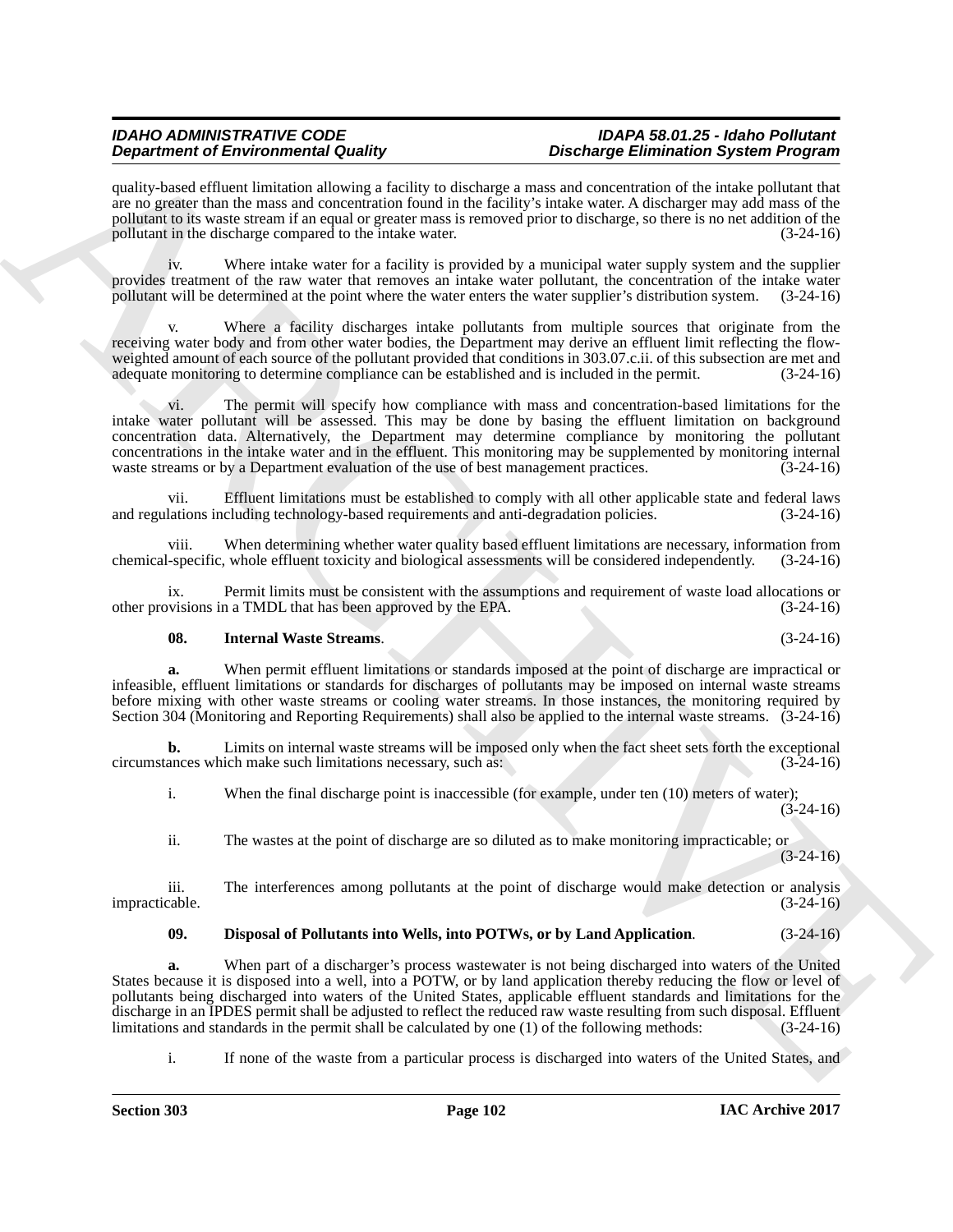quality-based effluent limitation allowing a facility to discharge a mass and concentration of the intake pollutant that are no greater than the mass and concentration found in the facility's intake water. A discharger may add mass of the pollutant to its waste stream if an equal or greater mass is removed prior to discharge, so there is no net addition of the pollutant in the discharge compared to the intake water. (3-24-16)

iv. Where intake water for a facility is provided by a municipal water supply system and the supplier provides treatment of the raw water that removes an intake water pollutant, the concentration of the intake water pollutant will be determined at the point where the water enters the water supplier's distribution system. (3-24-16)

v. Where a facility discharges intake pollutants from multiple sources that originate from the receiving water body and from other water bodies, the Department may derive an effluent limit reflecting the flow-weighted amount of each source of the pollutant provided that conditions in 303.07.c.ii. of this subsection are met and adequate monitoring to determine compliance can be established and is included in the permit. (3-24-16)

vi. The permit will specify how compliance with mass and concentration-based limitations for the intake water pollutant will be assessed. This may be done by basing the effluent limitation on background concentration data. Alternatively, the Department may determine compliance by monitoring the pollutant concentrations in the intake water and in the effluent. This monitoring may be supplemented by monitoring internal waste streams or by a Department evaluation of the use of best management practices. (3-24-16)

vii. Effluent limitations must be established to comply with all other applicable state and federal laws and regulations including technology-based requirements and anti-degradation policies. (3-24-16)

viii. When determining whether water quality based effluent limitations are necessary, information from chemical-specific, whole effluent toxicity and biological assessments will be considered independently. (3-24-16)

ix. Permit limits must be consistent with the assumptions and requirement of waste load allocations or other provisions in a TMDL that has been approved by the EPA. (3-24-16)

**08. Internal Waste Streams**. (3-24-16)

**a.** When permit effluent limitations or standards imposed at the point of discharge are impractical or infeasible, effluent limitations or standards for discharges of pollutants may be imposed on internal waste streams before mixing with other waste streams or cooling water streams. In those instances, the monitoring required by Section 304 (Monitoring and Reporting Requirements) shall also be applied to the internal waste streams. (3-24-16)

**b.** Limits on internal waste streams will be imposed only when the fact sheet sets forth the exceptional circumstances which make such limitations necessary, such as: (3-24-16)

i. When the final discharge point is inaccessible (for example, under ten (10) meters of water); (3-24-16)

ii. The wastes at the point of discharge are so diluted as to make monitoring impracticable; or (3-24-16)

iii. The interferences among pollutants at the point of discharge would make detection or analysis impracticable. (3-24-16)

**09. Disposal of Pollutants into Wells, into POTWs, or by Land Application**. (3-24-16)

**a.** When part of a discharger's process wastewater is not being discharged into waters of the United States because it is disposed into a well, into a POTW, or by land application thereby reducing the flow or level of pollutants being discharged into waters of the United States, applicable effluent standards and limitations for the discharge in an IPDES permit shall be adjusted to reflect the reduced raw waste resulting from such disposal. Effluent limitations and standards in the permit shall be calculated by one (1) of the following methods: (3-24-16)

i. If none of the waste from a particular process is discharged into waters of the United States, and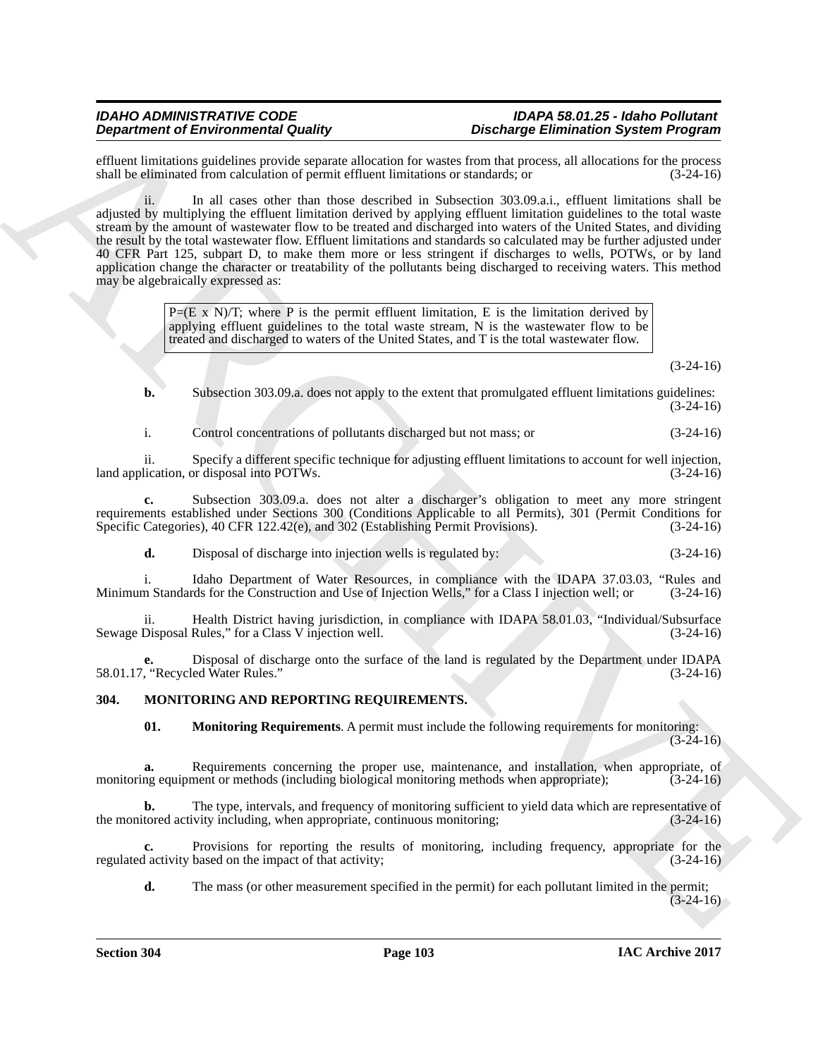effluent limitations guidelines provide separate allocation for wastes from that process, all allocations for the process shall be eliminated from calculation of permit effluent limitations or standards; or (3-24-16)

ii. In all cases other than those described in Subsection 303.09.a.i., effluent limitations shall be adjusted by multiplying the effluent limitation derived by applying effluent limitation guidelines to the total waste stream by the amount of wastewater flow to be treated and discharged into waters of the United States, and dividing the result by the total wastewater flow. Effluent limitations and standards so calculated may be further adjusted under 40 CFR Part 125, subpart D, to make them more or less stringent if discharges to wells, POTWs, or by land application change the character or treatability of the pollutants being discharged to receiving waters. This method may be algebraically expressed as:

| $P=(E \times N)/T$; where P is the permit effluent limitation, E is the limitation derived by applying effluent guidelines to the total waste stream, N is the wastewater flow to be treated and discharged to waters of the United States, and T is the total wastewater flow. |
|---|

(3-24-16)

**b.** Subsection 303.09.a. does not apply to the extent that promulgated effluent limitations guidelines: (3-24-16)

i. Control concentrations of pollutants discharged but not mass; or (3-24-16)

ii. Specify a different specific technique for adjusting effluent limitations to account for well injection, land application, or disposal into POTWs. (3-24-16)

**c.** Subsection 303.09.a. does not alter a discharger's obligation to meet any more stringent requirements established under Sections 300 (Conditions Applicable to all Permits), 301 (Permit Conditions for Specific Categories), 40 CFR 122.42(e), and 302 (Establishing Permit Provisions). (3-24-16)

**d.** Disposal of discharge into injection wells is regulated by: (3-24-16)

i. Idaho Department of Water Resources, in compliance with the IDAPA 37.03.03, "Rules and Minimum Standards for the Construction and Use of Injection Wells," for a Class I injection well; or (3-24-16)

ii. Health District having jurisdiction, in compliance with IDAPA 58.01.03, "Individual/Subsurface Sewage Disposal Rules," for a Class V injection well. (3-24-16)

**e.** Disposal of discharge onto the surface of the land is regulated by the Department under IDAPA 58.01.17, "Recycled Water Rules." (3-24-16)

## 304. MONITORING AND REPORTING REQUIREMENTS.

**01. Monitoring Requirements**. A permit must include the following requirements for monitoring: (3-24-16)

**a.** Requirements concerning the proper use, maintenance, and installation, when appropriate, of monitoring equipment or methods (including biological monitoring methods when appropriate); (3-24-16)

**b.** The type, intervals, and frequency of monitoring sufficient to yield data which are representative of the monitored activity including, when appropriate, continuous monitoring; (3-24-16)

**c.** Provisions for reporting the results of monitoring, including frequency, appropriate for the regulated activity based on the impact of that activity; (3-24-16)

**d.** The mass (or other measurement specified in the permit) for each pollutant limited in the permit; (3-24-16)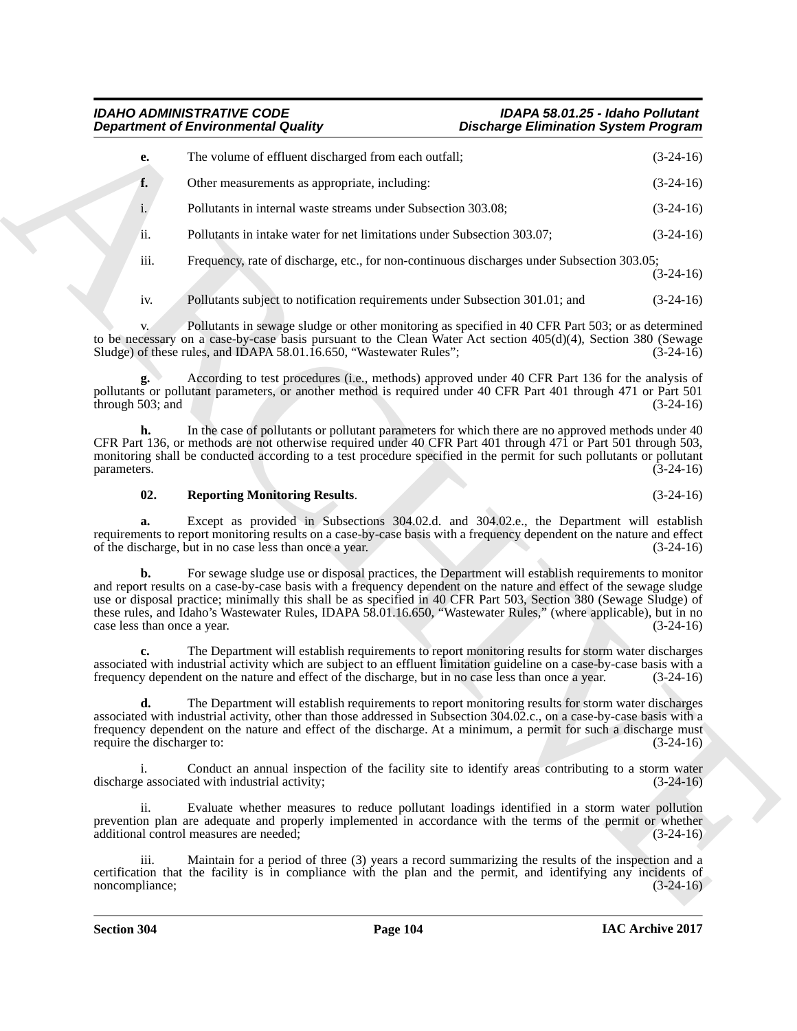**e.** The volume of effluent discharged from each outfall; (3-24-16)

**f.** Other measurements as appropriate, including: (3-24-16)

i. Pollutants in internal waste streams under Subsection 303.08; (3-24-16)

ii. Pollutants in intake water for net limitations under Subsection 303.07; (3-24-16)

iii. Frequency, rate of discharge, etc., for non-continuous discharges under Subsection 303.05; (3-24-16)

iv. Pollutants subject to notification requirements under Subsection 301.01; and (3-24-16)

v. Pollutants in sewage sludge or other monitoring as specified in 40 CFR Part 503; or as determined to be necessary on a case-by-case basis pursuant to the Clean Water Act section 405(d)(4), Section 380 (Sewage Sludge) of these rules, and IDAPA 58.01.16.650, "Wastewater Rules"; (3-24-16)

**g.** According to test procedures (i.e., methods) approved under 40 CFR Part 136 for the analysis of pollutants or pollutant parameters, or another method is required under 40 CFR Part 401 through 471 or Part 501 through 503; and (3-24-16)

**h.** In the case of pollutants or pollutant parameters for which there are no approved methods under 40 CFR Part 136, or methods are not otherwise required under 40 CFR Part 401 through 471 or Part 501 through 503, monitoring shall be conducted according to a test procedure specified in the permit for such pollutants or pollutant parameters. (3-24-16)

**02. Reporting Monitoring Results**. (3-24-16)

**a.** Except as provided in Subsections 304.02.d. and 304.02.e., the Department will establish requirements to report monitoring results on a case-by-case basis with a frequency dependent on the nature and effect of the discharge, but in no case less than once a year. (3-24-16)

**b.** For sewage sludge use or disposal practices, the Department will establish requirements to monitor and report results on a case-by-case basis with a frequency dependent on the nature and effect of the sewage sludge use or disposal practice; minimally this shall be as specified in 40 CFR Part 503, Section 380 (Sewage Sludge) of these rules, and Idaho's Wastewater Rules, IDAPA 58.01.16.650, "Wastewater Rules," (where applicable), but in no case less than once a year. (3-24-16)

**c.** The Department will establish requirements to report monitoring results for storm water discharges associated with industrial activity which are subject to an effluent limitation guideline on a case-by-case basis with a frequency dependent on the nature and effect of the discharge, but in no case less than once a year. (3-24-16)

**d.** The Department will establish requirements to report monitoring results for storm water discharges associated with industrial activity, other than those addressed in Subsection 304.02.c., on a case-by-case basis with a frequency dependent on the nature and effect of the discharge. At a minimum, a permit for such a discharge must require the discharger to: (3-24-16)

i. Conduct an annual inspection of the facility site to identify areas contributing to a storm water discharge associated with industrial activity; (3-24-16)

ii. Evaluate whether measures to reduce pollutant loadings identified in a storm water pollution prevention plan are adequate and properly implemented in accordance with the terms of the permit or whether additional control measures are needed; (3-24-16)

iii. Maintain for a period of three (3) years a record summarizing the results of the inspection and a certification that the facility is in compliance with the plan and the permit, and identifying any incidents of noncompliance; (3-24-16)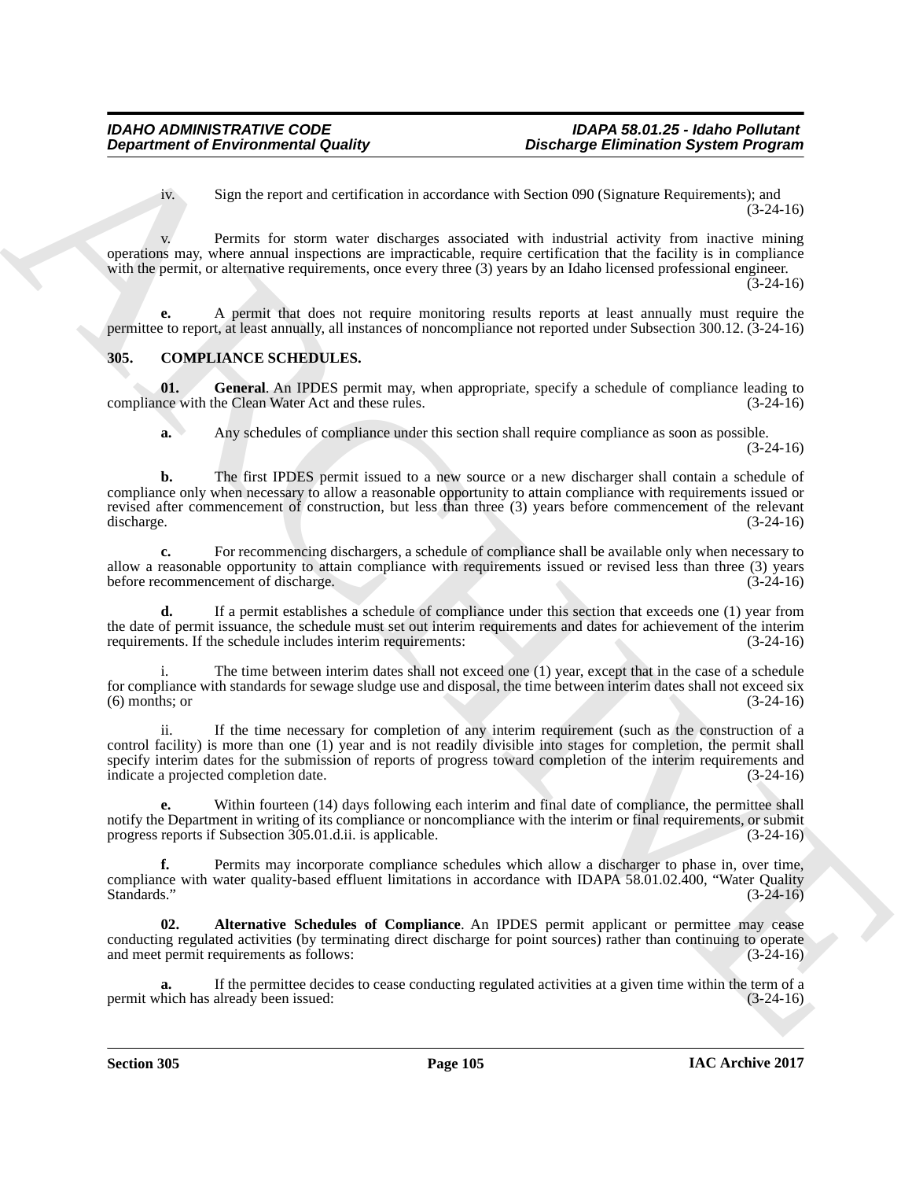iv. Sign the report and certification in accordance with Section 090 (Signature Requirements); and (3-24-16)

v. Permits for storm water discharges associated with industrial activity from inactive mining operations may, where annual inspections are impracticable, require certification that the facility is in compliance with the permit, or alternative requirements, once every three (3) years by an Idaho licensed professional engineer. (3-24-16)

**e.** A permit that does not require monitoring results reports at least annually must require the permittee to report, at least annually, all instances of noncompliance not reported under Subsection 300.12. (3-24-16)

## 305. COMPLIANCE SCHEDULES.

**01. General**. An IPDES permit may, when appropriate, specify a schedule of compliance leading to compliance with the Clean Water Act and these rules. (3-24-16)

**a.** Any schedules of compliance under this section shall require compliance as soon as possible. (3-24-16)

**b.** The first IPDES permit issued to a new source or a new discharger shall contain a schedule of compliance only when necessary to allow a reasonable opportunity to attain compliance with requirements issued or revised after commencement of construction, but less than three (3) years before commencement of the relevant discharge. (3-24-16)

**c.** For recommencing dischargers, a schedule of compliance shall be available only when necessary to allow a reasonable opportunity to attain compliance with requirements issued or revised less than three (3) years before recommencement of discharge. (3-24-16)

**d.** If a permit establishes a schedule of compliance under this section that exceeds one (1) year from the date of permit issuance, the schedule must set out interim requirements and dates for achievement of the interim requirements. If the schedule includes interim requirements: (3-24-16)

i. The time between interim dates shall not exceed one (1) year, except that in the case of a schedule for compliance with standards for sewage sludge use and disposal, the time between interim dates shall not exceed six (6) months; or (3-24-16)

ii. If the time necessary for completion of any interim requirement (such as the construction of a control facility) is more than one (1) year and is not readily divisible into stages for completion, the permit shall specify interim dates for the submission of reports of progress toward completion of the interim requirements and indicate a projected completion date. (3-24-16)

**e.** Within fourteen (14) days following each interim and final date of compliance, the permittee shall notify the Department in writing of its compliance or noncompliance with the interim or final requirements, or submit progress reports if Subsection 305.01.d.ii. is applicable. (3-24-16)

**f.** Permits may incorporate compliance schedules which allow a discharger to phase in, over time, compliance with water quality-based effluent limitations in accordance with IDAPA 58.01.02.400, "Water Quality Standards." (3-24-16)

**02. Alternative Schedules of Compliance**. An IPDES permit applicant or permittee may cease conducting regulated activities (by terminating direct discharge for point sources) rather than continuing to operate and meet permit requirements as follows: (3-24-16)

**a.** If the permittee decides to cease conducting regulated activities at a given time within the term of a permit which has already been issued: (3-24-16)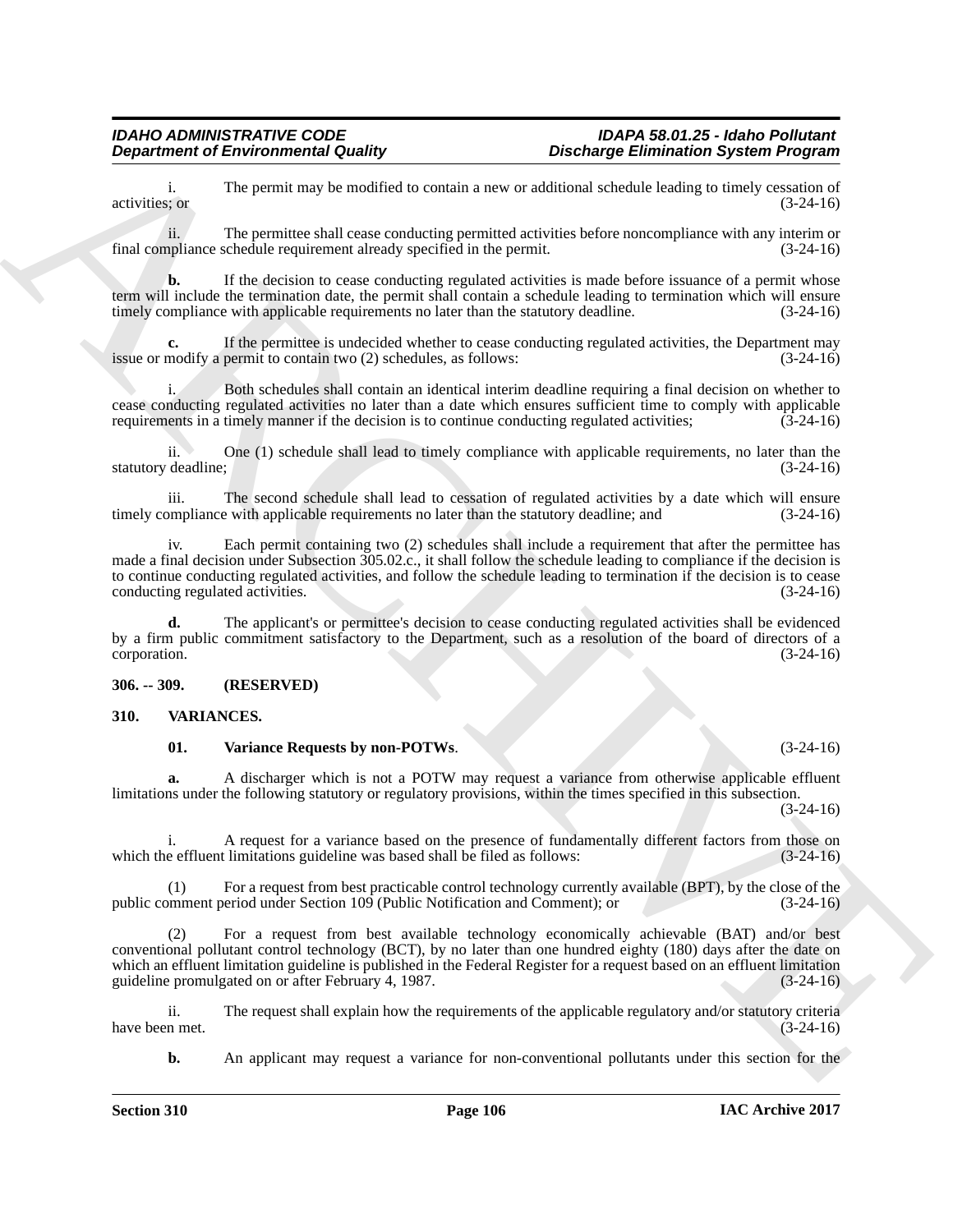i. The permit may be modified to contain a new or additional schedule leading to timely cessation of activities; or (3-24-16)

ii. The permittee shall cease conducting permitted activities before noncompliance with any interim or final compliance schedule requirement already specified in the permit. (3-24-16)

**b.** If the decision to cease conducting regulated activities is made before issuance of a permit whose term will include the termination date, the permit shall contain a schedule leading to termination which will ensure timely compliance with applicable requirements no later than the statutory deadline. (3-24-16)

**c.** If the permittee is undecided whether to cease conducting regulated activities, the Department may issue or modify a permit to contain two (2) schedules, as follows: (3-24-16)

i. Both schedules shall contain an identical interim deadline requiring a final decision on whether to cease conducting regulated activities no later than a date which ensures sufficient time to comply with applicable requirements in a timely manner if the decision is to continue conducting regulated activities; (3-24-16)

ii. One (1) schedule shall lead to timely compliance with applicable requirements, no later than the statutory deadline; (3-24-16)

iii. The second schedule shall lead to cessation of regulated activities by a date which will ensure timely compliance with applicable requirements no later than the statutory deadline; and (3-24-16)

iv. Each permit containing two (2) schedules shall include a requirement that after the permittee has made a final decision under Subsection 305.02.c., it shall follow the schedule leading to compliance if the decision is to continue conducting regulated activities, and follow the schedule leading to termination if the decision is to cease conducting regulated activities. (3-24-16)

**d.** The applicant's or permittee's decision to cease conducting regulated activities shall be evidenced by a firm public commitment satisfactory to the Department, such as a resolution of the board of directors of a corporation. (3-24-16)

## 306. -- 309. (RESERVED)

## 310. VARIANCES.

**01. Variance Requests by non-POTWs**. (3-24-16)

**a.** A discharger which is not a POTW may request a variance from otherwise applicable effluent limitations under the following statutory or regulatory provisions, within the times specified in this subsection. (3-24-16)

i. A request for a variance based on the presence of fundamentally different factors from those on which the effluent limitations guideline was based shall be filed as follows: (3-24-16)

(1) For a request from best practicable control technology currently available (BPT), by the close of the public comment period under Section 109 (Public Notification and Comment); or (3-24-16)

(2) For a request from best available technology economically achievable (BAT) and/or best conventional pollutant control technology (BCT), by no later than one hundred eighty (180) days after the date on which an effluent limitation guideline is published in the Federal Register for a request based on an effluent limitation guideline promulgated on or after February 4, 1987. (3-24-16)

ii. The request shall explain how the requirements of the applicable regulatory and/or statutory criteria have been met. (3-24-16)

**b.** An applicant may request a variance for non-conventional pollutants under this section for the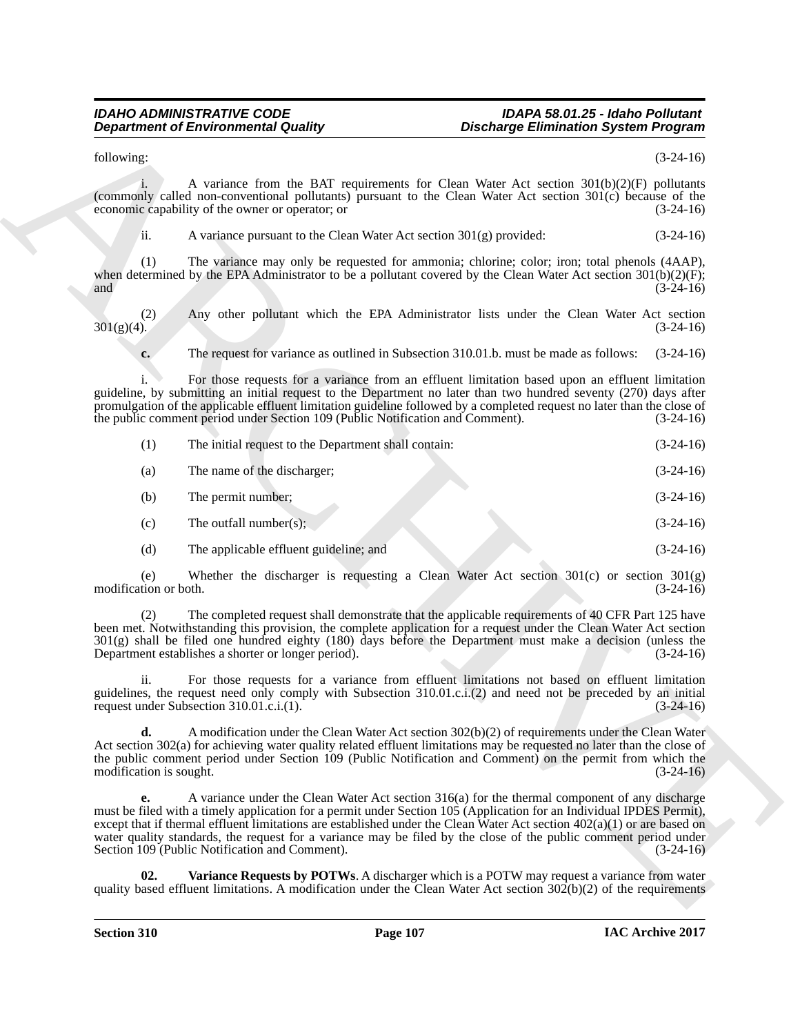following: (3-24-16)

i. A variance from the BAT requirements for Clean Water Act section 301(b)(2)(F) pollutants (commonly called non-conventional pollutants) pursuant to the Clean Water Act section 301(c) because of the economic capability of the owner or operator; or (3-24-16)

ii. A variance pursuant to the Clean Water Act section 301(g) provided: (3-24-16)

(1) The variance may only be requested for ammonia; chlorine; color; iron; total phenols (4AAP), when determined by the EPA Administrator to be a pollutant covered by the Clean Water Act section 301(b)(2)(F); and (3-24-16)

(2) Any other pollutant which the EPA Administrator lists under the Clean Water Act section 301(g)(4). (3-24-16)

**c.** The request for variance as outlined in Subsection 310.01.b. must be made as follows: (3-24-16)

i. For those requests for a variance from an effluent limitation based upon an effluent limitation guideline, by submitting an initial request to the Department no later than two hundred seventy (270) days after promulgation of the applicable effluent limitation guideline followed by a completed request no later than the close of the public comment period under Section 109 (Public Notification and Comment). (3-24-16)

(1) The initial request to the Department shall contain: (3-24-16)

(a) The name of the discharger; (3-24-16)

(b) The permit number; (3-24-16)

(c) The outfall number(s); (3-24-16)

(d) The applicable effluent guideline; and (3-24-16)

(e) Whether the discharger is requesting a Clean Water Act section 301(c) or section 301(g) modification or both. (3-24-16)

(2) The completed request shall demonstrate that the applicable requirements of 40 CFR Part 125 have been met. Notwithstanding this provision, the complete application for a request under the Clean Water Act section 301(g) shall be filed one hundred eighty (180) days before the Department must make a decision (unless the Department establishes a shorter or longer period). (3-24-16)

ii. For those requests for a variance from effluent limitations not based on effluent limitation guidelines, the request need only comply with Subsection 310.01.c.i.(2) and need not be preceded by an initial request under Subsection 310.01.c.i.(1). (3-24-16)

**d.** A modification under the Clean Water Act section 302(b)(2) of requirements under the Clean Water Act section 302(a) for achieving water quality related effluent limitations may be requested no later than the close of the public comment period under Section 109 (Public Notification and Comment) on the permit from which the modification is sought. (3-24-16)

**e.** A variance under the Clean Water Act section 316(a) for the thermal component of any discharge must be filed with a timely application for a permit under Section 105 (Application for an Individual IPDES Permit), except that if thermal effluent limitations are established under the Clean Water Act section 402(a)(1) or are based on water quality standards, the request for a variance may be filed by the close of the public comment period under Section 109 (Public Notification and Comment). (3-24-16)

**02. Variance Requests by POTWs**. A discharger which is a POTW may request a variance from water quality based effluent limitations. A modification under the Clean Water Act section 302(b)(2) of the requirements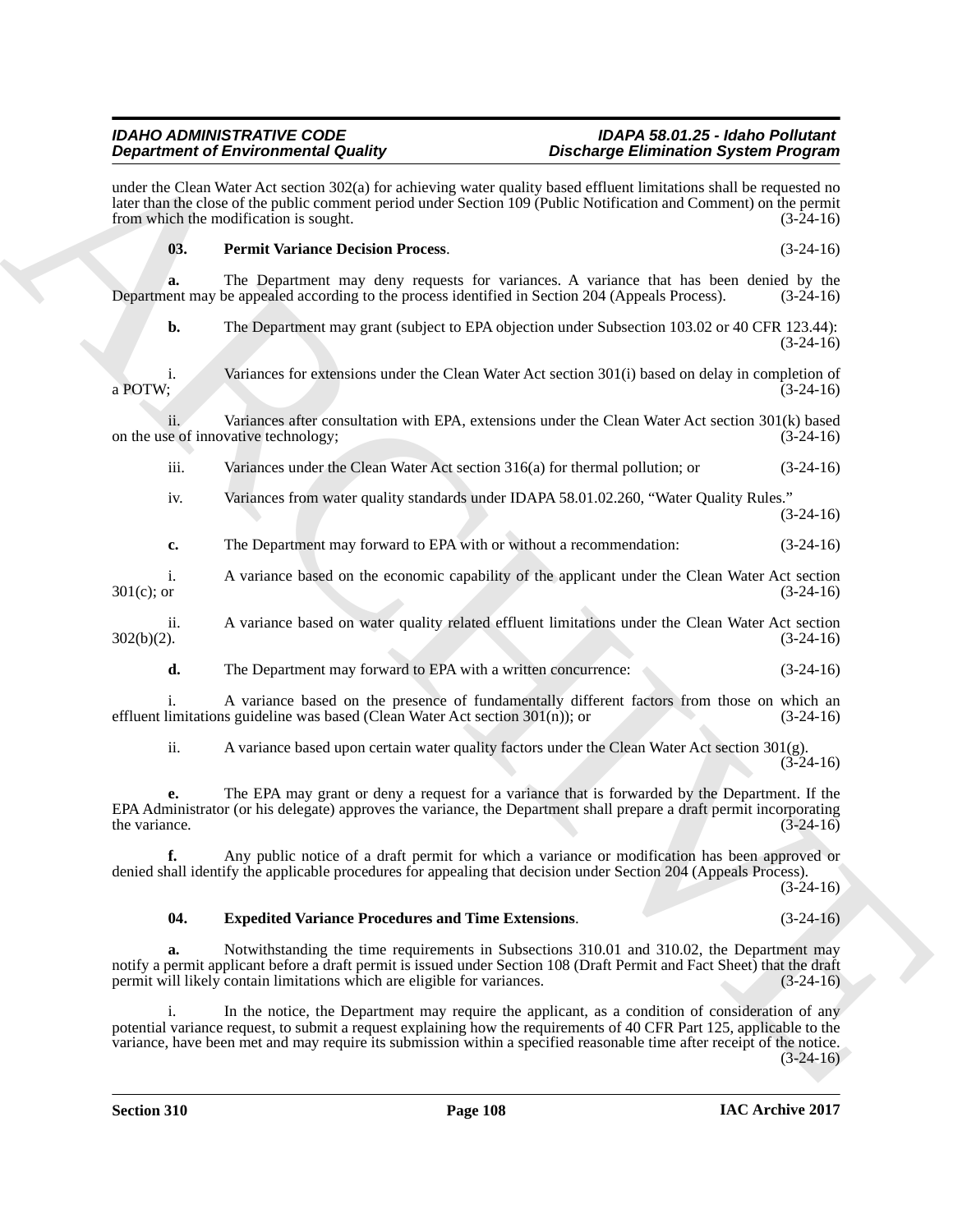under the Clean Water Act section 302(a) for achieving water quality based effluent limitations shall be requested no later than the close of the public comment period under Section 109 (Public Notification and Comment) on the permit from which the modification is sought. (3-24-16)

**03. Permit Variance Decision Process**. (3-24-16)

**a.** The Department may deny requests for variances. A variance that has been denied by the Department may be appealed according to the process identified in Section 204 (Appeals Process). (3-24-16)

**b.** The Department may grant (subject to EPA objection under Subsection 103.02 or 40 CFR 123.44): (3-24-16)

i. Variances for extensions under the Clean Water Act section 301(i) based on delay in completion of a POTW; (3-24-16)

ii. Variances after consultation with EPA, extensions under the Clean Water Act section 301(k) based on the use of innovative technology; (3-24-16)

iii. Variances under the Clean Water Act section 316(a) for thermal pollution; or (3-24-16)

iv. Variances from water quality standards under IDAPA 58.01.02.260, "Water Quality Rules." (3-24-16)

**c.** The Department may forward to EPA with or without a recommendation: (3-24-16)

i. A variance based on the economic capability of the applicant under the Clean Water Act section 301(c); or (3-24-16)

ii. A variance based on water quality related effluent limitations under the Clean Water Act section 302(b)(2). (3-24-16)

**d.** The Department may forward to EPA with a written concurrence: (3-24-16)

i. A variance based on the presence of fundamentally different factors from those on which an effluent limitations guideline was based (Clean Water Act section 301(n)); or (3-24-16)

ii. A variance based upon certain water quality factors under the Clean Water Act section 301(g). (3-24-16)

**e.** The EPA may grant or deny a request for a variance that is forwarded by the Department. If the EPA Administrator (or his delegate) approves the variance, the Department shall prepare a draft permit incorporating the variance. (3-24-16)

**f.** Any public notice of a draft permit for which a variance or modification has been approved or denied shall identify the applicable procedures for appealing that decision under Section 204 (Appeals Process). (3-24-16)

**04. Expedited Variance Procedures and Time Extensions**. (3-24-16)

**a.** Notwithstanding the time requirements in Subsections 310.01 and 310.02, the Department may notify a permit applicant before a draft permit is issued under Section 108 (Draft Permit and Fact Sheet) that the draft permit will likely contain limitations which are eligible for variances. (3-24-16)

i. In the notice, the Department may require the applicant, as a condition of consideration of any potential variance request, to submit a request explaining how the requirements of 40 CFR Part 125, applicable to the variance, have been met and may require its submission within a specified reasonable time after receipt of the notice. (3-24-16)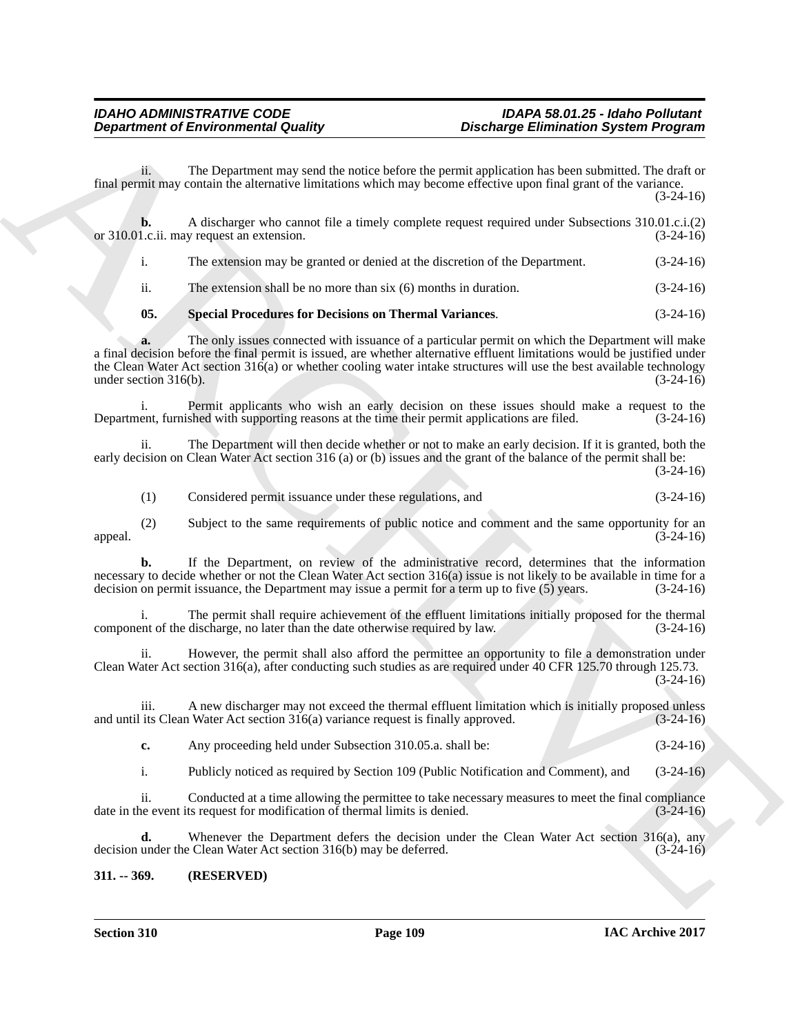ii. The Department may send the notice before the permit application has been submitted. The draft or final permit may contain the alternative limitations which may become effective upon final grant of the variance. (3-24-16)

**b.** A discharger who cannot file a timely complete request required under Subsections 310.01.c.i.(2) or 310.01.c.ii. may request an extension. (3-24-16)

i. The extension may be granted or denied at the discretion of the Department. (3-24-16)

ii. The extension shall be no more than six (6) months in duration. (3-24-16)

**05. Special Procedures for Decisions on Thermal Variances**. (3-24-16)

**a.** The only issues connected with issuance of a particular permit on which the Department will make a final decision before the final permit is issued, are whether alternative effluent limitations would be justified under the Clean Water Act section 316(a) or whether cooling water intake structures will use the best available technology under section 316(b). (3-24-16)

i. Permit applicants who wish an early decision on these issues should make a request to the Department, furnished with supporting reasons at the time their permit applications are filed. (3-24-16)

ii. The Department will then decide whether or not to make an early decision. If it is granted, both the early decision on Clean Water Act section 316 (a) or (b) issues and the grant of the balance of the permit shall be: (3-24-16)

(1) Considered permit issuance under these regulations, and (3-24-16)

(2) Subject to the same requirements of public notice and comment and the same opportunity for an appeal. (3-24-16)

**b.** If the Department, on review of the administrative record, determines that the information necessary to decide whether or not the Clean Water Act section 316(a) issue is not likely to be available in time for a decision on permit issuance, the Department may issue a permit for a term up to five (5) years. (3-24-16)

i. The permit shall require achievement of the effluent limitations initially proposed for the thermal component of the discharge, no later than the date otherwise required by law. (3-24-16)

ii. However, the permit shall also afford the permittee an opportunity to file a demonstration under Clean Water Act section 316(a), after conducting such studies as are required under 40 CFR 125.70 through 125.73. (3-24-16)

iii. A new discharger may not exceed the thermal effluent limitation which is initially proposed unless and until its Clean Water Act section 316(a) variance request is finally approved. (3-24-16)

**c.** Any proceeding held under Subsection 310.05.a. shall be: (3-24-16)

i. Publicly noticed as required by Section 109 (Public Notification and Comment), and (3-24-16)

ii. Conducted at a time allowing the permittee to take necessary measures to meet the final compliance date in the event its request for modification of thermal limits is denied. (3-24-16)

**d.** Whenever the Department defers the decision under the Clean Water Act section 316(a), any decision under the Clean Water Act section 316(b) may be deferred. (3-24-16)

**311. -- 369. (RESERVED)**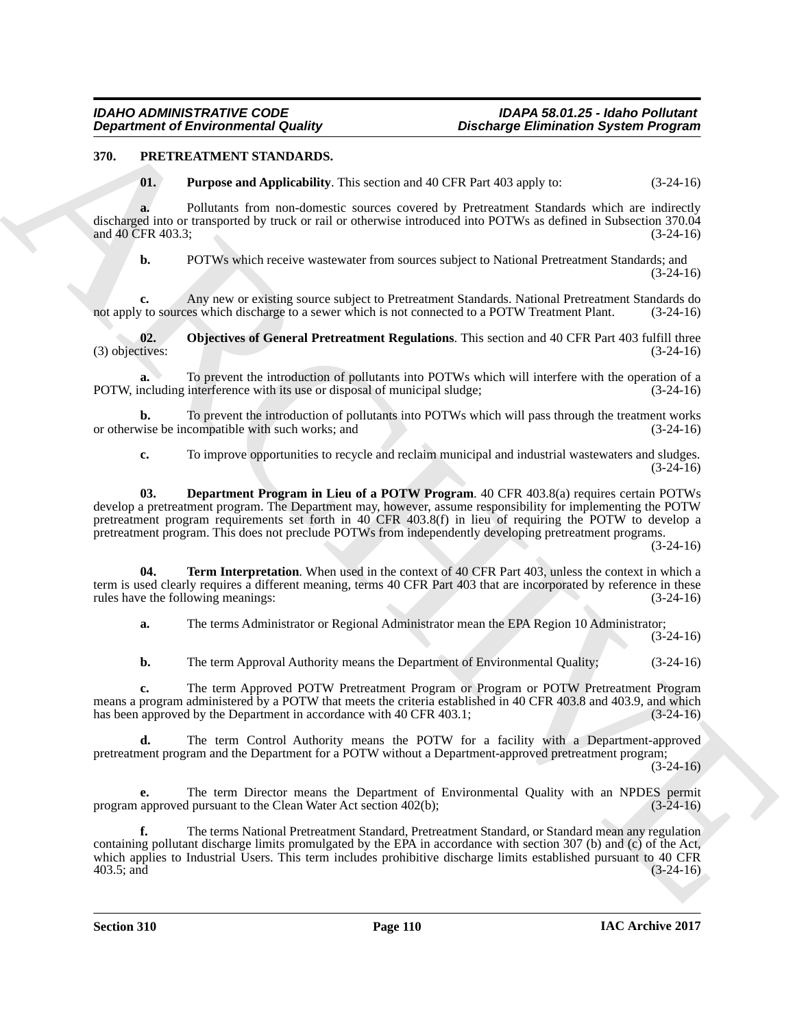### 370. PRETREATMENT STANDARDS.

**01. Purpose and Applicability**. This section and 40 CFR Part 403 apply to: (3-24-16)

**a.** Pollutants from non-domestic sources covered by Pretreatment Standards which are indirectly discharged into or transported by truck or rail or otherwise introduced into POTWs as defined in Subsection 370.04 and 40 CFR 403.3; (3-24-16)

**b.** POTWs which receive wastewater from sources subject to National Pretreatment Standards; and (3-24-16)

**c.** Any new or existing source subject to Pretreatment Standards. National Pretreatment Standards do not apply to sources which discharge to a sewer which is not connected to a POTW Treatment Plant. (3-24-16)

**02. Objectives of General Pretreatment Regulations**. This section and 40 CFR Part 403 fulfill three (3) objectives: (3-24-16)

**a.** To prevent the introduction of pollutants into POTWs which will interfere with the operation of a POTW, including interference with its use or disposal of municipal sludge; (3-24-16)

**b.** To prevent the introduction of pollutants into POTWs which will pass through the treatment works or otherwise be incompatible with such works; and (3-24-16)

**c.** To improve opportunities to recycle and reclaim municipal and industrial wastewaters and sludges. (3-24-16)

**03. Department Program in Lieu of a POTW Program**. 40 CFR 403.8(a) requires certain POTWs develop a pretreatment program. The Department may, however, assume responsibility for implementing the POTW pretreatment program requirements set forth in 40 CFR 403.8(f) in lieu of requiring the POTW to develop a pretreatment program. This does not preclude POTWs from independently developing pretreatment programs. (3-24-16)

**04. Term Interpretation**. When used in the context of 40 CFR Part 403, unless the context in which a term is used clearly requires a different meaning, terms 40 CFR Part 403 that are incorporated by reference in these rules have the following meanings: (3-24-16)

**a.** The terms Administrator or Regional Administrator mean the EPA Region 10 Administrator; (3-24-16)

**b.** The term Approval Authority means the Department of Environmental Quality; (3-24-16)

**c.** The term Approved POTW Pretreatment Program or Program or POTW Pretreatment Program means a program administered by a POTW that meets the criteria established in 40 CFR 403.8 and 403.9, and which has been approved by the Department in accordance with 40 CFR 403.1; (3-24-16)

**d.** The term Control Authority means the POTW for a facility with a Department-approved pretreatment program and the Department for a POTW without a Department-approved pretreatment program; (3-24-16)

**e.** The term Director means the Department of Environmental Quality with an NPDES permit program approved pursuant to the Clean Water Act section 402(b); (3-24-16)

**f.** The terms National Pretreatment Standard, Pretreatment Standard, or Standard mean any regulation containing pollutant discharge limits promulgated by the EPA in accordance with section 307 (b) and (c) of the Act, which applies to Industrial Users. This term includes prohibitive discharge limits established pursuant to 40 CFR 403.5; and (3-24-16)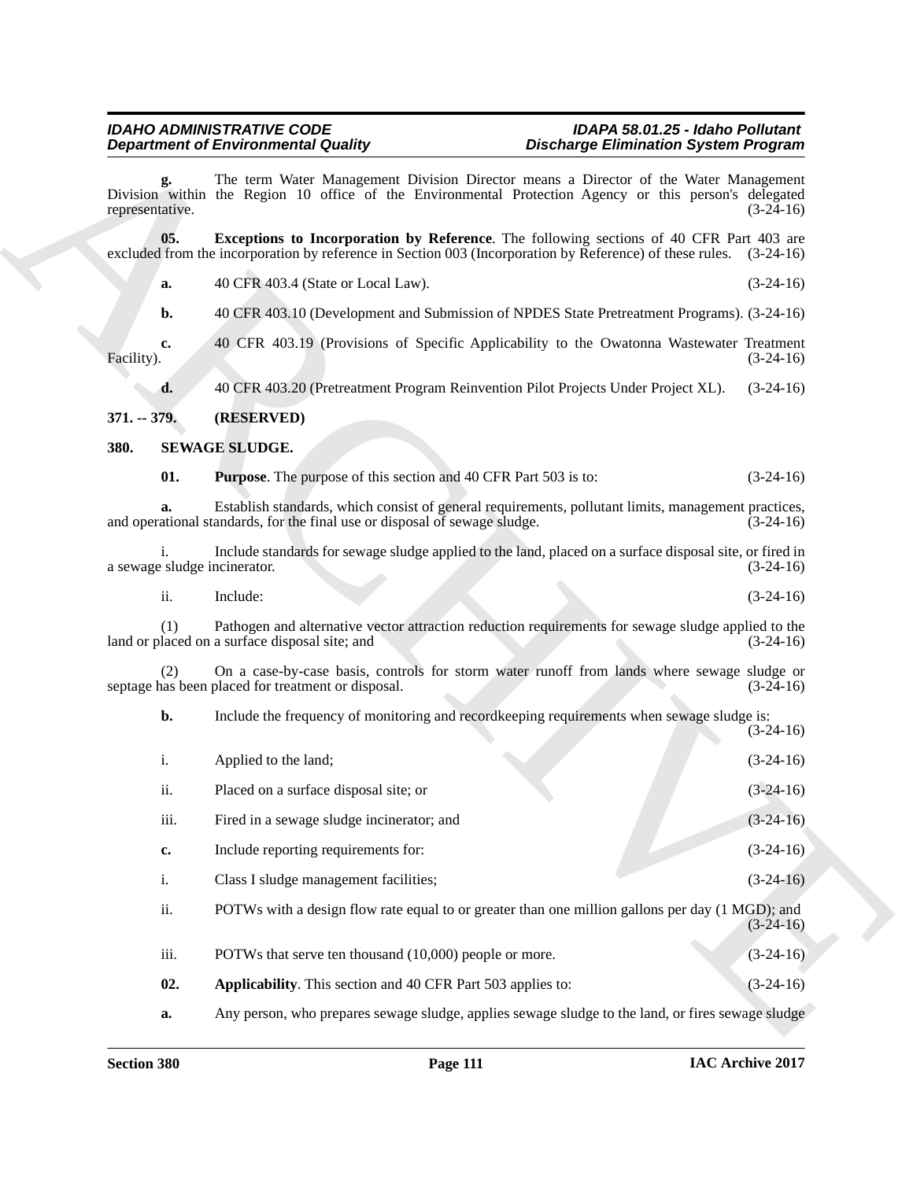**g.** The term Water Management Division Director means a Director of the Water Management Division within the Region 10 office of the Environmental Protection Agency or this person's delegated representative. (3-24-16)

**05. Exceptions to Incorporation by Reference**. The following sections of 40 CFR Part 403 are excluded from the incorporation by reference in Section 003 (Incorporation by Reference) of these rules. (3-24-16)

**a.** 40 CFR 403.4 (State or Local Law). (3-24-16)

**b.** 40 CFR 403.10 (Development and Submission of NPDES State Pretreatment Programs). (3-24-16)

**c.** 40 CFR 403.19 (Provisions of Specific Applicability to the Owatonna Wastewater Treatment Facility). (3-24-16)

**d.** 40 CFR 403.20 (Pretreatment Program Reinvention Pilot Projects Under Project XL). (3-24-16)

**371. -- 379. (RESERVED)**

**380. SEWAGE SLUDGE.**

**01. Purpose**. The purpose of this section and 40 CFR Part 503 is to: (3-24-16)

**a.** Establish standards, which consist of general requirements, pollutant limits, management practices, and operational standards, for the final use or disposal of sewage sludge. (3-24-16)

i. Include standards for sewage sludge applied to the land, placed on a surface disposal site, or fired in a sewage sludge incinerator. (3-24-16)

ii. Include: (3-24-16)

(1) Pathogen and alternative vector attraction reduction requirements for sewage sludge applied to the land or placed on a surface disposal site; and (3-24-16)

(2) On a case-by-case basis, controls for storm water runoff from lands where sewage sludge or septage has been placed for treatment or disposal. (3-24-16)

**b.** Include the frequency of monitoring and recordkeeping requirements when sewage sludge is: (3-24-16)

i. Applied to the land; (3-24-16)

ii. Placed on a surface disposal site; or (3-24-16)

iii. Fired in a sewage sludge incinerator; and (3-24-16)

**c.** Include reporting requirements for: (3-24-16)

i. Class I sludge management facilities; (3-24-16)

ii. POTWs with a design flow rate equal to or greater than one million gallons per day (1 MGD); and (3-24-16)

iii. POTWs that serve ten thousand (10,000) people or more. (3-24-16)

**02. Applicability**. This section and 40 CFR Part 503 applies to: (3-24-16)

**a.** Any person, who prepares sewage sludge, applies sewage sludge to the land, or fires sewage sludge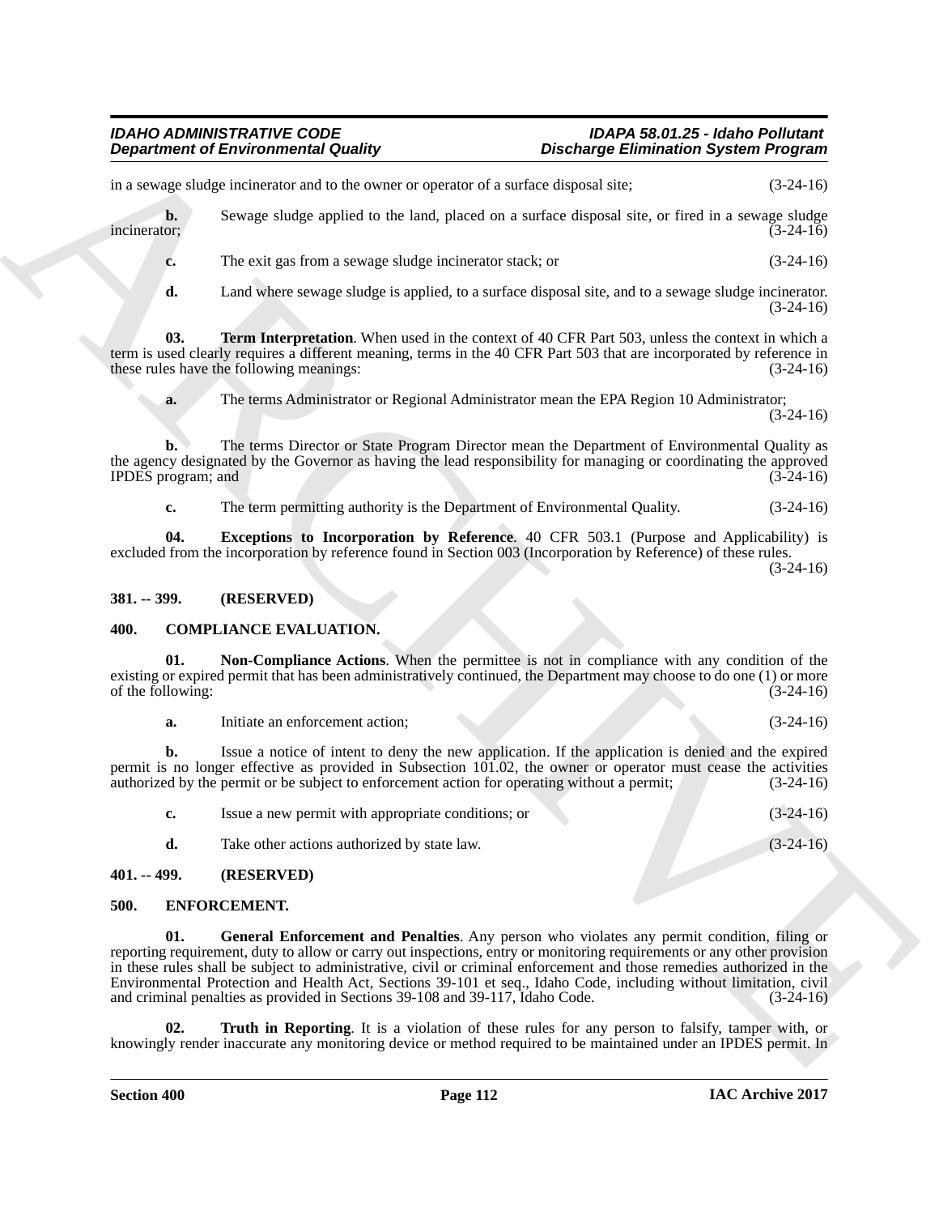in a sewage sludge incinerator and to the owner or operator of a surface disposal site; (3-24-16)

**b.** Sewage sludge applied to the land, placed on a surface disposal site, or fired in a sewage sludge incinerator; (3-24-16)

**c.** The exit gas from a sewage sludge incinerator stack; or (3-24-16)

**d.** Land where sewage sludge is applied, to a surface disposal site, and to a sewage sludge incinerator. (3-24-16)

**03. Term Interpretation**. When used in the context of 40 CFR Part 503, unless the context in which a term is used clearly requires a different meaning, terms in the 40 CFR Part 503 that are incorporated by reference in these rules have the following meanings: (3-24-16)

**a.** The terms Administrator or Regional Administrator mean the EPA Region 10 Administrator; (3-24-16)

**b.** The terms Director or State Program Director mean the Department of Environmental Quality as the agency designated by the Governor as having the lead responsibility for managing or coordinating the approved IPDES program; and (3-24-16)

**c.** The term permitting authority is the Department of Environmental Quality. (3-24-16)

**04. Exceptions to Incorporation by Reference**. 40 CFR 503.1 (Purpose and Applicability) is excluded from the incorporation by reference found in Section 003 (Incorporation by Reference) of these rules. (3-24-16)

## 381. -- 399. (RESERVED)

## 400. COMPLIANCE EVALUATION.

**01. Non-Compliance Actions**. When the permittee is not in compliance with any condition of the existing or expired permit that has been administratively continued, the Department may choose to do one (1) or more of the following: (3-24-16)

**a.** Initiate an enforcement action; (3-24-16)

**b.** Issue a notice of intent to deny the new application. If the application is denied and the expired permit is no longer effective as provided in Subsection 101.02, the owner or operator must cease the activities authorized by the permit or be subject to enforcement action for operating without a permit; (3-24-16)

**c.** Issue a new permit with appropriate conditions; or (3-24-16)

**d.** Take other actions authorized by state law. (3-24-16)

## 401. -- 499. (RESERVED)

## 500. ENFORCEMENT.

**01. General Enforcement and Penalties**. Any person who violates any permit condition, filing or reporting requirement, duty to allow or carry out inspections, entry or monitoring requirements or any other provision in these rules shall be subject to administrative, civil or criminal enforcement and those remedies authorized in the Environmental Protection and Health Act, Sections 39-101 et seq., Idaho Code, including without limitation, civil and criminal penalties as provided in Sections 39-108 and 39-117, Idaho Code. (3-24-16)

**02. Truth in Reporting**. It is a violation of these rules for any person to falsify, tamper with, or knowingly render inaccurate any monitoring device or method required to be maintained under an IPDES permit. In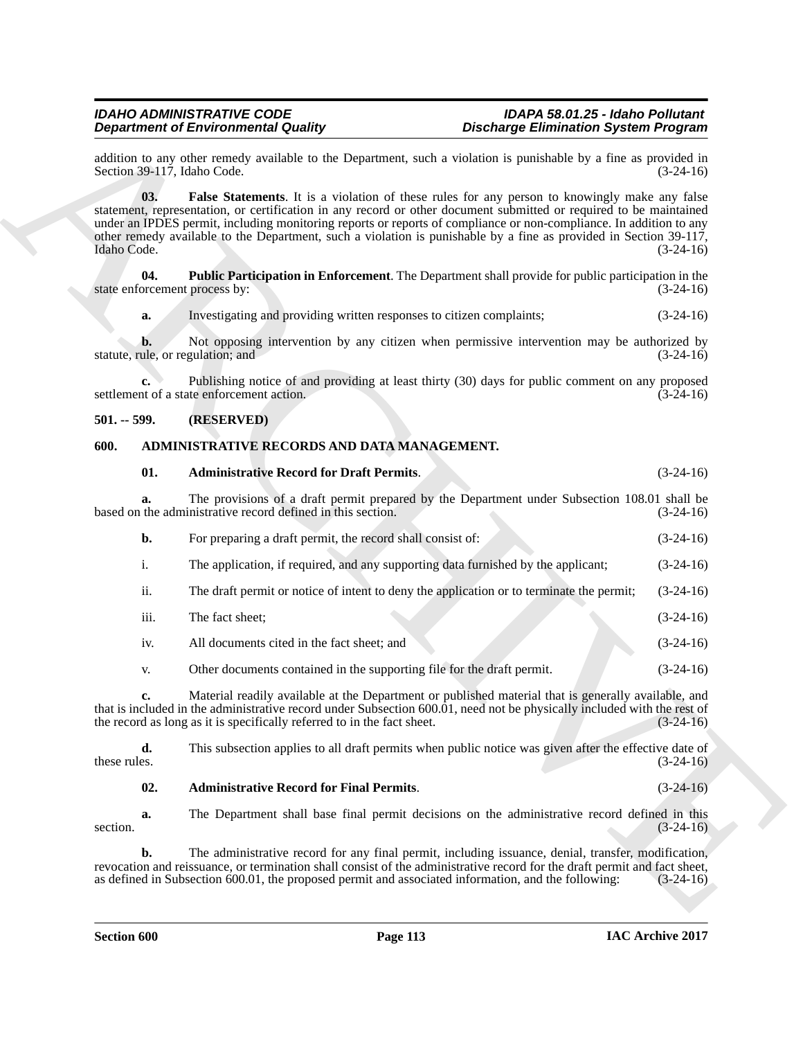addition to any other remedy available to the Department, such a violation is punishable by a fine as provided in Section 39-117, Idaho Code. (3-24-16)

**03. False Statements**. It is a violation of these rules for any person to knowingly make any false statement, representation, or certification in any record or other document submitted or required to be maintained under an IPDES permit, including monitoring reports or reports of compliance or non-compliance. In addition to any other remedy available to the Department, such a violation is punishable by a fine as provided in Section 39-117, Idaho Code. (3-24-16)

**04. Public Participation in Enforcement**. The Department shall provide for public participation in the state enforcement process by: (3-24-16)

**a.** Investigating and providing written responses to citizen complaints; (3-24-16)

**b.** Not opposing intervention by any citizen when permissive intervention may be authorized by statute, rule, or regulation; and (3-24-16)

**c.** Publishing notice of and providing at least thirty (30) days for public comment on any proposed settlement of a state enforcement action. (3-24-16)

## 501. -- 599. (RESERVED)

## 600. ADMINISTRATIVE RECORDS AND DATA MANAGEMENT.

**01. Administrative Record for Draft Permits**. (3-24-16)

**a.** The provisions of a draft permit prepared by the Department under Subsection 108.01 shall be based on the administrative record defined in this section. (3-24-16)

**b.** For preparing a draft permit, the record shall consist of: (3-24-16)

i. The application, if required, and any supporting data furnished by the applicant; (3-24-16)

ii. The draft permit or notice of intent to deny the application or to terminate the permit; (3-24-16)

iii. The fact sheet; (3-24-16)

iv. All documents cited in the fact sheet; and (3-24-16)

v. Other documents contained in the supporting file for the draft permit. (3-24-16)

**c.** Material readily available at the Department or published material that is generally available, and that is included in the administrative record under Subsection 600.01, need not be physically included with the rest of the record as long as it is specifically referred to in the fact sheet. (3-24-16)

**d.** This subsection applies to all draft permits when public notice was given after the effective date of these rules. (3-24-16)

**02. Administrative Record for Final Permits**. (3-24-16)

**a.** The Department shall base final permit decisions on the administrative record defined in this section. (3-24-16)

**b.** The administrative record for any final permit, including issuance, denial, transfer, modification, revocation and reissuance, or termination shall consist of the administrative record for the draft permit and fact sheet, as defined in Subsection 600.01, the proposed permit and associated information, and the following: (3-24-16)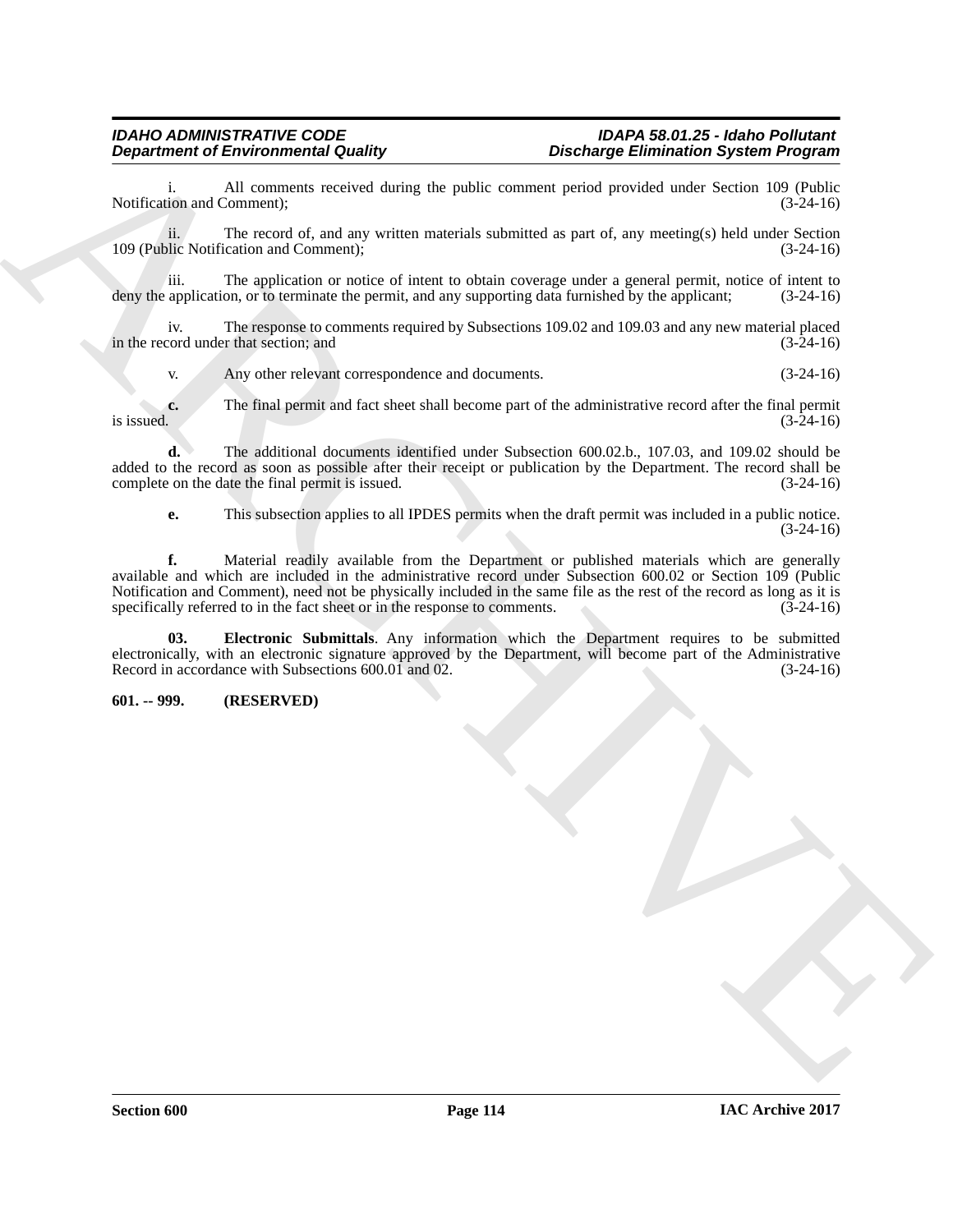i. All comments received during the public comment period provided under Section 109 (Public Notification and Comment); (3-24-16)

ii. The record of, and any written materials submitted as part of, any meeting(s) held under Section 109 (Public Notification and Comment); (3-24-16)

iii. The application or notice of intent to obtain coverage under a general permit, notice of intent to deny the application, or to terminate the permit, and any supporting data furnished by the applicant; (3-24-16)

iv. The response to comments required by Subsections 109.02 and 109.03 and any new material placed in the record under that section; and (3-24-16)

v. Any other relevant correspondence and documents. (3-24-16)

**c.** The final permit and fact sheet shall become part of the administrative record after the final permit is issued. (3-24-16)

**d.** The additional documents identified under Subsection 600.02.b., 107.03, and 109.02 should be added to the record as soon as possible after their receipt or publication by the Department. The record shall be complete on the date the final permit is issued. (3-24-16)

**e.** This subsection applies to all IPDES permits when the draft permit was included in a public notice. (3-24-16)

**f.** Material readily available from the Department or published materials which are generally available and which are included in the administrative record under Subsection 600.02 or Section 109 (Public Notification and Comment), need not be physically included in the same file as the rest of the record as long as it is specifically referred to in the fact sheet or in the response to comments. (3-24-16)

**03. Electronic Submittals**. Any information which the Department requires to be submitted electronically, with an electronic signature approved by the Department, will become part of the Administrative Record in accordance with Subsections 600.01 and 02. (3-24-16)

**601. -- 999. (RESERVED)**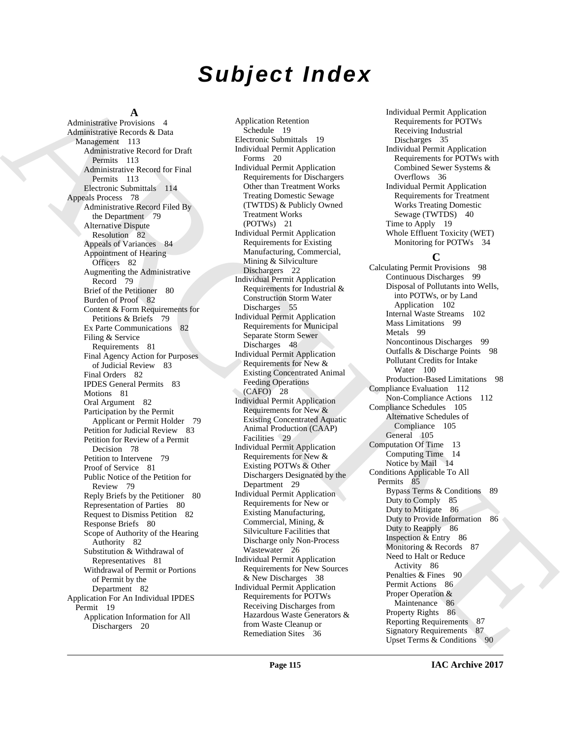# Subject Index

## A

Administrative Provisions 4
Administrative Records & Data Management 113
- Administrative Record for Draft Permits 113
- Administrative Record for Final Permits 113
- Electronic Submittals 114

Appeals Process 78
- Administrative Record Filed By the Department 79
- Alternative Dispute Resolution 82
- Appeals of Variances 84
- Appointment of Hearing Officers 82
- Augmenting the Administrative Record 79
- Brief of the Petitioner 80
- Burden of Proof 82
- Content & Form Requirements for Petitions & Briefs 79
- Ex Parte Communications 82
- Filing & Service Requirements 81
- Final Agency Action for Purposes of Judicial Review 83
- Final Orders 82
- IPDES General Permits 83
- Motions 81
- Oral Argument 82
- Participation by the Permit Applicant or Permit Holder 79
- Petition for Judicial Review 83
- Petition for Review of a Permit Decision 78
- Petition to Intervene 79
- Proof of Service 81
- Public Notice of the Petition for Review 79
- Reply Briefs by the Petitioner 80
- Representation of Parties 80
- Request to Dismiss Petition 82
- Response Briefs 80
- Scope of Authority of the Hearing Authority 82
- Substitution & Withdrawal of Representatives 81
- Withdrawal of Permit or Portions of Permit by the Department 82

Application For An Individual IPDES Permit 19
- Application Information for All Dischargers 20
- Application Retention Schedule 19
- Electronic Submittals 19
- Individual Permit Application Forms 20
- Individual Permit Application Requirements for Dischargers Other than Treatment Works Treating Domestic Sewage (TWTDS) & Publicly Owned Treatment Works (POTWs) 21
- Individual Permit Application Requirements for Existing Manufacturing, Commercial, Mining & Silviculture Dischargers 22
- Individual Permit Application Requirements for Industrial & Construction Storm Water Discharges 55
- Individual Permit Application Requirements for Municipal Separate Storm Sewer Discharges 48
- Individual Permit Application Requirements for New & Existing Concentrated Animal Feeding Operations (CAFO) 28
- Individual Permit Application Requirements for New & Existing Concentrated Aquatic Animal Production (CAAP) Facilities 29
- Individual Permit Application Requirements for New & Existing POTWs & Other Dischargers Designated by the Department 29
- Individual Permit Application Requirements for New or Existing Manufacturing, Commercial, Mining, & Silviculture Facilities that Discharge only Non-Process Wastewater 26
- Individual Permit Application Requirements for New Sources & New Discharges 38
- Individual Permit Application Requirements for POTWs Receiving Discharges from Hazardous Waste Generators & from Waste Cleanup or Remediation Sites 36
- Individual Permit Application Requirements for POTWs Receiving Industrial Discharges 35
- Individual Permit Application Requirements for POTWs with Combined Sewer Systems & Overflows 36
- Individual Permit Application Requirements for Treatment Works Treating Domestic Sewage (TWTDS) 40
- Time to Apply 19
- Whole Effluent Toxicity (WET) Monitoring for POTWs 34

## C

Calculating Permit Provisions 98
- Continuous Discharges 99
- Disposal of Pollutants into Wells, into POTWs, or by Land Application 102
- Internal Waste Streams 102
- Mass Limitations 99
- Metals 99
- Noncontinous Discharges 99
- Outfalls & Discharge Points 98
- Pollutant Credits for Intake Water 100
- Production-Based Limitations 98

Compliance Evaluation 112
- Non-Compliance Actions 112

Compliance Schedules 105
- Alternative Schedules of Compliance 105
- General 105

Computation Of Time 13
- Computing Time 14
- Notice by Mail 14

Conditions Applicable To All Permits 85
- Bypass Terms & Conditions 89
- Duty to Comply 85
- Duty to Mitigate 86
- Duty to Provide Information 86
- Duty to Reapply 86
- Inspection & Entry 86
- Monitoring & Records 87
- Need to Halt or Reduce Activity 86
- Penalties & Fines 90
- Permit Actions 86
- Proper Operation & Maintenance 86
- Property Rights 86
- Reporting Requirements 87
- Signatory Requirements 87
- Upset Terms & Conditions 90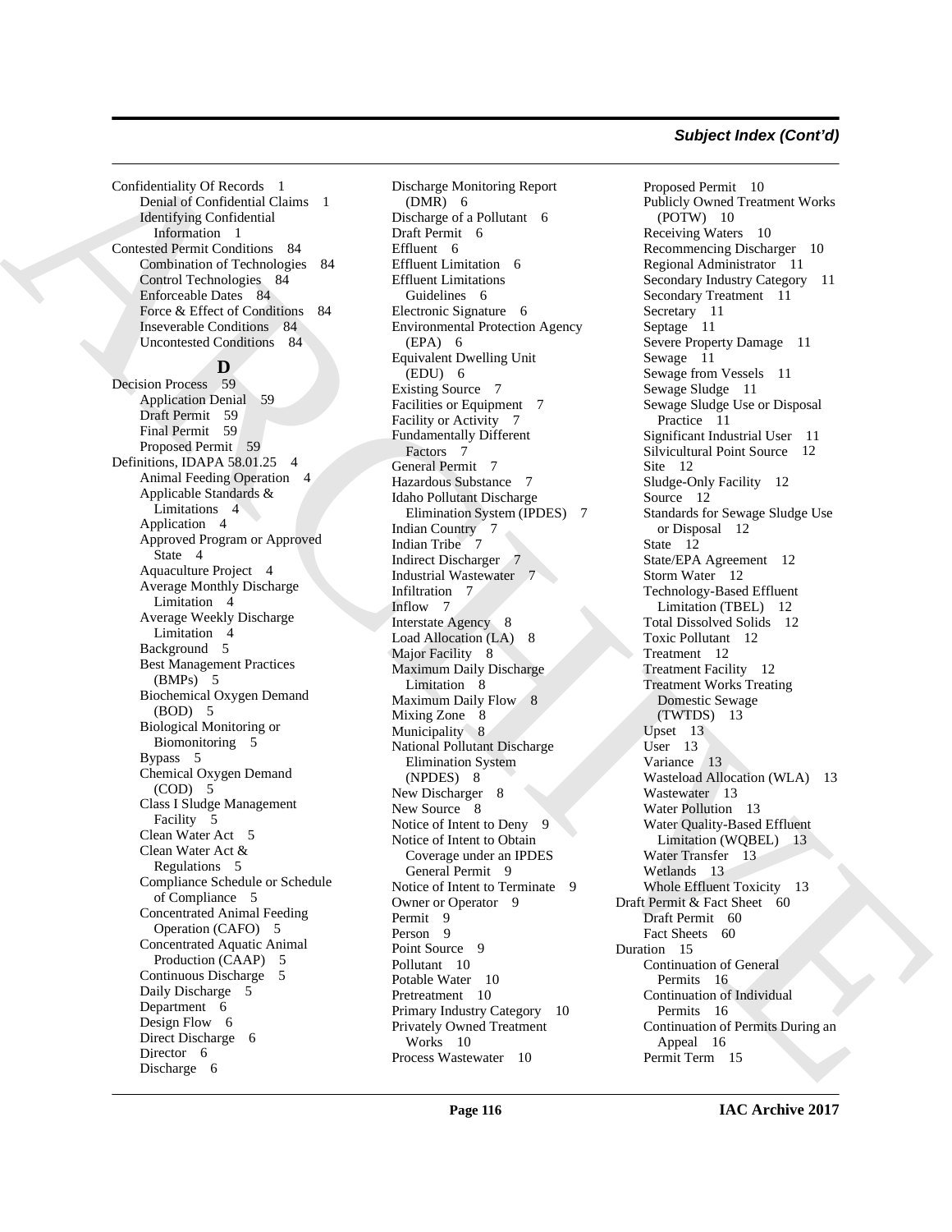## Subject Index (Cont'd)

Confidentiality Of Records 1
- Denial of Confidential Claims 1
- Identifying Confidential Information 1

Contested Permit Conditions 84
- Combination of Technologies 84
- Control Technologies 84
- Enforceable Dates 84
- Force & Effect of Conditions 84
- Inseverable Conditions 84
- Uncontested Conditions 84

### D

Decision Process 59
- Application Denial 59
- Draft Permit 59
- Final Permit 59
- Proposed Permit 59

Definitions, IDAPA 58.01.25 4
- Animal Feeding Operation 4
- Applicable Standards & Limitations 4
- Application 4
- Approved Program or Approved State 4
- Aquaculture Project 4
- Average Monthly Discharge Limitation 4
- Average Weekly Discharge Limitation 4
- Background 5
- Best Management Practices (BMPs) 5
- Biochemical Oxygen Demand (BOD) 5
- Biological Monitoring or Biomonitoring 5
- Bypass 5
- Chemical Oxygen Demand (COD) 5
- Class I Sludge Management Facility 5
- Clean Water Act 5
- Clean Water Act & Regulations 5
- Compliance Schedule or Schedule of Compliance 5
- Concentrated Animal Feeding Operation (CAFO) 5
- Concentrated Aquatic Animal Production (CAAP) 5
- Continuous Discharge 5
- Daily Discharge 5
- Department 6
- Design Flow 6
- Direct Discharge 6
- Director 6
- Discharge 6
- Discharge Monitoring Report (DMR) 6
- Discharge of a Pollutant 6
- Draft Permit 6
- Effluent 6
- Effluent Limitation 6
- Effluent Limitations Guidelines 6
- Electronic Signature 6
- Environmental Protection Agency (EPA) 6
- Equivalent Dwelling Unit (EDU) 6
- Existing Source 7
- Facilities or Equipment 7
- Facility or Activity 7
- Fundamentally Different Factors 7
- General Permit 7
- Hazardous Substance 7
- Idaho Pollutant Discharge Elimination System (IPDES) 7
- Indian Country 7
- Indian Tribe 7
- Indirect Discharger 7
- Industrial Wastewater 7
- Infiltration 7
- Inflow 7
- Interstate Agency 8
- Load Allocation (LA) 8
- Major Facility 8
- Maximum Daily Discharge Limitation 8
- Maximum Daily Flow 8
- Mixing Zone 8
- Municipality 8
- National Pollutant Discharge Elimination System (NPDES) 8
- New Discharger 8
- New Source 8
- Notice of Intent to Deny 9
- Notice of Intent to Obtain Coverage under an IPDES General Permit 9
- Notice of Intent to Terminate 9
- Owner or Operator 9
- Permit 9
- Person 9
- Point Source 9
- Pollutant 10
- Potable Water 10
- Pretreatment 10
- Primary Industry Category 10
- Privately Owned Treatment Works 10
- Process Wastewater 10
- Proposed Permit 10
- Publicly Owned Treatment Works (POTW) 10
- Receiving Waters 10
- Recommencing Discharger 10
- Regional Administrator 11
- Secondary Industry Category 11
- Secondary Treatment 11
- Secretary 11
- Septage 11
- Severe Property Damage 11
- Sewage 11
- Sewage from Vessels 11
- Sewage Sludge 11
- Sewage Sludge Use or Disposal Practice 11
- Significant Industrial User 11
- Silvicultural Point Source 12
- Site 12
- Sludge-Only Facility 12
- Source 12
- Standards for Sewage Sludge Use or Disposal 12
- State 12
- State/EPA Agreement 12
- Storm Water 12
- Technology-Based Effluent Limitation (TBEL) 12
- Total Dissolved Solids 12
- Toxic Pollutant 12
- Treatment 12
- Treatment Facility 12
- Treatment Works Treating Domestic Sewage (TWTDS) 13
- Upset 13
- User 13
- Variance 13
- Wasteload Allocation (WLA) 13
- Wastewater 13
- Water Pollution 13
- Water Quality-Based Effluent Limitation (WQBEL) 13
- Water Transfer 13
- Wetlands 13
- Whole Effluent Toxicity 13

Draft Permit & Fact Sheet 60
- Draft Permit 60
- Fact Sheets 60

Duration 15
- Continuation of General Permits 16
- Continuation of Individual Permits 16
- Continuation of Permits During an Appeal 16
- Permit Term 15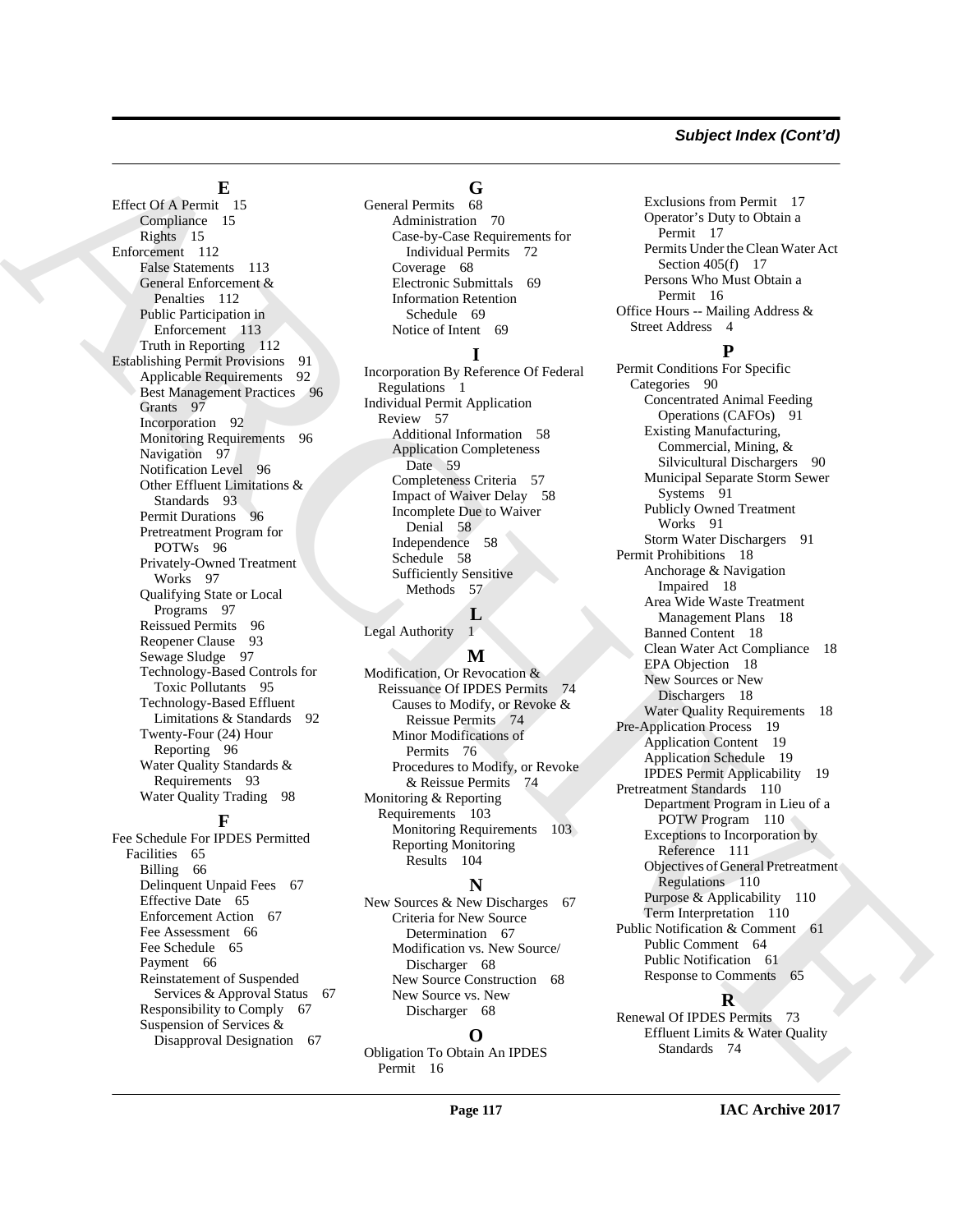## Subject Index (Cont'd)

### E

Effect Of A Permit 15
- Compliance 15
- Rights 15

Enforcement 112
- False Statements 113
- General Enforcement & Penalties 112
- Public Participation in Enforcement 113
- Truth in Reporting 112

Establishing Permit Provisions 91
- Applicable Requirements 92
- Best Management Practices 96
- Grants 97
- Incorporation 92
- Monitoring Requirements 96
- Navigation 97
- Notification Level 96
- Other Effluent Limitations & Standards 93
- Permit Durations 96
- Pretreatment Program for POTWs 96
- Privately-Owned Treatment Works 97
- Qualifying State or Local Programs 97
- Reissued Permits 96
- Reopener Clause 93
- Sewage Sludge 97
- Technology-Based Controls for Toxic Pollutants 95
- Technology-Based Effluent Limitations & Standards 92
- Twenty-Four (24) Hour Reporting 96
- Water Quality Standards & Requirements 93
- Water Quality Trading 98

### F

Fee Schedule For IPDES Permitted Facilities 65
- Billing 66
- Delinquent Unpaid Fees 67
- Effective Date 65
- Enforcement Action 67
- Fee Assessment 66
- Fee Schedule 65
- Payment 66
- Reinstatement of Suspended Services & Approval Status 67
- Responsibility to Comply 67
- Suspension of Services & Disapproval Designation 67

### G

General Permits 68
- Administration 70
- Case-by-Case Requirements for Individual Permits 72
- Coverage 68
- Electronic Submittals 69
- Information Retention Schedule 69
- Notice of Intent 69

### I

Incorporation By Reference Of Federal Regulations 1

Individual Permit Application Review 57
- Additional Information 58
- Application Completeness Date 59
- Completeness Criteria 57
- Impact of Waiver Delay 58
- Incomplete Due to Waiver Denial 58
- Independence 58
- Schedule 58
- Sufficiently Sensitive Methods 57

### L

Legal Authority 1

### M

Modification, Or Revocation & Reissuance Of IPDES Permits 74
- Causes to Modify, or Revoke & Reissue Permits 74
- Minor Modifications of Permits 76
- Procedures to Modify, or Revoke & Reissue Permits 74

Monitoring & Reporting Requirements 103
- Monitoring Requirements 103
- Reporting Monitoring Results 104

### N

New Sources & New Discharges 67
- Criteria for New Source Determination 67
- Modification vs. New Source/ Discharger 68
- New Source Construction 68
- New Source vs. New Discharger 68

### O

Obligation To Obtain An IPDES Permit 16
- Exclusions from Permit 17
- Operator's Duty to Obtain a Permit 17
- Permits Under the Clean Water Act Section 405(f) 17
- Persons Who Must Obtain a Permit 16

Office Hours -- Mailing Address & Street Address 4

### P

Permit Conditions For Specific Categories 90
- Concentrated Animal Feeding Operations (CAFOs) 91
- Existing Manufacturing, Commercial, Mining, & Silvicultural Dischargers 90
- Municipal Separate Storm Sewer Systems 91
- Publicly Owned Treatment Works 91
- Storm Water Dischargers 91

Permit Prohibitions 18
- Anchorage & Navigation Impaired 18
- Area Wide Waste Treatment Management Plans 18
- Banned Content 18
- Clean Water Act Compliance 18
- EPA Objection 18
- New Sources or New Dischargers 18
- Water Quality Requirements 18

Pre-Application Process 19
- Application Content 19
- Application Schedule 19
- IPDES Permit Applicability 19

Pretreatment Standards 110
- Department Program in Lieu of a POTW Program 110
- Exceptions to Incorporation by Reference 111
- Objectives of General Pretreatment Regulations 110
- Purpose & Applicability 110
- Term Interpretation 110

Public Notification & Comment 61
- Public Comment 64
- Public Notification 61
- Response to Comments 65

### R

Renewal Of IPDES Permits 73
- Effluent Limits & Water Quality Standards 74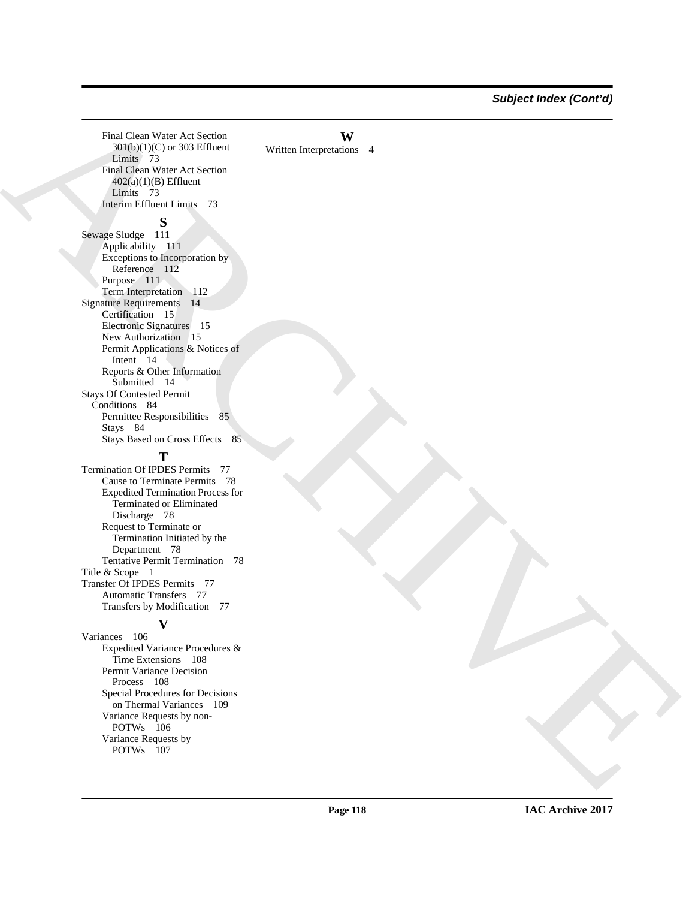Final Clean Water Act Section 301(b)(1)(C) or 303 Effluent Limits 73
Final Clean Water Act Section 402(a)(1)(B) Effluent Limits 73
Interim Effluent Limits 73

## S

Sewage Sludge 111
- Applicability 111
- Exceptions to Incorporation by Reference 112
- Purpose 111
- Term Interpretation 112

Signature Requirements 14
- Certification 15
- Electronic Signatures 15
- New Authorization 15
- Permit Applications & Notices of Intent 14
- Reports & Other Information Submitted 14

Stays Of Contested Permit Conditions 84
- Permittee Responsibilities 85
- Stays 84
- Stays Based on Cross Effects 85

## T

Termination Of IPDES Permits 77
- Cause to Terminate Permits 78
- Expedited Termination Process for Terminated or Eliminated Discharge 78
- Request to Terminate or Termination Initiated by the Department 78
- Tentative Permit Termination 78

Title & Scope 1

Transfer Of IPDES Permits 77
- Automatic Transfers 77
- Transfers by Modification 77

## V

Variances 106
- Expedited Variance Procedures & Time Extensions 108
- Permit Variance Decision Process 108
- Special Procedures for Decisions on Thermal Variances 109
- Variance Requests by non-POTWs 106
- Variance Requests by POTWs 107

## W

Written Interpretations 4